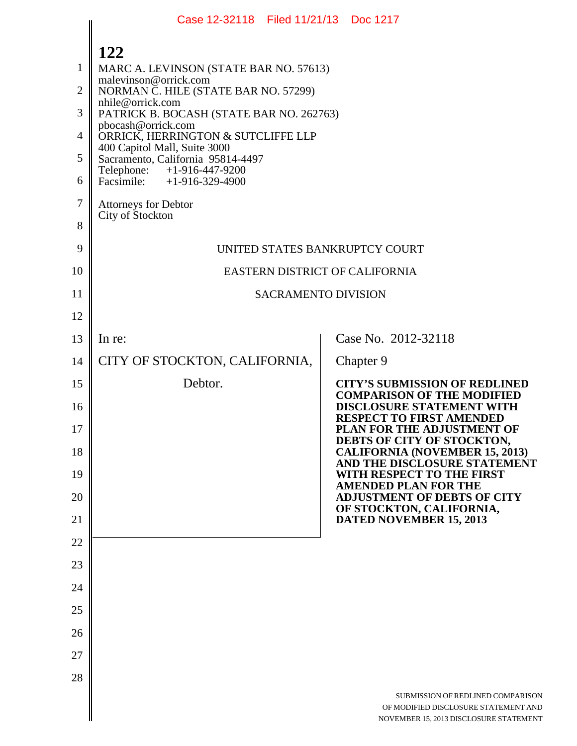MARC A. LEVINSON (STATE BAR NO. 57613)
malevinson@orrick.com
NORMAN C. HILE (STATE BAR NO. 57299)
nhile@orrick.com
PATRICK B. BOCASH (STATE BAR NO. 262763)
pbocash@orrick.com
ORRICK, HERRINGTON & SUTCLIFFE LLP
400 Capitol Mall, Suite 3000
Sacramento, California 95814-4497
Telephone: +1-916-447-9200
Facsimile: +1-916-329-4900

Attorneys for Debtor
City of Stockton

UNITED STATES BANKRUPTCY COURT

EASTERN DISTRICT OF CALIFORNIA

SACRAMENTO DIVISION

| | |
|---|---|
| In re:<br><br>CITY OF STOCKTON, CALIFORNIA,<br><br>Debtor. | Case No. 2012-32118<br><br>Chapter 9<br><br>**CITY'S SUBMISSION OF REDLINED COMPARISON OF THE MODIFIED DISCLOSURE STATEMENT WITH RESPECT TO FIRST AMENDED PLAN FOR THE ADJUSTMENT OF DEBTS OF CITY OF STOCKTON, CALIFORNIA (NOVEMBER 15, 2013) AND THE DISCLOSURE STATEMENT WITH RESPECT TO THE FIRST AMENDED PLAN FOR THE ADJUSTMENT OF DEBTS OF CITY OF STOCKTON, CALIFORNIA, DATED NOVEMBER 15, 2013** |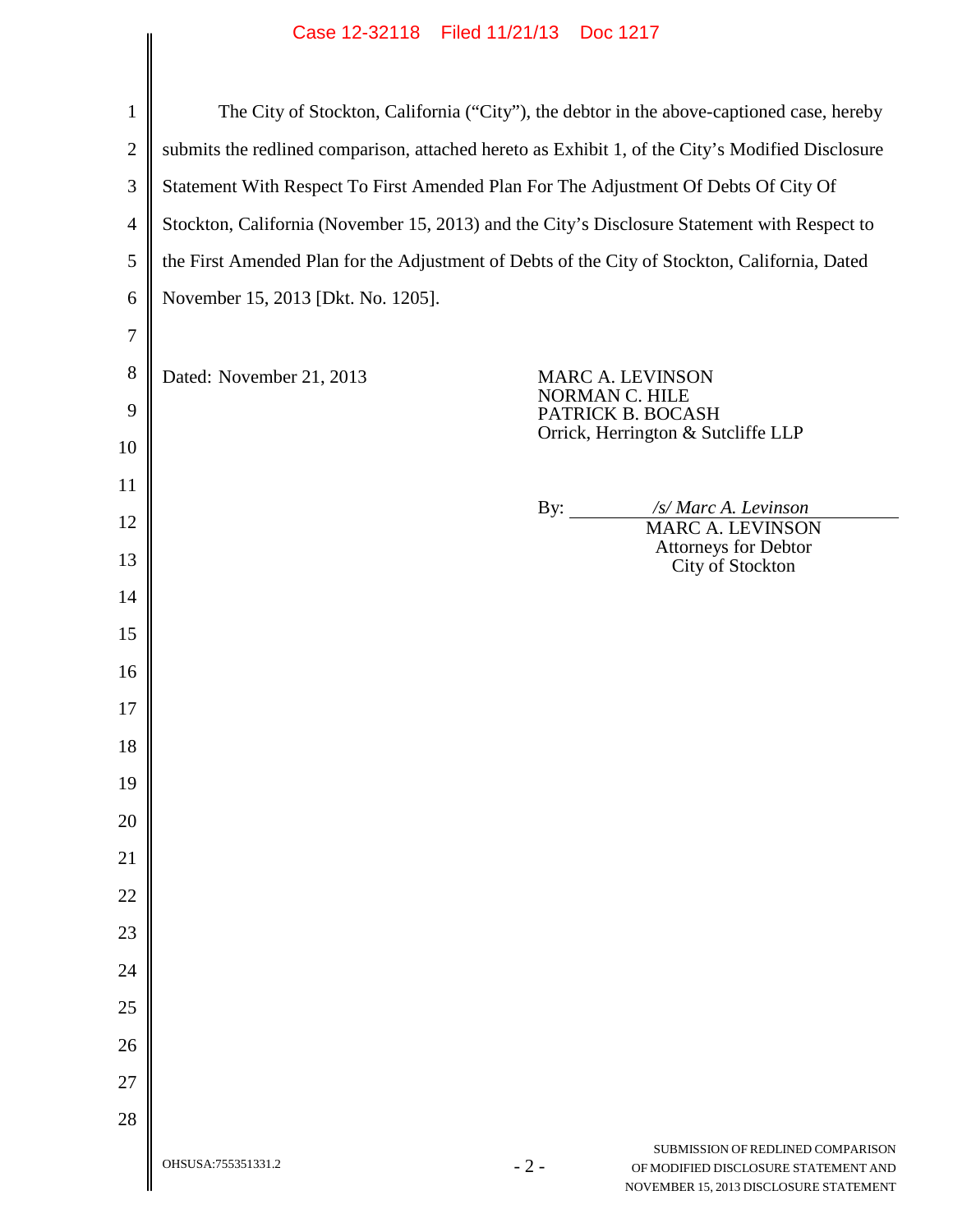The City of Stockton, California ("City"), the debtor in the above-captioned case, hereby submits the redlined comparison, attached hereto as Exhibit 1, of the City's Modified Disclosure Statement With Respect To First Amended Plan For The Adjustment Of Debts Of City Of Stockton, California (November 15, 2013) and the City's Disclosure Statement with Respect to the First Amended Plan for the Adjustment of Debts of the City of Stockton, California, Dated November 15, 2013 [Dkt. No. 1205].

Dated: November 21, 2013

MARC A. LEVINSON
NORMAN C. HILE
PATRICK B. BOCASH
Orrick, Herrington & Sutcliffe LLP

By: */s/ Marc A. Levinson*
MARC A. LEVINSON
Attorneys for Debtor
City of Stockton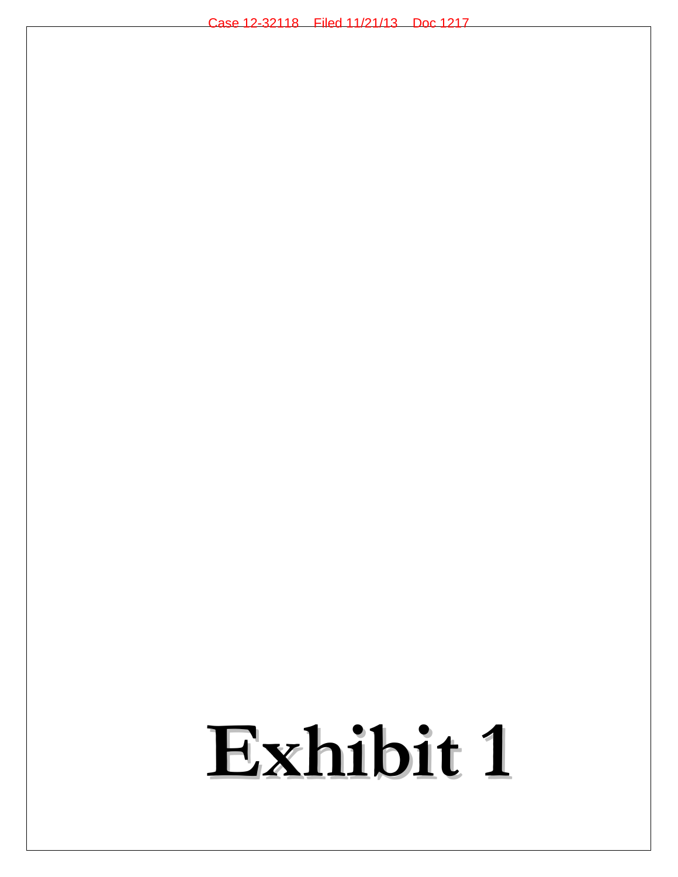# Exhibit 1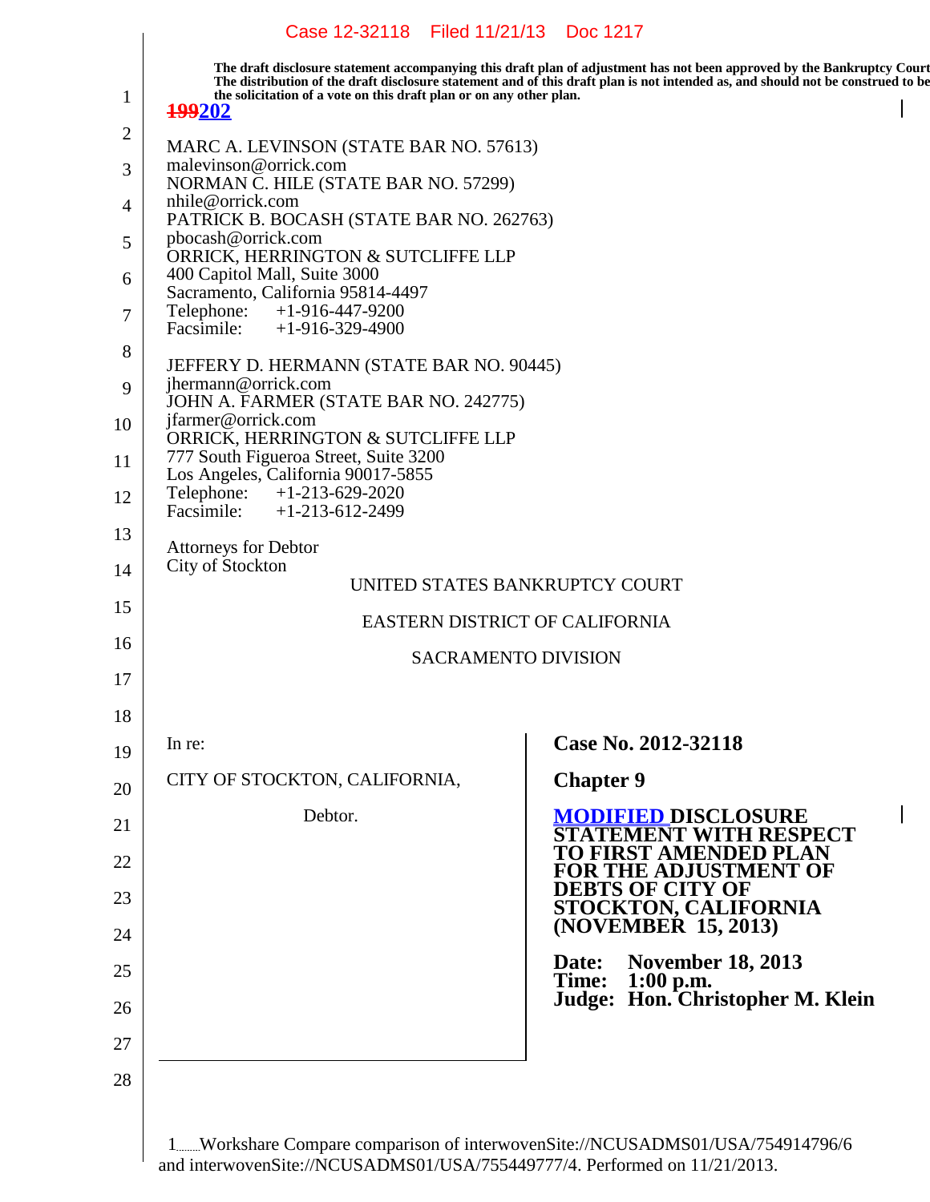The draft disclosure statement accompanying this draft plan of adjustment has not been approved by the Bankruptcy Court. The distribution of the draft disclosure statement and of this draft plan is not intended as, and should not be construed to be the solicitation of a vote on this draft plan or on any other plan.

~~199~~202

MARC A. LEVINSON (STATE BAR NO. 57613)
malevinson@orrick.com
NORMAN C. HILE (STATE BAR NO. 57299)
nhile@orrick.com
PATRICK B. BOCASH (STATE BAR NO. 262763)
pbocash@orrick.com
ORRICK, HERRINGTON & SUTCLIFFE LLP
400 Capitol Mall, Suite 3000
Sacramento, California 95814-4497
Telephone: +1-916-447-9200
Facsimile: +1-916-329-4900

JEFFERY D. HERMANN (STATE BAR NO. 90445)
jhermann@orrick.com
JOHN A. FARMER (STATE BAR NO. 242775)
jfarmer@orrick.com
ORRICK, HERRINGTON & SUTCLIFFE LLP
777 South Figueroa Street, Suite 3200
Los Angeles, California 90017-5855
Telephone: +1-213-629-2020
Facsimile: +1-213-612-2499

Attorneys for Debtor
City of Stockton

UNITED STATES BANKRUPTCY COURT

EASTERN DISTRICT OF CALIFORNIA

SACRAMENTO DIVISION

| In re: | **Case No. 2012-32118** |
|---|---|
| CITY OF STOCKTON, CALIFORNIA, | **Chapter 9** |
| Debtor. | **MODIFIED DISCLOSURE STATEMENT WITH RESPECT TO FIRST AMENDED PLAN FOR THE ADJUSTMENT OF DEBTS OF CITY OF STOCKTON, CALIFORNIA (NOVEMBER 15, 2013)** |
| | **Date: November 18, 2013**<br>**Time: 1:00 p.m.**<br>**Judge: Hon. Christopher M. Klein** |

1 Workshare Compare comparison of interwovenSite://NCUSADMS01/USA/754914796/6 and interwovenSite://NCUSADMS01/USA/755449777/4. Performed on 11/21/2013.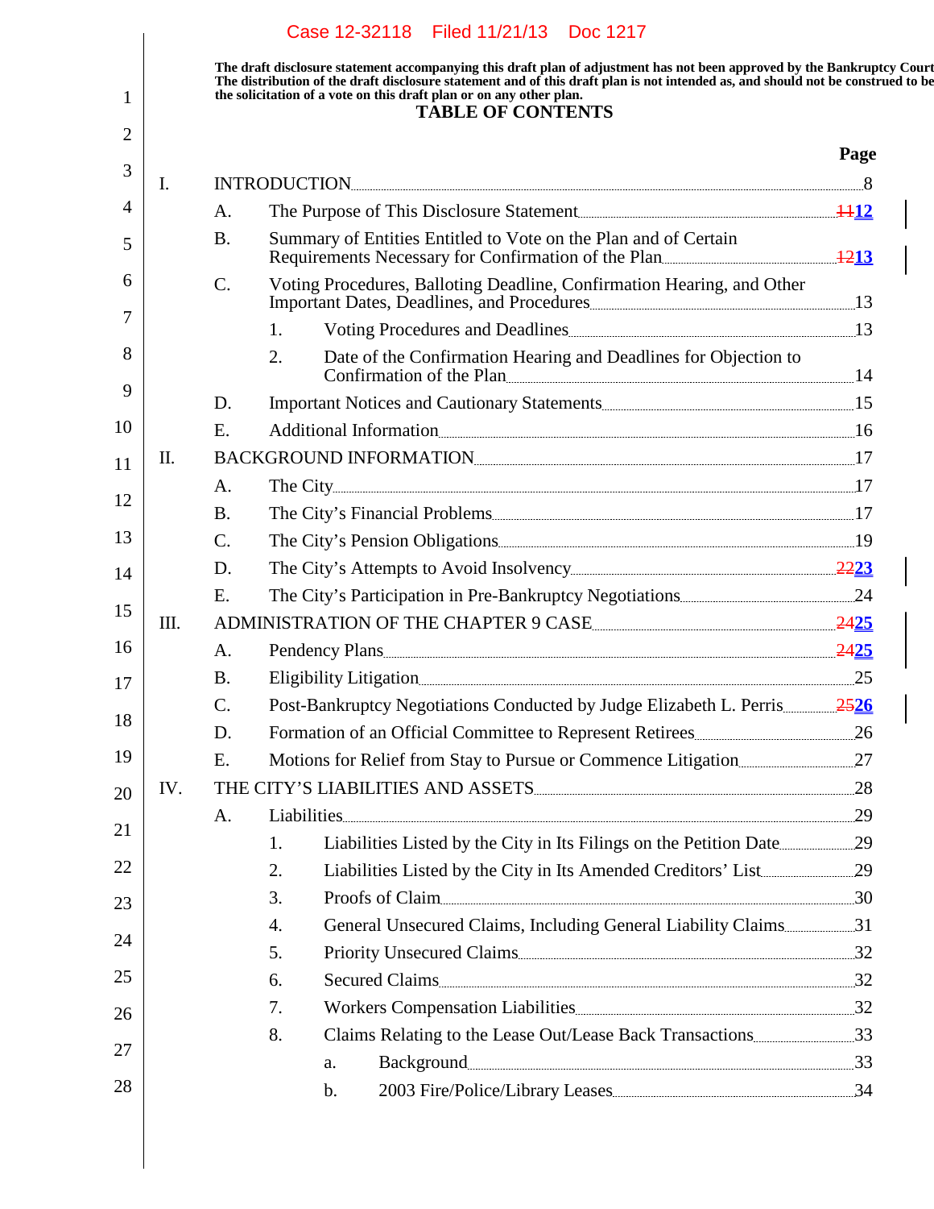The draft disclosure statement accompanying this draft plan of adjustment has not been approved by the Bankruptcy Court. The distribution of the draft disclosure statement and of this draft plan is not intended as, and should not be construed to be, the solicitation of a vote on this draft plan or on any other plan.

# TABLE OF CONTENTS

| | | | | Page |
|---|---|---|---|---|
| I. | INTRODUCTION | | | 8 |
| | A. | The Purpose of This Disclosure Statement | | ~~11~~12 |
| | B. | Summary of Entities Entitled to Vote on the Plan and of Certain Requirements Necessary for Confirmation of the Plan | | ~~12~~13 |
| | C. | Voting Procedures, Balloting Deadline, Confirmation Hearing, and Other Important Dates, Deadlines, and Procedures | | 13 |
| | | 1. | Voting Procedures and Deadlines | 13 |
| | | 2. | Date of the Confirmation Hearing and Deadlines for Objection to Confirmation of the Plan | 14 |
| | D. | Important Notices and Cautionary Statements | | 15 |
| | E. | Additional Information | | 16 |
| II. | BACKGROUND INFORMATION | | | 17 |
| | A. | The City | | 17 |
| | B. | The City's Financial Problems | | 17 |
| | C. | The City's Pension Obligations | | 19 |
| | D. | The City's Attempts to Avoid Insolvency | | ~~22~~23 |
| | E. | The City's Participation in Pre-Bankruptcy Negotiations | | 24 |
| III. | ADMINISTRATION OF THE CHAPTER 9 CASE | | | ~~24~~25 |
| | A. | Pendency Plans | | ~~24~~25 |
| | B. | Eligibility Litigation | | 25 |
| | C. | Post-Bankruptcy Negotiations Conducted by Judge Elizabeth L. Perris | | ~~25~~26 |
| | D. | Formation of an Official Committee to Represent Retirees | | 26 |
| | E. | Motions for Relief from Stay to Pursue or Commence Litigation | | 27 |
| IV. | THE CITY'S LIABILITIES AND ASSETS | | | 28 |
| | A. | Liabilities | | 29 |
| | | 1. | Liabilities Listed by the City in Its Filings on the Petition Date | 29 |
| | | 2. | Liabilities Listed by the City in Its Amended Creditors' List | 29 |
| | | 3. | Proofs of Claim | 30 |
| | | 4. | General Unsecured Claims, Including General Liability Claims | 31 |
| | | 5. | Priority Unsecured Claims | 32 |
| | | 6. | Secured Claims | 32 |
| | | 7. | Workers Compensation Liabilities | 32 |
| | | 8. | Claims Relating to the Lease Out/Lease Back Transactions | 33 |
| | | | a. Background | 33 |
| | | | b. 2003 Fire/Police/Library Leases | 34 |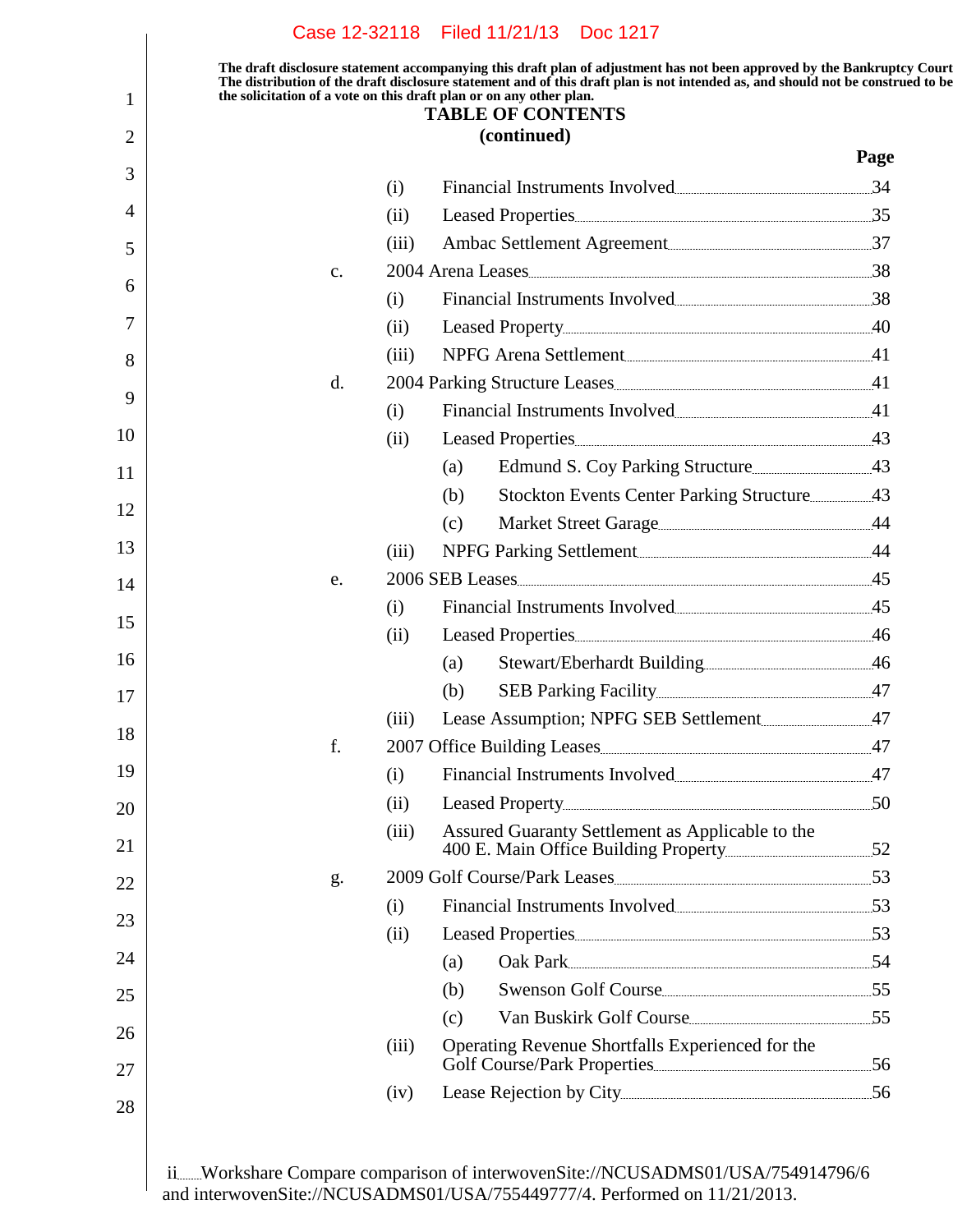The draft disclosure statement accompanying this draft plan of adjustment has not been approved by the Bankruptcy Court. The distribution of the draft disclosure statement and of this draft plan is not intended as, and should not be construed to be the solicitation of a vote on this draft plan or on any other plan.

**TABLE OF CONTENTS**
**(continued)**

| | | | | **Page** |
|---|---|---|---|---|
| | (i) | Financial Instruments Involved | | 34 |
| | (ii) | Leased Properties | | 35 |
| | (iii) | Ambac Settlement Agreement | | 37 |
| c. | 2004 Arena Leases | | | 38 |
| | (i) | Financial Instruments Involved | | 38 |
| | (ii) | Leased Property | | 40 |
| | (iii) | NPFG Arena Settlement | | 41 |
| d. | 2004 Parking Structure Leases | | | 41 |
| | (i) | Financial Instruments Involved | | 41 |
| | (ii) | Leased Properties | | 43 |
| | | (a) | Edmund S. Coy Parking Structure | 43 |
| | | (b) | Stockton Events Center Parking Structure | 43 |
| | | (c) | Market Street Garage | 44 |
| | (iii) | NPFG Parking Settlement | | 44 |
| e. | 2006 SEB Leases | | | 45 |
| | (i) | Financial Instruments Involved | | 45 |
| | (ii) | Leased Properties | | 46 |
| | | (a) | Stewart/Eberhardt Building | 46 |
| | | (b) | SEB Parking Facility | 47 |
| | (iii) | Lease Assumption; NPFG SEB Settlement | | 47 |
| f. | 2007 Office Building Leases | | | 47 |
| | (i) | Financial Instruments Involved | | 47 |
| | (ii) | Leased Property | | 50 |
| | (iii) | Assured Guaranty Settlement as Applicable to the 400 E. Main Office Building Property | | 52 |
| g. | 2009 Golf Course/Park Leases | | | 53 |
| | (i) | Financial Instruments Involved | | 53 |
| | (ii) | Leased Properties | | 53 |
| | | (a) | Oak Park | 54 |
| | | (b) | Swenson Golf Course | 55 |
| | | (c) | Van Buskirk Golf Course | 55 |
| | (iii) | Operating Revenue Shortfalls Experienced for the Golf Course/Park Properties | | 56 |
| | (iv) | Lease Rejection by City | | 56 |

Workshare Compare comparison of interwovenSite://NCUSADMS01/USA/754914796/6 and interwovenSite://NCUSADMS01/USA/755449777/4. Performed on 11/21/2013.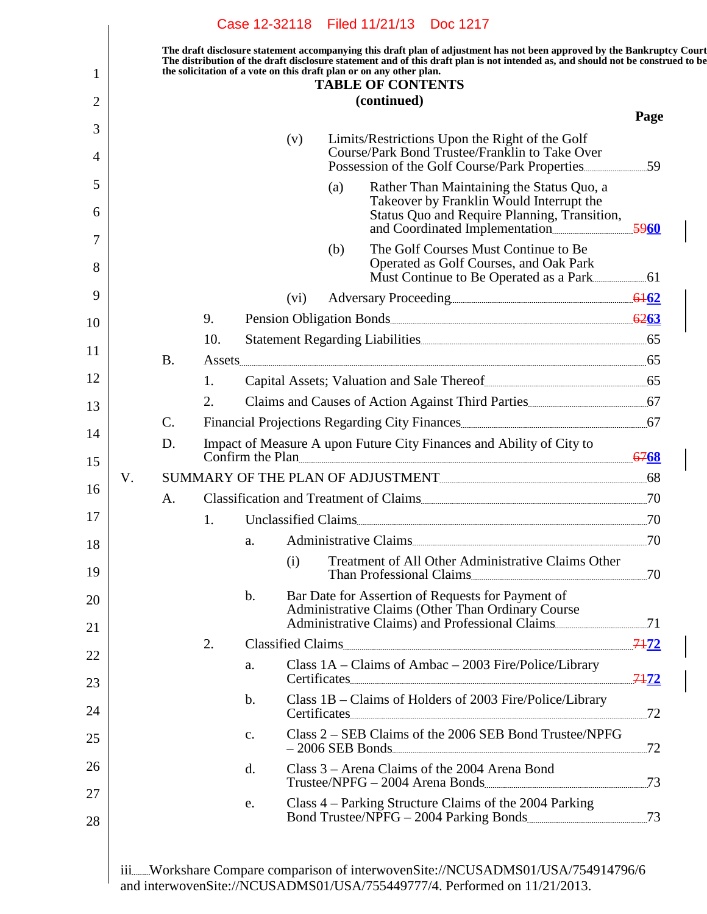The draft disclosure statement accompanying this draft plan of adjustment has not been approved by the Bankruptcy Court. The distribution of the draft disclosure statement and of this draft plan is not intended as, and should not be construed to be, the solicitation of a vote on this draft plan or on any other plan.

**TABLE OF CONTENTS**
**(continued)**

| | Page |
|---|---|
| (v) Limits/Restrictions Upon the Right of the Golf Course/Park Bond Trustee/Franklin to Take Over Possession of the Golf Course/Park Properties | 59 |
| (a) Rather Than Maintaining the Status Quo, a Takeover by Franklin Would Interrupt the Status Quo and Require Planning, Transition, and Coordinated Implementation | ~~59~~**60** |
| (b) The Golf Courses Must Continue to Be Operated as Golf Courses, and Oak Park Must Continue to Be Operated as a Park | 61 |
| (vi) Adversary Proceeding | ~~61~~**62** |
| 9. Pension Obligation Bonds | ~~62~~**63** |
| 10. Statement Regarding Liabilities | 65 |
| B. Assets | 65 |
| 1. Capital Assets; Valuation and Sale Thereof | 65 |
| 2. Claims and Causes of Action Against Third Parties | 67 |
| C. Financial Projections Regarding City Finances | 67 |
| D. Impact of Measure A upon Future City Finances and Ability of City to Confirm the Plan | ~~67~~**68** |
| V. SUMMARY OF THE PLAN OF ADJUSTMENT | 68 |
| A. Classification and Treatment of Claims | 70 |
| 1. Unclassified Claims | 70 |
| a. Administrative Claims | 70 |
| (i) Treatment of All Other Administrative Claims Other Than Professional Claims | 70 |
| b. Bar Date for Assertion of Requests for Payment of Administrative Claims (Other Than Ordinary Course Administrative Claims) and Professional Claims | 71 |
| 2. Classified Claims | ~~71~~**72** |
| a. Class 1A – Claims of Ambac – 2003 Fire/Police/Library Certificates | ~~71~~**72** |
| b. Class 1B – Claims of Holders of 2003 Fire/Police/Library Certificates | 72 |
| c. Class 2 – SEB Claims of the 2006 SEB Bond Trustee/NPFG – 2006 SEB Bonds | 72 |
| d. Class 3 – Arena Claims of the 2004 Arena Bond Trustee/NPFG – 2004 Arena Bonds | 73 |
| e. Class 4 – Parking Structure Claims of the 2004 Parking Bond Trustee/NPFG – 2004 Parking Bonds | 73 |

Workshare Compare comparison of interwovenSite://NCUSADMS01/USA/754914796/6 and interwovenSite://NCUSADMS01/USA/755449777/4. Performed on 11/21/2013.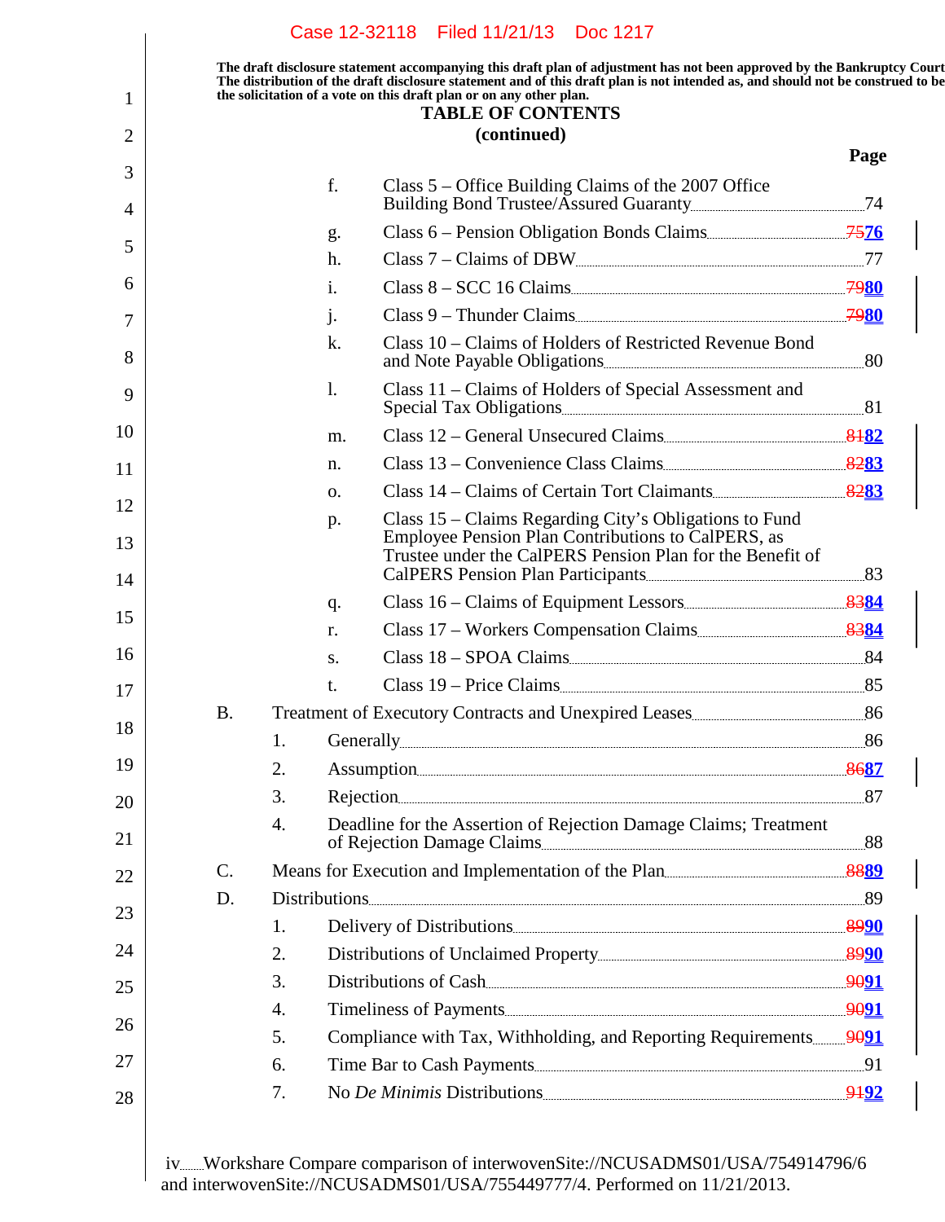The draft disclosure statement accompanying this draft plan of adjustment has not been approved by the Bankruptcy Court. The distribution of the draft disclosure statement and of this draft plan is not intended as, and should not be construed to be the solicitation of a vote on this draft plan or on any other plan.

**TABLE OF CONTENTS**
**(continued)**

| | | | Page |
|---|---|---|---|
| | f. | Class 5 – Office Building Claims of the 2007 Office Building Bond Trustee/Assured Guaranty | 74 |
| | g. | Class 6 – Pension Obligation Bonds Claims | ~~75~~**76** |
| | h. | Class 7 – Claims of DBW | 77 |
| | i. | Class 8 – SCC 16 Claims | ~~79~~**80** |
| | j. | Class 9 – Thunder Claims | ~~79~~**80** |
| | k. | Class 10 – Claims of Holders of Restricted Revenue Bond and Note Payable Obligations | 80 |
| | l. | Class 11 – Claims of Holders of Special Assessment and Special Tax Obligations | 81 |
| | m. | Class 12 – General Unsecured Claims | ~~81~~**82** |
| | n. | Class 13 – Convenience Class Claims | ~~82~~**83** |
| | o. | Class 14 – Claims of Certain Tort Claimants | ~~82~~**83** |
| | p. | Class 15 – Claims Regarding City's Obligations to Fund Employee Pension Plan Contributions to CalPERS, as Trustee under the CalPERS Pension Plan for the Benefit of CalPERS Pension Plan Participants | 83 |
| | q. | Class 16 – Claims of Equipment Lessors | ~~83~~**84** |
| | r. | Class 17 – Workers Compensation Claims | ~~83~~**84** |
| | s. | Class 18 – SPOA Claims | 84 |
| | t. | Class 19 – Price Claims | 85 |
| B. | | Treatment of Executory Contracts and Unexpired Leases | 86 |
| | 1. | Generally | 86 |
| | 2. | Assumption | ~~86~~**87** |
| | 3. | Rejection | 87 |
| | 4. | Deadline for the Assertion of Rejection Damage Claims; Treatment of Rejection Damage Claims | 88 |
| C. | | Means for Execution and Implementation of the Plan | ~~88~~**89** |
| D. | | Distributions | 89 |
| | 1. | Delivery of Distributions | ~~89~~**90** |
| | 2. | Distributions of Unclaimed Property | ~~89~~**90** |
| | 3. | Distributions of Cash | ~~90~~**91** |
| | 4. | Timeliness of Payments | ~~90~~**91** |
| | 5. | Compliance with Tax, Withholding, and Reporting Requirements | ~~90~~**91** |
| | 6. | Time Bar to Cash Payments | 91 |
| | 7. | No *De Minimis* Distributions | ~~91~~**92** |

Workshare Compare comparison of interwovenSite://NCUSADMS01/USA/754914796/6 and interwovenSite://NCUSADMS01/USA/755449777/4. Performed on 11/21/2013.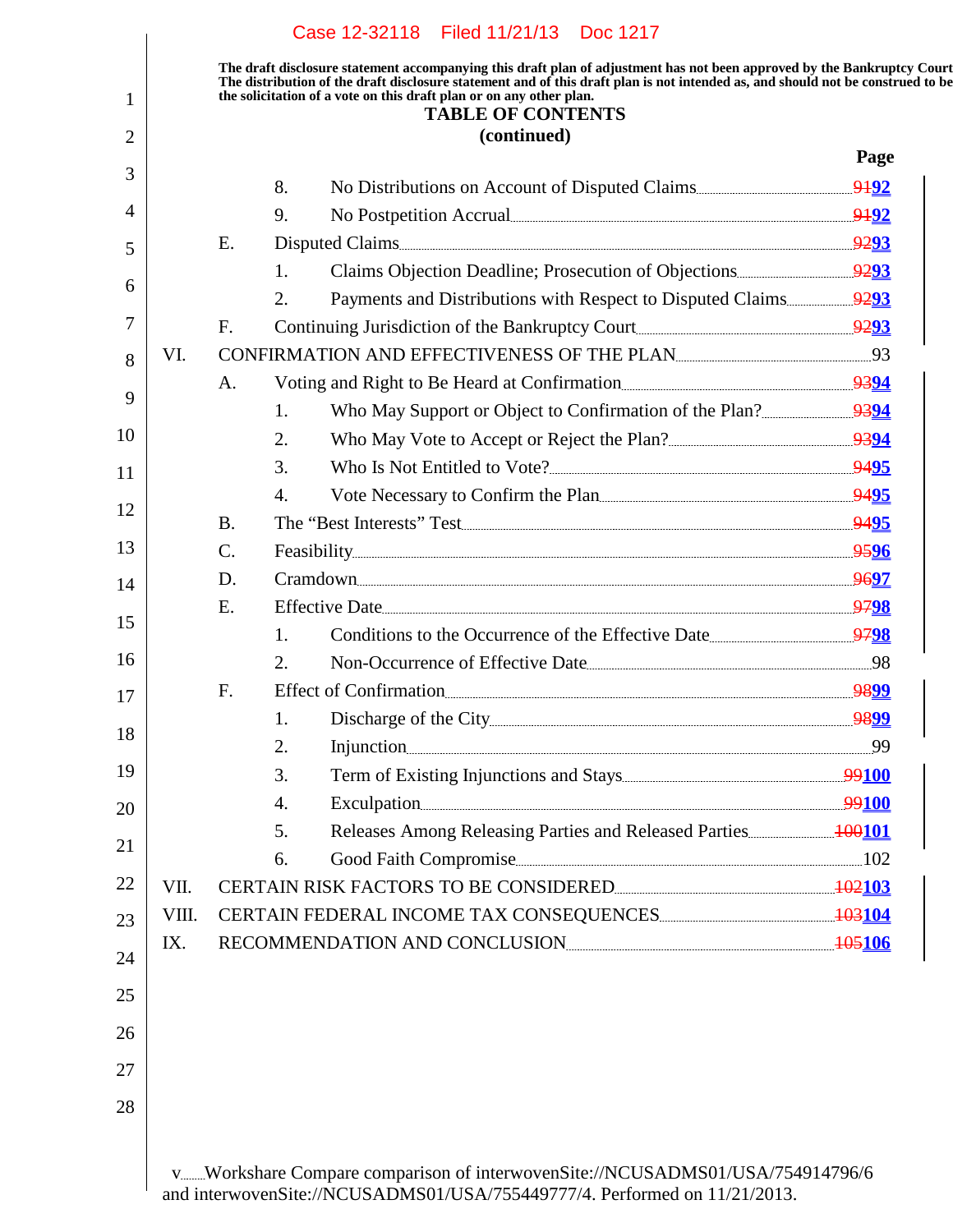The draft disclosure statement accompanying this draft plan of adjustment has not been approved by the Bankruptcy Court. The distribution of the draft disclosure statement and of this draft plan is not intended as, and should not be construed to be the solicitation of a vote on this draft plan or on any other plan.

**TABLE OF CONTENTS**
**(continued)**

| | | | | Page |
|---|---|---|---|---|
| | | 8. | No Distributions on Account of Disputed Claims | ~~91~~**92** |
| | | 9. | No Postpetition Accrual | ~~91~~**92** |
| | E. | Disputed Claims | | ~~92~~**93** |
| | | 1. | Claims Objection Deadline; Prosecution of Objections | ~~92~~**93** |
| | | 2. | Payments and Distributions with Respect to Disputed Claims | ~~92~~**93** |
| | F. | Continuing Jurisdiction of the Bankruptcy Court | | ~~92~~**93** |
| VI. | CONFIRMATION AND EFFECTIVENESS OF THE PLAN | | | 93 |
| | A. | Voting and Right to Be Heard at Confirmation | | ~~93~~**94** |
| | | 1. | Who May Support or Object to Confirmation of the Plan? | ~~93~~**94** |
| | | 2. | Who May Vote to Accept or Reject the Plan? | ~~93~~**94** |
| | | 3. | Who Is Not Entitled to Vote? | ~~94~~**95** |
| | | 4. | Vote Necessary to Confirm the Plan | ~~94~~**95** |
| | B. | The "Best Interests" Test | | ~~94~~**95** |
| | C. | Feasibility | | ~~95~~**96** |
| | D. | Cramdown | | ~~96~~**97** |
| | E. | Effective Date | | ~~97~~**98** |
| | | 1. | Conditions to the Occurrence of the Effective Date | ~~97~~**98** |
| | | 2. | Non-Occurrence of Effective Date | 98 |
| | F. | Effect of Confirmation | | ~~98~~**99** |
| | | 1. | Discharge of the City | ~~98~~**99** |
| | | 2. | Injunction | 99 |
| | | 3. | Term of Existing Injunctions and Stays | ~~99~~**100** |
| | | 4. | Exculpation | ~~99~~**100** |
| | | 5. | Releases Among Releasing Parties and Released Parties | ~~100~~**101** |
| | | 6. | Good Faith Compromise | 102 |
| VII. | CERTAIN RISK FACTORS TO BE CONSIDERED | | | ~~102~~**103** |
| VIII. | CERTAIN FEDERAL INCOME TAX CONSEQUENCES | | | ~~103~~**104** |
| IX. | RECOMMENDATION AND CONCLUSION | | | ~~105~~**106** |

Workshare Compare comparison of interwovenSite://NCUSADMS01/USA/754914796/6 and interwovenSite://NCUSADMS01/USA/755449777/4. Performed on 11/21/2013.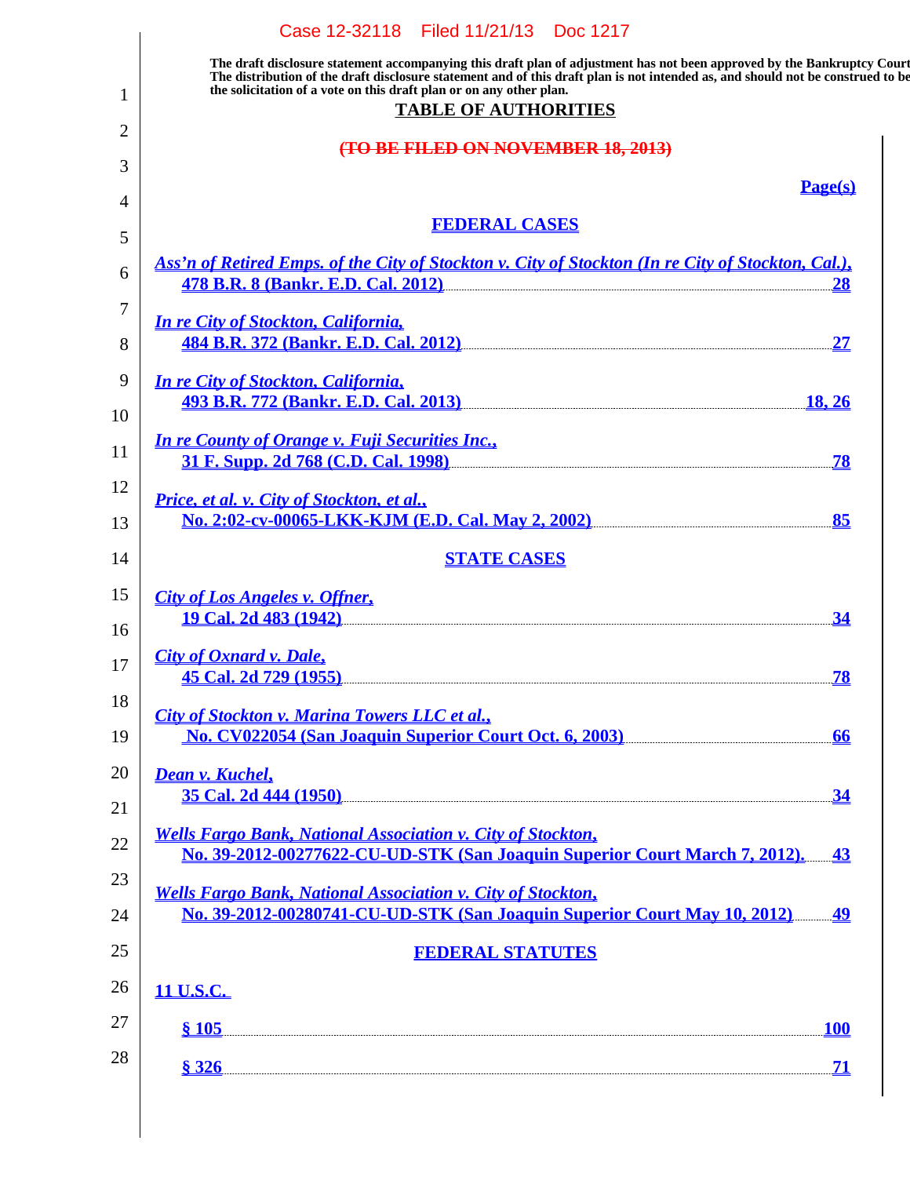The draft disclosure statement accompanying this draft plan of adjustment has not been approved by the Bankruptcy Court. The distribution of the draft disclosure statement and of this draft plan is not intended as, and should not be construed to be, the solicitation of a vote on this draft plan or on any other plan.

# TABLE OF AUTHORITIES

~~(TO BE FILED ON NOVEMBER 18, 2013)~~

**Page(s)**

## FEDERAL CASES

*Ass'n of Retired Emps. of the City of Stockton v. City of Stockton (In re City of Stockton, Cal.)*, 478 B.R. 8 (Bankr. E.D. Cal. 2012) .......... 28

*In re City of Stockton, California*, 484 B.R. 372 (Bankr. E.D. Cal. 2012) .......... 27

*In re City of Stockton, California*, 493 B.R. 772 (Bankr. E.D. Cal. 2013) .......... 18, 26

*In re County of Orange v. Fuji Securities Inc.*, 31 F. Supp. 2d 768 (C.D. Cal. 1998) .......... 78

*Price, et al. v. City of Stockton, et al.*, No. 2:02-cv-00065-LKK-KJM (E.D. Cal. May 2, 2002) .......... 85

## STATE CASES

*City of Los Angeles v. Offner*, 19 Cal. 2d 483 (1942) .......... 34

*City of Oxnard v. Dale*, 45 Cal. 2d 729 (1955) .......... 78

*City of Stockton v. Marina Towers LLC et al.*, No. CV022054 (San Joaquin Superior Court Oct. 6, 2003) .......... 66

*Dean v. Kuchel*, 35 Cal. 2d 444 (1950) .......... 34

*Wells Fargo Bank, National Association v. City of Stockton*, No. 39-2012-00277622-CU-UD-STK (San Joaquin Superior Court March 7, 2012). .......... 43

*Wells Fargo Bank, National Association v. City of Stockton*, No. 39-2012-00280741-CU-UD-STK (San Joaquin Superior Court May 10, 2012) .......... 49

## FEDERAL STATUTES

11 U.S.C.

§ 105 .......... 100

§ 326 .......... 71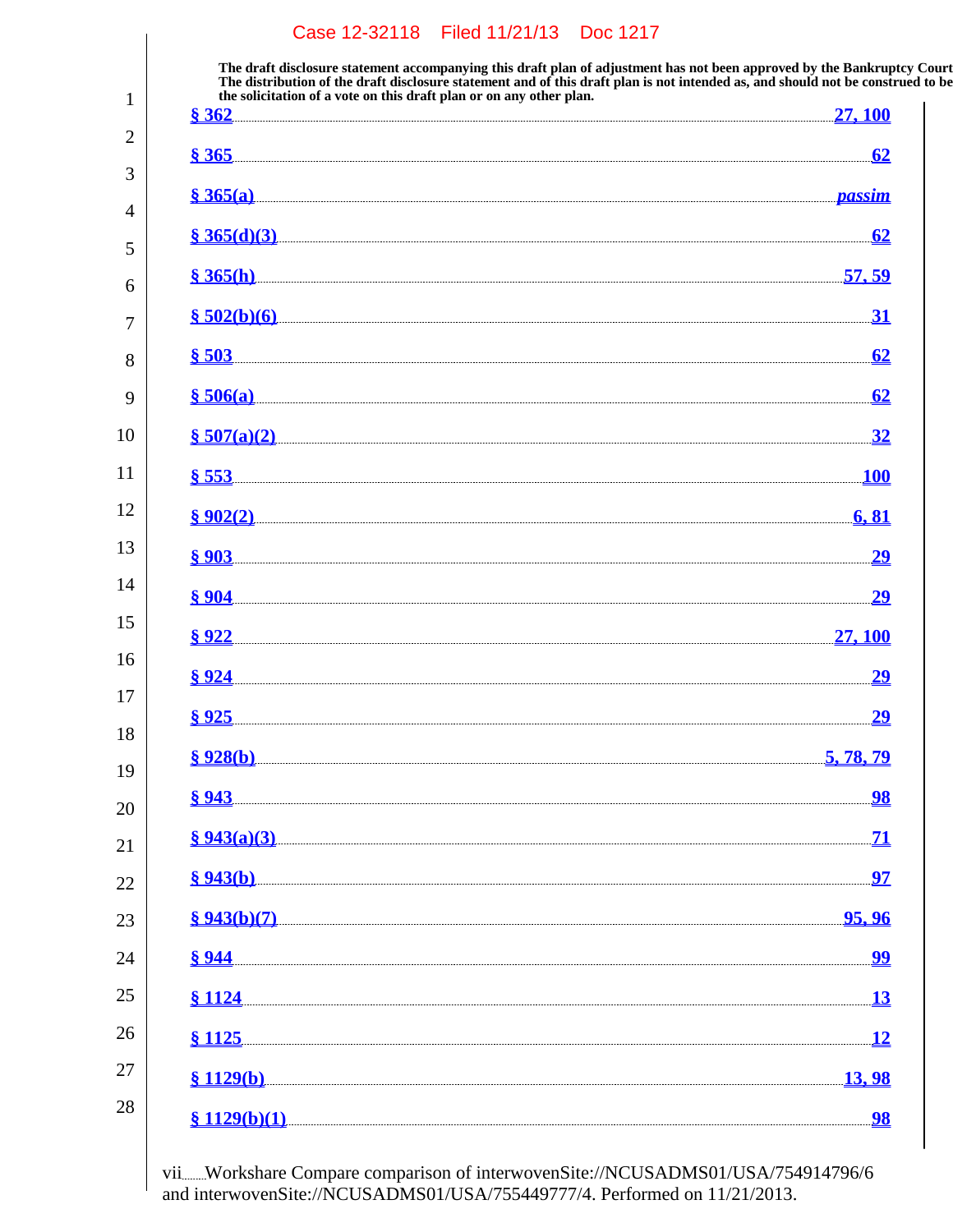The draft disclosure statement accompanying this draft plan of adjustment has not been approved by the Bankruptcy Court. The distribution of the draft disclosure statement and of this draft plan is not intended as, and should not be construed to be the solicitation of a vote on this draft plan or on any other plan.

§ 362 ........................................................................ 27, 100

§ 365 ........................................................................ 62

§ 365(a) ........................................................................ *passim*

§ 365(d)(3) ........................................................................ 62

§ 365(h) ........................................................................ 57, 59

§ 502(b)(6) ........................................................................ 31

§ 503 ........................................................................ 62

§ 506(a) ........................................................................ 62

§ 507(a)(2) ........................................................................ 32

§ 553 ........................................................................ 100

§ 902(2) ........................................................................ 6, 81

§ 903 ........................................................................ 29

§ 904 ........................................................................ 29

§ 922 ........................................................................ 27, 100

§ 924 ........................................................................ 29

§ 925 ........................................................................ 29

§ 928(b) ........................................................................ 5, 78, 79

§ 943 ........................................................................ 98

§ 943(a)(3) ........................................................................ 71

§ 943(b) ........................................................................ 97

§ 943(b)(7) ........................................................................ 95, 96

§ 944 ........................................................................ 99

§ 1124 ........................................................................ 13

§ 1125 ........................................................................ 12

§ 1129(b) ........................................................................ 13, 98

§ 1129(b)(1) ........................................................................ 98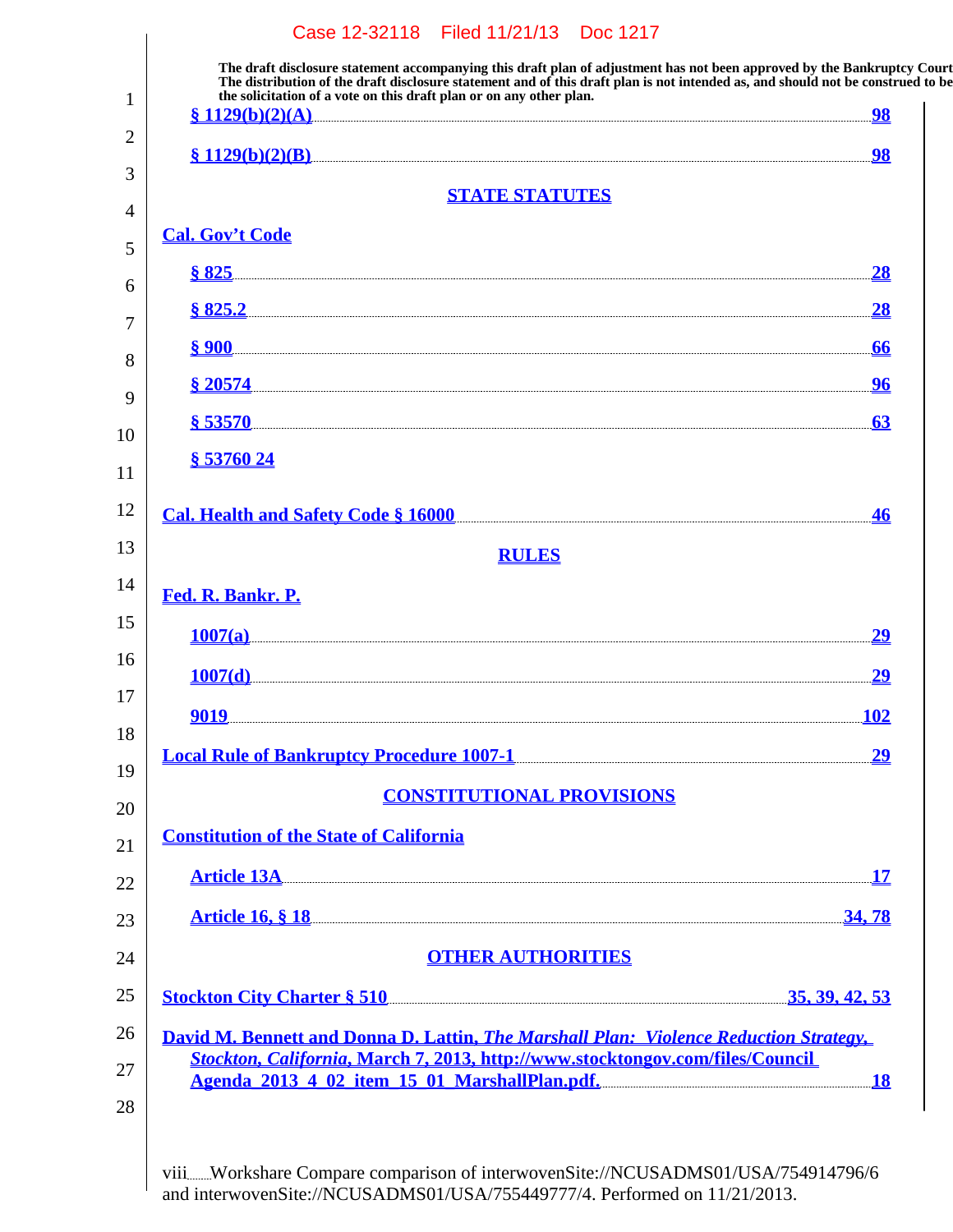The draft disclosure statement accompanying this draft plan of adjustment has not been approved by the Bankruptcy Court. The distribution of the draft disclosure statement and of this draft plan is not intended as, and should not be construed to be the solicitation of a vote on this draft plan or on any other plan.

§ 1129(b)(2)(A) ........ 98

§ 1129(b)(2)(B) ........ 98

## STATE STATUTES

**Cal. Gov't Code**

§ 825 ........ 28

§ 825.2 ........ 28

§ 900 ........ 66

§ 20574 ........ 96

§ 53570 ........ 63

§ 53760 24

**Cal. Health and Safety Code § 16000** ........ 46

## RULES

**Fed. R. Bankr. P.**

1007(a) ........ 29

1007(d) ........ 29

9019 ........ 102

**Local Rule of Bankruptcy Procedure 1007-1** ........ 29

## CONSTITUTIONAL PROVISIONS

**Constitution of the State of California**

Article 13A ........ 17

Article 16, § 18 ........ 34, 78

## OTHER AUTHORITIES

**Stockton City Charter § 510** ........ 35, 39, 42, 53

**David M. Bennett and Donna D. Lattin, *The Marshall Plan: Violence Reduction Strategy, Stockton, California*, March 7, 2013, http://www.stocktongov.com/files/Council Agenda_2013_4_02_item_15_01_MarshallPlan.pdf.** ........ 18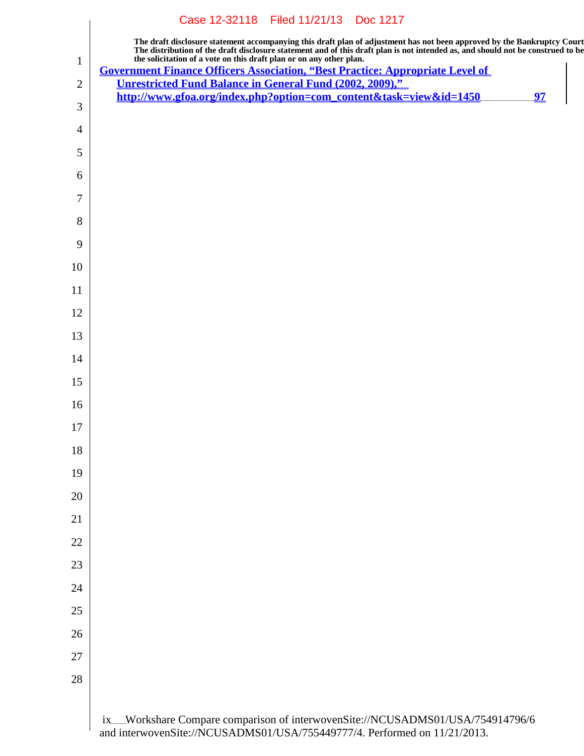The draft disclosure statement accompanying this draft plan of adjustment has not been approved by the Bankruptcy Court. The distribution of the draft disclosure statement and of this draft plan is not intended as, and should not be construed to be the solicitation of a vote on this draft plan or on any other plan.

Government Finance Officers Association, "Best Practice: Appropriate Level of Unrestricted Fund Balance in General Fund (2002, 2009)," http://www.gfoa.org/index.php?option=com_content&task=view&id=1450 ..... 97

Workshare Compare comparison of interwovenSite://NCUSADMS01/USA/754914796/6 and interwovenSite://NCUSADMS01/USA/755449777/4. Performed on 11/21/2013.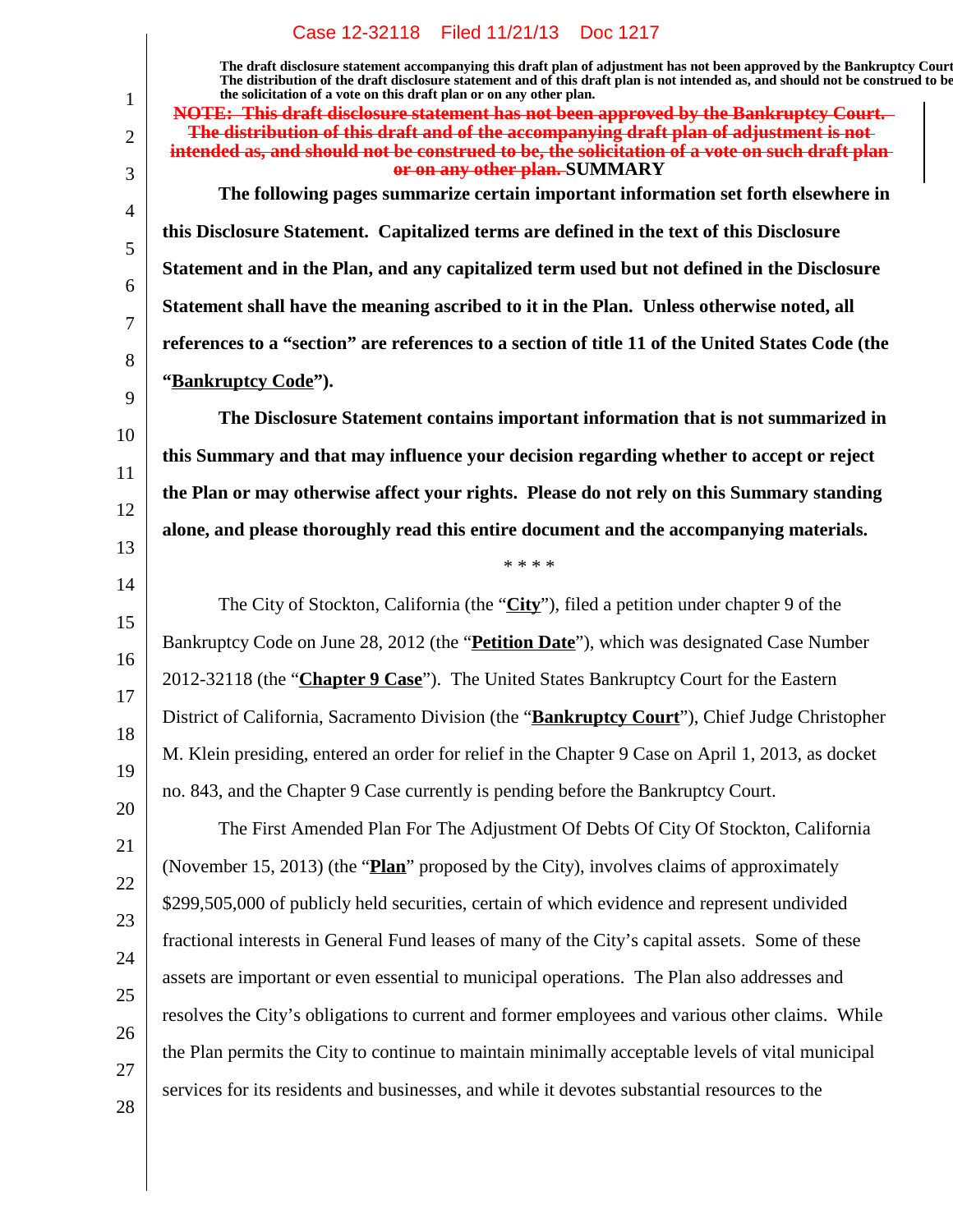The draft disclosure statement accompanying this draft plan of adjustment has not been approved by the Bankruptcy Court. The distribution of the draft disclosure statement and of this draft plan is not intended as, and should not be construed to be the solicitation of a vote on this draft plan or on any other plan.

~~NOTE: This draft disclosure statement has not been approved by the Bankruptcy Court. The distribution of this draft and of the accompanying draft plan of adjustment is not intended as, and should not be construed to be, the solicitation of a vote on such draft plan or on any other plan.~~

## SUMMARY

**The following pages summarize certain important information set forth elsewhere in this Disclosure Statement. Capitalized terms are defined in the text of this Disclosure Statement and in the Plan, and any capitalized term used but not defined in the Disclosure Statement shall have the meaning ascribed to it in the Plan. Unless otherwise noted, all references to a "section" are references to a section of title 11 of the United States Code (the "Bankruptcy Code").**

**The Disclosure Statement contains important information that is not summarized in this Summary and that may influence your decision regarding whether to accept or reject the Plan or may otherwise affect your rights. Please do not rely on this Summary standing alone, and please thoroughly read this entire document and the accompanying materials.**

\* \* \* \*

The City of Stockton, California (the "**City**"), filed a petition under chapter 9 of the Bankruptcy Code on June 28, 2012 (the "**Petition Date**"), which was designated Case Number 2012-32118 (the "**Chapter 9 Case**"). The United States Bankruptcy Court for the Eastern District of California, Sacramento Division (the "**Bankruptcy Court**"), Chief Judge Christopher M. Klein presiding, entered an order for relief in the Chapter 9 Case on April 1, 2013, as docket no. 843, and the Chapter 9 Case currently is pending before the Bankruptcy Court.

The First Amended Plan For The Adjustment Of Debts Of City Of Stockton, California (November 15, 2013) (the "**Plan**" proposed by the City), involves claims of approximately $299,505,000 of publicly held securities, certain of which evidence and represent undivided fractional interests in General Fund leases of many of the City's capital assets. Some of these assets are important or even essential to municipal operations. The Plan also addresses and resolves the City's obligations to current and former employees and various other claims. While the Plan permits the City to continue to maintain minimally acceptable levels of vital municipal services for its residents and businesses, and while it devotes substantial resources to the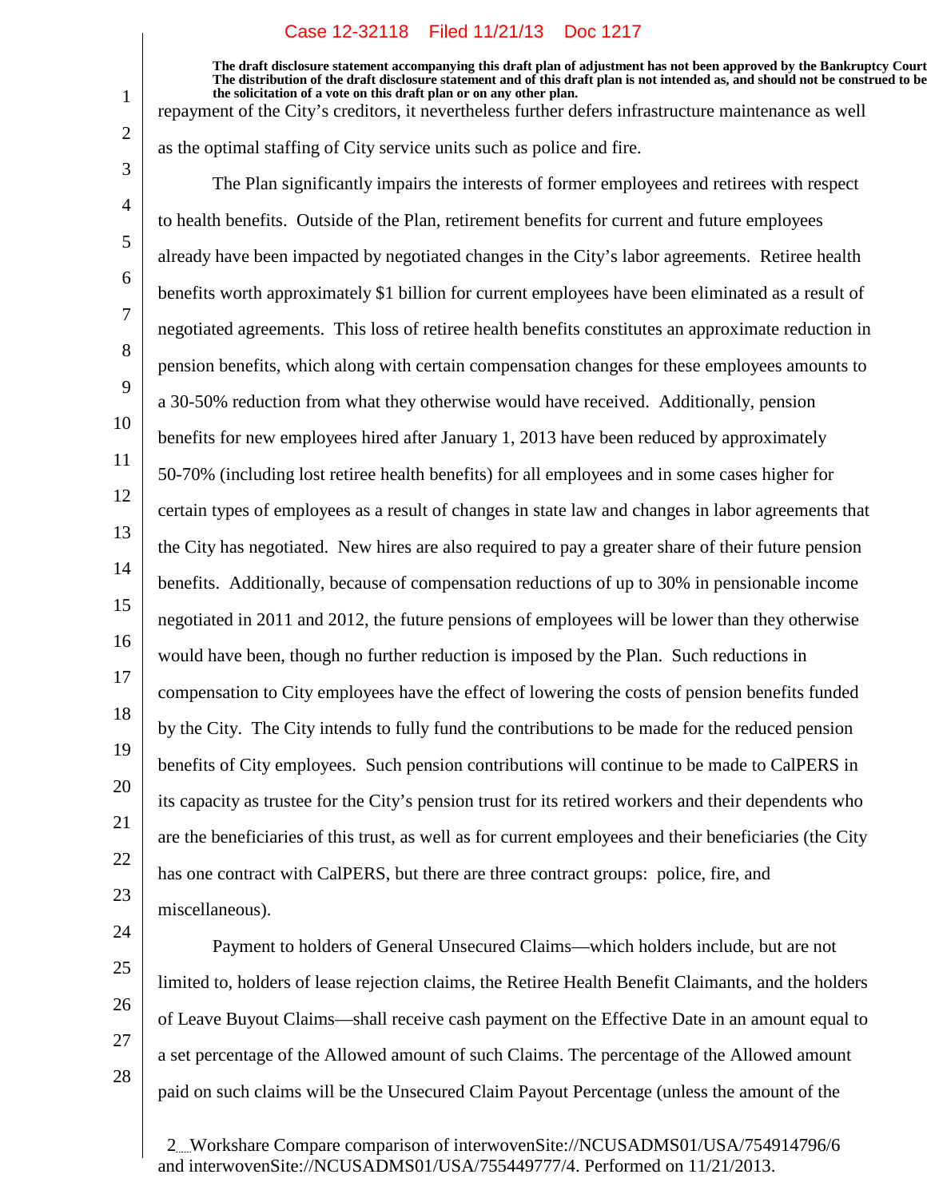repayment of the City's creditors, it nevertheless further defers infrastructure maintenance as well as the optimal staffing of City service units such as police and fire.

The Plan significantly impairs the interests of former employees and retirees with respect to health benefits. Outside of the Plan, retirement benefits for current and future employees already have been impacted by negotiated changes in the City's labor agreements. Retiree health benefits worth approximately $1 billion for current employees have been eliminated as a result of negotiated agreements. This loss of retiree health benefits constitutes an approximate reduction in pension benefits, which along with certain compensation changes for these employees amounts to a 30-50% reduction from what they otherwise would have received. Additionally, pension benefits for new employees hired after January 1, 2013 have been reduced by approximately 50-70% (including lost retiree health benefits) for all employees and in some cases higher for certain types of employees as a result of changes in state law and changes in labor agreements that the City has negotiated. New hires are also required to pay a greater share of their future pension benefits. Additionally, because of compensation reductions of up to 30% in pensionable income negotiated in 2011 and 2012, the future pensions of employees will be lower than they otherwise would have been, though no further reduction is imposed by the Plan. Such reductions in compensation to City employees have the effect of lowering the costs of pension benefits funded by the City. The City intends to fully fund the contributions to be made for the reduced pension benefits of City employees. Such pension contributions will continue to be made to CalPERS in its capacity as trustee for the City's pension trust for its retired workers and their dependents who are the beneficiaries of this trust, as well as for current employees and their beneficiaries (the City has one contract with CalPERS, but there are three contract groups: police, fire, and miscellaneous).

Payment to holders of General Unsecured Claims—which holders include, but are not limited to, holders of lease rejection claims, the Retiree Health Benefit Claimants, and the holders of Leave Buyout Claims—shall receive cash payment on the Effective Date in an amount equal to a set percentage of the Allowed amount of such Claims. The percentage of the Allowed amount paid on such claims will be the Unsecured Claim Payout Percentage (unless the amount of the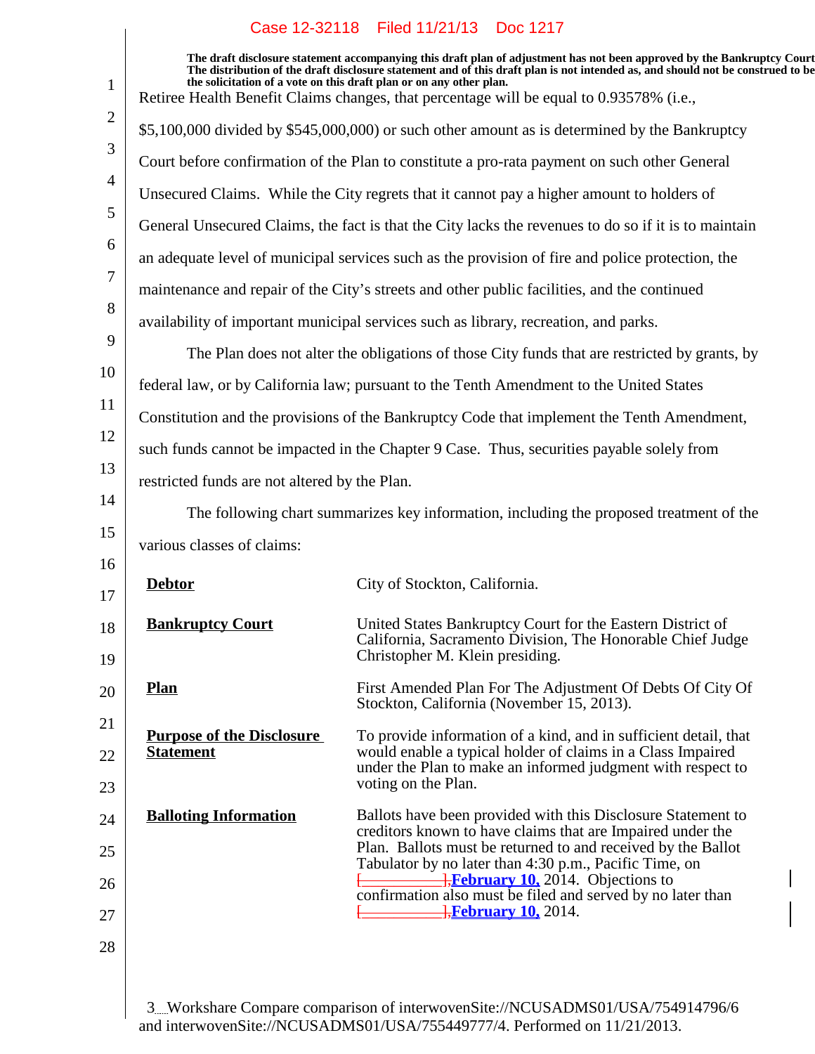The draft disclosure statement accompanying this draft plan of adjustment has not been approved by the Bankruptcy Court. The distribution of the draft disclosure statement and of this draft plan is not intended as, and should not be construed to be the solicitation of a vote on this draft plan or on any other plan.

Retiree Health Benefit Claims changes, that percentage will be equal to 0.93578% (i.e., $5,100,000 divided by $545,000,000) or such other amount as is determined by the Bankruptcy Court before confirmation of the Plan to constitute a pro-rata payment on such other General Unsecured Claims. While the City regrets that it cannot pay a higher amount to holders of General Unsecured Claims, the fact is that the City lacks the revenues to do so if it is to maintain an adequate level of municipal services such as the provision of fire and police protection, the maintenance and repair of the City's streets and other public facilities, and the continued availability of important municipal services such as library, recreation, and parks.

The Plan does not alter the obligations of those City funds that are restricted by grants, by federal law, or by California law; pursuant to the Tenth Amendment to the United States Constitution and the provisions of the Bankruptcy Code that implement the Tenth Amendment, such funds cannot be impacted in the Chapter 9 Case. Thus, securities payable solely from restricted funds are not altered by the Plan.

The following chart summarizes key information, including the proposed treatment of the various classes of claims:

| | |
|---|---|
| **Debtor** | City of Stockton, California. |
| **Bankruptcy Court** | United States Bankruptcy Court for the Eastern District of California, Sacramento Division, The Honorable Chief Judge Christopher M. Klein presiding. |
| **Plan** | First Amended Plan For The Adjustment Of Debts Of City Of Stockton, California (November 15, 2013). |
| **Purpose of the Disclosure Statement** | To provide information of a kind, and in sufficient detail, that would enable a typical holder of claims in a Class Impaired under the Plan to make an informed judgment with respect to voting on the Plan. |
| **Balloting Information** | Ballots have been provided with this Disclosure Statement to creditors known to have claims that are Impaired under the Plan. Ballots must be returned to and received by the Ballot Tabulator by no later than 4:30 p.m., Pacific Time, on ~~[__________],~~ **February 10,** 2014. Objections to confirmation also must be filed and served by no later than ~~[__________],~~ **February 10,** 2014. |

Workshare Compare comparison of interwovenSite://NCUSADMS01/USA/754914796/6 and interwovenSite://NCUSADMS01/USA/755449777/4. Performed on 11/21/2013.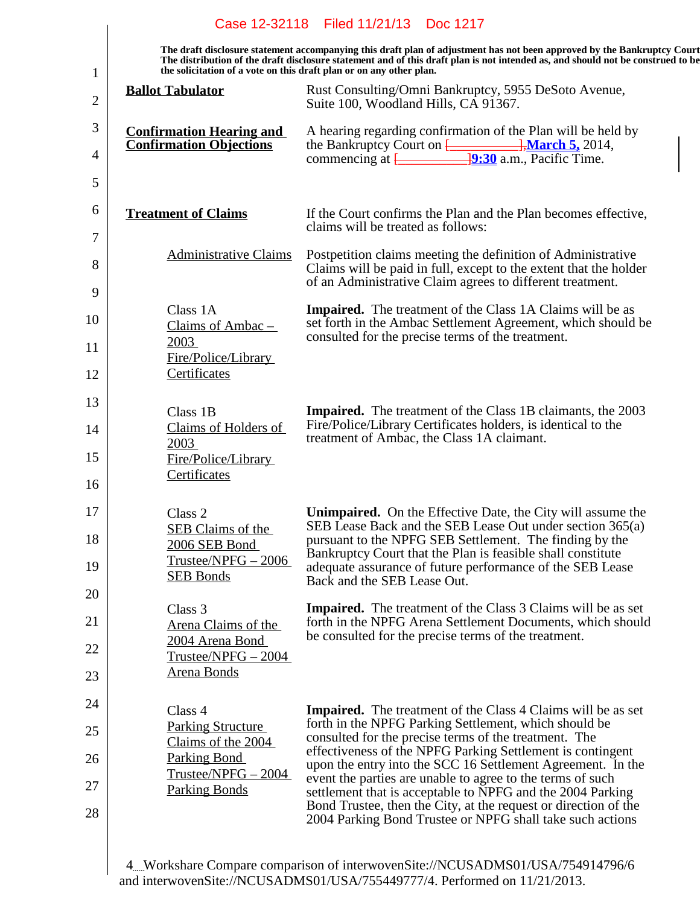The draft disclosure statement accompanying this draft plan of adjustment has not been approved by the Bankruptcy Court. The distribution of the draft disclosure statement and of this draft plan is not intended as, and should not be construed to be the solicitation of a vote on this draft plan or on any other plan.

| | |
|---|---|
| **Ballot Tabulator** | Rust Consulting/Omni Bankruptcy, 5955 DeSoto Avenue, Suite 100, Woodland Hills, CA 91367. |
| **Confirmation Hearing and Confirmation Objections** | A hearing regarding confirmation of the Plan will be held by the Bankruptcy Court on [\_\_\_\_\_\_\_\_\_\_],**March 5,** 2014, commencing at [\_\_\_\_\_\_\_\_\_\_]**9:30** a.m., Pacific Time. |
| **Treatment of Claims** | If the Court confirms the Plan and the Plan becomes effective, claims will be treated as follows: |
| Administrative Claims | Postpetition claims meeting the definition of Administrative Claims will be paid in full, except to the extent that the holder of an Administrative Claim agrees to different treatment. |
| Class 1A Claims of Ambac – 2003 Fire/Police/Library Certificates | **Impaired.** The treatment of the Class 1A Claims will be as set forth in the Ambac Settlement Agreement, which should be consulted for the precise terms of the treatment. |
| Class 1B Claims of Holders of 2003 Fire/Police/Library Certificates | **Impaired.** The treatment of the Class 1B claimants, the 2003 Fire/Police/Library Certificates holders, is identical to the treatment of Ambac, the Class 1A claimant. |
| Class 2 SEB Claims of the 2006 SEB Bond Trustee/NPFG – 2006 SEB Bonds | **Unimpaired.** On the Effective Date, the City will assume the SEB Lease Back and the SEB Lease Out under section 365(a) pursuant to the NPFG SEB Settlement. The finding by the Bankruptcy Court that the Plan is feasible shall constitute adequate assurance of future performance of the SEB Lease Back and the SEB Lease Out. |
| Class 3 Arena Claims of the 2004 Arena Bond Trustee/NPFG – 2004 Arena Bonds | **Impaired.** The treatment of the Class 3 Claims will be as set forth in the NPFG Arena Settlement Documents, which should be consulted for the precise terms of the treatment. |
| Class 4 Parking Structure Claims of the 2004 Parking Bond Trustee/NPFG – 2004 Parking Bonds | **Impaired.** The treatment of the Class 4 Claims will be as set forth in the NPFG Parking Settlement, which should be consulted for the precise terms of the treatment. The effectiveness of the NPFG Parking Settlement is contingent upon the entry into the SCC 16 Settlement Agreement. In the event the parties are unable to agree to the terms of such settlement that is acceptable to NPFG and the 2004 Parking Bond Trustee, then the City, at the request or direction of the 2004 Parking Bond Trustee or NPFG shall take such actions |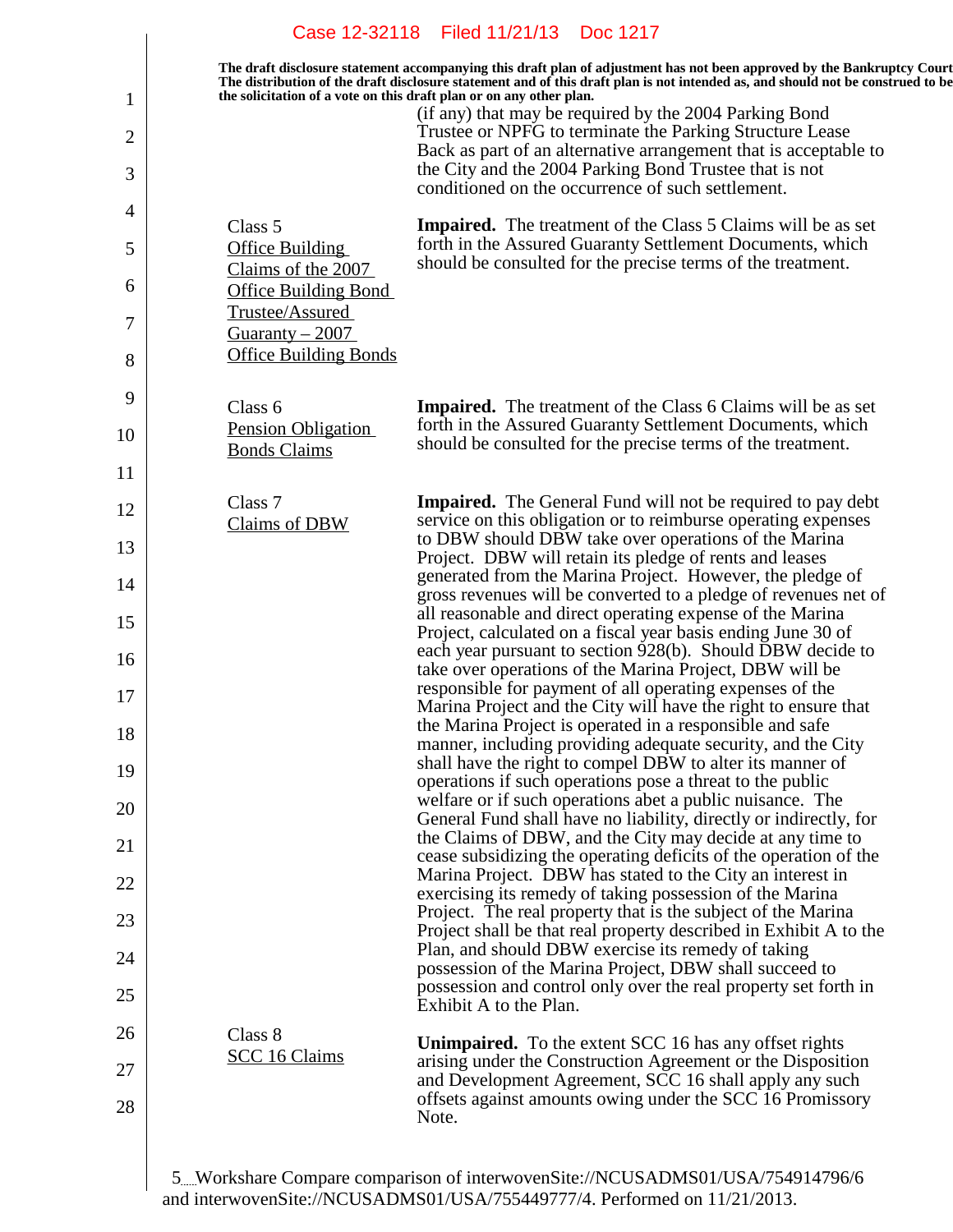The draft disclosure statement accompanying this draft plan of adjustment has not been approved by the Bankruptcy Court. The distribution of the draft disclosure statement and of this draft plan is not intended as, and should not be construed to be the solicitation of a vote on this draft plan or on any other plan.

| | |
|---|---|
| | (if any) that may be required by the 2004 Parking Bond Trustee or NPFG to terminate the Parking Structure Lease Back as part of an alternative arrangement that is acceptable to the City and the 2004 Parking Bond Trustee that is not conditioned on the occurrence of such settlement. |
| Class 5<br>Office Building Claims of the 2007 Office Building Bond Trustee/Assured Guaranty – 2007 Office Building Bonds | **Impaired.** The treatment of the Class 5 Claims will be as set forth in the Assured Guaranty Settlement Documents, which should be consulted for the precise terms of the treatment. |
| Class 6<br>Pension Obligation Bonds Claims | **Impaired.** The treatment of the Class 6 Claims will be as set forth in the Assured Guaranty Settlement Documents, which should be consulted for the precise terms of the treatment. |
| Class 7<br>Claims of DBW | **Impaired.** The General Fund will not be required to pay debt service on this obligation or to reimburse operating expenses to DBW should DBW take over operations of the Marina Project. DBW will retain its pledge of rents and leases generated from the Marina Project. However, the pledge of gross revenues will be converted to a pledge of revenues net of all reasonable and direct operating expense of the Marina Project, calculated on a fiscal year basis ending June 30 of each year pursuant to section 928(b). Should DBW decide to take over operations of the Marina Project, DBW will be responsible for payment of all operating expenses of the Marina Project and the City will have the right to ensure that the Marina Project is operated in a responsible and safe manner, including providing adequate security, and the City shall have the right to compel DBW to alter its manner of operations if such operations pose a threat to the public welfare or if such operations abet a public nuisance. The General Fund shall have no liability, directly or indirectly, for the Claims of DBW, and the City may decide at any time to cease subsidizing the operating deficits of the operation of the Marina Project. DBW has stated to the City an interest in exercising its remedy of taking possession of the Marina Project. The real property that is the subject of the Marina Project shall be that real property described in Exhibit A to the Plan, and should DBW exercise its remedy of taking possession of the Marina Project, DBW shall succeed to possession and control only over the real property set forth in Exhibit A to the Plan. |
| Class 8<br>SCC 16 Claims | **Unimpaired.** To the extent SCC 16 has any offset rights arising under the Construction Agreement or the Disposition and Development Agreement, SCC 16 shall apply any such offsets against amounts owing under the SCC 16 Promissory Note. |

Workshare Compare comparison of interwovenSite://NCUSADMS01/USA/754914796/6 and interwovenSite://NCUSADMS01/USA/755449777/4. Performed on 11/21/2013.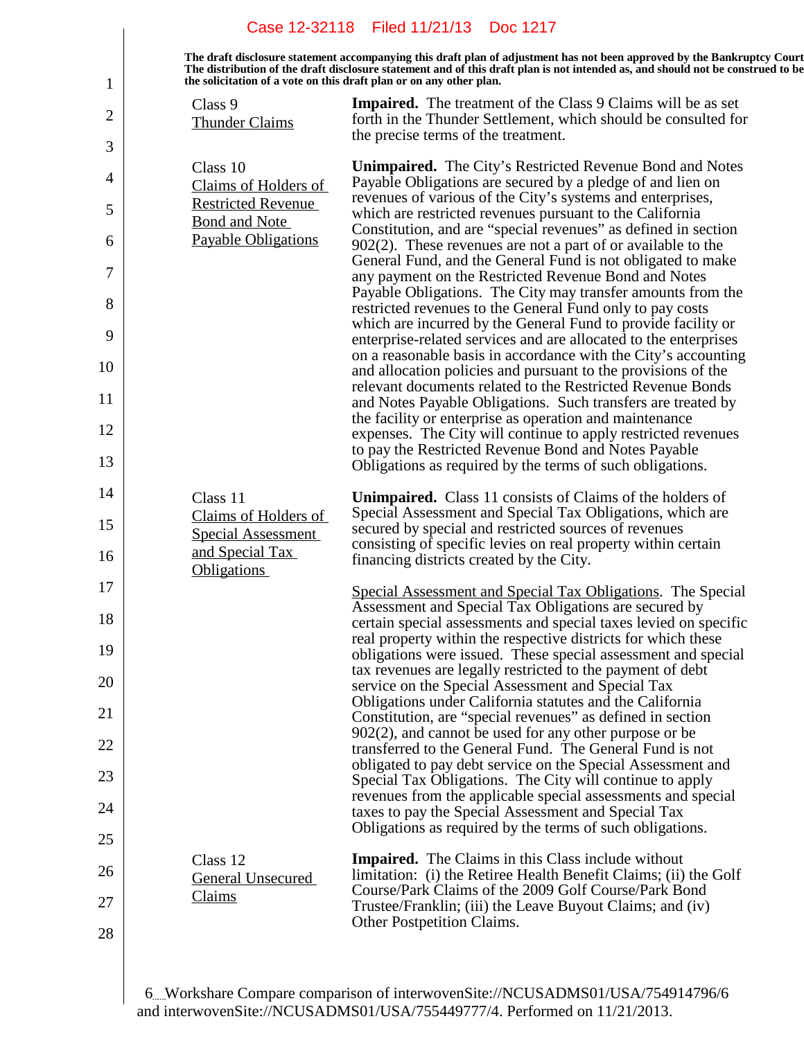The draft disclosure statement accompanying this draft plan of adjustment has not been approved by the Bankruptcy Court. The distribution of the draft disclosure statement and of this draft plan is not intended as, and should not be construed to be the solicitation of a vote on this draft plan or on any other plan.

| | |
|---|---|
| Class 9<br>Thunder Claims | **Impaired.** The treatment of the Class 9 Claims will be as set forth in the Thunder Settlement, which should be consulted for the precise terms of the treatment. |
| Class 10<br>Claims of Holders of Restricted Revenue Bond and Note Payable Obligations | **Unimpaired.** The City's Restricted Revenue Bond and Notes Payable Obligations are secured by a pledge of and lien on revenues of various of the City's systems and enterprises, which are restricted revenues pursuant to the California Constitution, and are "special revenues" as defined in section 902(2). These revenues are not a part of or available to the General Fund, and the General Fund is not obligated to make any payment on the Restricted Revenue Bond and Notes Payable Obligations. The City may transfer amounts from the restricted revenues to the General Fund only to pay costs which are incurred by the General Fund to provide facility or enterprise-related services and are allocated to the enterprises on a reasonable basis in accordance with the City's accounting and allocation policies and pursuant to the provisions of the relevant documents related to the Restricted Revenue Bonds and Notes Payable Obligations. Such transfers are treated by the facility or enterprise as operation and maintenance expenses. The City will continue to apply restricted revenues to pay the Restricted Revenue Bond and Notes Payable Obligations as required by the terms of such obligations. |
| Class 11<br>Claims of Holders of Special Assessment and Special Tax Obligations | **Unimpaired.** Class 11 consists of Claims of the holders of Special Assessment and Special Tax Obligations, which are secured by special and restricted sources of revenues consisting of specific levies on real property within certain financing districts created by the City.<br><br>Special Assessment and Special Tax Obligations. The Special Assessment and Special Tax Obligations are secured by certain special assessments and special taxes levied on specific real property within the respective districts for which these obligations were issued. These special assessment and special tax revenues are legally restricted to the payment of debt service on the Special Assessment and Special Tax Obligations under California statutes and the California Constitution, are "special revenues" as defined in section 902(2), and cannot be used for any other purpose or be transferred to the General Fund. The General Fund is not obligated to pay debt service on the Special Assessment and Special Tax Obligations. The City will continue to apply revenues from the applicable special assessments and special taxes to pay the Special Assessment and Special Tax Obligations as required by the terms of such obligations. |
| Class 12<br>General Unsecured Claims | **Impaired.** The Claims in this Class include without limitation: (i) the Retiree Health Benefit Claims; (ii) the Golf Course/Park Claims of the 2009 Golf Course/Park Bond Trustee/Franklin; (iii) the Leave Buyout Claims; and (iv) Other Postpetition Claims. |

Workshare Compare comparison of interwovenSite://NCUSADMS01/USA/754914796/6 and interwovenSite://NCUSADMS01/USA/755449777/4. Performed on 11/21/2013.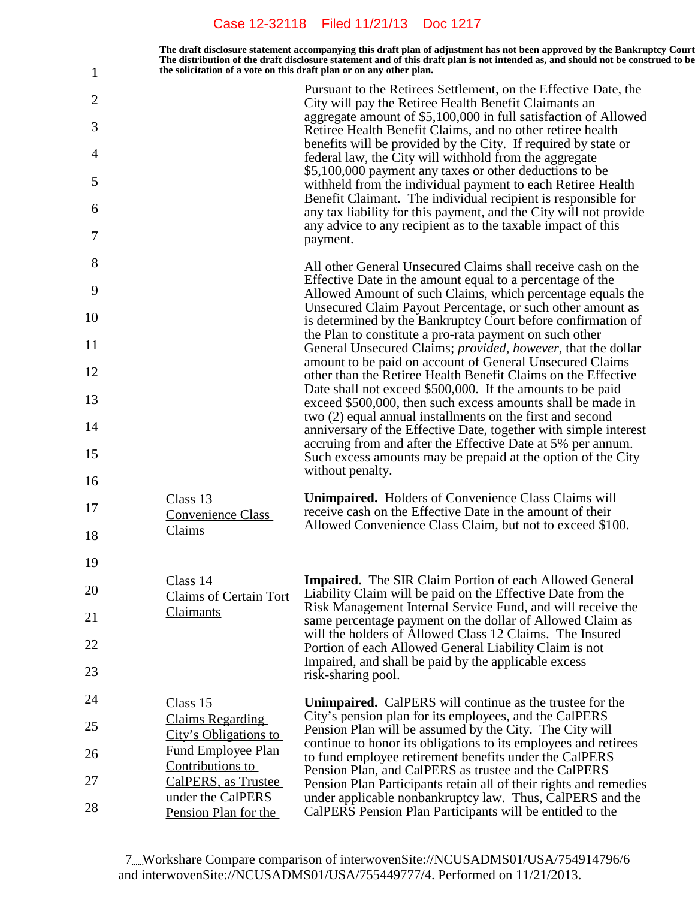The draft disclosure statement accompanying this draft plan of adjustment has not been approved by the Bankruptcy Court. The distribution of the draft disclosure statement and of this draft plan is not intended as, and should not be construed to be, the solicitation of a vote on this draft plan or on any other plan.

| | |
|---|---|
| | Pursuant to the Retirees Settlement, on the Effective Date, the City will pay the Retiree Health Benefit Claimants an aggregate amount of $5,100,000 in full satisfaction of Allowed Retiree Health Benefit Claims, and no other retiree health benefits will be provided by the City. If required by state or federal law, the City will withhold from the aggregate $5,100,000 payment any taxes or other deductions to be withheld from the individual payment to each Retiree Health Benefit Claimant. The individual recipient is responsible for any tax liability for this payment, and the City will not provide any advice to any recipient as to the taxable impact of this payment.<br><br>All other General Unsecured Claims shall receive cash on the Effective Date in the amount equal to a percentage of the Allowed Amount of such Claims, which percentage equals the Unsecured Claim Payout Percentage, or such other amount as is determined by the Bankruptcy Court before confirmation of the Plan to constitute a pro-rata payment on such other General Unsecured Claims; *provided*, *however*, that the dollar amount to be paid on account of General Unsecured Claims other than the Retiree Health Benefit Claims on the Effective Date shall not exceed $500,000. If the amounts to be paid exceed $500,000, then such excess amounts shall be made in two (2) equal annual installments on the first and second anniversary of the Effective Date, together with simple interest accruing from and after the Effective Date at 5% per annum. Such excess amounts may be prepaid at the option of the City without penalty. |
| Class 13<br>Convenience Class Claims | **Unimpaired.** Holders of Convenience Class Claims will receive cash on the Effective Date in the amount of their Allowed Convenience Class Claim, but not to exceed $100. |
| Class 14<br>Claims of Certain Tort Claimants | **Impaired.** The SIR Claim Portion of each Allowed General Liability Claim will be paid on the Effective Date from the Risk Management Internal Service Fund, and will receive the same percentage payment on the dollar of Allowed Claim as will the holders of Allowed Class 12 Claims. The Insured Portion of each Allowed General Liability Claim is not Impaired, and shall be paid by the applicable excess risk-sharing pool. |
| Class 15<br>Claims Regarding City's Obligations to Fund Employee Plan Contributions to CalPERS, as Trustee under the CalPERS Pension Plan for the | **Unimpaired.** CalPERS will continue as the trustee for the City's pension plan for its employees, and the CalPERS Pension Plan will be assumed by the City. The City will continue to honor its obligations to its employees and retirees to fund employee retirement benefits under the CalPERS Pension Plan, and CalPERS as trustee and the CalPERS Pension Plan Participants retain all of their rights and remedies under applicable nonbankruptcy law. Thus, CalPERS and the CalPERS Pension Plan Participants will be entitled to the |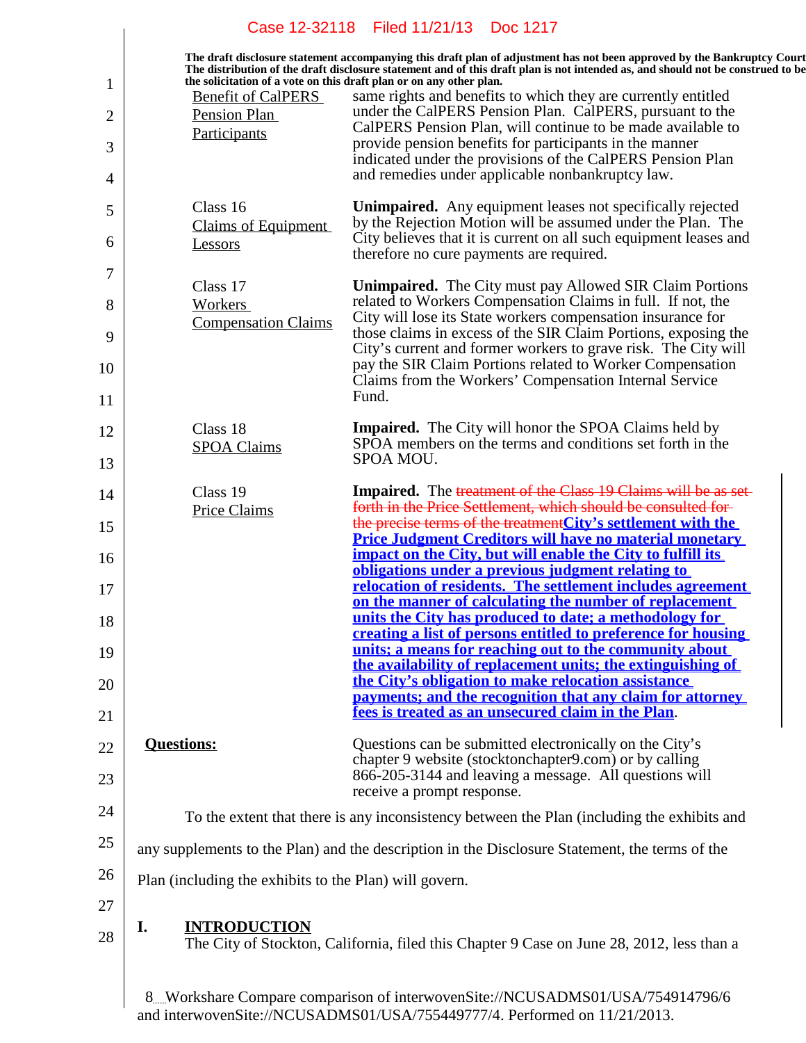The draft disclosure statement accompanying this draft plan of adjustment has not been approved by the Bankruptcy Court. The distribution of the draft disclosure statement and of this draft plan is not intended as, and should not be construed to be the solicitation of a vote on this draft plan or on any other plan.

| | |
|---|---|
| Benefit of CalPERS Pension Plan Participants | same rights and benefits to which they are currently entitled under the CalPERS Pension Plan. CalPERS, pursuant to the CalPERS Pension Plan, will continue to be made available to provide pension benefits for participants in the manner indicated under the provisions of the CalPERS Pension Plan and remedies under applicable nonbankruptcy law. |
| Class 16 Claims of Equipment Lessors | **Unimpaired.** Any equipment leases not specifically rejected by the Rejection Motion will be assumed under the Plan. The City believes that it is current on all such equipment leases and therefore no cure payments are required. |
| Class 17 Workers Compensation Claims | **Unimpaired.** The City must pay Allowed SIR Claim Portions related to Workers Compensation Claims in full. If not, the City will lose its State workers compensation insurance for those claims in excess of the SIR Claim Portions, exposing the City's current and former workers to grave risk. The City will pay the SIR Claim Portions related to Worker Compensation Claims from the Workers' Compensation Internal Service Fund. |
| Class 18 SPOA Claims | **Impaired.** The City will honor the SPOA Claims held by SPOA members on the terms and conditions set forth in the SPOA MOU. |
| Class 19 Price Claims | **Impaired.** The ~~treatment of the Class 19 Claims will be as set forth in the Price Settlement, which should be consulted for the precise terms of the treatment~~**City's settlement with the Price Judgment Creditors will have no material monetary impact on the City, but will enable the City to fulfill its obligations under a previous judgment relating to relocation of residents. The settlement includes agreement on the manner of calculating the number of replacement units the City has produced to date; a methodology for creating a list of persons entitled to preference for housing units; a means for reaching out to the community about the availability of replacement units; the extinguishing of the City's obligation to make relocation assistance payments; and the recognition that any claim for attorney fees is treated as an unsecured claim in the Plan**. |
| **Questions:** | Questions can be submitted electronically on the City's chapter 9 website (stocktonchapter9.com) or by calling 866-205-3144 and leaving a message. All questions will receive a prompt response. |

To the extent that there is any inconsistency between the Plan (including the exhibits and any supplements to the Plan) and the description in the Disclosure Statement, the terms of the Plan (including the exhibits to the Plan) will govern.

# I. INTRODUCTION

The City of Stockton, California, filed this Chapter 9 Case on June 28, 2012, less than a

Workshare Compare comparison of interwovenSite://NCUSADMS01/USA/754914796/6 and interwovenSite://NCUSADMS01/USA/755449777/4. Performed on 11/21/2013.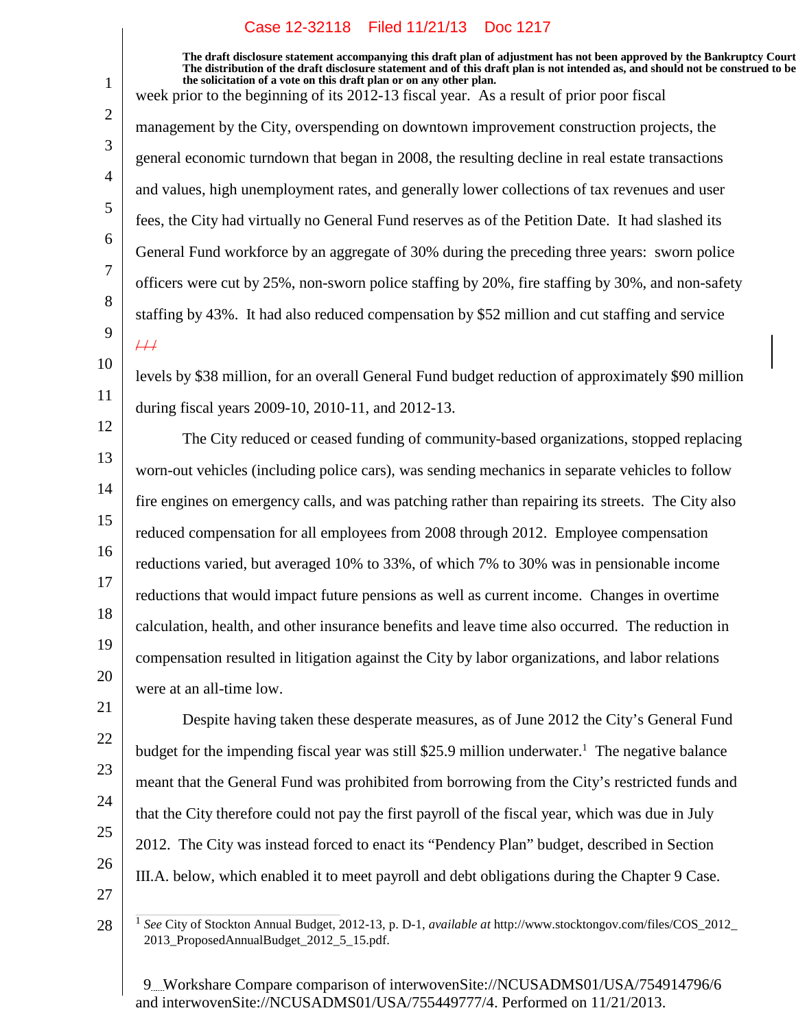week prior to the beginning of its 2012-13 fiscal year. As a result of prior poor fiscal management by the City, overspending on downtown improvement construction projects, the general economic turndown that began in 2008, the resulting decline in real estate transactions and values, high unemployment rates, and generally lower collections of tax revenues and user fees, the City had virtually no General Fund reserves as of the Petition Date. It had slashed its General Fund workforce by an aggregate of 30% during the preceding three years: sworn police officers were cut by 25%, non-sworn police staffing by 20%, fire staffing by 30%, and non-safety staffing by 43%. It had also reduced compensation by $52 million and cut staffing and service levels by $38 million, for an overall General Fund budget reduction of approximately $90 million during fiscal years 2009-10, 2010-11, and 2012-13.

The City reduced or ceased funding of community-based organizations, stopped replacing worn-out vehicles (including police cars), was sending mechanics in separate vehicles to follow fire engines on emergency calls, and was patching rather than repairing its streets. The City also reduced compensation for all employees from 2008 through 2012. Employee compensation reductions varied, but averaged 10% to 33%, of which 7% to 30% was in pensionable income reductions that would impact future pensions as well as current income. Changes in overtime calculation, health, and other insurance benefits and leave time also occurred. The reduction in compensation resulted in litigation against the City by labor organizations, and labor relations were at an all-time low.

Despite having taken these desperate measures, as of June 2012 the City's General Fund budget for the impending fiscal year was still $25.9 million underwater.[1] The negative balance meant that the General Fund was prohibited from borrowing from the City's restricted funds and that the City therefore could not pay the first payroll of the fiscal year, which was due in July 2012. The City was instead forced to enact its "Pendency Plan" budget, described in Section III.A. below, which enabled it to meet payroll and debt obligations during the Chapter 9 Case.

---

[1] *See* City of Stockton Annual Budget, 2012-13, p. D-1, *available at* http://www.stocktongov.com/files/COS_2012_2013_ProposedAnnualBudget_2012_5_15.pdf.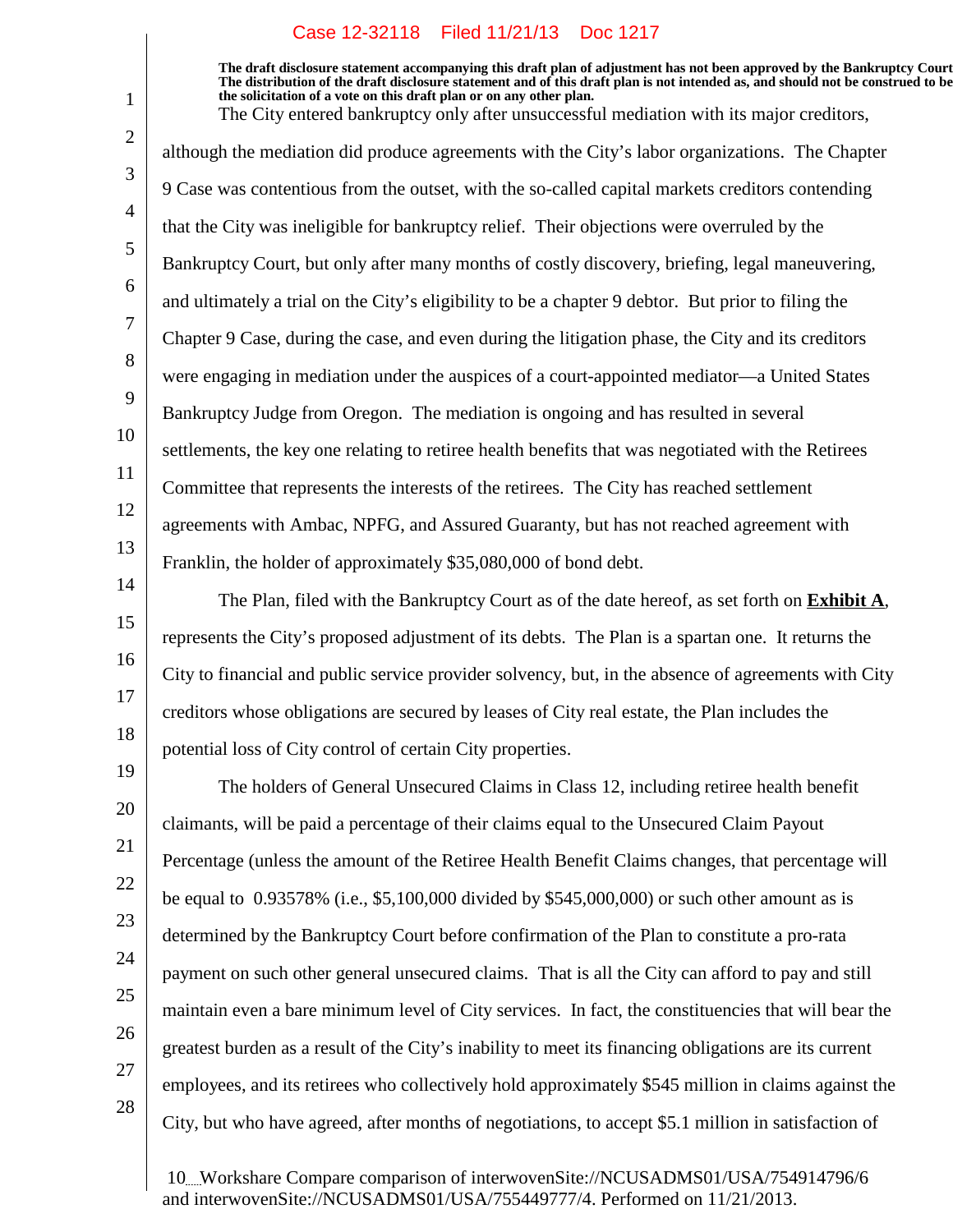The draft disclosure statement accompanying this draft plan of adjustment has not been approved by the Bankruptcy Court. The distribution of the draft disclosure statement and of this draft plan is not intended as, and should not be construed to be the solicitation of a vote on this draft plan or on any other plan.

The City entered bankruptcy only after unsuccessful mediation with its major creditors, although the mediation did produce agreements with the City's labor organizations. The Chapter 9 Case was contentious from the outset, with the so-called capital markets creditors contending that the City was ineligible for bankruptcy relief. Their objections were overruled by the Bankruptcy Court, but only after many months of costly discovery, briefing, legal maneuvering, and ultimately a trial on the City's eligibility to be a chapter 9 debtor. But prior to filing the Chapter 9 Case, during the case, and even during the litigation phase, the City and its creditors were engaging in mediation under the auspices of a court-appointed mediator—a United States Bankruptcy Judge from Oregon. The mediation is ongoing and has resulted in several settlements, the key one relating to retiree health benefits that was negotiated with the Retirees Committee that represents the interests of the retirees. The City has reached settlement agreements with Ambac, NPFG, and Assured Guaranty, but has not reached agreement with Franklin, the holder of approximately $35,080,000 of bond debt.

The Plan, filed with the Bankruptcy Court as of the date hereof, as set forth on **Exhibit A**, represents the City's proposed adjustment of its debts. The Plan is a spartan one. It returns the City to financial and public service provider solvency, but, in the absence of agreements with City creditors whose obligations are secured by leases of City real estate, the Plan includes the potential loss of City control of certain City properties.

The holders of General Unsecured Claims in Class 12, including retiree health benefit claimants, will be paid a percentage of their claims equal to the Unsecured Claim Payout Percentage (unless the amount of the Retiree Health Benefit Claims changes, that percentage will be equal to 0.93578% (i.e., $5,100,000 divided by $545,000,000) or such other amount as is determined by the Bankruptcy Court before confirmation of the Plan to constitute a pro-rata payment on such other general unsecured claims. That is all the City can afford to pay and still maintain even a bare minimum level of City services. In fact, the constituencies that will bear the greatest burden as a result of the City's inability to meet its financing obligations are its current employees, and its retirees who collectively hold approximately $545 million in claims against the City, but who have agreed, after months of negotiations, to accept $5.1 million in satisfaction of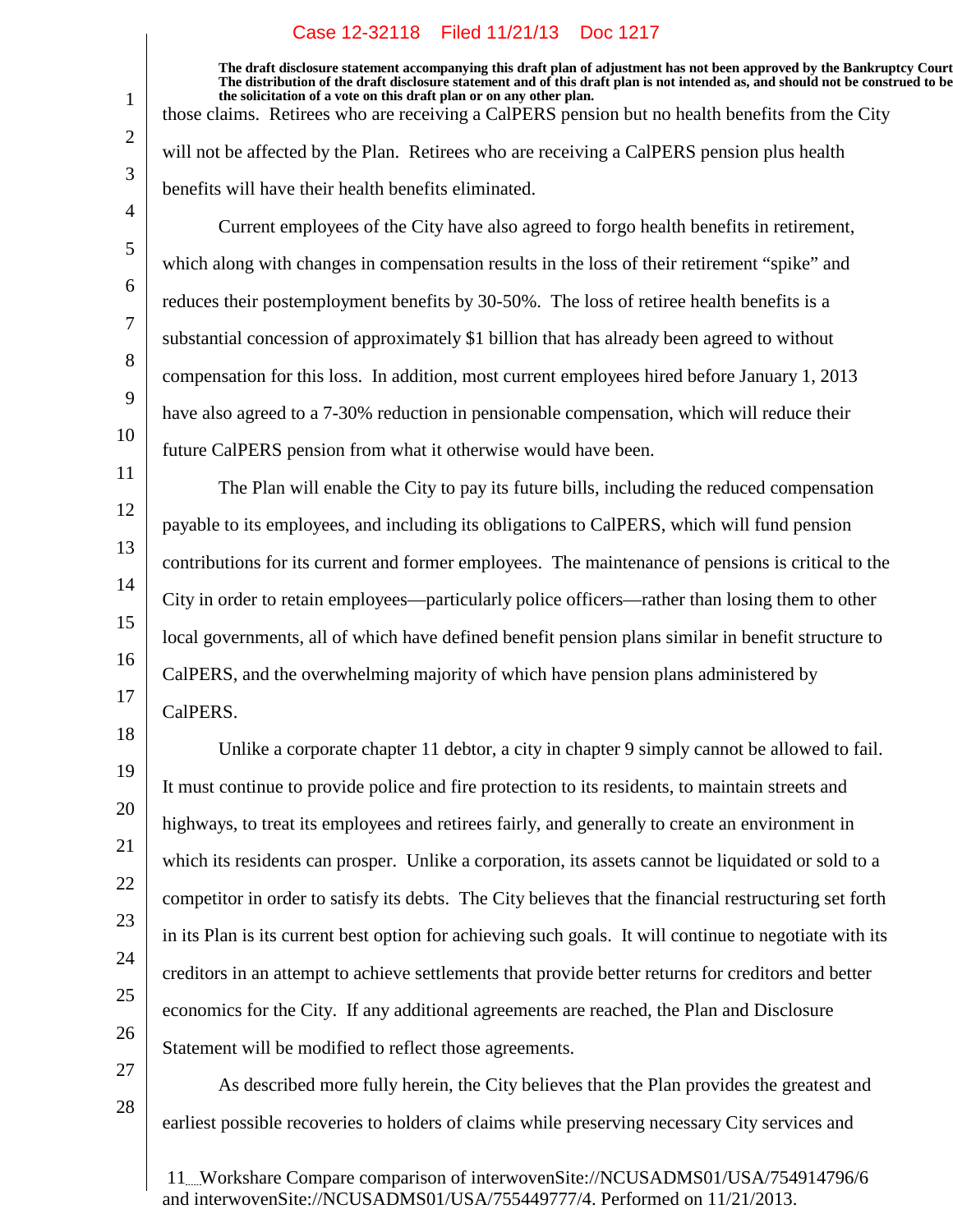The draft disclosure statement accompanying this draft plan of adjustment has not been approved by the Bankruptcy Court. The distribution of the draft disclosure statement and of this draft plan is not intended as, and should not be construed to be the solicitation of a vote on this draft plan or on any other plan.

those claims. Retirees who are receiving a CalPERS pension but no health benefits from the City will not be affected by the Plan. Retirees who are receiving a CalPERS pension plus health benefits will have their health benefits eliminated.

Current employees of the City have also agreed to forgo health benefits in retirement, which along with changes in compensation results in the loss of their retirement "spike" and reduces their postemployment benefits by 30-50%. The loss of retiree health benefits is a substantial concession of approximately $1 billion that has already been agreed to without compensation for this loss. In addition, most current employees hired before January 1, 2013 have also agreed to a 7-30% reduction in pensionable compensation, which will reduce their future CalPERS pension from what it otherwise would have been.

The Plan will enable the City to pay its future bills, including the reduced compensation payable to its employees, and including its obligations to CalPERS, which will fund pension contributions for its current and former employees. The maintenance of pensions is critical to the City in order to retain employees—particularly police officers—rather than losing them to other local governments, all of which have defined benefit pension plans similar in benefit structure to CalPERS, and the overwhelming majority of which have pension plans administered by CalPERS.

Unlike a corporate chapter 11 debtor, a city in chapter 9 simply cannot be allowed to fail. It must continue to provide police and fire protection to its residents, to maintain streets and highways, to treat its employees and retirees fairly, and generally to create an environment in which its residents can prosper. Unlike a corporation, its assets cannot be liquidated or sold to a competitor in order to satisfy its debts. The City believes that the financial restructuring set forth in its Plan is its current best option for achieving such goals. It will continue to negotiate with its creditors in an attempt to achieve settlements that provide better returns for creditors and better economics for the City. If any additional agreements are reached, the Plan and Disclosure Statement will be modified to reflect those agreements.

As described more fully herein, the City believes that the Plan provides the greatest and earliest possible recoveries to holders of claims while preserving necessary City services and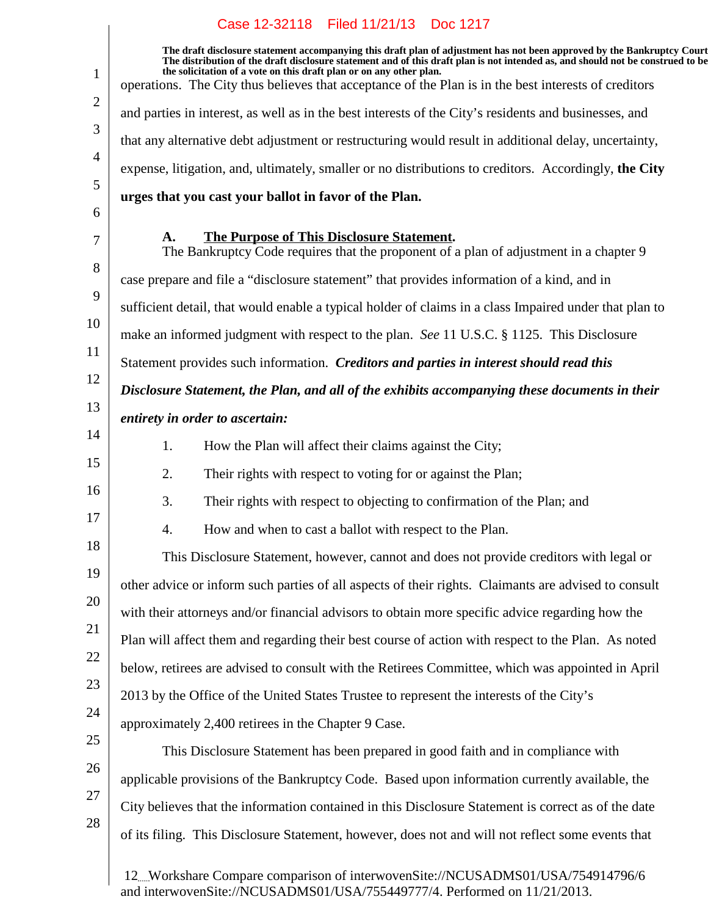operations. The City thus believes that acceptance of the Plan is in the best interests of creditors and parties in interest, as well as in the best interests of the City's residents and businesses, and that any alternative debt adjustment or restructuring would result in additional delay, uncertainty, expense, litigation, and, ultimately, smaller or no distributions to creditors. Accordingly, **the City urges that you cast your ballot in favor of the Plan.**

## A. The Purpose of This Disclosure Statement.

The Bankruptcy Code requires that the proponent of a plan of adjustment in a chapter 9 case prepare and file a "disclosure statement" that provides information of a kind, and in sufficient detail, that would enable a typical holder of claims in a class Impaired under that plan to make an informed judgment with respect to the plan. *See* 11 U.S.C. § 1125. This Disclosure Statement provides such information. ***Creditors and parties in interest should read this Disclosure Statement, the Plan, and all of the exhibits accompanying these documents in their entirety in order to ascertain:***

1. How the Plan will affect their claims against the City;
2. Their rights with respect to voting for or against the Plan;
3. Their rights with respect to objecting to confirmation of the Plan; and
4. How and when to cast a ballot with respect to the Plan.

This Disclosure Statement, however, cannot and does not provide creditors with legal or other advice or inform such parties of all aspects of their rights. Claimants are advised to consult with their attorneys and/or financial advisors to obtain more specific advice regarding how the Plan will affect them and regarding their best course of action with respect to the Plan. As noted below, retirees are advised to consult with the Retirees Committee, which was appointed in April 2013 by the Office of the United States Trustee to represent the interests of the City's approximately 2,400 retirees in the Chapter 9 Case.

This Disclosure Statement has been prepared in good faith and in compliance with applicable provisions of the Bankruptcy Code. Based upon information currently available, the City believes that the information contained in this Disclosure Statement is correct as of the date of its filing. This Disclosure Statement, however, does not and will not reflect some events that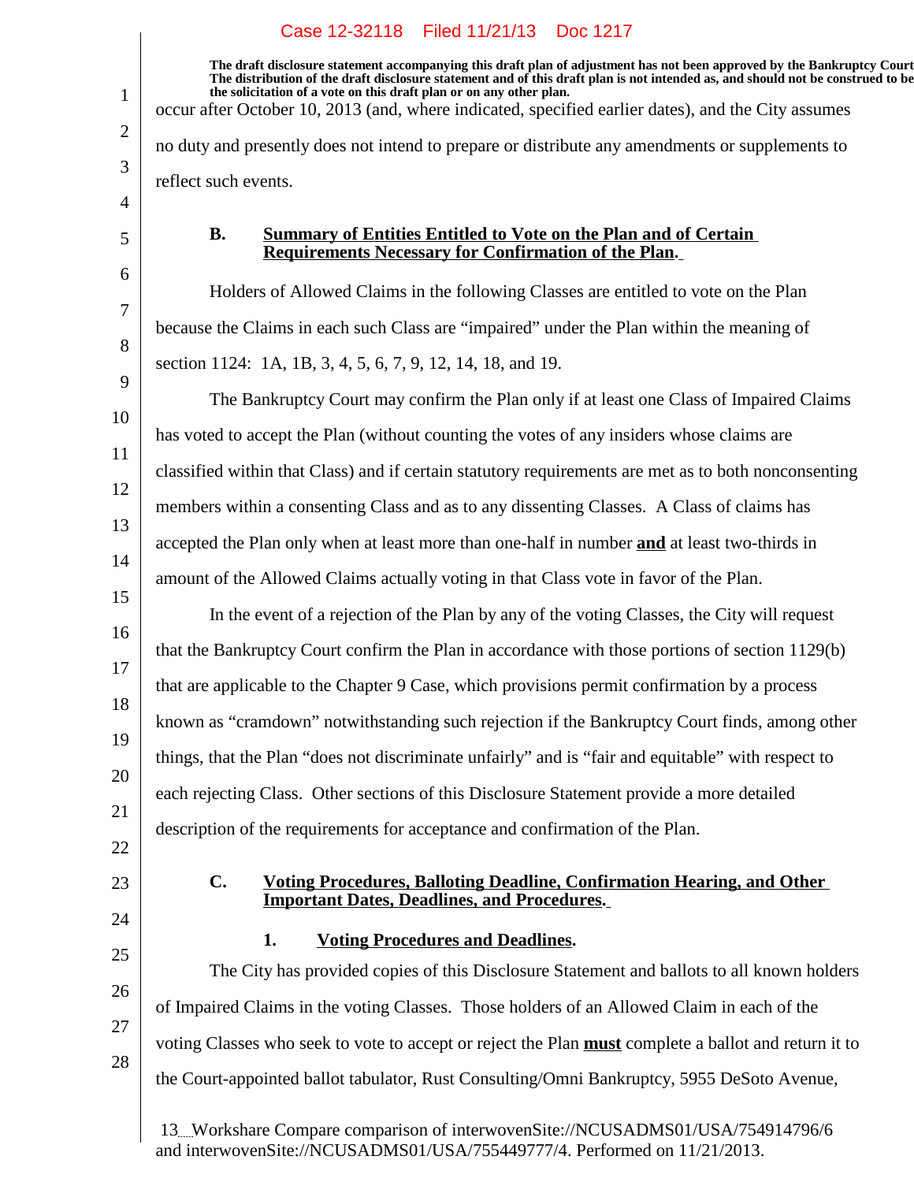The draft disclosure statement accompanying this draft plan of adjustment has not been approved by the Bankruptcy Court. The distribution of the draft disclosure statement and of this draft plan is not intended as, and should not be construed to be the solicitation of a vote on this draft plan or on any other plan.

occur after October 10, 2013 (and, where indicated, specified earlier dates), and the City assumes no duty and presently does not intend to prepare or distribute any amendments or supplements to reflect such events.

### B. Summary of Entities Entitled to Vote on the Plan and of Certain Requirements Necessary for Confirmation of the Plan.

Holders of Allowed Claims in the following Classes are entitled to vote on the Plan because the Claims in each such Class are "impaired" under the Plan within the meaning of section 1124: 1A, 1B, 3, 4, 5, 6, 7, 9, 12, 14, 18, and 19.

The Bankruptcy Court may confirm the Plan only if at least one Class of Impaired Claims has voted to accept the Plan (without counting the votes of any insiders whose claims are classified within that Class) and if certain statutory requirements are met as to both nonconsenting members within a consenting Class and as to any dissenting Classes. A Class of claims has accepted the Plan only when at least more than one-half in number **and** at least two-thirds in amount of the Allowed Claims actually voting in that Class vote in favor of the Plan.

In the event of a rejection of the Plan by any of the voting Classes, the City will request that the Bankruptcy Court confirm the Plan in accordance with those portions of section 1129(b) that are applicable to the Chapter 9 Case, which provisions permit confirmation by a process known as "cramdown" notwithstanding such rejection if the Bankruptcy Court finds, among other things, that the Plan "does not discriminate unfairly" and is "fair and equitable" with respect to each rejecting Class. Other sections of this Disclosure Statement provide a more detailed description of the requirements for acceptance and confirmation of the Plan.

### C. Voting Procedures, Balloting Deadline, Confirmation Hearing, and Other Important Dates, Deadlines, and Procedures.

#### 1. Voting Procedures and Deadlines.

The City has provided copies of this Disclosure Statement and ballots to all known holders of Impaired Claims in the voting Classes. Those holders of an Allowed Claim in each of the voting Classes who seek to vote to accept or reject the Plan **must** complete a ballot and return it to the Court-appointed ballot tabulator, Rust Consulting/Omni Bankruptcy, 5955 DeSoto Avenue,

Workshare Compare comparison of interwovenSite://NCUSADMS01/USA/754914796/6 and interwovenSite://NCUSADMS01/USA/755449777/4. Performed on 11/21/2013.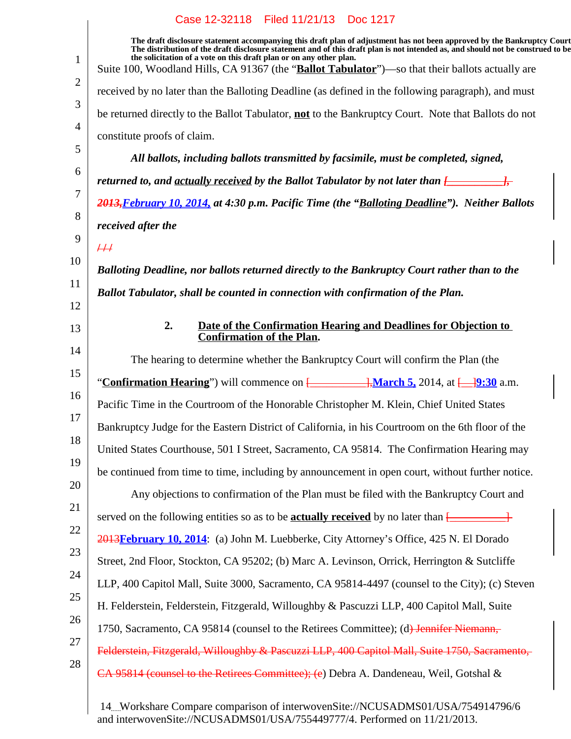The draft disclosure statement accompanying this draft plan of adjustment has not been approved by the Bankruptcy Court. The distribution of the draft disclosure statement and of this draft plan is not intended as, and should not be construed to be the solicitation of a vote on this draft plan or on any other plan.

Suite 100, Woodland Hills, CA 91367 (the "**Ballot Tabulator**")—so that their ballots actually are received by no later than the Balloting Deadline (as defined in the following paragraph), and must be returned directly to the Ballot Tabulator, **not** to the Bankruptcy Court. Note that Ballots do not constitute proofs of claim.

***All ballots, including ballots transmitted by facsimile, must be completed, signed, returned to, and actually received by the Ballot Tabulator by not later than ~~[__________], 2013,~~February 10, 2014, at 4:30 p.m. Pacific Time (the "Balloting Deadline"). Neither Ballots received after the***

~~/ / /~~

***Balloting Deadline, nor ballots returned directly to the Bankruptcy Court rather than to the Ballot Tabulator, shall be counted in connection with confirmation of the Plan.***

### 2. Date of the Confirmation Hearing and Deadlines for Objection to Confirmation of the Plan.

The hearing to determine whether the Bankruptcy Court will confirm the Plan (the "**Confirmation Hearing**") will commence on ~~[__________],~~**March 5,** 2014, at ~~[__]~~**9:30** a.m. Pacific Time in the Courtroom of the Honorable Christopher M. Klein, Chief United States Bankruptcy Judge for the Eastern District of California, in his Courtroom on the 6th floor of the United States Courthouse, 501 I Street, Sacramento, CA 95814. The Confirmation Hearing may be continued from time to time, including by announcement in open court, without further notice.

Any objections to confirmation of the Plan must be filed with the Bankruptcy Court and served on the following entities so as to be **actually received** by no later than ~~[__________] 2013~~**February 10, 2014**: (a) John M. Luebberke, City Attorney's Office, 425 N. El Dorado Street, 2nd Floor, Stockton, CA 95202; (b) Marc A. Levinson, Orrick, Herrington & Sutcliffe LLP, 400 Capitol Mall, Suite 3000, Sacramento, CA 95814-4497 (counsel to the City); (c) Steven H. Felderstein, Felderstein, Fitzgerald, Willoughby & Pascuzzi LLP, 400 Capitol Mall, Suite 1750, Sacramento, CA 95814 (counsel to the Retirees Committee); (d~~) Jennifer Niemann, Felderstein, Fitzgerald, Willoughby & Pascuzzi LLP, 400 Capitol Mall, Suite 1750, Sacramento, CA 95814 (counsel to the Retirees Committee); (e~~) Debra A. Dandeneau, Weil, Gotshal &

Workshare Compare comparison of interwovenSite://NCUSADMS01/USA/754914796/6 and interwovenSite://NCUSADMS01/USA/755449777/4. Performed on 11/21/2013.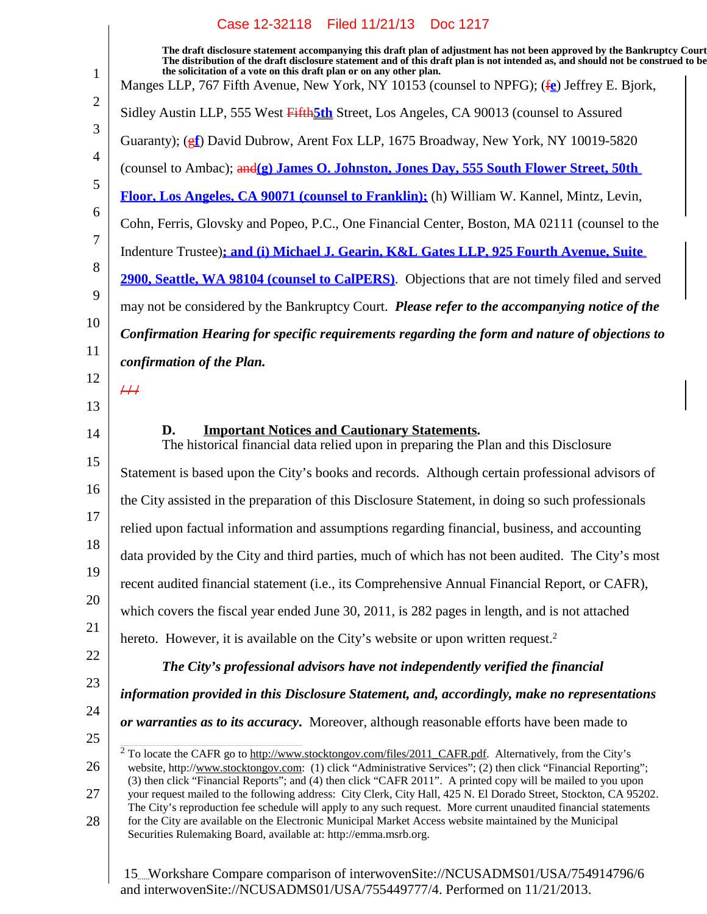The draft disclosure statement accompanying this draft plan of adjustment has not been approved by the Bankruptcy Court. The distribution of the draft disclosure statement and of this draft plan is not intended as, and should not be construed to be the solicitation of a vote on this draft plan or on any other plan.

Manges LLP, 767 Fifth Avenue, New York, NY 10153 (counsel to NPFG); (~~f~~**e**) Jeffrey E. Bjork, Sidley Austin LLP, 555 West ~~Fifth~~**5th** Street, Los Angeles, CA 90013 (counsel to Assured Guaranty); (~~g~~**f**) David Dubrow, Arent Fox LLP, 1675 Broadway, New York, NY 10019-5820 (counsel to Ambac); ~~and~~**(g) James O. Johnston, Jones Day, 555 South Flower Street, 50th Floor, Los Angeles, CA 90071 (counsel to Franklin);** (h) William W. Kannel, Mintz, Levin, Cohn, Ferris, Glovsky and Popeo, P.C., One Financial Center, Boston, MA 02111 (counsel to the Indenture Trustee)**; and (i) Michael J. Gearin, K&L Gates LLP, 925 Fourth Avenue, Suite 2900, Seattle, WA 98104 (counsel to CalPERS)**. Objections that are not timely filed and served may not be considered by the Bankruptcy Court. ***Please refer to the accompanying notice of the Confirmation Hearing for specific requirements regarding the form and nature of objections to confirmation of the Plan.***

~~///~~

### D. Important Notices and Cautionary Statements.

The historical financial data relied upon in preparing the Plan and this Disclosure Statement is based upon the City's books and records. Although certain professional advisors of the City assisted in the preparation of this Disclosure Statement, in doing so such professionals relied upon factual information and assumptions regarding financial, business, and accounting data provided by the City and third parties, much of which has not been audited. The City's most recent audited financial statement (i.e., its Comprehensive Annual Financial Report, or CAFR), which covers the fiscal year ended June 30, 2011, is 282 pages in length, and is not attached hereto. However, it is available on the City's website or upon written request.[2]

***The City's professional advisors have not independently verified the financial information provided in this Disclosure Statement, and, accordingly, make no representations or warranties as to its accuracy.*** Moreover, although reasonable efforts have been made to

[2] To locate the CAFR go to http://www.stocktongov.com/files/2011_CAFR.pdf. Alternatively, from the City's website, http://www.stocktongov.com: (1) click "Administrative Services"; (2) then click "Financial Reporting"; (3) then click "Financial Reports"; and (4) then click "CAFR 2011". A printed copy will be mailed to you upon your request mailed to the following address: City Clerk, City Hall, 425 N. El Dorado Street, Stockton, CA 95202. The City's reproduction fee schedule will apply to any such request. More current unaudited financial statements for the City are available on the Electronic Municipal Market Access website maintained by the Municipal Securities Rulemaking Board, available at: http://emma.msrb.org.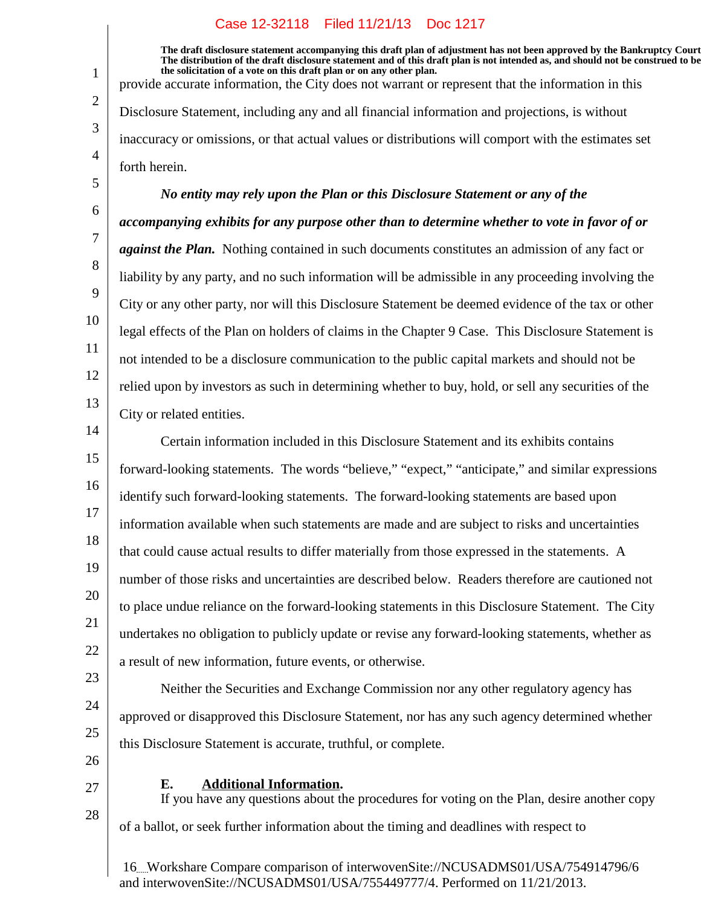The draft disclosure statement accompanying this draft plan of adjustment has not been approved by the Bankruptcy Court. The distribution of the draft disclosure statement and of this draft plan is not intended as, and should not be construed to be the solicitation of a vote on this draft plan or on any other plan.

provide accurate information, the City does not warrant or represent that the information in this Disclosure Statement, including any and all financial information and projections, is without inaccuracy or omissions, or that actual values or distributions will comport with the estimates set forth herein.

***No entity may rely upon the Plan or this Disclosure Statement or any of the accompanying exhibits for any purpose other than to determine whether to vote in favor of or against the Plan.*** Nothing contained in such documents constitutes an admission of any fact or liability by any party, and no such information will be admissible in any proceeding involving the City or any other party, nor will this Disclosure Statement be deemed evidence of the tax or other legal effects of the Plan on holders of claims in the Chapter 9 Case. This Disclosure Statement is not intended to be a disclosure communication to the public capital markets and should not be relied upon by investors as such in determining whether to buy, hold, or sell any securities of the City or related entities.

Certain information included in this Disclosure Statement and its exhibits contains forward-looking statements. The words "believe," "expect," "anticipate," and similar expressions identify such forward-looking statements. The forward-looking statements are based upon information available when such statements are made and are subject to risks and uncertainties that could cause actual results to differ materially from those expressed in the statements. A number of those risks and uncertainties are described below. Readers therefore are cautioned not to place undue reliance on the forward-looking statements in this Disclosure Statement. The City undertakes no obligation to publicly update or revise any forward-looking statements, whether as a result of new information, future events, or otherwise.

Neither the Securities and Exchange Commission nor any other regulatory agency has approved or disapproved this Disclosure Statement, nor has any such agency determined whether this Disclosure Statement is accurate, truthful, or complete.

**E. Additional Information.**

If you have any questions about the procedures for voting on the Plan, desire another copy of a ballot, or seek further information about the timing and deadlines with respect to

Workshare Compare comparison of interwovenSite://NCUSADMS01/USA/754914796/6 and interwovenSite://NCUSADMS01/USA/755449777/4. Performed on 11/21/2013.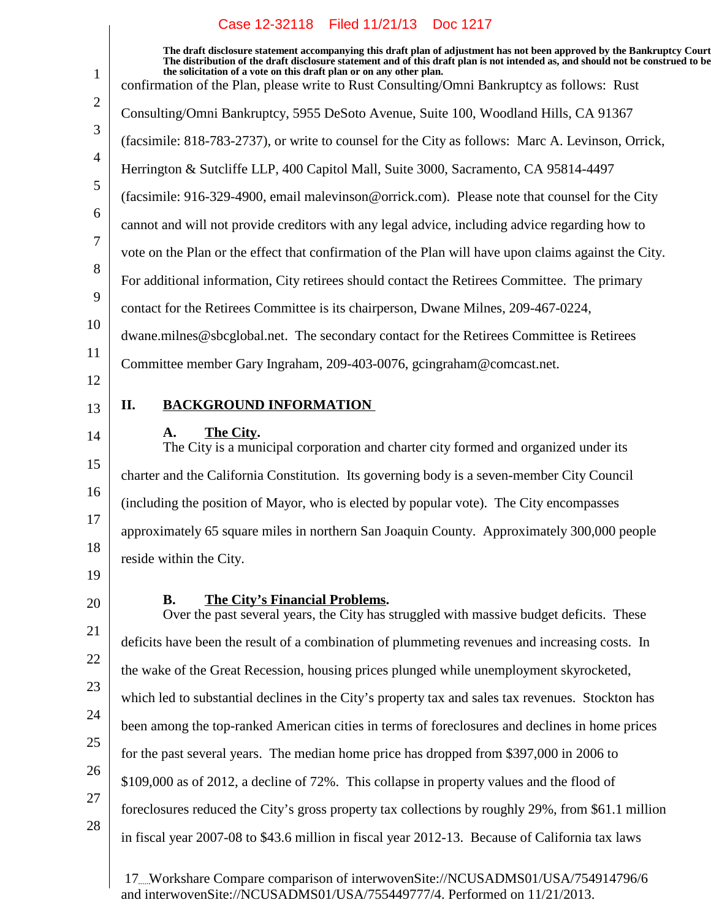confirmation of the Plan, please write to Rust Consulting/Omni Bankruptcy as follows: Rust Consulting/Omni Bankruptcy, 5955 DeSoto Avenue, Suite 100, Woodland Hills, CA 91367 (facsimile: 818-783-2737), or write to counsel for the City as follows: Marc A. Levinson, Orrick, Herrington & Sutcliffe LLP, 400 Capitol Mall, Suite 3000, Sacramento, CA 95814-4497 (facsimile: 916-329-4900, email malevinson@orrick.com). Please note that counsel for the City cannot and will not provide creditors with any legal advice, including advice regarding how to vote on the Plan or the effect that confirmation of the Plan will have upon claims against the City. For additional information, City retirees should contact the Retirees Committee. The primary contact for the Retirees Committee is its chairperson, Dwane Milnes, 209-467-0224, dwane.milnes@sbcglobal.net. The secondary contact for the Retirees Committee is Retirees Committee member Gary Ingraham, 209-403-0076, gcingraham@comcast.net.

## II. BACKGROUND INFORMATION

### A. The City.

The City is a municipal corporation and charter city formed and organized under its charter and the California Constitution. Its governing body is a seven-member City Council (including the position of Mayor, who is elected by popular vote). The City encompasses approximately 65 square miles in northern San Joaquin County. Approximately 300,000 people reside within the City.

### B. The City's Financial Problems.

Over the past several years, the City has struggled with massive budget deficits. These deficits have been the result of a combination of plummeting revenues and increasing costs. In the wake of the Great Recession, housing prices plunged while unemployment skyrocketed, which led to substantial declines in the City's property tax and sales tax revenues. Stockton has been among the top-ranked American cities in terms of foreclosures and declines in home prices for the past several years. The median home price has dropped from $397,000 in 2006 to $109,000 as of 2012, a decline of 72%. This collapse in property values and the flood of foreclosures reduced the City's gross property tax collections by roughly 29%, from $61.1 million in fiscal year 2007-08 to $43.6 million in fiscal year 2012-13. Because of California tax laws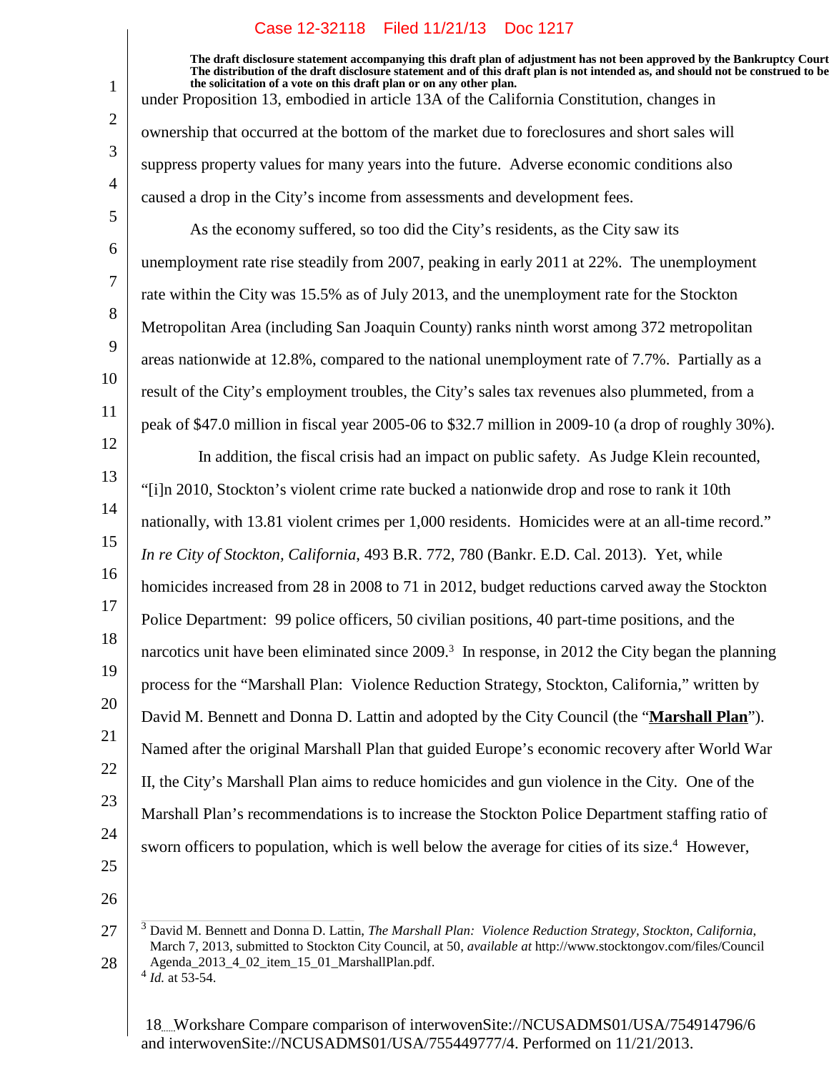under Proposition 13, embodied in article 13A of the California Constitution, changes in ownership that occurred at the bottom of the market due to foreclosures and short sales will suppress property values for many years into the future. Adverse economic conditions also caused a drop in the City's income from assessments and development fees.

As the economy suffered, so too did the City's residents, as the City saw its unemployment rate rise steadily from 2007, peaking in early 2011 at 22%. The unemployment rate within the City was 15.5% as of July 2013, and the unemployment rate for the Stockton Metropolitan Area (including San Joaquin County) ranks ninth worst among 372 metropolitan areas nationwide at 12.8%, compared to the national unemployment rate of 7.7%. Partially as a result of the City's employment troubles, the City's sales tax revenues also plummeted, from a peak of $47.0 million in fiscal year 2005-06 to $32.7 million in 2009-10 (a drop of roughly 30%).

In addition, the fiscal crisis had an impact on public safety. As Judge Klein recounted, "[i]n 2010, Stockton's violent crime rate bucked a nationwide drop and rose to rank it 10th nationally, with 13.81 violent crimes per 1,000 residents. Homicides were at an all-time record." *In re City of Stockton, California*, 493 B.R. 772, 780 (Bankr. E.D. Cal. 2013). Yet, while homicides increased from 28 in 2008 to 71 in 2012, budget reductions carved away the Stockton Police Department: 99 police officers, 50 civilian positions, 40 part-time positions, and the narcotics unit have been eliminated since 2009.[3] In response, in 2012 the City began the planning process for the "Marshall Plan: Violence Reduction Strategy, Stockton, California," written by David M. Bennett and Donna D. Lattin and adopted by the City Council (the "**Marshall Plan**"). Named after the original Marshall Plan that guided Europe's economic recovery after World War II, the City's Marshall Plan aims to reduce homicides and gun violence in the City. One of the Marshall Plan's recommendations is to increase the Stockton Police Department staffing ratio of sworn officers to population, which is well below the average for cities of its size.[4] However,

[3] David M. Bennett and Donna D. Lattin, *The Marshall Plan: Violence Reduction Strategy, Stockton, California*, March 7, 2013, submitted to Stockton City Council, at 50, *available at* http://www.stocktongov.com/files/CouncilAgenda_2013_4_02_item_15_01_MarshallPlan.pdf.

[4] *Id.* at 53-54.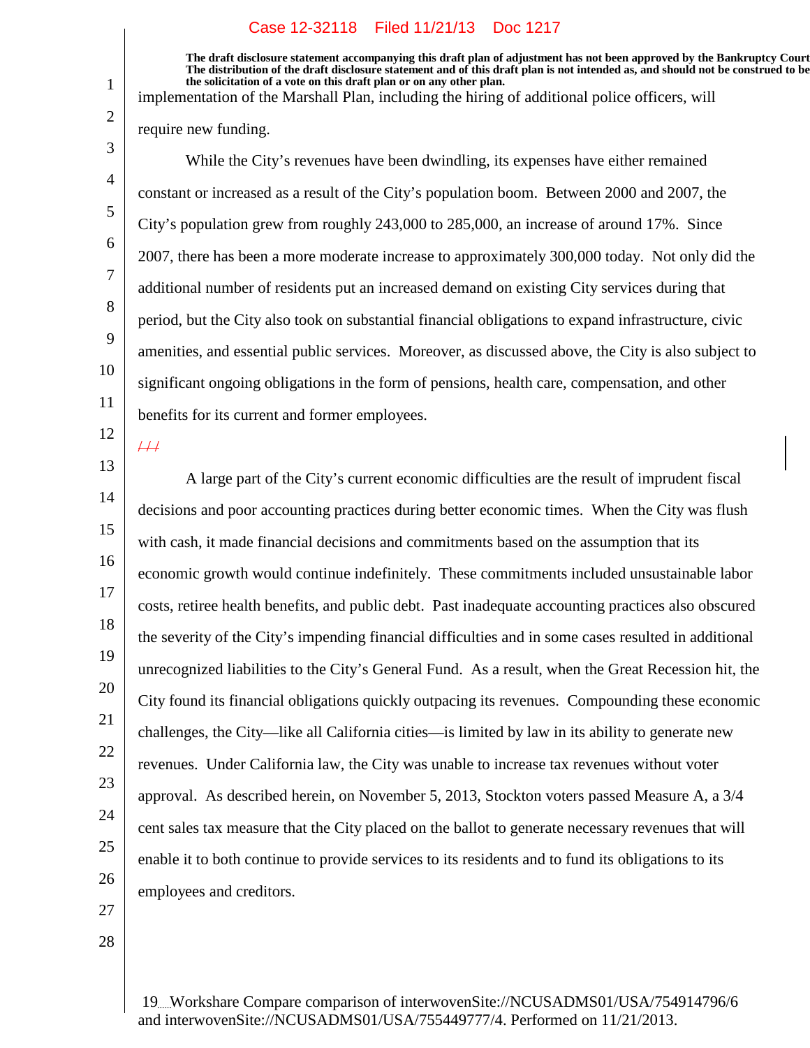implementation of the Marshall Plan, including the hiring of additional police officers, will require new funding.

While the City's revenues have been dwindling, its expenses have either remained constant or increased as a result of the City's population boom. Between 2000 and 2007, the City's population grew from roughly 243,000 to 285,000, an increase of around 17%. Since 2007, there has been a more moderate increase to approximately 300,000 today. Not only did the additional number of residents put an increased demand on existing City services during that period, but the City also took on substantial financial obligations to expand infrastructure, civic amenities, and essential public services. Moreover, as discussed above, the City is also subject to significant ongoing obligations in the form of pensions, health care, compensation, and other benefits for its current and former employees.

A large part of the City's current economic difficulties are the result of imprudent fiscal decisions and poor accounting practices during better economic times. When the City was flush with cash, it made financial decisions and commitments based on the assumption that its economic growth would continue indefinitely. These commitments included unsustainable labor costs, retiree health benefits, and public debt. Past inadequate accounting practices also obscured the severity of the City's impending financial difficulties and in some cases resulted in additional unrecognized liabilities to the City's General Fund. As a result, when the Great Recession hit, the City found its financial obligations quickly outpacing its revenues. Compounding these economic challenges, the City—like all California cities—is limited by law in its ability to generate new revenues. Under California law, the City was unable to increase tax revenues without voter approval. As described herein, on November 5, 2013, Stockton voters passed Measure A, a 3/4 cent sales tax measure that the City placed on the ballot to generate necessary revenues that will enable it to both continue to provide services to its residents and to fund its obligations to its employees and creditors.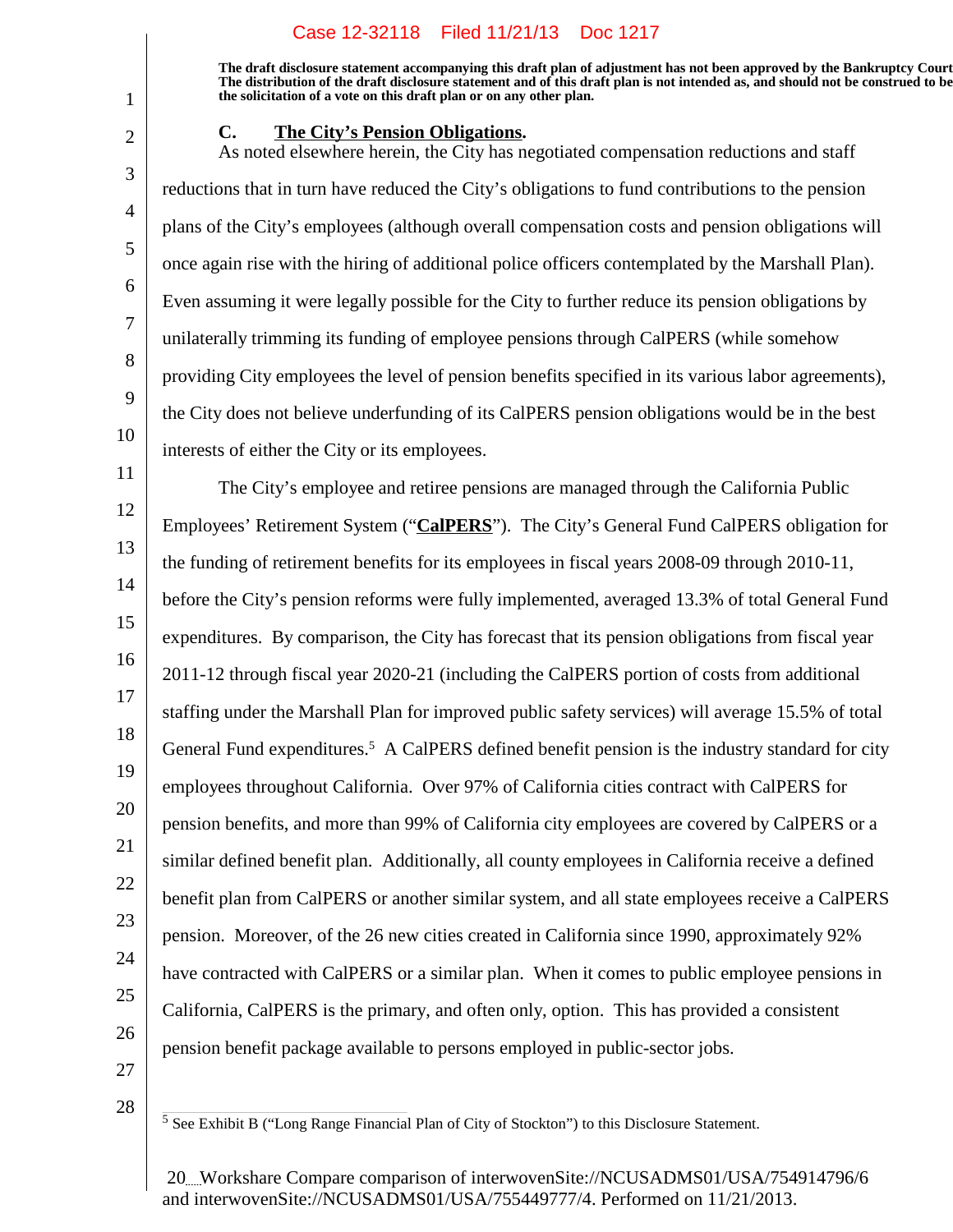The draft disclosure statement accompanying this draft plan of adjustment has not been approved by the Bankruptcy Court. The distribution of the draft disclosure statement and of this draft plan is not intended as, and should not be construed to be the solicitation of a vote on this draft plan or on any other plan.

### C. The City's Pension Obligations.

As noted elsewhere herein, the City has negotiated compensation reductions and staff reductions that in turn have reduced the City's obligations to fund contributions to the pension plans of the City's employees (although overall compensation costs and pension obligations will once again rise with the hiring of additional police officers contemplated by the Marshall Plan). Even assuming it were legally possible for the City to further reduce its pension obligations by unilaterally trimming its funding of employee pensions through CalPERS (while somehow providing City employees the level of pension benefits specified in its various labor agreements), the City does not believe underfunding of its CalPERS pension obligations would be in the best interests of either the City or its employees.

The City's employee and retiree pensions are managed through the California Public Employees' Retirement System ("**CalPERS**"). The City's General Fund CalPERS obligation for the funding of retirement benefits for its employees in fiscal years 2008-09 through 2010-11, before the City's pension reforms were fully implemented, averaged 13.3% of total General Fund expenditures. By comparison, the City has forecast that its pension obligations from fiscal year 2011-12 through fiscal year 2020-21 (including the CalPERS portion of costs from additional staffing under the Marshall Plan for improved public safety services) will average 15.5% of total General Fund expenditures.[5] A CalPERS defined benefit pension is the industry standard for city employees throughout California. Over 97% of California cities contract with CalPERS for pension benefits, and more than 99% of California city employees are covered by CalPERS or a similar defined benefit plan. Additionally, all county employees in California receive a defined benefit plan from CalPERS or another similar system, and all state employees receive a CalPERS pension. Moreover, of the 26 new cities created in California since 1990, approximately 92% have contracted with CalPERS or a similar plan. When it comes to public employee pensions in California, CalPERS is the primary, and often only, option. This has provided a consistent pension benefit package available to persons employed in public-sector jobs.

[5] See Exhibit B ("Long Range Financial Plan of City of Stockton") to this Disclosure Statement.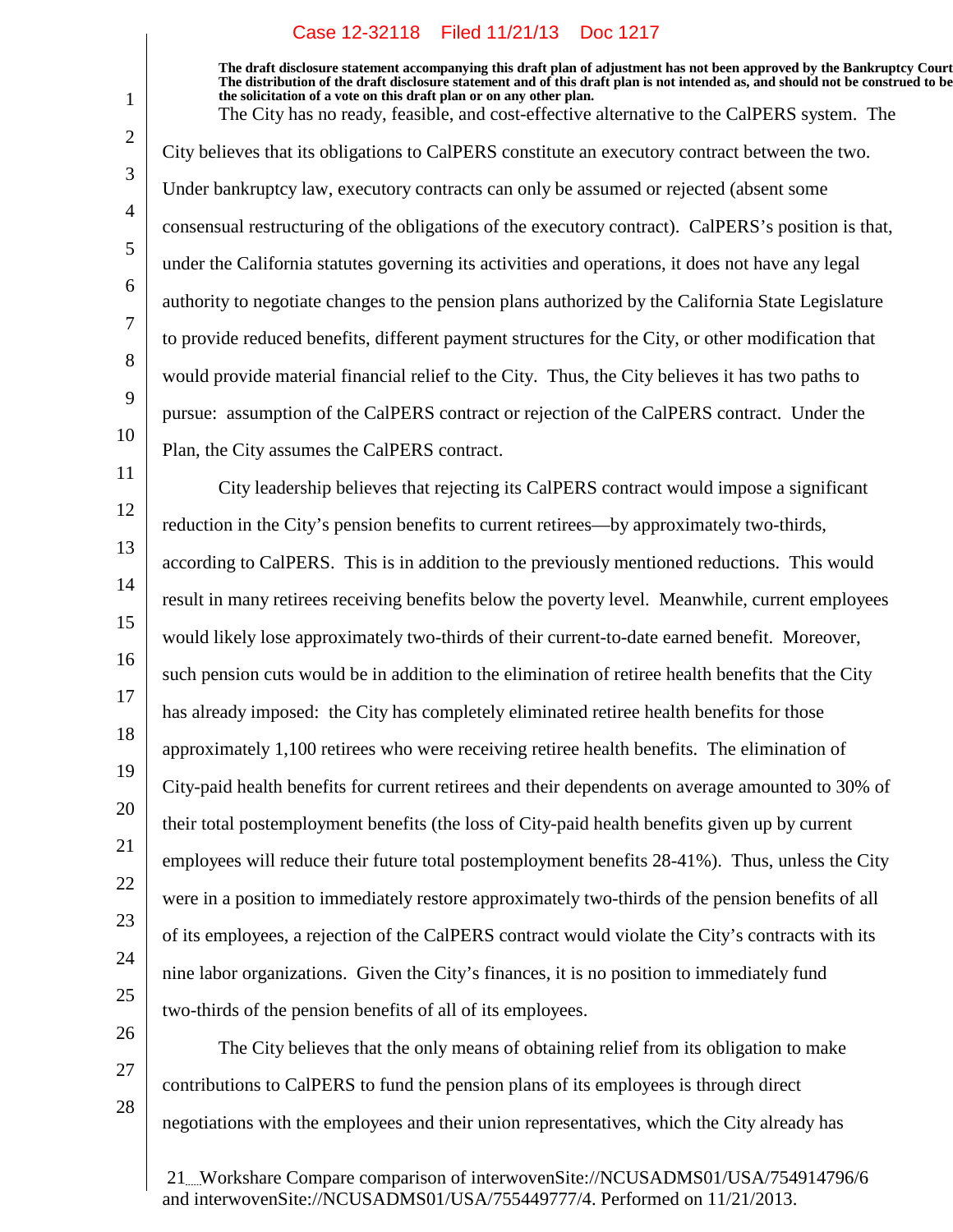The draft disclosure statement accompanying this draft plan of adjustment has not been approved by the Bankruptcy Court. The distribution of the draft disclosure statement and of this draft plan is not intended as, and should not be construed to be the solicitation of a vote on this draft plan or on any other plan.

The City has no ready, feasible, and cost-effective alternative to the CalPERS system. The City believes that its obligations to CalPERS constitute an executory contract between the two. Under bankruptcy law, executory contracts can only be assumed or rejected (absent some consensual restructuring of the obligations of the executory contract). CalPERS's position is that, under the California statutes governing its activities and operations, it does not have any legal authority to negotiate changes to the pension plans authorized by the California State Legislature to provide reduced benefits, different payment structures for the City, or other modification that would provide material financial relief to the City. Thus, the City believes it has two paths to pursue: assumption of the CalPERS contract or rejection of the CalPERS contract. Under the Plan, the City assumes the CalPERS contract.

City leadership believes that rejecting its CalPERS contract would impose a significant reduction in the City's pension benefits to current retirees—by approximately two-thirds, according to CalPERS. This is in addition to the previously mentioned reductions. This would result in many retirees receiving benefits below the poverty level. Meanwhile, current employees would likely lose approximately two-thirds of their current-to-date earned benefit. Moreover, such pension cuts would be in addition to the elimination of retiree health benefits that the City has already imposed: the City has completely eliminated retiree health benefits for those approximately 1,100 retirees who were receiving retiree health benefits. The elimination of City-paid health benefits for current retirees and their dependents on average amounted to 30% of their total postemployment benefits (the loss of City-paid health benefits given up by current employees will reduce their future total postemployment benefits 28-41%). Thus, unless the City were in a position to immediately restore approximately two-thirds of the pension benefits of all of its employees, a rejection of the CalPERS contract would violate the City's contracts with its nine labor organizations. Given the City's finances, it is no position to immediately fund two-thirds of the pension benefits of all of its employees.

The City believes that the only means of obtaining relief from its obligation to make contributions to CalPERS to fund the pension plans of its employees is through direct negotiations with the employees and their union representatives, which the City already has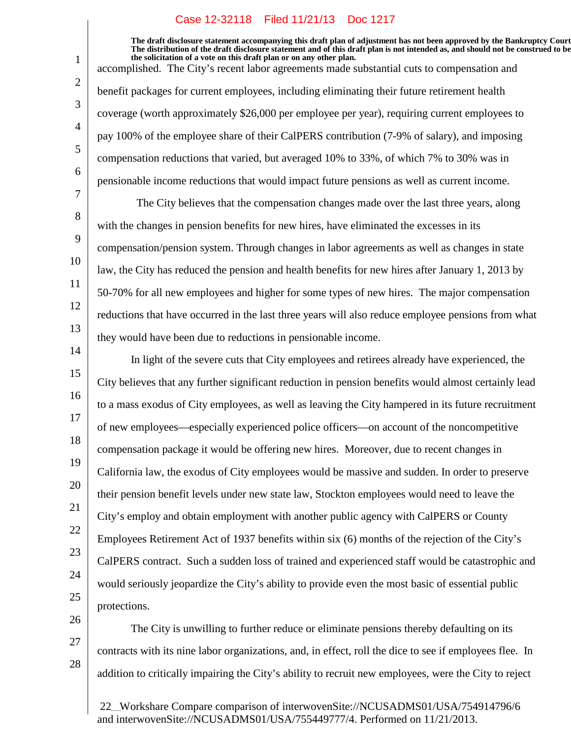accomplished. The City's recent labor agreements made substantial cuts to compensation and benefit packages for current employees, including eliminating their future retirement health coverage (worth approximately $26,000 per employee per year), requiring current employees to pay 100% of the employee share of their CalPERS contribution (7-9% of salary), and imposing compensation reductions that varied, but averaged 10% to 33%, of which 7% to 30% was in pensionable income reductions that would impact future pensions as well as current income.

The City believes that the compensation changes made over the last three years, along with the changes in pension benefits for new hires, have eliminated the excesses in its compensation/pension system. Through changes in labor agreements as well as changes in state law, the City has reduced the pension and health benefits for new hires after January 1, 2013 by 50-70% for all new employees and higher for some types of new hires. The major compensation reductions that have occurred in the last three years will also reduce employee pensions from what they would have been due to reductions in pensionable income.

In light of the severe cuts that City employees and retirees already have experienced, the City believes that any further significant reduction in pension benefits would almost certainly lead to a mass exodus of City employees, as well as leaving the City hampered in its future recruitment of new employees—especially experienced police officers—on account of the noncompetitive compensation package it would be offering new hires. Moreover, due to recent changes in California law, the exodus of City employees would be massive and sudden. In order to preserve their pension benefit levels under new state law, Stockton employees would need to leave the City's employ and obtain employment with another public agency with CalPERS or County Employees Retirement Act of 1937 benefits within six (6) months of the rejection of the City's CalPERS contract. Such a sudden loss of trained and experienced staff would be catastrophic and would seriously jeopardize the City's ability to provide even the most basic of essential public protections.

The City is unwilling to further reduce or eliminate pensions thereby defaulting on its contracts with its nine labor organizations, and, in effect, roll the dice to see if employees flee. In addition to critically impairing the City's ability to recruit new employees, were the City to reject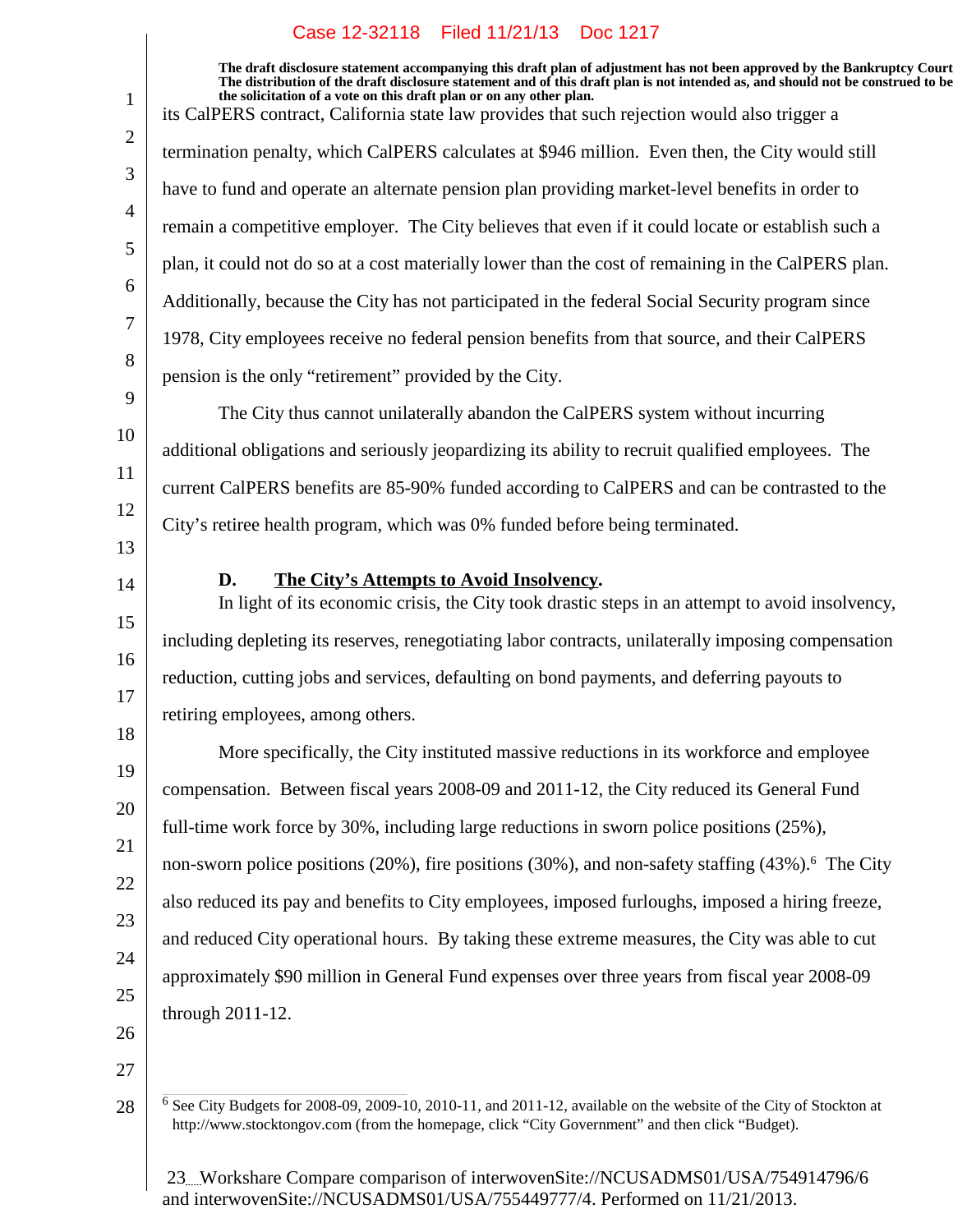its CalPERS contract, California state law provides that such rejection would also trigger a termination penalty, which CalPERS calculates at $946 million. Even then, the City would still have to fund and operate an alternate pension plan providing market-level benefits in order to remain a competitive employer. The City believes that even if it could locate or establish such a plan, it could not do so at a cost materially lower than the cost of remaining in the CalPERS plan. Additionally, because the City has not participated in the federal Social Security program since 1978, City employees receive no federal pension benefits from that source, and their CalPERS pension is the only "retirement" provided by the City.

The City thus cannot unilaterally abandon the CalPERS system without incurring additional obligations and seriously jeopardizing its ability to recruit qualified employees. The current CalPERS benefits are 85-90% funded according to CalPERS and can be contrasted to the City's retiree health program, which was 0% funded before being terminated.

### D. The City's Attempts to Avoid Insolvency.

In light of its economic crisis, the City took drastic steps in an attempt to avoid insolvency, including depleting its reserves, renegotiating labor contracts, unilaterally imposing compensation reduction, cutting jobs and services, defaulting on bond payments, and deferring payouts to retiring employees, among others.

More specifically, the City instituted massive reductions in its workforce and employee compensation. Between fiscal years 2008-09 and 2011-12, the City reduced its General Fund full-time work force by 30%, including large reductions in sworn police positions (25%), non-sworn police positions (20%), fire positions (30%), and non-safety staffing (43%).[6] The City also reduced its pay and benefits to City employees, imposed furloughs, imposed a hiring freeze, and reduced City operational hours. By taking these extreme measures, the City was able to cut approximately $90 million in General Fund expenses over three years from fiscal year 2008-09 through 2011-12.

---

[6] See City Budgets for 2008-09, 2009-10, 2010-11, and 2011-12, available on the website of the City of Stockton at http://www.stocktongov.com (from the homepage, click "City Government" and then click "Budget).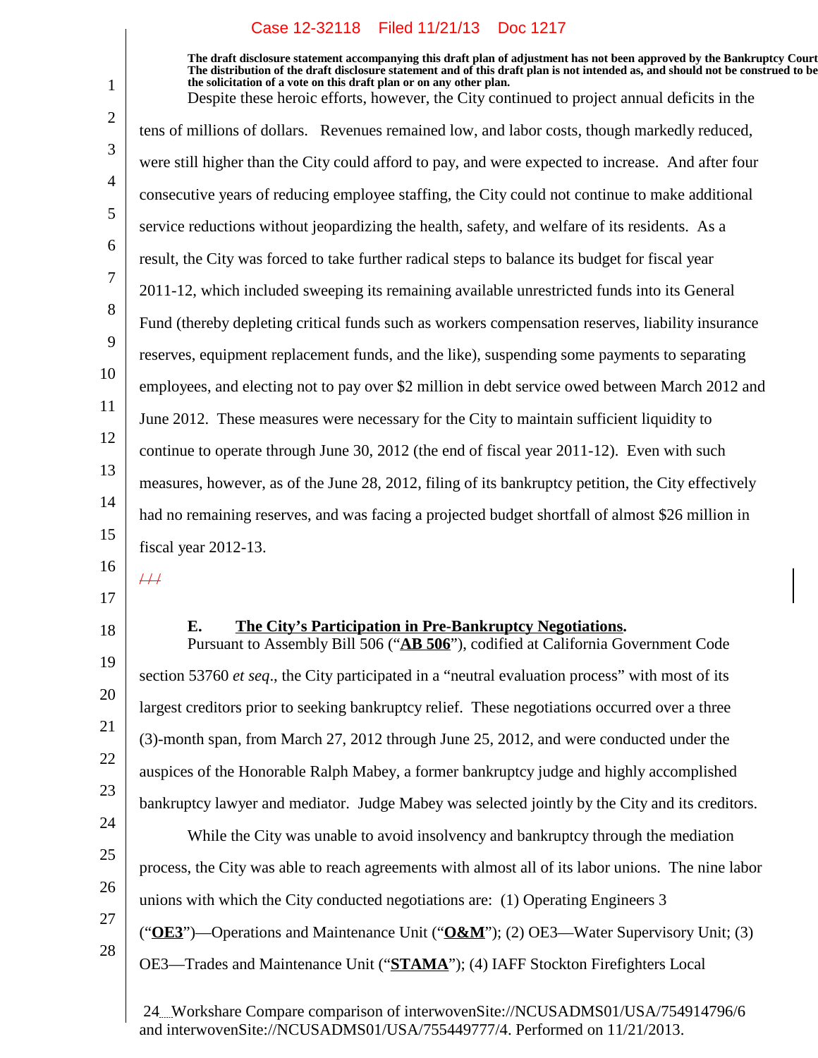The draft disclosure statement accompanying this draft plan of adjustment has not been approved by the Bankruptcy Court. The distribution of the draft disclosure statement and of this draft plan is not intended as, and should not be construed to be, the solicitation of a vote on this draft plan or on any other plan.

Despite these heroic efforts, however, the City continued to project annual deficits in the tens of millions of dollars. Revenues remained low, and labor costs, though markedly reduced, were still higher than the City could afford to pay, and were expected to increase. And after four consecutive years of reducing employee staffing, the City could not continue to make additional service reductions without jeopardizing the health, safety, and welfare of its residents. As a result, the City was forced to take further radical steps to balance its budget for fiscal year 2011-12, which included sweeping its remaining available unrestricted funds into its General Fund (thereby depleting critical funds such as workers compensation reserves, liability insurance reserves, equipment replacement funds, and the like), suspending some payments to separating employees, and electing not to pay over $2 million in debt service owed between March 2012 and June 2012. These measures were necessary for the City to maintain sufficient liquidity to continue to operate through June 30, 2012 (the end of fiscal year 2011-12). Even with such measures, however, as of the June 28, 2012, filing of its bankruptcy petition, the City effectively had no remaining reserves, and was facing a projected budget shortfall of almost $26 million in fiscal year 2012-13.

~~///~~

### E. The City's Participation in Pre-Bankruptcy Negotiations.

Pursuant to Assembly Bill 506 ("**AB 506**"), codified at California Government Code section 53760 *et seq*., the City participated in a "neutral evaluation process" with most of its largest creditors prior to seeking bankruptcy relief. These negotiations occurred over a three (3)-month span, from March 27, 2012 through June 25, 2012, and were conducted under the auspices of the Honorable Ralph Mabey, a former bankruptcy judge and highly accomplished bankruptcy lawyer and mediator. Judge Mabey was selected jointly by the City and its creditors.

While the City was unable to avoid insolvency and bankruptcy through the mediation process, the City was able to reach agreements with almost all of its labor unions. The nine labor unions with which the City conducted negotiations are: (1) Operating Engineers 3 ("**OE3**")—Operations and Maintenance Unit ("**O&M**"); (2) OE3—Water Supervisory Unit; (3) OE3—Trades and Maintenance Unit ("**STAMA**"); (4) IAFF Stockton Firefighters Local

Workshare Compare comparison of interwovenSite://NCUSADMS01/USA/754914796/6 and interwovenSite://NCUSADMS01/USA/755449777/4. Performed on 11/21/2013.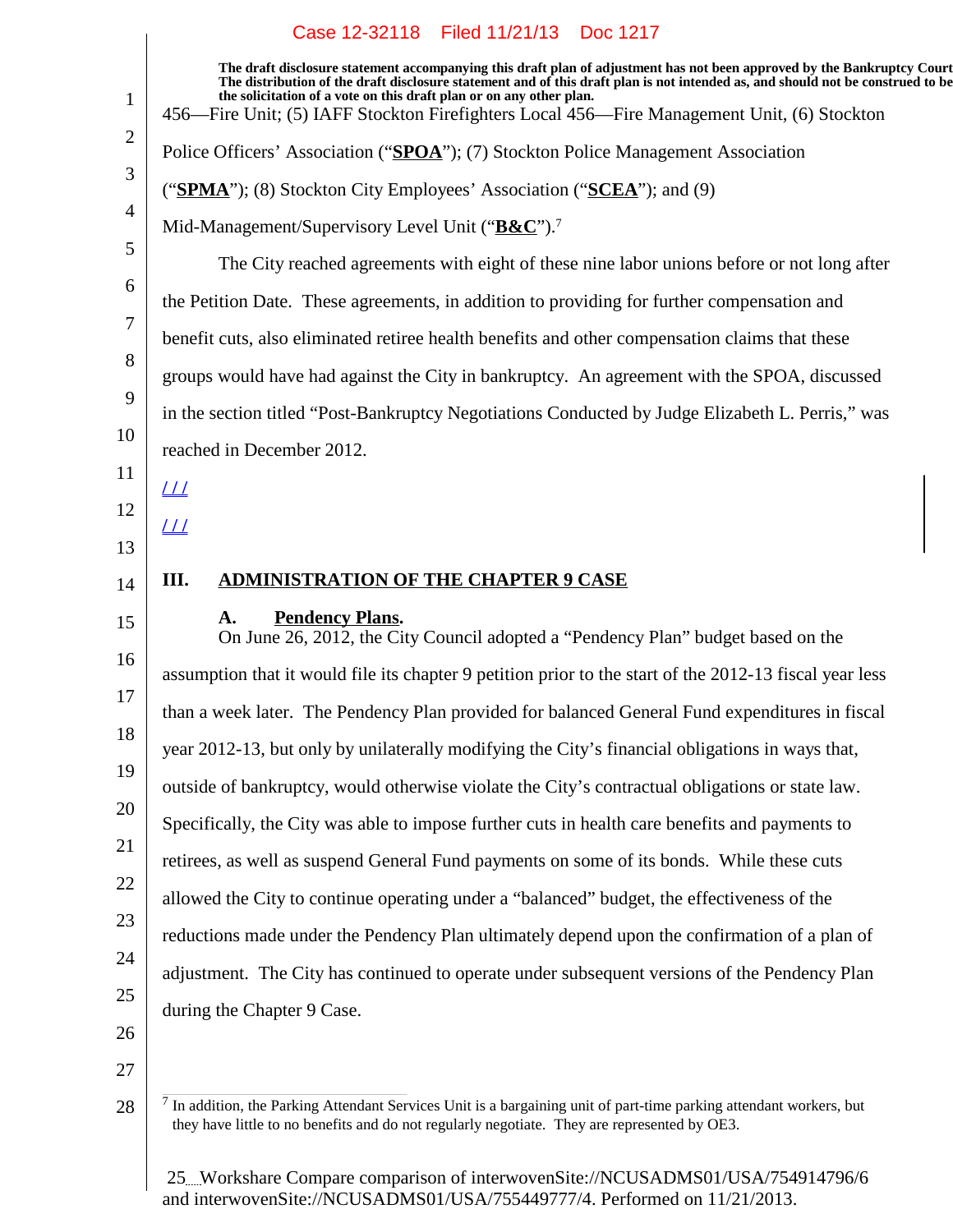456—Fire Unit; (5) IAFF Stockton Firefighters Local 456—Fire Management Unit, (6) Stockton Police Officers' Association ("**SPOA**"); (7) Stockton Police Management Association ("**SPMA**"); (8) Stockton City Employees' Association ("**SCEA**"); and (9) Mid-Management/Supervisory Level Unit ("**B&C**").[7]

The City reached agreements with eight of these nine labor unions before or not long after the Petition Date. These agreements, in addition to providing for further compensation and benefit cuts, also eliminated retiree health benefits and other compensation claims that these groups would have had against the City in bankruptcy. An agreement with the SPOA, discussed in the section titled "Post-Bankruptcy Negotiations Conducted by Judge Elizabeth L. Perris," was reached in December 2012.

/ / /

/ / /

## III. ADMINISTRATION OF THE CHAPTER 9 CASE

### A. Pendency Plans.

On June 26, 2012, the City Council adopted a "Pendency Plan" budget based on the assumption that it would file its chapter 9 petition prior to the start of the 2012-13 fiscal year less than a week later. The Pendency Plan provided for balanced General Fund expenditures in fiscal year 2012-13, but only by unilaterally modifying the City's financial obligations in ways that, outside of bankruptcy, would otherwise violate the City's contractual obligations or state law. Specifically, the City was able to impose further cuts in health care benefits and payments to retirees, as well as suspend General Fund payments on some of its bonds. While these cuts allowed the City to continue operating under a "balanced" budget, the effectiveness of the reductions made under the Pendency Plan ultimately depend upon the confirmation of a plan of adjustment. The City has continued to operate under subsequent versions of the Pendency Plan during the Chapter 9 Case.

---

[7] In addition, the Parking Attendant Services Unit is a bargaining unit of part-time parking attendant workers, but they have little to no benefits and do not regularly negotiate. They are represented by OE3.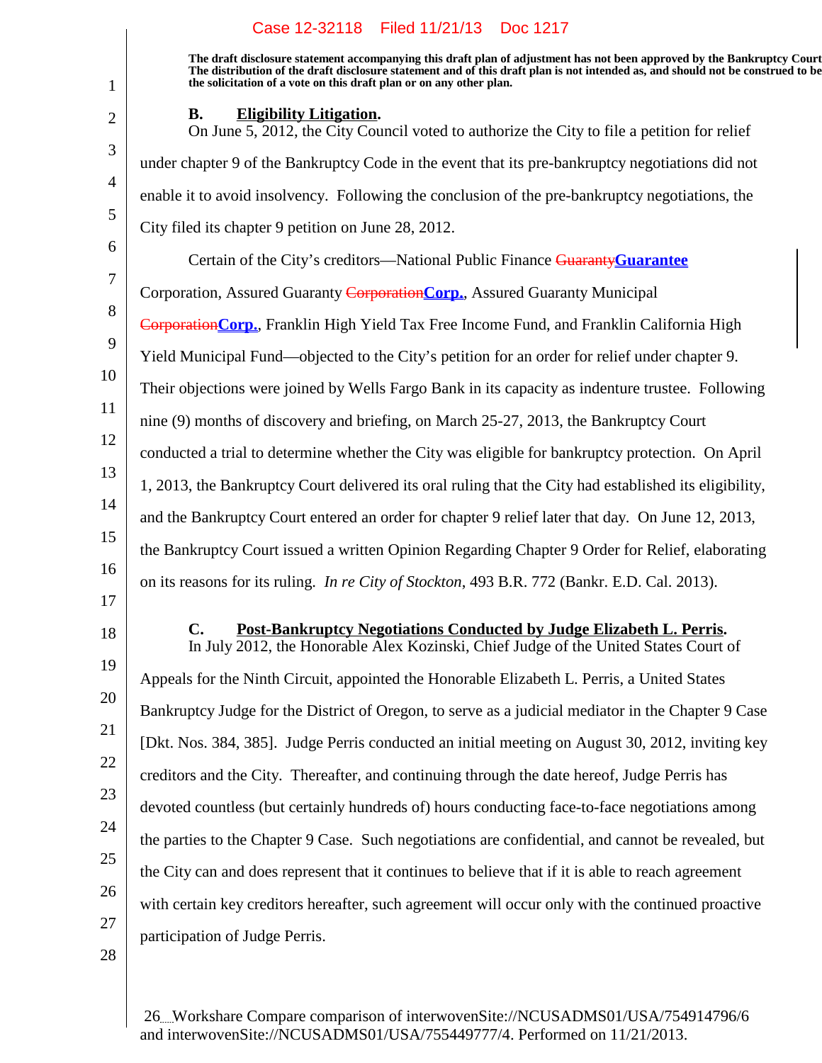**The draft disclosure statement accompanying this draft plan of adjustment has not been approved by the Bankruptcy Court. The distribution of the draft disclosure statement and of this draft plan is not intended as, and should not be construed to be the solicitation of a vote on this draft plan or on any other plan.**

### B. Eligibility Litigation.

On June 5, 2012, the City Council voted to authorize the City to file a petition for relief under chapter 9 of the Bankruptcy Code in the event that its pre-bankruptcy negotiations did not enable it to avoid insolvency. Following the conclusion of the pre-bankruptcy negotiations, the City filed its chapter 9 petition on June 28, 2012.

Certain of the City's creditors—National Public Finance ~~Guaranty~~**Guarantee** Corporation, Assured Guaranty ~~Corporation~~**Corp.**, Assured Guaranty Municipal ~~Corporation~~**Corp.**, Franklin High Yield Tax Free Income Fund, and Franklin California High Yield Municipal Fund—objected to the City's petition for an order for relief under chapter 9. Their objections were joined by Wells Fargo Bank in its capacity as indenture trustee. Following nine (9) months of discovery and briefing, on March 25-27, 2013, the Bankruptcy Court conducted a trial to determine whether the City was eligible for bankruptcy protection. On April 1, 2013, the Bankruptcy Court delivered its oral ruling that the City had established its eligibility, and the Bankruptcy Court entered an order for chapter 9 relief later that day. On June 12, 2013, the Bankruptcy Court issued a written Opinion Regarding Chapter 9 Order for Relief, elaborating on its reasons for its ruling. *In re City of Stockton*, 493 B.R. 772 (Bankr. E.D. Cal. 2013).

### C. Post-Bankruptcy Negotiations Conducted by Judge Elizabeth L. Perris.

In July 2012, the Honorable Alex Kozinski, Chief Judge of the United States Court of Appeals for the Ninth Circuit, appointed the Honorable Elizabeth L. Perris, a United States Bankruptcy Judge for the District of Oregon, to serve as a judicial mediator in the Chapter 9 Case [Dkt. Nos. 384, 385]. Judge Perris conducted an initial meeting on August 30, 2012, inviting key creditors and the City. Thereafter, and continuing through the date hereof, Judge Perris has devoted countless (but certainly hundreds of) hours conducting face-to-face negotiations among the parties to the Chapter 9 Case. Such negotiations are confidential, and cannot be revealed, but the City can and does represent that it continues to believe that if it is able to reach agreement with certain key creditors hereafter, such agreement will occur only with the continued proactive participation of Judge Perris.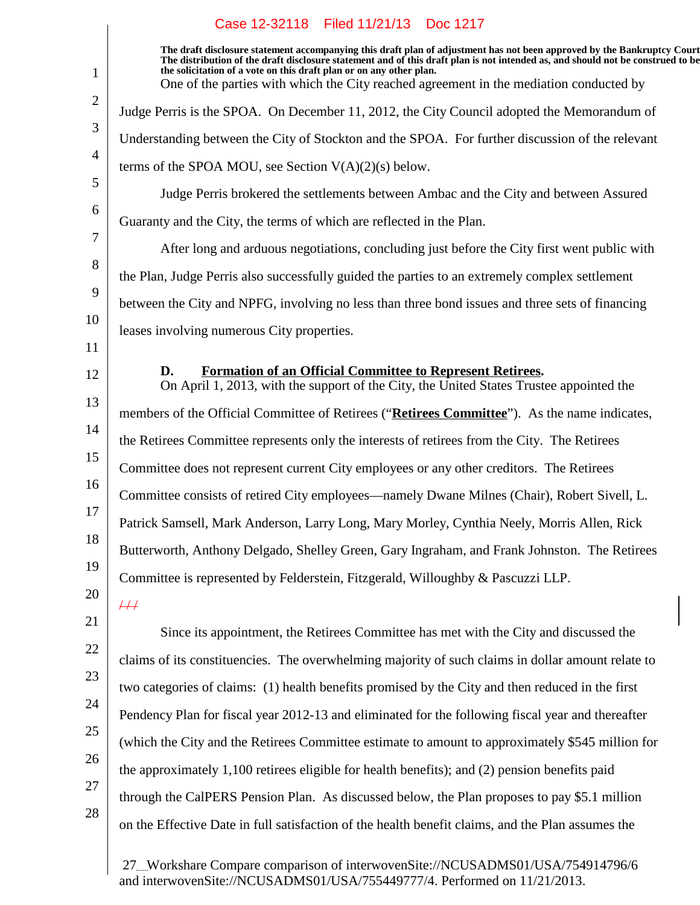The draft disclosure statement accompanying this draft plan of adjustment has not been approved by the Bankruptcy Court. The distribution of the draft disclosure statement and of this draft plan is not intended as, and should not be construed to be, the solicitation of a vote on this draft plan or on any other plan.

One of the parties with which the City reached agreement in the mediation conducted by Judge Perris is the SPOA. On December 11, 2012, the City Council adopted the Memorandum of Understanding between the City of Stockton and the SPOA. For further discussion of the relevant terms of the SPOA MOU, see Section V(A)(2)(s) below.

Judge Perris brokered the settlements between Ambac and the City and between Assured Guaranty and the City, the terms of which are reflected in the Plan.

After long and arduous negotiations, concluding just before the City first went public with the Plan, Judge Perris also successfully guided the parties to an extremely complex settlement between the City and NPFG, involving no less than three bond issues and three sets of financing leases involving numerous City properties.

### D. Formation of an Official Committee to Represent Retirees.

On April 1, 2013, with the support of the City, the United States Trustee appointed the members of the Official Committee of Retirees ("**Retirees Committee**"). As the name indicates, the Retirees Committee represents only the interests of retirees from the City. The Retirees Committee does not represent current City employees or any other creditors. The Retirees Committee consists of retired City employees—namely Dwane Milnes (Chair), Robert Sivell, L. Patrick Samsell, Mark Anderson, Larry Long, Mary Morley, Cynthia Neely, Morris Allen, Rick Butterworth, Anthony Delgado, Shelley Green, Gary Ingraham, and Frank Johnston. The Retirees Committee is represented by Felderstein, Fitzgerald, Willoughby & Pascuzzi LLP.

~~///~~

Since its appointment, the Retirees Committee has met with the City and discussed the claims of its constituencies. The overwhelming majority of such claims in dollar amount relate to two categories of claims: (1) health benefits promised by the City and then reduced in the first Pendency Plan for fiscal year 2012-13 and eliminated for the following fiscal year and thereafter (which the City and the Retirees Committee estimate to amount to approximately $545 million for the approximately 1,100 retirees eligible for health benefits); and (2) pension benefits paid through the CalPERS Pension Plan. As discussed below, the Plan proposes to pay $5.1 million on the Effective Date in full satisfaction of the health benefit claims, and the Plan assumes the

Workshare Compare comparison of interwovenSite://NCUSADMS01/USA/754914796/6 and interwovenSite://NCUSADMS01/USA/755449777/4. Performed on 11/21/2013.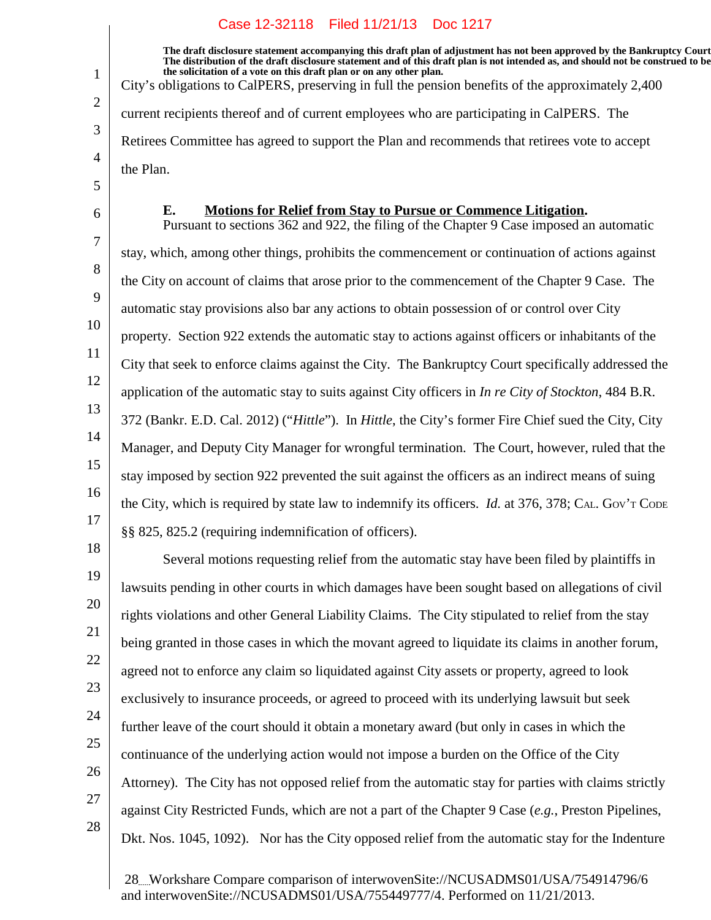City's obligations to CalPERS, preserving in full the pension benefits of the approximately 2,400 current recipients thereof and of current employees who are participating in CalPERS. The Retirees Committee has agreed to support the Plan and recommends that retirees vote to accept the Plan.

### E. Motions for Relief from Stay to Pursue or Commence Litigation.

Pursuant to sections 362 and 922, the filing of the Chapter 9 Case imposed an automatic stay, which, among other things, prohibits the commencement or continuation of actions against the City on account of claims that arose prior to the commencement of the Chapter 9 Case. The automatic stay provisions also bar any actions to obtain possession of or control over City property. Section 922 extends the automatic stay to actions against officers or inhabitants of the City that seek to enforce claims against the City. The Bankruptcy Court specifically addressed the application of the automatic stay to suits against City officers in *In re City of Stockton*, 484 B.R. 372 (Bankr. E.D. Cal. 2012) ("*Hittle*"). In *Hittle*, the City's former Fire Chief sued the City, City Manager, and Deputy City Manager for wrongful termination. The Court, however, ruled that the stay imposed by section 922 prevented the suit against the officers as an indirect means of suing the City, which is required by state law to indemnify its officers. *Id.* at 376, 378; CAL. GOV'T CODE §§ 825, 825.2 (requiring indemnification of officers).

Several motions requesting relief from the automatic stay have been filed by plaintiffs in lawsuits pending in other courts in which damages have been sought based on allegations of civil rights violations and other General Liability Claims. The City stipulated to relief from the stay being granted in those cases in which the movant agreed to liquidate its claims in another forum, agreed not to enforce any claim so liquidated against City assets or property, agreed to look exclusively to insurance proceeds, or agreed to proceed with its underlying lawsuit but seek further leave of the court should it obtain a monetary award (but only in cases in which the continuance of the underlying action would not impose a burden on the Office of the City Attorney). The City has not opposed relief from the automatic stay for parties with claims strictly against City Restricted Funds, which are not a part of the Chapter 9 Case (*e.g.*, Preston Pipelines, Dkt. Nos. 1045, 1092). Nor has the City opposed relief from the automatic stay for the Indenture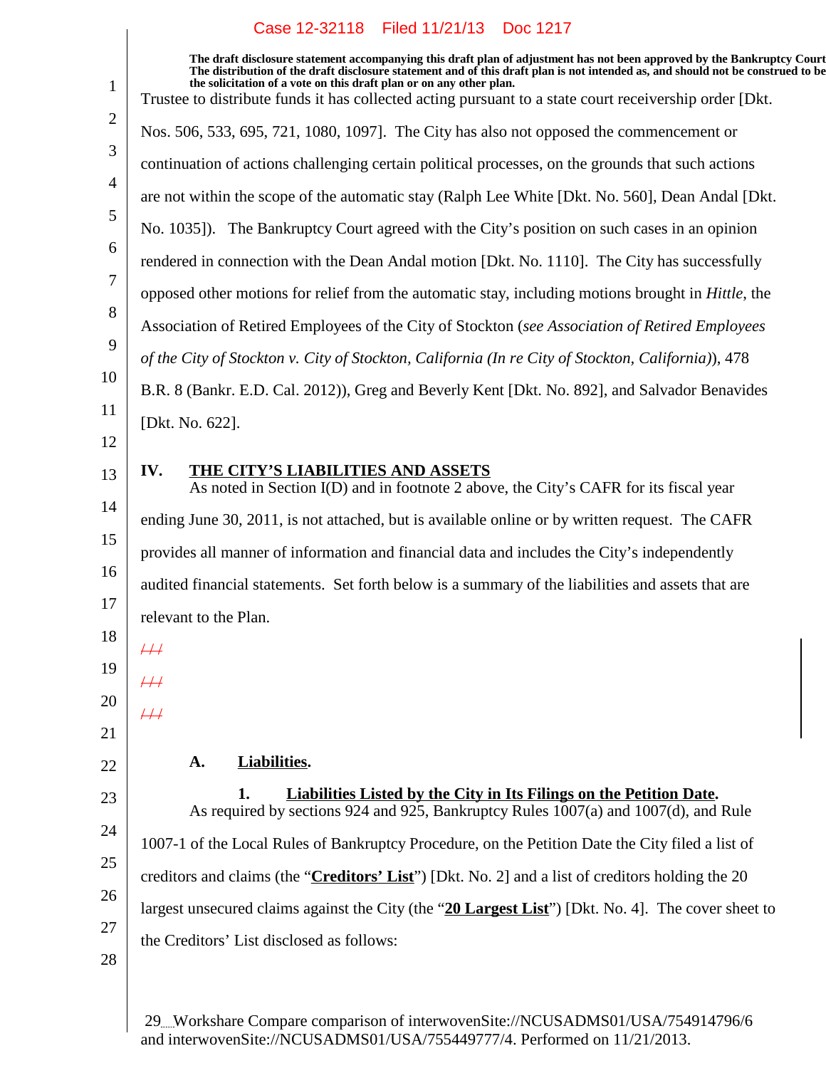The draft disclosure statement accompanying this draft plan of adjustment has not been approved by the Bankruptcy Court. The distribution of the draft disclosure statement and of this draft plan is not intended as, and should not be construed to be, the solicitation of a vote on this draft plan or on any other plan.

Trustee to distribute funds it has collected acting pursuant to a state court receivership order [Dkt. Nos. 506, 533, 695, 721, 1080, 1097]. The City has also not opposed the commencement or continuation of actions challenging certain political processes, on the grounds that such actions are not within the scope of the automatic stay (Ralph Lee White [Dkt. No. 560], Dean Andal [Dkt. No. 1035]). The Bankruptcy Court agreed with the City's position on such cases in an opinion rendered in connection with the Dean Andal motion [Dkt. No. 1110]. The City has successfully opposed other motions for relief from the automatic stay, including motions brought in *Hittle*, the Association of Retired Employees of the City of Stockton (*see Association of Retired Employees of the City of Stockton v. City of Stockton, California (In re City of Stockton, California)*), 478 B.R. 8 (Bankr. E.D. Cal. 2012)), Greg and Beverly Kent [Dkt. No. 892], and Salvador Benavides [Dkt. No. 622].

## IV. THE CITY'S LIABILITIES AND ASSETS

As noted in Section I(D) and in footnote 2 above, the City's CAFR for its fiscal year ending June 30, 2011, is not attached, but is available online or by written request. The CAFR provides all manner of information and financial data and includes the City's independently audited financial statements. Set forth below is a summary of the liabilities and assets that are relevant to the Plan.

~~///~~

~~///~~

~~///~~

### A. Liabilities.

#### 1. Liabilities Listed by the City in Its Filings on the Petition Date.

As required by sections 924 and 925, Bankruptcy Rules 1007(a) and 1007(d), and Rule 1007-1 of the Local Rules of Bankruptcy Procedure, on the Petition Date the City filed a list of creditors and claims (the "**Creditors' List**") [Dkt. No. 2] and a list of creditors holding the 20 largest unsecured claims against the City (the "**20 Largest List**") [Dkt. No. 4]. The cover sheet to the Creditors' List disclosed as follows: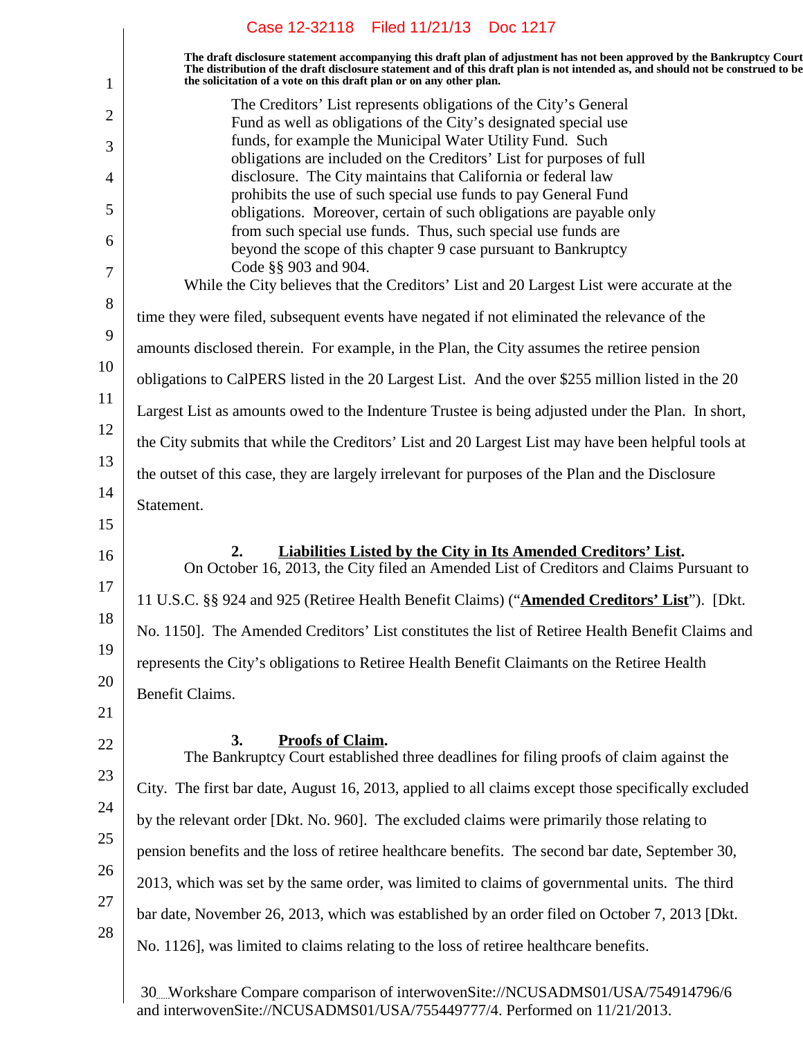**The draft disclosure statement accompanying this draft plan of adjustment has not been approved by the Bankruptcy Court. The distribution of the draft disclosure statement and of this draft plan is not intended as, and should not be construed to be the solicitation of a vote on this draft plan or on any other plan.**

> The Creditors' List represents obligations of the City's General Fund as well as obligations of the City's designated special use funds, for example the Municipal Water Utility Fund. Such obligations are included on the Creditors' List for purposes of full disclosure. The City maintains that California or federal law prohibits the use of such special use funds to pay General Fund obligations. Moreover, certain of such obligations are payable only from such special use funds. Thus, such special use funds are beyond the scope of this chapter 9 case pursuant to Bankruptcy Code §§ 903 and 904.

While the City believes that the Creditors' List and 20 Largest List were accurate at the time they were filed, subsequent events have negated if not eliminated the relevance of the amounts disclosed therein. For example, in the Plan, the City assumes the retiree pension obligations to CalPERS listed in the 20 Largest List. And the over $255 million listed in the 20 Largest List as amounts owed to the Indenture Trustee is being adjusted under the Plan. In short, the City submits that while the Creditors' List and 20 Largest List may have been helpful tools at the outset of this case, they are largely irrelevant for purposes of the Plan and the Disclosure Statement.

#### 2. **Liabilities Listed by the City in Its Amended Creditors' List.**

On October 16, 2013, the City filed an Amended List of Creditors and Claims Pursuant to 11 U.S.C. §§ 924 and 925 (Retiree Health Benefit Claims) ("**Amended Creditors' List**"). [Dkt. No. 1150]. The Amended Creditors' List constitutes the list of Retiree Health Benefit Claims and represents the City's obligations to Retiree Health Benefit Claimants on the Retiree Health Benefit Claims.

#### 3. **Proofs of Claim.**

The Bankruptcy Court established three deadlines for filing proofs of claim against the City. The first bar date, August 16, 2013, applied to all claims except those specifically excluded by the relevant order [Dkt. No. 960]. The excluded claims were primarily those relating to pension benefits and the loss of retiree healthcare benefits. The second bar date, September 30, 2013, which was set by the same order, was limited to claims of governmental units. The third bar date, November 26, 2013, which was established by an order filed on October 7, 2013 [Dkt. No. 1126], was limited to claims relating to the loss of retiree healthcare benefits.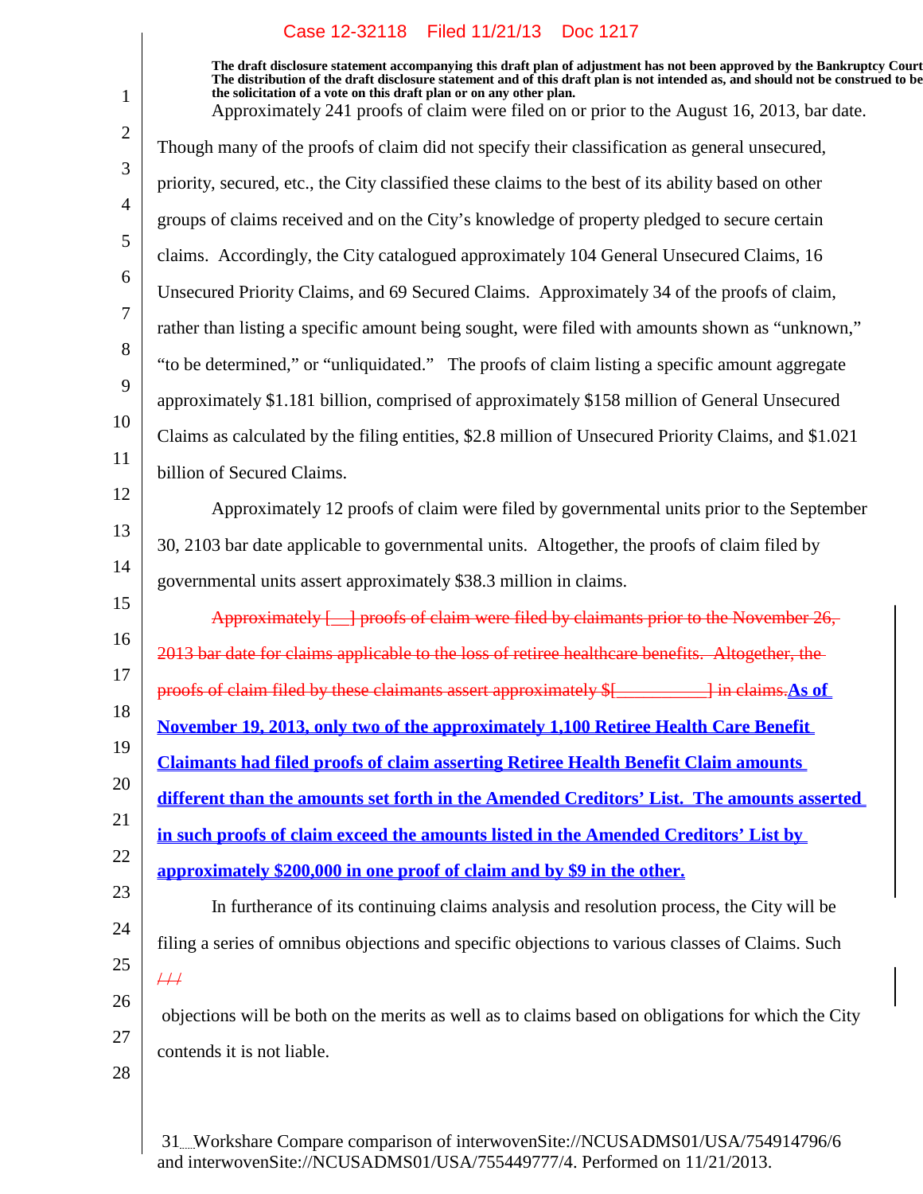The draft disclosure statement accompanying this draft plan of adjustment has not been approved by the Bankruptcy Court. The distribution of the draft disclosure statement and of this draft plan is not intended as, and should not be construed to be the solicitation of a vote on this draft plan or on any other plan.

Approximately 241 proofs of claim were filed on or prior to the August 16, 2013, bar date. Though many of the proofs of claim did not specify their classification as general unsecured, priority, secured, etc., the City classified these claims to the best of its ability based on other groups of claims received and on the City's knowledge of property pledged to secure certain claims. Accordingly, the City catalogued approximately 104 General Unsecured Claims, 16 Unsecured Priority Claims, and 69 Secured Claims. Approximately 34 of the proofs of claim, rather than listing a specific amount being sought, were filed with amounts shown as "unknown," "to be determined," or "unliquidated." The proofs of claim listing a specific amount aggregate approximately $1.181 billion, comprised of approximately $158 million of General Unsecured Claims as calculated by the filing entities, $2.8 million of Unsecured Priority Claims, and $1.021 billion of Secured Claims.

Approximately 12 proofs of claim were filed by governmental units prior to the September 30, 2103 bar date applicable to governmental units. Altogether, the proofs of claim filed by governmental units assert approximately $38.3 million in claims.

~~Approximately [__] proofs of claim were filed by claimants prior to the November 26, 2013 bar date for claims applicable to the loss of retiree healthcare benefits. Altogether, the proofs of claim filed by these claimants assert approximately $[__________] in claims.~~**As of November 19, 2013, only two of the approximately 1,100 Retiree Health Care Benefit Claimants had filed proofs of claim asserting Retiree Health Benefit Claim amounts different than the amounts set forth in the Amended Creditors' List. The amounts asserted in such proofs of claim exceed the amounts listed in the Amended Creditors' List by approximately $200,000 in one proof of claim and by $9 in the other.**

In furtherance of its continuing claims analysis and resolution process, the City will be filing a series of omnibus objections and specific objections to various classes of Claims. Such ~~///~~ objections will be both on the merits as well as to claims based on obligations for which the City contends it is not liable.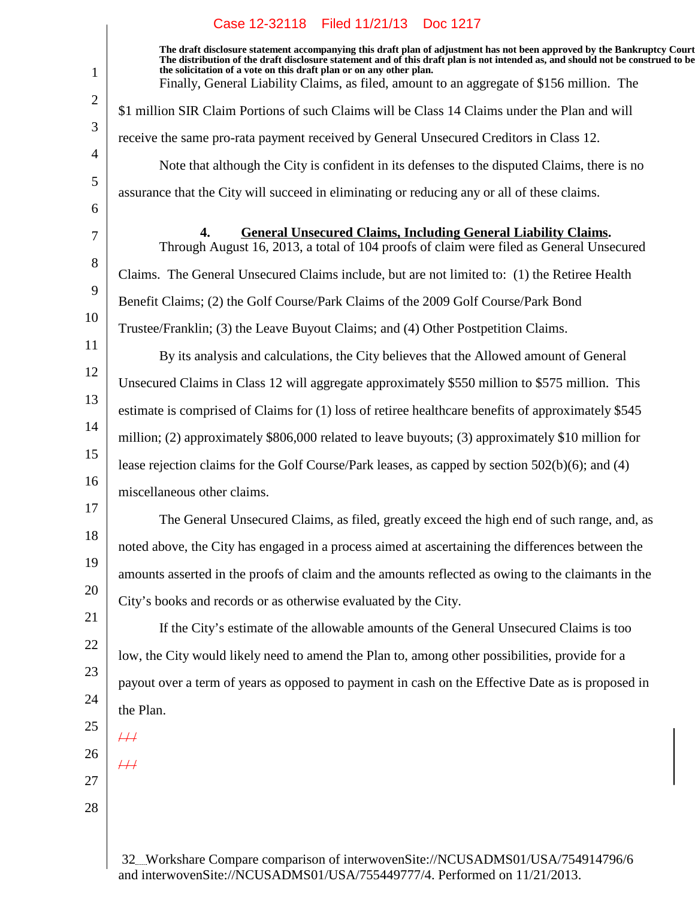The draft disclosure statement accompanying this draft plan of adjustment has not been approved by the Bankruptcy Court. The distribution of the draft disclosure statement and of this draft plan is not intended as, and should not be construed to be the solicitation of a vote on this draft plan or on any other plan.

Finally, General Liability Claims, as filed, amount to an aggregate of $156 million. The $1 million SIR Claim Portions of such Claims will be Class 14 Claims under the Plan and will receive the same pro-rata payment received by General Unsecured Creditors in Class 12.

Note that although the City is confident in its defenses to the disputed Claims, there is no assurance that the City will succeed in eliminating or reducing any or all of these claims.

#### 4. General Unsecured Claims, Including General Liability Claims.

Through August 16, 2013, a total of 104 proofs of claim were filed as General Unsecured Claims. The General Unsecured Claims include, but are not limited to: (1) the Retiree Health Benefit Claims; (2) the Golf Course/Park Claims of the 2009 Golf Course/Park Bond Trustee/Franklin; (3) the Leave Buyout Claims; and (4) Other Postpetition Claims.

By its analysis and calculations, the City believes that the Allowed amount of General Unsecured Claims in Class 12 will aggregate approximately $550 million to $575 million. This estimate is comprised of Claims for (1) loss of retiree healthcare benefits of approximately $545 million; (2) approximately $806,000 related to leave buyouts; (3) approximately $10 million for lease rejection claims for the Golf Course/Park leases, as capped by section 502(b)(6); and (4) miscellaneous other claims.

The General Unsecured Claims, as filed, greatly exceed the high end of such range, and, as noted above, the City has engaged in a process aimed at ascertaining the differences between the amounts asserted in the proofs of claim and the amounts reflected as owing to the claimants in the City's books and records or as otherwise evaluated by the City.

If the City's estimate of the allowable amounts of the General Unsecured Claims is too low, the City would likely need to amend the Plan to, among other possibilities, provide for a payout over a term of years as opposed to payment in cash on the Effective Date as is proposed in the Plan.

///

///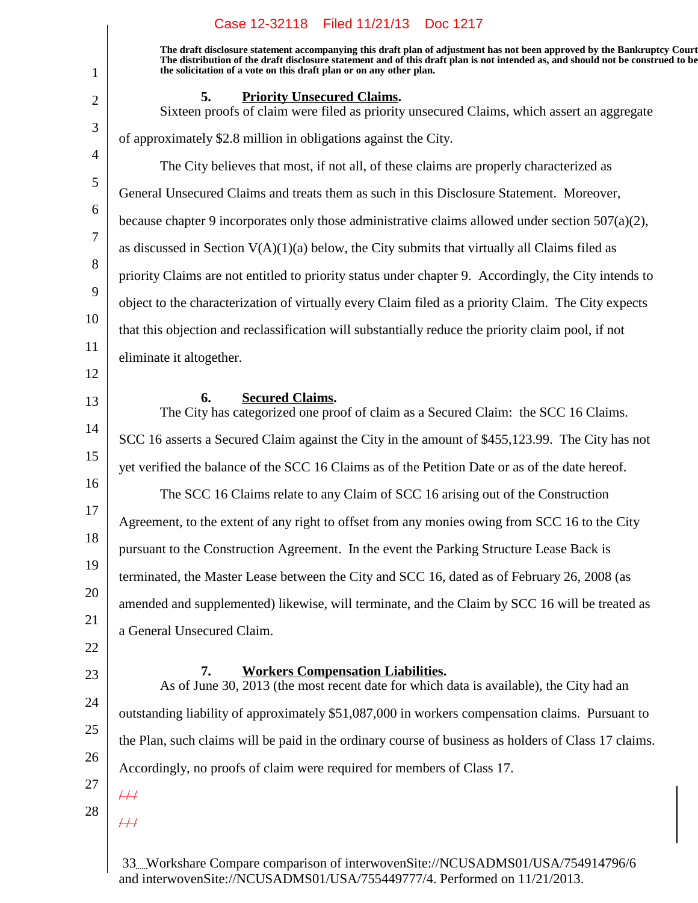The draft disclosure statement accompanying this draft plan of adjustment has not been approved by the Bankruptcy Court. The distribution of the draft disclosure statement and of this draft plan is not intended as, and should not be construed to be the solicitation of a vote on this draft plan or on any other plan.

### 5. Priority Unsecured Claims.

Sixteen proofs of claim were filed as priority unsecured Claims, which assert an aggregate of approximately $2.8 million in obligations against the City.

The City believes that most, if not all, of these claims are properly characterized as General Unsecured Claims and treats them as such in this Disclosure Statement. Moreover, because chapter 9 incorporates only those administrative claims allowed under section 507(a)(2), as discussed in Section V(A)(1)(a) below, the City submits that virtually all Claims filed as priority Claims are not entitled to priority status under chapter 9. Accordingly, the City intends to object to the characterization of virtually every Claim filed as a priority Claim. The City expects that this objection and reclassification will substantially reduce the priority claim pool, if not eliminate it altogether.

### 6. Secured Claims.

The City has categorized one proof of claim as a Secured Claim: the SCC 16 Claims. SCC 16 asserts a Secured Claim against the City in the amount of $455,123.99. The City has not yet verified the balance of the SCC 16 Claims as of the Petition Date or as of the date hereof.

The SCC 16 Claims relate to any Claim of SCC 16 arising out of the Construction Agreement, to the extent of any right to offset from any monies owing from SCC 16 to the City pursuant to the Construction Agreement. In the event the Parking Structure Lease Back is terminated, the Master Lease between the City and SCC 16, dated as of February 26, 2008 (as amended and supplemented) likewise, will terminate, and the Claim by SCC 16 will be treated as a General Unsecured Claim.

### 7. Workers Compensation Liabilities.

As of June 30, 2013 (the most recent date for which data is available), the City had an outstanding liability of approximately $51,087,000 in workers compensation claims. Pursuant to the Plan, such claims will be paid in the ordinary course of business as holders of Class 17 claims. Accordingly, no proofs of claim were required for members of Class 17.

///

///

Workshare Compare comparison of interwovenSite://NCUSADMS01/USA/754914796/6 and interwovenSite://NCUSADMS01/USA/755449777/4. Performed on 11/21/2013.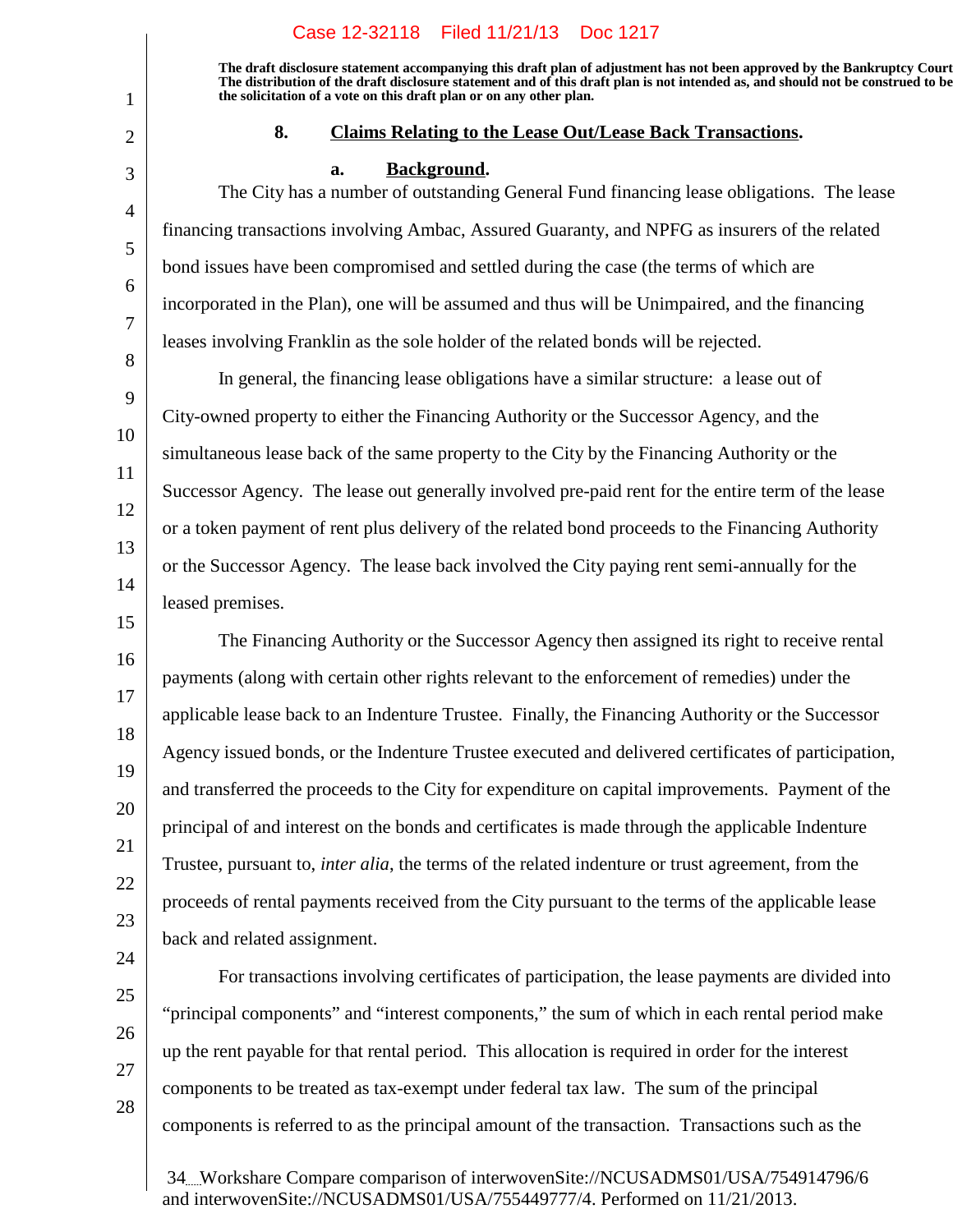**The draft disclosure statement accompanying this draft plan of adjustment has not been approved by the Bankruptcy Court. The distribution of the draft disclosure statement and of this draft plan is not intended as, and should not be construed to be the solicitation of a vote on this draft plan or on any other plan.**

### 8. Claims Relating to the Lease Out/Lease Back Transactions.

#### a. Background.

The City has a number of outstanding General Fund financing lease obligations. The lease financing transactions involving Ambac, Assured Guaranty, and NPFG as insurers of the related bond issues have been compromised and settled during the case (the terms of which are incorporated in the Plan), one will be assumed and thus will be Unimpaired, and the financing leases involving Franklin as the sole holder of the related bonds will be rejected.

In general, the financing lease obligations have a similar structure: a lease out of City-owned property to either the Financing Authority or the Successor Agency, and the simultaneous lease back of the same property to the City by the Financing Authority or the Successor Agency. The lease out generally involved pre-paid rent for the entire term of the lease or a token payment of rent plus delivery of the related bond proceeds to the Financing Authority or the Successor Agency. The lease back involved the City paying rent semi-annually for the leased premises.

The Financing Authority or the Successor Agency then assigned its right to receive rental payments (along with certain other rights relevant to the enforcement of remedies) under the applicable lease back to an Indenture Trustee. Finally, the Financing Authority or the Successor Agency issued bonds, or the Indenture Trustee executed and delivered certificates of participation, and transferred the proceeds to the City for expenditure on capital improvements. Payment of the principal of and interest on the bonds and certificates is made through the applicable Indenture Trustee, pursuant to, *inter alia*, the terms of the related indenture or trust agreement, from the proceeds of rental payments received from the City pursuant to the terms of the applicable lease back and related assignment.

For transactions involving certificates of participation, the lease payments are divided into "principal components" and "interest components," the sum of which in each rental period make up the rent payable for that rental period. This allocation is required in order for the interest components to be treated as tax-exempt under federal tax law. The sum of the principal components is referred to as the principal amount of the transaction. Transactions such as the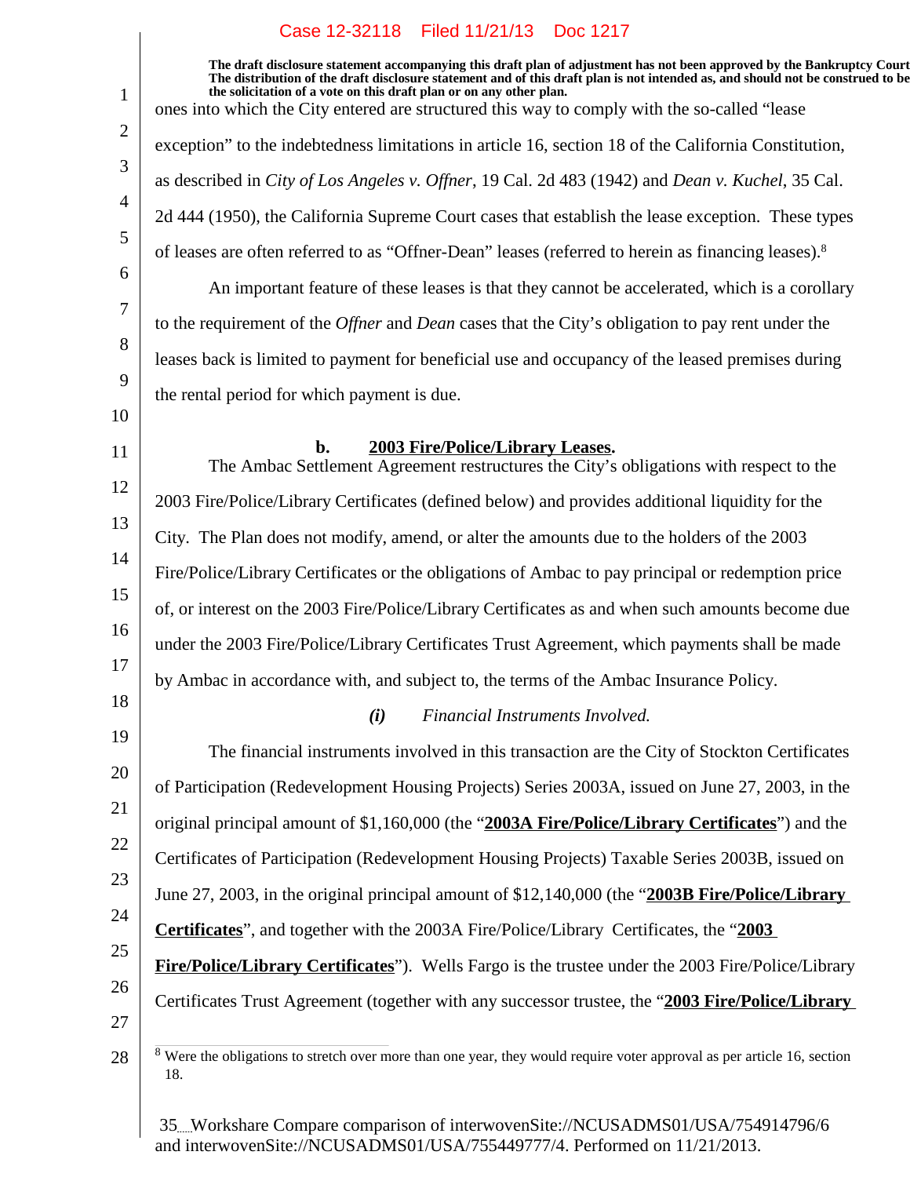The draft disclosure statement accompanying this draft plan of adjustment has not been approved by the Bankruptcy Court. The distribution of the draft disclosure statement and of this draft plan is not intended as, and should not be construed to be the solicitation of a vote on this draft plan or on any other plan.

ones into which the City entered are structured this way to comply with the so-called "lease exception" to the indebtedness limitations in article 16, section 18 of the California Constitution, as described in *City of Los Angeles v. Offner*, 19 Cal. 2d 483 (1942) and *Dean v. Kuchel*, 35 Cal. 2d 444 (1950), the California Supreme Court cases that establish the lease exception. These types of leases are often referred to as "Offner-Dean" leases (referred to herein as financing leases).[8]

An important feature of these leases is that they cannot be accelerated, which is a corollary to the requirement of the *Offner* and *Dean* cases that the City's obligation to pay rent under the leases back is limited to payment for beneficial use and occupancy of the leased premises during the rental period for which payment is due.

**b. 2003 Fire/Police/Library Leases.**

The Ambac Settlement Agreement restructures the City's obligations with respect to the 2003 Fire/Police/Library Certificates (defined below) and provides additional liquidity for the City. The Plan does not modify, amend, or alter the amounts due to the holders of the 2003 Fire/Police/Library Certificates or the obligations of Ambac to pay principal or redemption price of, or interest on the 2003 Fire/Police/Library Certificates as and when such amounts become due under the 2003 Fire/Police/Library Certificates Trust Agreement, which payments shall be made by Ambac in accordance with, and subject to, the terms of the Ambac Insurance Policy.

***(i) Financial Instruments Involved.***

The financial instruments involved in this transaction are the City of Stockton Certificates of Participation (Redevelopment Housing Projects) Series 2003A, issued on June 27, 2003, in the original principal amount of $1,160,000 (the "**2003A Fire/Police/Library Certificates**") and the Certificates of Participation (Redevelopment Housing Projects) Taxable Series 2003B, issued on June 27, 2003, in the original principal amount of $12,140,000 (the "**2003B Fire/Police/Library Certificates**", and together with the 2003A Fire/Police/Library Certificates, the "**2003 Fire/Police/Library Certificates**"). Wells Fargo is the trustee under the 2003 Fire/Police/Library Certificates Trust Agreement (together with any successor trustee, the "**2003 Fire/Police/Library**

[8] Were the obligations to stretch over more than one year, they would require voter approval as per article 16, section 18.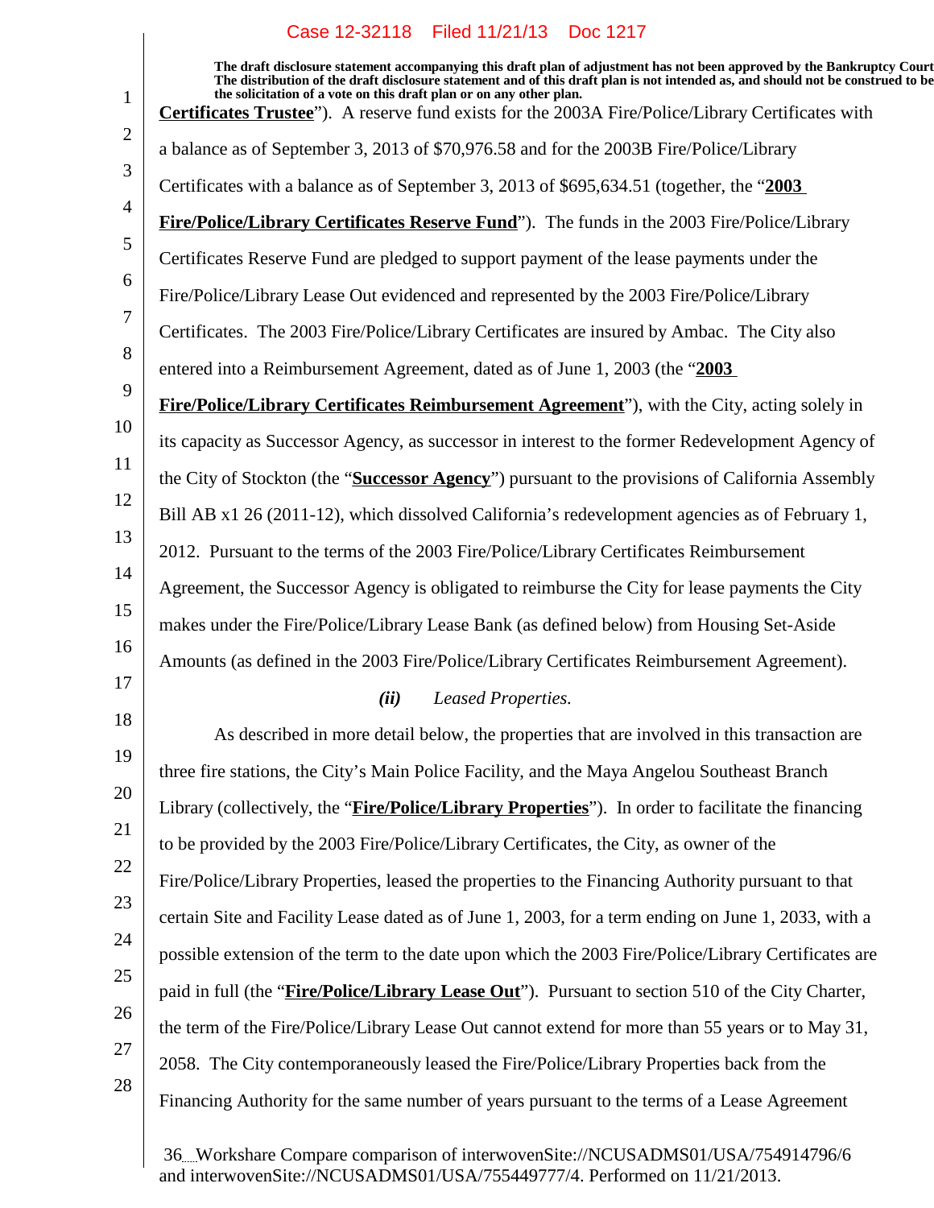**Certificates Trustee**"). A reserve fund exists for the 2003A Fire/Police/Library Certificates with a balance as of September 3, 2013 of $70,976.58 and for the 2003B Fire/Police/Library Certificates with a balance as of September 3, 2013 of $695,634.51 (together, the "**2003 Fire/Police/Library Certificates Reserve Fund**"). The funds in the 2003 Fire/Police/Library Certificates Reserve Fund are pledged to support payment of the lease payments under the Fire/Police/Library Lease Out evidenced and represented by the 2003 Fire/Police/Library Certificates. The 2003 Fire/Police/Library Certificates are insured by Ambac. The City also entered into a Reimbursement Agreement, dated as of June 1, 2003 (the "**2003 Fire/Police/Library Certificates Reimbursement Agreement**"), with the City, acting solely in its capacity as Successor Agency, as successor in interest to the former Redevelopment Agency of the City of Stockton (the "**Successor Agency**") pursuant to the provisions of California Assembly Bill AB x1 26 (2011-12), which dissolved California's redevelopment agencies as of February 1, 2012. Pursuant to the terms of the 2003 Fire/Police/Library Certificates Reimbursement Agreement, the Successor Agency is obligated to reimburse the City for lease payments the City makes under the Fire/Police/Library Lease Bank (as defined below) from Housing Set-Aside Amounts (as defined in the 2003 Fire/Police/Library Certificates Reimbursement Agreement).

***(ii)*** *Leased Properties.*

As described in more detail below, the properties that are involved in this transaction are three fire stations, the City's Main Police Facility, and the Maya Angelou Southeast Branch Library (collectively, the "**Fire/Police/Library Properties**"). In order to facilitate the financing to be provided by the 2003 Fire/Police/Library Certificates, the City, as owner of the Fire/Police/Library Properties, leased the properties to the Financing Authority pursuant to that certain Site and Facility Lease dated as of June 1, 2003, for a term ending on June 1, 2033, with a possible extension of the term to the date upon which the 2003 Fire/Police/Library Certificates are paid in full (the "**Fire/Police/Library Lease Out**"). Pursuant to section 510 of the City Charter, the term of the Fire/Police/Library Lease Out cannot extend for more than 55 years or to May 31, 2058. The City contemporaneously leased the Fire/Police/Library Properties back from the Financing Authority for the same number of years pursuant to the terms of a Lease Agreement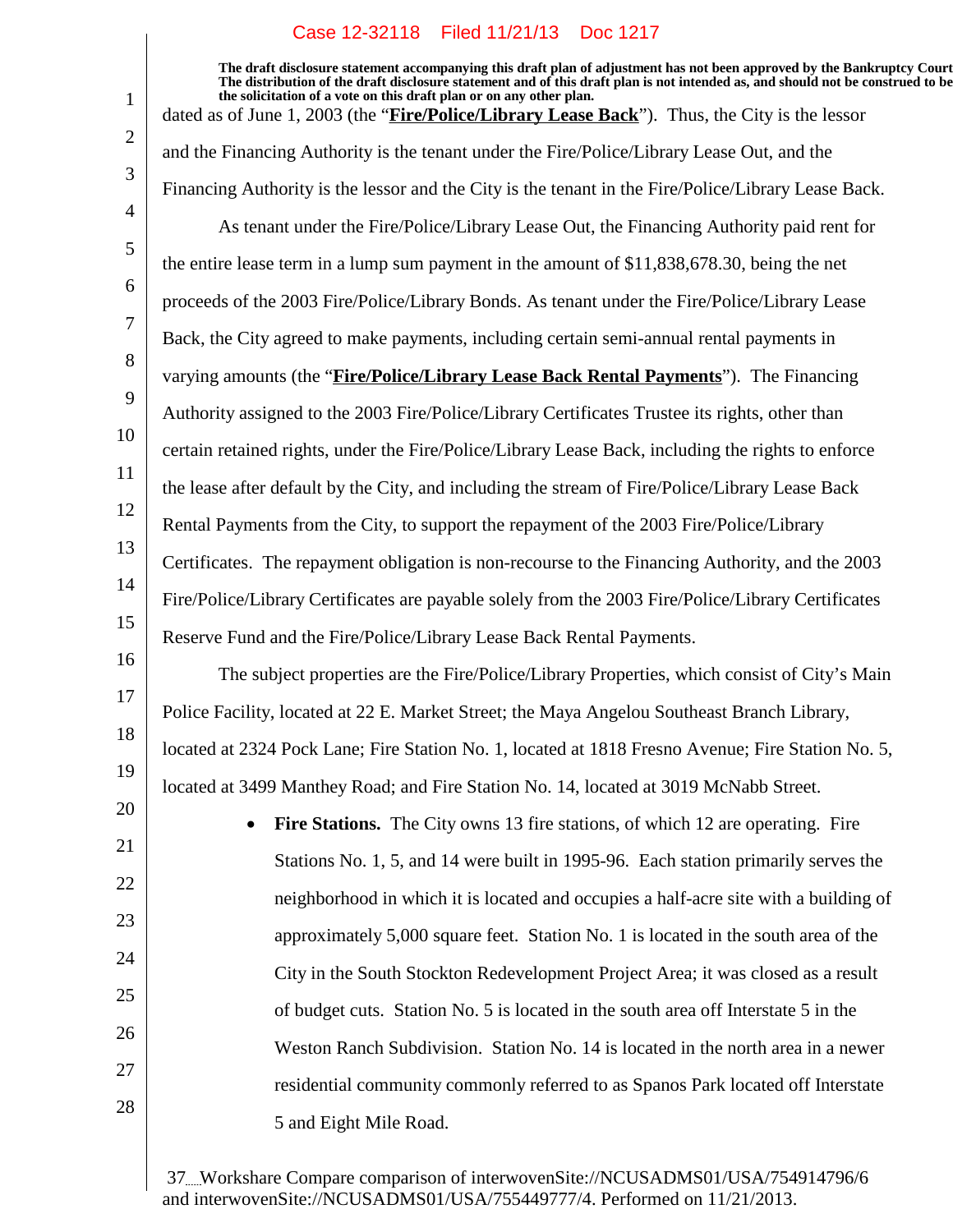dated as of June 1, 2003 (the "**Fire/Police/Library Lease Back**"). Thus, the City is the lessor and the Financing Authority is the tenant under the Fire/Police/Library Lease Out, and the Financing Authority is the lessor and the City is the tenant in the Fire/Police/Library Lease Back.

As tenant under the Fire/Police/Library Lease Out, the Financing Authority paid rent for the entire lease term in a lump sum payment in the amount of $11,838,678.30, being the net proceeds of the 2003 Fire/Police/Library Bonds. As tenant under the Fire/Police/Library Lease Back, the City agreed to make payments, including certain semi-annual rental payments in varying amounts (the "**Fire/Police/Library Lease Back Rental Payments**"). The Financing Authority assigned to the 2003 Fire/Police/Library Certificates Trustee its rights, other than certain retained rights, under the Fire/Police/Library Lease Back, including the rights to enforce the lease after default by the City, and including the stream of Fire/Police/Library Lease Back Rental Payments from the City, to support the repayment of the 2003 Fire/Police/Library Certificates. The repayment obligation is non-recourse to the Financing Authority, and the 2003 Fire/Police/Library Certificates are payable solely from the 2003 Fire/Police/Library Certificates Reserve Fund and the Fire/Police/Library Lease Back Rental Payments.

The subject properties are the Fire/Police/Library Properties, which consist of City's Main Police Facility, located at 22 E. Market Street; the Maya Angelou Southeast Branch Library, located at 2324 Pock Lane; Fire Station No. 1, located at 1818 Fresno Avenue; Fire Station No. 5, located at 3499 Manthey Road; and Fire Station No. 14, located at 3019 McNabb Street.

- **Fire Stations.** The City owns 13 fire stations, of which 12 are operating. Fire Stations No. 1, 5, and 14 were built in 1995-96. Each station primarily serves the neighborhood in which it is located and occupies a half-acre site with a building of approximately 5,000 square feet. Station No. 1 is located in the south area of the City in the South Stockton Redevelopment Project Area; it was closed as a result of budget cuts. Station No. 5 is located in the south area off Interstate 5 in the Weston Ranch Subdivision. Station No. 14 is located in the north area in a newer residential community commonly referred to as Spanos Park located off Interstate 5 and Eight Mile Road.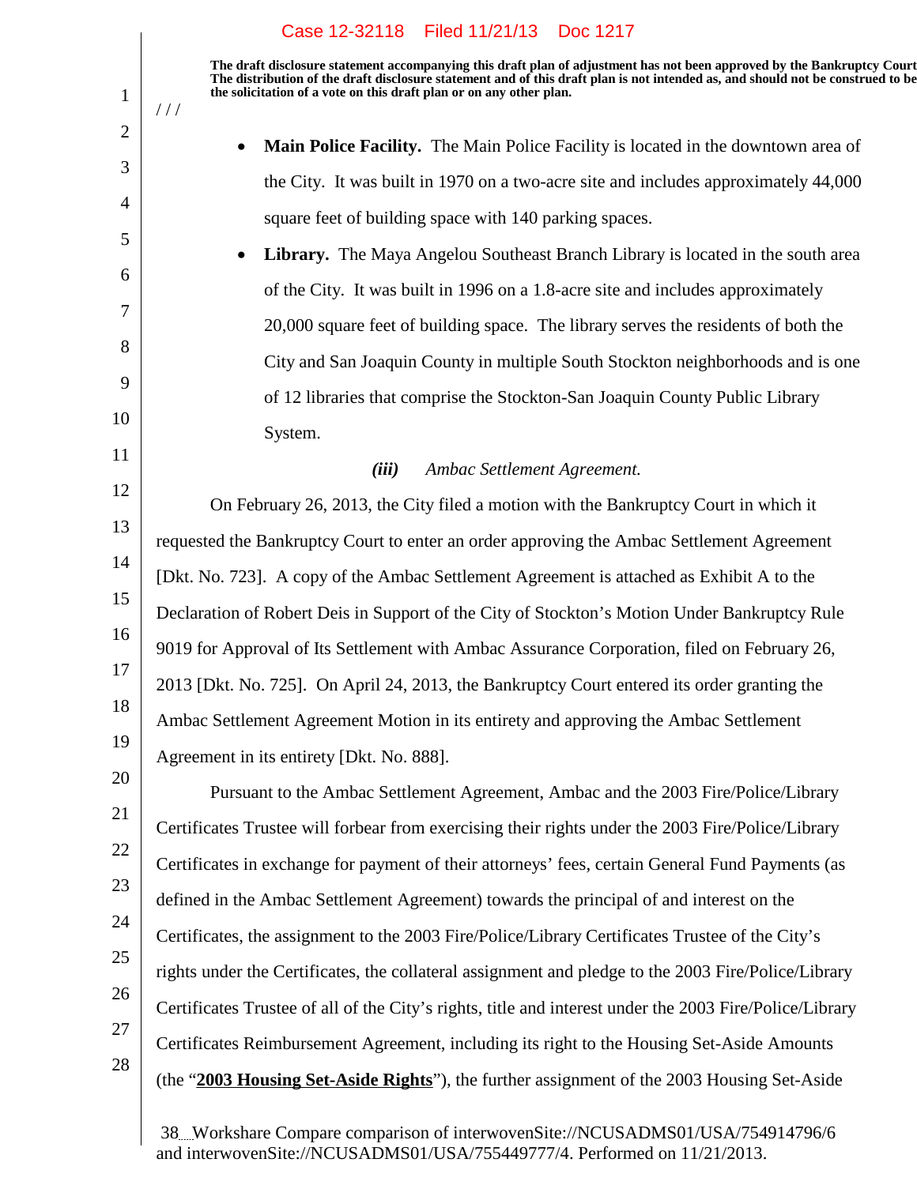The draft disclosure statement accompanying this draft plan of adjustment has not been approved by the Bankruptcy Court The distribution of the draft disclosure statement and of this draft plan is not intended as, and should not be construed to be the solicitation of a vote on this draft plan or on any other plan.

/ / /

- **Main Police Facility.** The Main Police Facility is located in the downtown area of the City. It was built in 1970 on a two-acre site and includes approximately 44,000 square feet of building space with 140 parking spaces.
- **Library.** The Maya Angelou Southeast Branch Library is located in the south area of the City. It was built in 1996 on a 1.8-acre site and includes approximately 20,000 square feet of building space. The library serves the residents of both the City and San Joaquin County in multiple South Stockton neighborhoods and is one of 12 libraries that comprise the Stockton-San Joaquin County Public Library System.

***(iii)*** *Ambac Settlement Agreement.*

On February 26, 2013, the City filed a motion with the Bankruptcy Court in which it requested the Bankruptcy Court to enter an order approving the Ambac Settlement Agreement [Dkt. No. 723]. A copy of the Ambac Settlement Agreement is attached as Exhibit A to the Declaration of Robert Deis in Support of the City of Stockton's Motion Under Bankruptcy Rule 9019 for Approval of Its Settlement with Ambac Assurance Corporation, filed on February 26, 2013 [Dkt. No. 725]. On April 24, 2013, the Bankruptcy Court entered its order granting the Ambac Settlement Agreement Motion in its entirety and approving the Ambac Settlement Agreement in its entirety [Dkt. No. 888].

Pursuant to the Ambac Settlement Agreement, Ambac and the 2003 Fire/Police/Library Certificates Trustee will forbear from exercising their rights under the 2003 Fire/Police/Library Certificates in exchange for payment of their attorneys' fees, certain General Fund Payments (as defined in the Ambac Settlement Agreement) towards the principal of and interest on the Certificates, the assignment to the 2003 Fire/Police/Library Certificates Trustee of the City's rights under the Certificates, the collateral assignment and pledge to the 2003 Fire/Police/Library Certificates Trustee of all of the City's rights, title and interest under the 2003 Fire/Police/Library Certificates Reimbursement Agreement, including its right to the Housing Set-Aside Amounts (the "**2003 Housing Set-Aside Rights**"), the further assignment of the 2003 Housing Set-Aside

Workshare Compare comparison of interwovenSite://NCUSADMS01/USA/754914796/6 and interwovenSite://NCUSADMS01/USA/755449777/4. Performed on 11/21/2013.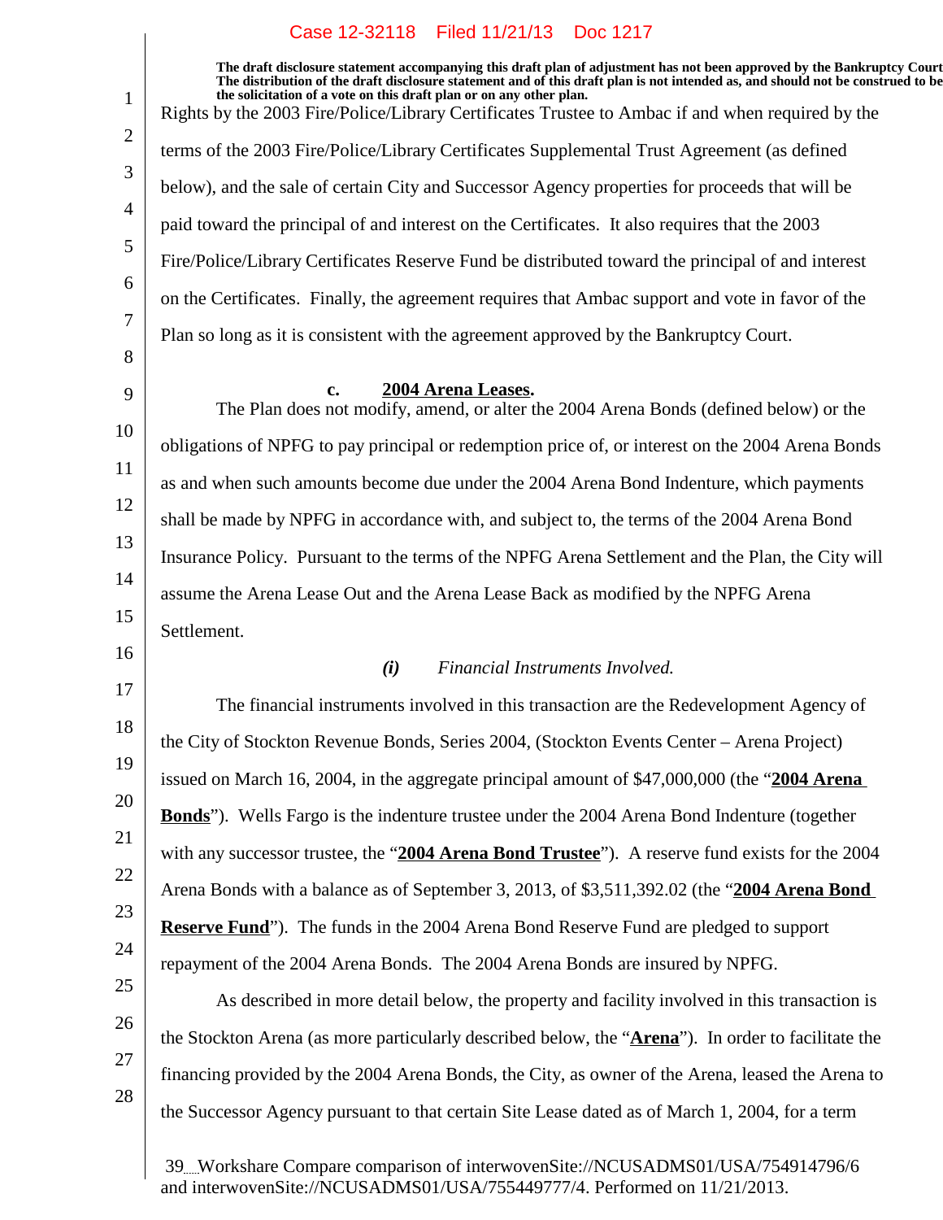The draft disclosure statement accompanying this draft plan of adjustment has not been approved by the Bankruptcy Court. The distribution of the draft disclosure statement and of this draft plan is not intended as, and should not be construed to be the solicitation of a vote on this draft plan or on any other plan.

Rights by the 2003 Fire/Police/Library Certificates Trustee to Ambac if and when required by the terms of the 2003 Fire/Police/Library Certificates Supplemental Trust Agreement (as defined below), and the sale of certain City and Successor Agency properties for proceeds that will be paid toward the principal of and interest on the Certificates. It also requires that the 2003 Fire/Police/Library Certificates Reserve Fund be distributed toward the principal of and interest on the Certificates. Finally, the agreement requires that Ambac support and vote in favor of the Plan so long as it is consistent with the agreement approved by the Bankruptcy Court.

**c. 2004 Arena Leases.**

The Plan does not modify, amend, or alter the 2004 Arena Bonds (defined below) or the obligations of NPFG to pay principal or redemption price of, or interest on the 2004 Arena Bonds as and when such amounts become due under the 2004 Arena Bond Indenture, which payments shall be made by NPFG in accordance with, and subject to, the terms of the 2004 Arena Bond Insurance Policy. Pursuant to the terms of the NPFG Arena Settlement and the Plan, the City will assume the Arena Lease Out and the Arena Lease Back as modified by the NPFG Arena Settlement.

***(i) Financial Instruments Involved.***

The financial instruments involved in this transaction are the Redevelopment Agency of the City of Stockton Revenue Bonds, Series 2004, (Stockton Events Center – Arena Project) issued on March 16, 2004, in the aggregate principal amount of $47,000,000 (the "**2004 Arena Bonds**"). Wells Fargo is the indenture trustee under the 2004 Arena Bond Indenture (together with any successor trustee, the "**2004 Arena Bond Trustee**"). A reserve fund exists for the 2004 Arena Bonds with a balance as of September 3, 2013, of $3,511,392.02 (the "**2004 Arena Bond Reserve Fund**"). The funds in the 2004 Arena Bond Reserve Fund are pledged to support repayment of the 2004 Arena Bonds. The 2004 Arena Bonds are insured by NPFG.

As described in more detail below, the property and facility involved in this transaction is the Stockton Arena (as more particularly described below, the "**Arena**"). In order to facilitate the financing provided by the 2004 Arena Bonds, the City, as owner of the Arena, leased the Arena to the Successor Agency pursuant to that certain Site Lease dated as of March 1, 2004, for a term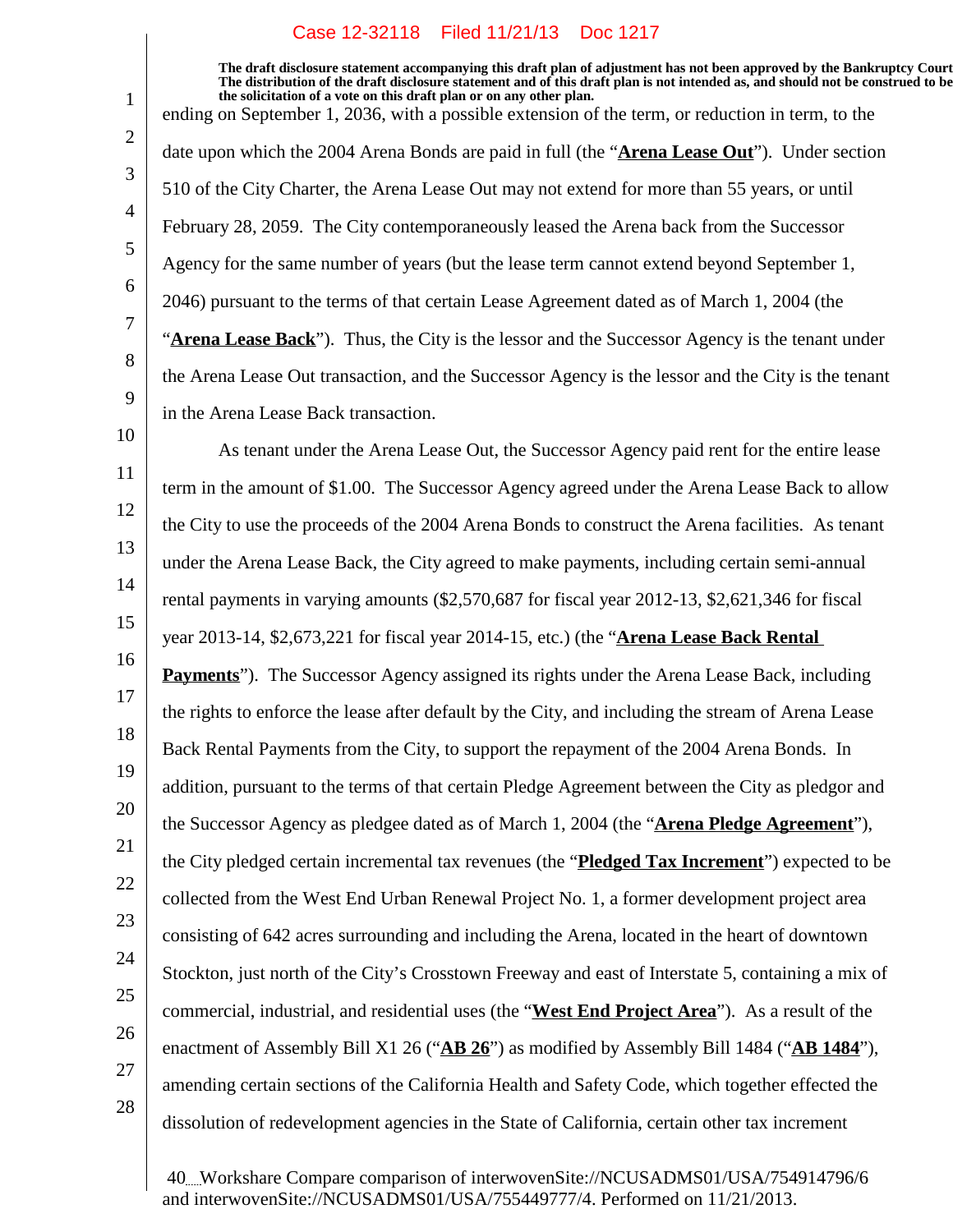ending on September 1, 2036, with a possible extension of the term, or reduction in term, to the date upon which the 2004 Arena Bonds are paid in full (the "**Arena Lease Out**"). Under section 510 of the City Charter, the Arena Lease Out may not extend for more than 55 years, or until February 28, 2059. The City contemporaneously leased the Arena back from the Successor Agency for the same number of years (but the lease term cannot extend beyond September 1, 2046) pursuant to the terms of that certain Lease Agreement dated as of March 1, 2004 (the "**Arena Lease Back**"). Thus, the City is the lessor and the Successor Agency is the tenant under the Arena Lease Out transaction, and the Successor Agency is the lessor and the City is the tenant in the Arena Lease Back transaction.

As tenant under the Arena Lease Out, the Successor Agency paid rent for the entire lease term in the amount of $1.00. The Successor Agency agreed under the Arena Lease Back to allow the City to use the proceeds of the 2004 Arena Bonds to construct the Arena facilities. As tenant under the Arena Lease Back, the City agreed to make payments, including certain semi-annual rental payments in varying amounts ($2,570,687 for fiscal year 2012-13, $2,621,346 for fiscal year 2013-14, $2,673,221 for fiscal year 2014-15, etc.) (the "**Arena Lease Back Rental Payments**"). The Successor Agency assigned its rights under the Arena Lease Back, including the rights to enforce the lease after default by the City, and including the stream of Arena Lease Back Rental Payments from the City, to support the repayment of the 2004 Arena Bonds. In addition, pursuant to the terms of that certain Pledge Agreement between the City as pledgor and the Successor Agency as pledgee dated as of March 1, 2004 (the "**Arena Pledge Agreement**"), the City pledged certain incremental tax revenues (the "**Pledged Tax Increment**") expected to be collected from the West End Urban Renewal Project No. 1, a former development project area consisting of 642 acres surrounding and including the Arena, located in the heart of downtown Stockton, just north of the City's Crosstown Freeway and east of Interstate 5, containing a mix of commercial, industrial, and residential uses (the "**West End Project Area**"). As a result of the enactment of Assembly Bill X1 26 ("**AB 26**") as modified by Assembly Bill 1484 ("**AB 1484**"), amending certain sections of the California Health and Safety Code, which together effected the dissolution of redevelopment agencies in the State of California, certain other tax increment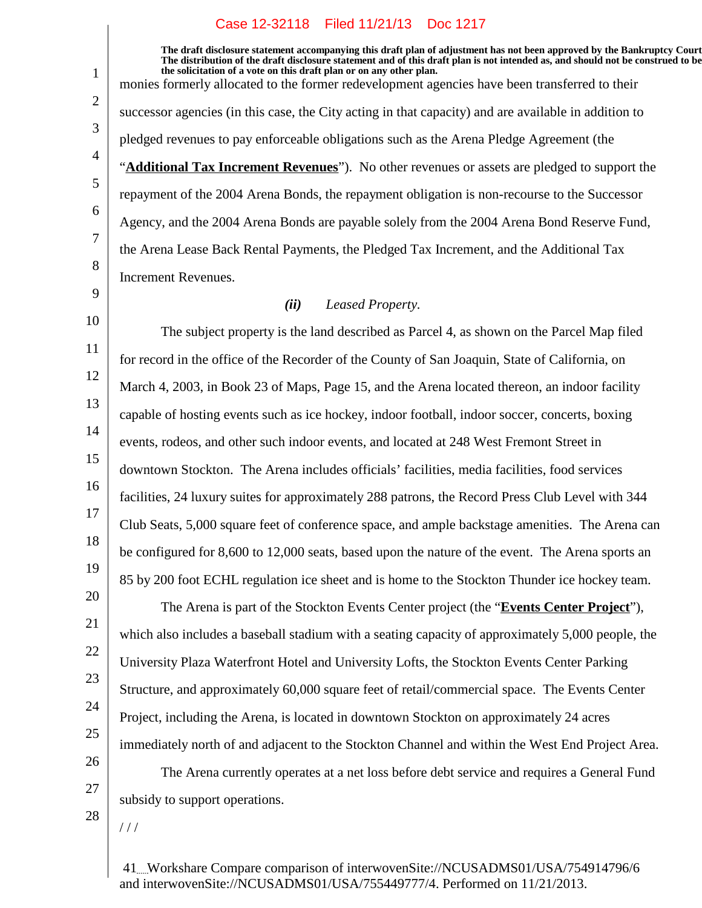The draft disclosure statement accompanying this draft plan of adjustment has not been approved by the Bankruptcy Court. The distribution of the draft disclosure statement and of this draft plan is not intended as, and should not be construed to be the solicitation of a vote on this draft plan or on any other plan.

monies formerly allocated to the former redevelopment agencies have been transferred to their successor agencies (in this case, the City acting in that capacity) and are available in addition to pledged revenues to pay enforceable obligations such as the Arena Pledge Agreement (the "**Additional Tax Increment Revenues**"). No other revenues or assets are pledged to support the repayment of the 2004 Arena Bonds, the repayment obligation is non-recourse to the Successor Agency, and the 2004 Arena Bonds are payable solely from the 2004 Arena Bond Reserve Fund, the Arena Lease Back Rental Payments, the Pledged Tax Increment, and the Additional Tax Increment Revenues.

***(ii)*** *Leased Property.*

The subject property is the land described as Parcel 4, as shown on the Parcel Map filed for record in the office of the Recorder of the County of San Joaquin, State of California, on March 4, 2003, in Book 23 of Maps, Page 15, and the Arena located thereon, an indoor facility capable of hosting events such as ice hockey, indoor football, indoor soccer, concerts, boxing events, rodeos, and other such indoor events, and located at 248 West Fremont Street in downtown Stockton. The Arena includes officials' facilities, media facilities, food services facilities, 24 luxury suites for approximately 288 patrons, the Record Press Club Level with 344 Club Seats, 5,000 square feet of conference space, and ample backstage amenities. The Arena can be configured for 8,600 to 12,000 seats, based upon the nature of the event. The Arena sports an 85 by 200 foot ECHL regulation ice sheet and is home to the Stockton Thunder ice hockey team.

The Arena is part of the Stockton Events Center project (the "**Events Center Project**"), which also includes a baseball stadium with a seating capacity of approximately 5,000 people, the University Plaza Waterfront Hotel and University Lofts, the Stockton Events Center Parking Structure, and approximately 60,000 square feet of retail/commercial space. The Events Center Project, including the Arena, is located in downtown Stockton on approximately 24 acres immediately north of and adjacent to the Stockton Channel and within the West End Project Area.

The Arena currently operates at a net loss before debt service and requires a General Fund subsidy to support operations.

/ / /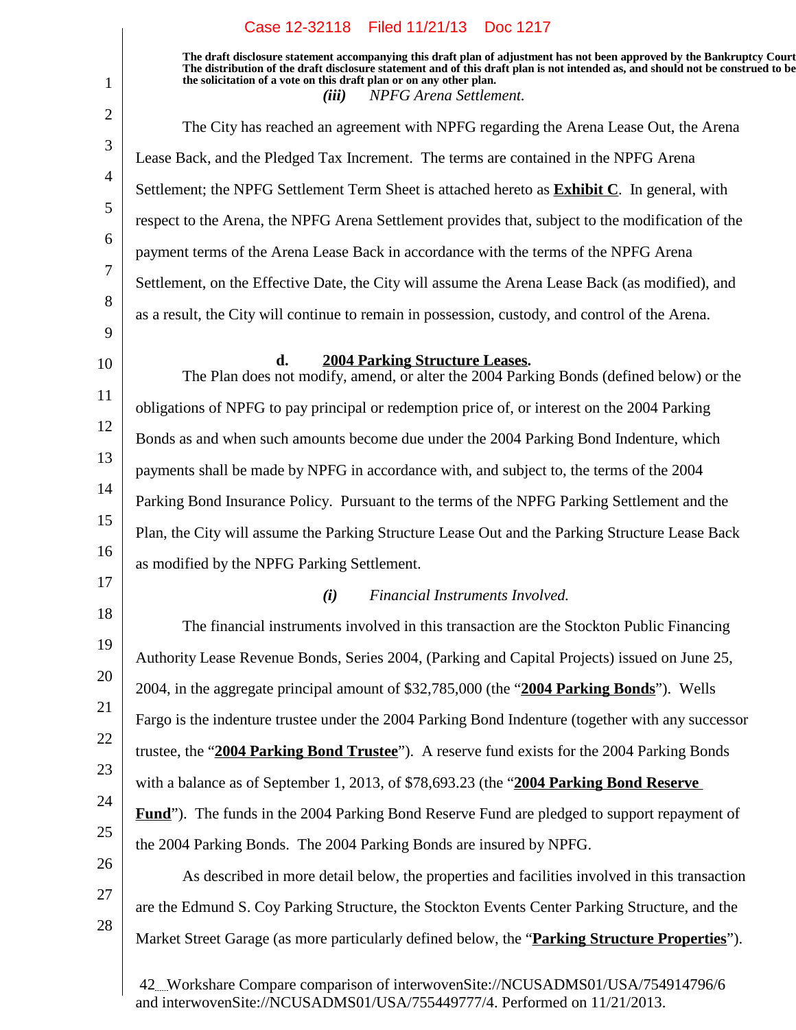The draft disclosure statement accompanying this draft plan of adjustment has not been approved by the Bankruptcy Court. The distribution of the draft disclosure statement and of this draft plan is not intended as, and should not be construed to be the solicitation of a vote on this draft plan or on any other plan.

***(iii)*** *NPFG Arena Settlement.*

The City has reached an agreement with NPFG regarding the Arena Lease Out, the Arena Lease Back, and the Pledged Tax Increment. The terms are contained in the NPFG Arena Settlement; the NPFG Settlement Term Sheet is attached hereto as **Exhibit C**. In general, with respect to the Arena, the NPFG Arena Settlement provides that, subject to the modification of the payment terms of the Arena Lease Back in accordance with the terms of the NPFG Arena Settlement, on the Effective Date, the City will assume the Arena Lease Back (as modified), and as a result, the City will continue to remain in possession, custody, and control of the Arena.

**d. 2004 Parking Structure Leases.**

The Plan does not modify, amend, or alter the 2004 Parking Bonds (defined below) or the obligations of NPFG to pay principal or redemption price of, or interest on the 2004 Parking Bonds as and when such amounts become due under the 2004 Parking Bond Indenture, which payments shall be made by NPFG in accordance with, and subject to, the terms of the 2004 Parking Bond Insurance Policy. Pursuant to the terms of the NPFG Parking Settlement and the Plan, the City will assume the Parking Structure Lease Out and the Parking Structure Lease Back as modified by the NPFG Parking Settlement.

***(i)*** *Financial Instruments Involved.*

The financial instruments involved in this transaction are the Stockton Public Financing Authority Lease Revenue Bonds, Series 2004, (Parking and Capital Projects) issued on June 25, 2004, in the aggregate principal amount of $32,785,000 (the "**2004 Parking Bonds**"). Wells Fargo is the indenture trustee under the 2004 Parking Bond Indenture (together with any successor trustee, the "**2004 Parking Bond Trustee**"). A reserve fund exists for the 2004 Parking Bonds with a balance as of September 1, 2013, of $78,693.23 (the "**2004 Parking Bond Reserve Fund**"). The funds in the 2004 Parking Bond Reserve Fund are pledged to support repayment of the 2004 Parking Bonds. The 2004 Parking Bonds are insured by NPFG.

As described in more detail below, the properties and facilities involved in this transaction are the Edmund S. Coy Parking Structure, the Stockton Events Center Parking Structure, and the Market Street Garage (as more particularly defined below, the "**Parking Structure Properties**").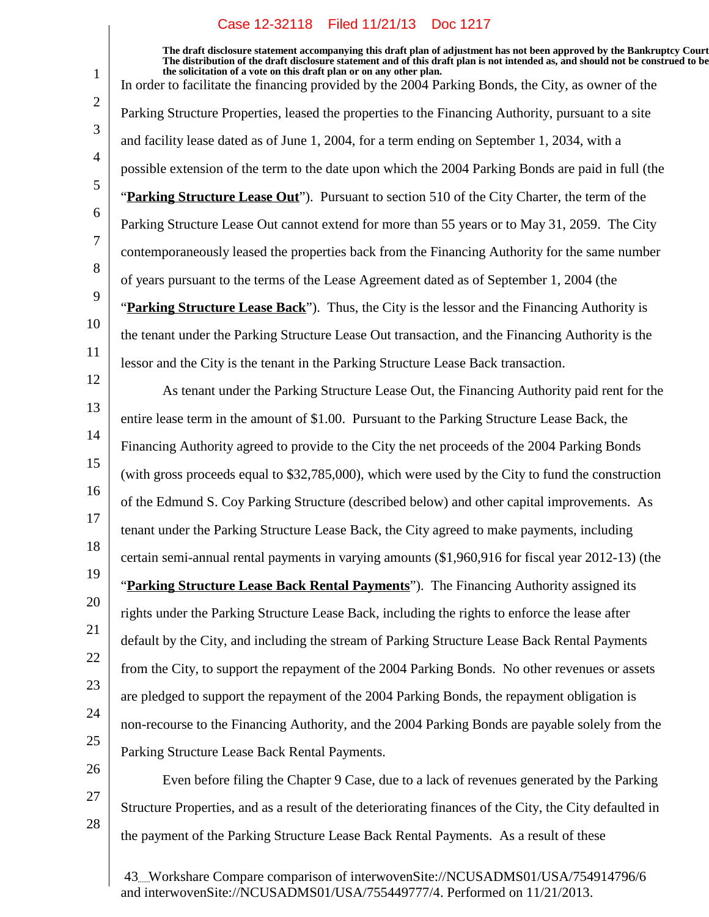The draft disclosure statement accompanying this draft plan of adjustment has not been approved by the Bankruptcy Court. The distribution of the draft disclosure statement and of this draft plan is not intended as, and should not be construed to be the solicitation of a vote on this draft plan or on any other plan.

In order to facilitate the financing provided by the 2004 Parking Bonds, the City, as owner of the Parking Structure Properties, leased the properties to the Financing Authority, pursuant to a site and facility lease dated as of June 1, 2004, for a term ending on September 1, 2034, with a possible extension of the term to the date upon which the 2004 Parking Bonds are paid in full (the "**Parking Structure Lease Out**"). Pursuant to section 510 of the City Charter, the term of the Parking Structure Lease Out cannot extend for more than 55 years or to May 31, 2059. The City contemporaneously leased the properties back from the Financing Authority for the same number of years pursuant to the terms of the Lease Agreement dated as of September 1, 2004 (the "**Parking Structure Lease Back**"). Thus, the City is the lessor and the Financing Authority is the tenant under the Parking Structure Lease Out transaction, and the Financing Authority is the lessor and the City is the tenant in the Parking Structure Lease Back transaction.

As tenant under the Parking Structure Lease Out, the Financing Authority paid rent for the entire lease term in the amount of $1.00. Pursuant to the Parking Structure Lease Back, the Financing Authority agreed to provide to the City the net proceeds of the 2004 Parking Bonds (with gross proceeds equal to $32,785,000), which were used by the City to fund the construction of the Edmund S. Coy Parking Structure (described below) and other capital improvements. As tenant under the Parking Structure Lease Back, the City agreed to make payments, including certain semi-annual rental payments in varying amounts ($1,960,916 for fiscal year 2012-13) (the "**Parking Structure Lease Back Rental Payments**"). The Financing Authority assigned its rights under the Parking Structure Lease Back, including the rights to enforce the lease after default by the City, and including the stream of Parking Structure Lease Back Rental Payments from the City, to support the repayment of the 2004 Parking Bonds. No other revenues or assets are pledged to support the repayment of the 2004 Parking Bonds, the repayment obligation is non-recourse to the Financing Authority, and the 2004 Parking Bonds are payable solely from the Parking Structure Lease Back Rental Payments.

Even before filing the Chapter 9 Case, due to a lack of revenues generated by the Parking Structure Properties, and as a result of the deteriorating finances of the City, the City defaulted in the payment of the Parking Structure Lease Back Rental Payments. As a result of these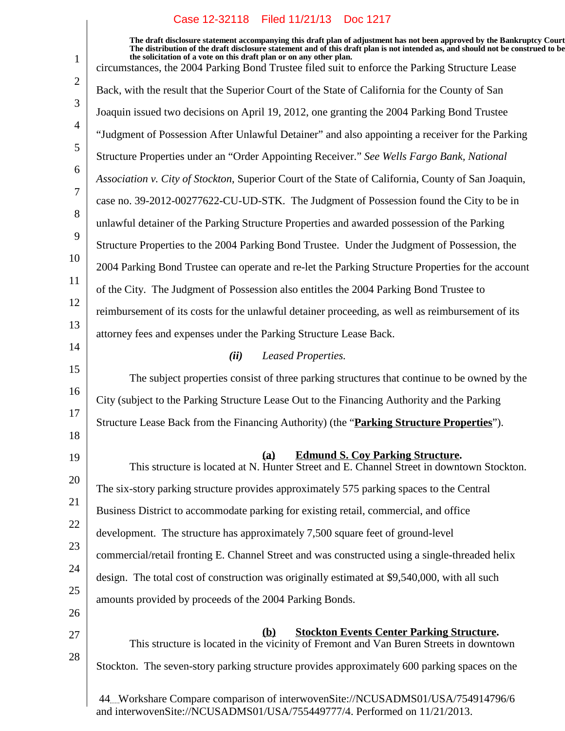circumstances, the 2004 Parking Bond Trustee filed suit to enforce the Parking Structure Lease Back, with the result that the Superior Court of the State of California for the County of San Joaquin issued two decisions on April 19, 2012, one granting the 2004 Parking Bond Trustee "Judgment of Possession After Unlawful Detainer" and also appointing a receiver for the Parking Structure Properties under an "Order Appointing Receiver." *See Wells Fargo Bank, National Association v. City of Stockton*, Superior Court of the State of California, County of San Joaquin, case no. 39-2012-00277622-CU-UD-STK. The Judgment of Possession found the City to be in unlawful detainer of the Parking Structure Properties and awarded possession of the Parking Structure Properties to the 2004 Parking Bond Trustee. Under the Judgment of Possession, the 2004 Parking Bond Trustee can operate and re-let the Parking Structure Properties for the account of the City. The Judgment of Possession also entitles the 2004 Parking Bond Trustee to reimbursement of its costs for the unlawful detainer proceeding, as well as reimbursement of its attorney fees and expenses under the Parking Structure Lease Back.

***(ii)*** *Leased Properties.*

The subject properties consist of three parking structures that continue to be owned by the City (subject to the Parking Structure Lease Out to the Financing Authority and the Parking Structure Lease Back from the Financing Authority) (the "**Parking Structure Properties**").

**(a) Edmund S. Coy Parking Structure.**

This structure is located at N. Hunter Street and E. Channel Street in downtown Stockton. The six-story parking structure provides approximately 575 parking spaces to the Central Business District to accommodate parking for existing retail, commercial, and office development. The structure has approximately 7,500 square feet of ground-level commercial/retail fronting E. Channel Street and was constructed using a single-threaded helix design. The total cost of construction was originally estimated at $9,540,000, with all such amounts provided by proceeds of the 2004 Parking Bonds.

**(b) Stockton Events Center Parking Structure.**

This structure is located in the vicinity of Fremont and Van Buren Streets in downtown Stockton. The seven-story parking structure provides approximately 600 parking spaces on the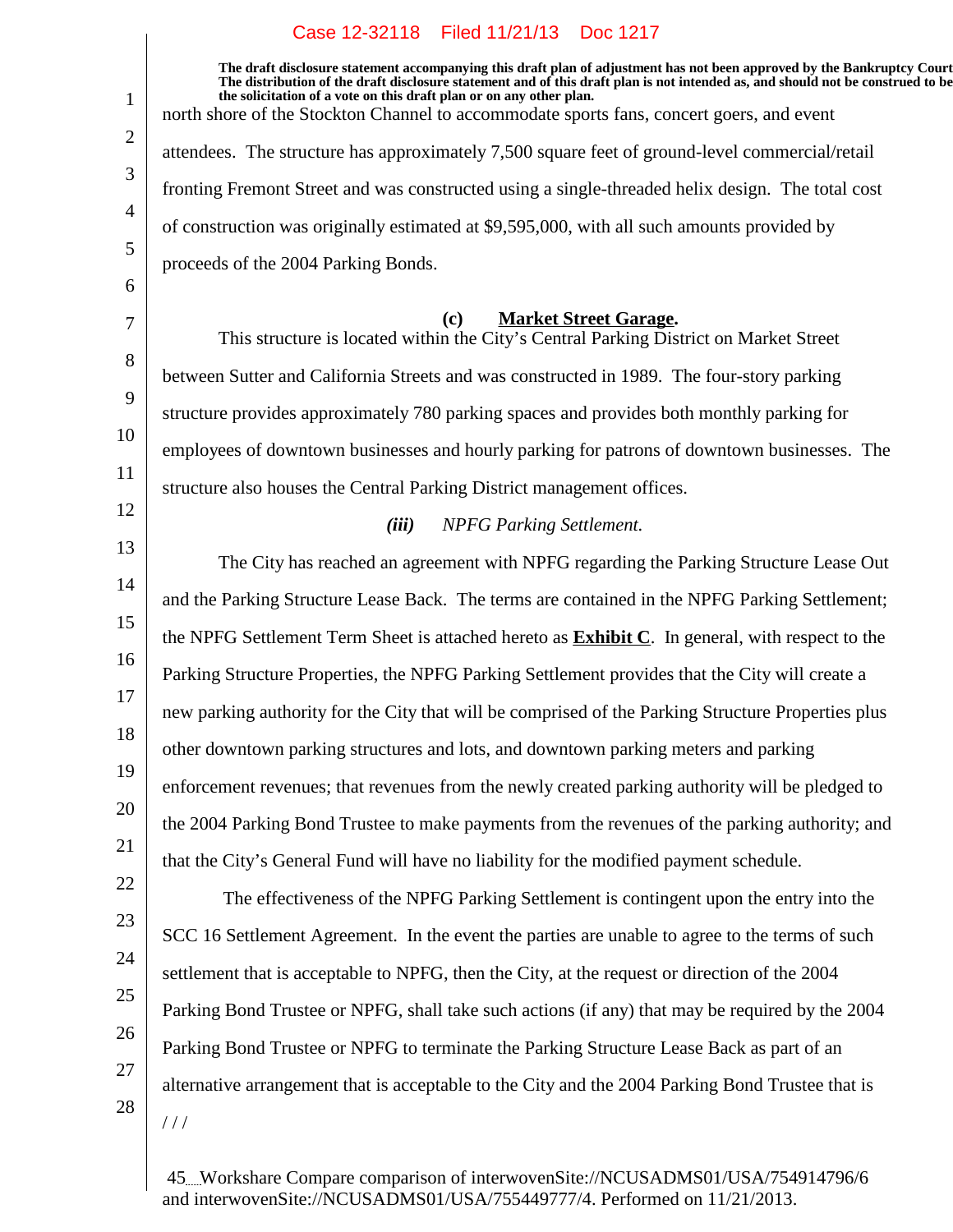north shore of the Stockton Channel to accommodate sports fans, concert goers, and event attendees. The structure has approximately 7,500 square feet of ground-level commercial/retail fronting Fremont Street and was constructed using a single-threaded helix design. The total cost of construction was originally estimated at $9,595,000, with all such amounts provided by proceeds of the 2004 Parking Bonds.

**(c) Market Street Garage.**

This structure is located within the City's Central Parking District on Market Street between Sutter and California Streets and was constructed in 1989. The four-story parking structure provides approximately 780 parking spaces and provides both monthly parking for employees of downtown businesses and hourly parking for patrons of downtown businesses. The structure also houses the Central Parking District management offices.

***(iii)*** *NPFG Parking Settlement.*

The City has reached an agreement with NPFG regarding the Parking Structure Lease Out and the Parking Structure Lease Back. The terms are contained in the NPFG Parking Settlement; the NPFG Settlement Term Sheet is attached hereto as **Exhibit C**. In general, with respect to the Parking Structure Properties, the NPFG Parking Settlement provides that the City will create a new parking authority for the City that will be comprised of the Parking Structure Properties plus other downtown parking structures and lots, and downtown parking meters and parking enforcement revenues; that revenues from the newly created parking authority will be pledged to the 2004 Parking Bond Trustee to make payments from the revenues of the parking authority; and that the City's General Fund will have no liability for the modified payment schedule.

The effectiveness of the NPFG Parking Settlement is contingent upon the entry into the SCC 16 Settlement Agreement. In the event the parties are unable to agree to the terms of such settlement that is acceptable to NPFG, then the City, at the request or direction of the 2004 Parking Bond Trustee or NPFG, shall take such actions (if any) that may be required by the 2004 Parking Bond Trustee or NPFG to terminate the Parking Structure Lease Back as part of an alternative arrangement that is acceptable to the City and the 2004 Parking Bond Trustee that is

/ / /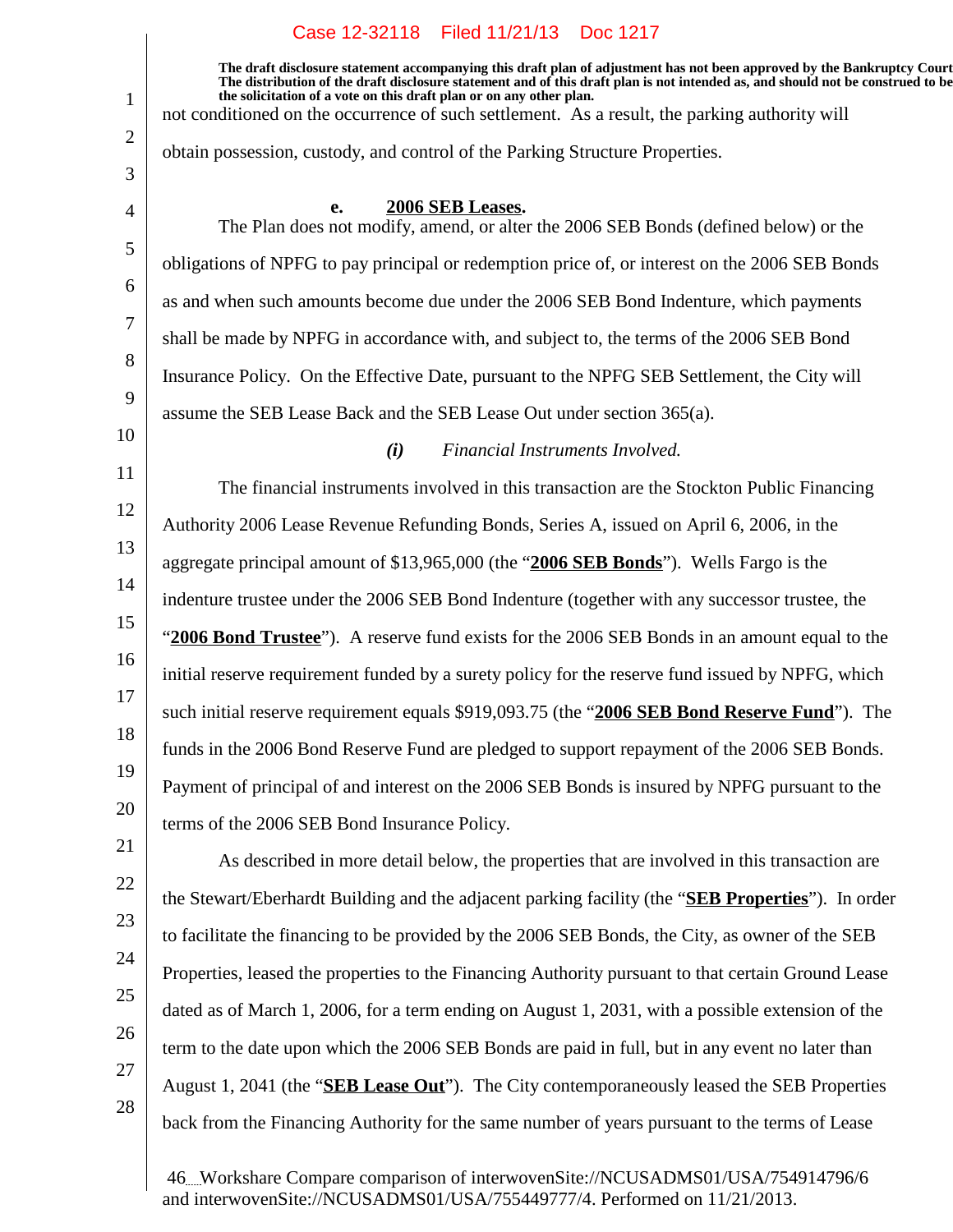not conditioned on the occurrence of such settlement. As a result, the parking authority will obtain possession, custody, and control of the Parking Structure Properties.

**e. 2006 SEB Leases.**

The Plan does not modify, amend, or alter the 2006 SEB Bonds (defined below) or the obligations of NPFG to pay principal or redemption price of, or interest on the 2006 SEB Bonds as and when such amounts become due under the 2006 SEB Bond Indenture, which payments shall be made by NPFG in accordance with, and subject to, the terms of the 2006 SEB Bond Insurance Policy. On the Effective Date, pursuant to the NPFG SEB Settlement, the City will assume the SEB Lease Back and the SEB Lease Out under section 365(a).

***(i) Financial Instruments Involved.***

The financial instruments involved in this transaction are the Stockton Public Financing Authority 2006 Lease Revenue Refunding Bonds, Series A, issued on April 6, 2006, in the aggregate principal amount of $13,965,000 (the "**2006 SEB Bonds**"). Wells Fargo is the indenture trustee under the 2006 SEB Bond Indenture (together with any successor trustee, the "**2006 Bond Trustee**"). A reserve fund exists for the 2006 SEB Bonds in an amount equal to the initial reserve requirement funded by a surety policy for the reserve fund issued by NPFG, which such initial reserve requirement equals $919,093.75 (the "**2006 SEB Bond Reserve Fund**"). The funds in the 2006 Bond Reserve Fund are pledged to support repayment of the 2006 SEB Bonds. Payment of principal of and interest on the 2006 SEB Bonds is insured by NPFG pursuant to the terms of the 2006 SEB Bond Insurance Policy.

As described in more detail below, the properties that are involved in this transaction are the Stewart/Eberhardt Building and the adjacent parking facility (the "**SEB Properties**"). In order to facilitate the financing to be provided by the 2006 SEB Bonds, the City, as owner of the SEB Properties, leased the properties to the Financing Authority pursuant to that certain Ground Lease dated as of March 1, 2006, for a term ending on August 1, 2031, with a possible extension of the term to the date upon which the 2006 SEB Bonds are paid in full, but in any event no later than August 1, 2041 (the "**SEB Lease Out**"). The City contemporaneously leased the SEB Properties back from the Financing Authority for the same number of years pursuant to the terms of Lease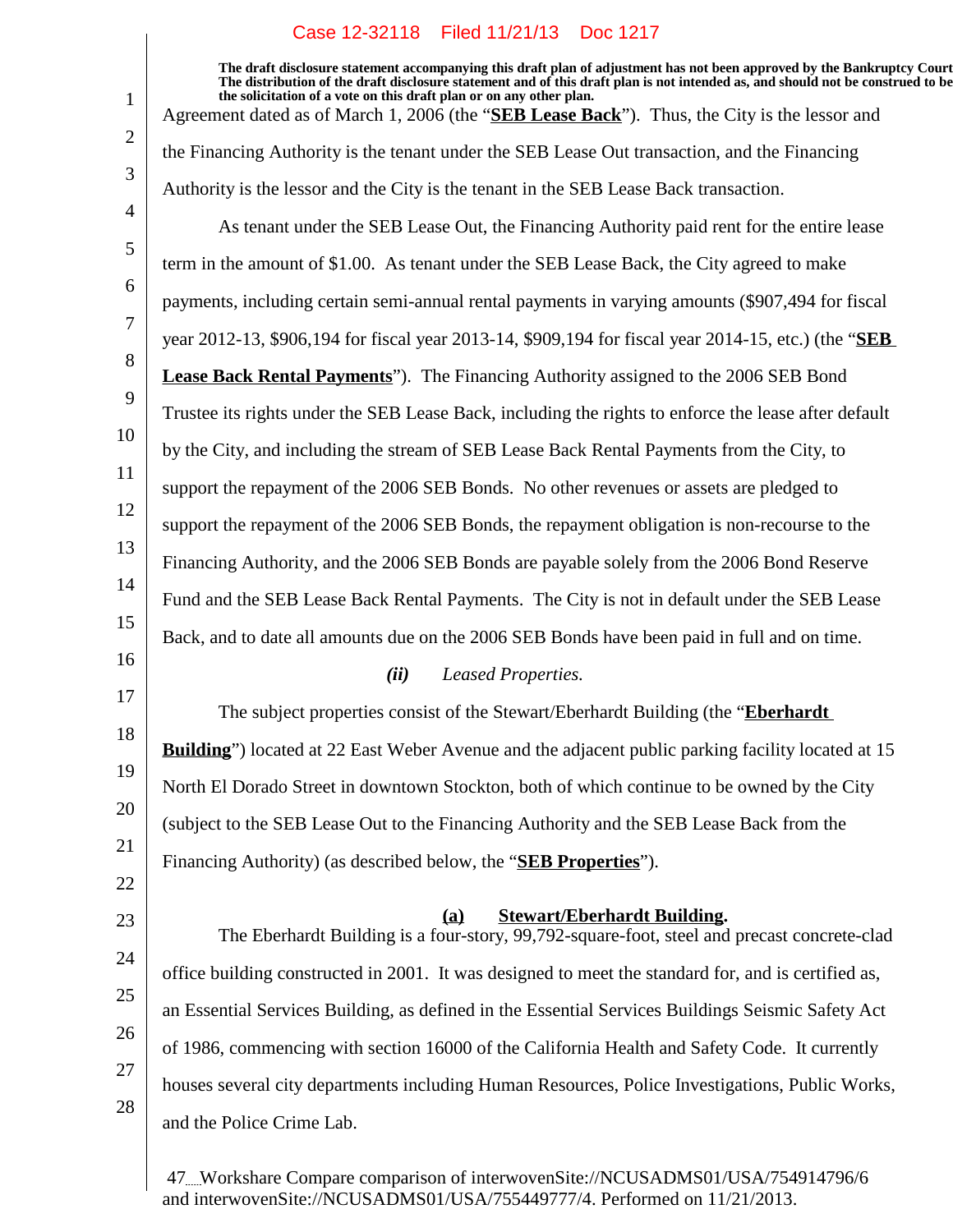Agreement dated as of March 1, 2006 (the "**SEB Lease Back**"). Thus, the City is the lessor and the Financing Authority is the tenant under the SEB Lease Out transaction, and the Financing Authority is the lessor and the City is the tenant in the SEB Lease Back transaction.

As tenant under the SEB Lease Out, the Financing Authority paid rent for the entire lease term in the amount of $1.00. As tenant under the SEB Lease Back, the City agreed to make payments, including certain semi-annual rental payments in varying amounts ($907,494 for fiscal year 2012-13, $906,194 for fiscal year 2013-14, $909,194 for fiscal year 2014-15, etc.) (the "**SEB Lease Back Rental Payments**"). The Financing Authority assigned to the 2006 SEB Bond Trustee its rights under the SEB Lease Back, including the rights to enforce the lease after default by the City, and including the stream of SEB Lease Back Rental Payments from the City, to support the repayment of the 2006 SEB Bonds. No other revenues or assets are pledged to support the repayment of the 2006 SEB Bonds, the repayment obligation is non-recourse to the Financing Authority, and the 2006 SEB Bonds are payable solely from the 2006 Bond Reserve Fund and the SEB Lease Back Rental Payments. The City is not in default under the SEB Lease Back, and to date all amounts due on the 2006 SEB Bonds have been paid in full and on time.

***(ii)*** *Leased Properties.*

The subject properties consist of the Stewart/Eberhardt Building (the "**Eberhardt Building**") located at 22 East Weber Avenue and the adjacent public parking facility located at 15 North El Dorado Street in downtown Stockton, both of which continue to be owned by the City (subject to the SEB Lease Out to the Financing Authority and the SEB Lease Back from the Financing Authority) (as described below, the "**SEB Properties**").

**(a) Stewart/Eberhardt Building.**

The Eberhardt Building is a four-story, 99,792-square-foot, steel and precast concrete-clad office building constructed in 2001. It was designed to meet the standard for, and is certified as, an Essential Services Building, as defined in the Essential Services Buildings Seismic Safety Act of 1986, commencing with section 16000 of the California Health and Safety Code. It currently houses several city departments including Human Resources, Police Investigations, Public Works, and the Police Crime Lab.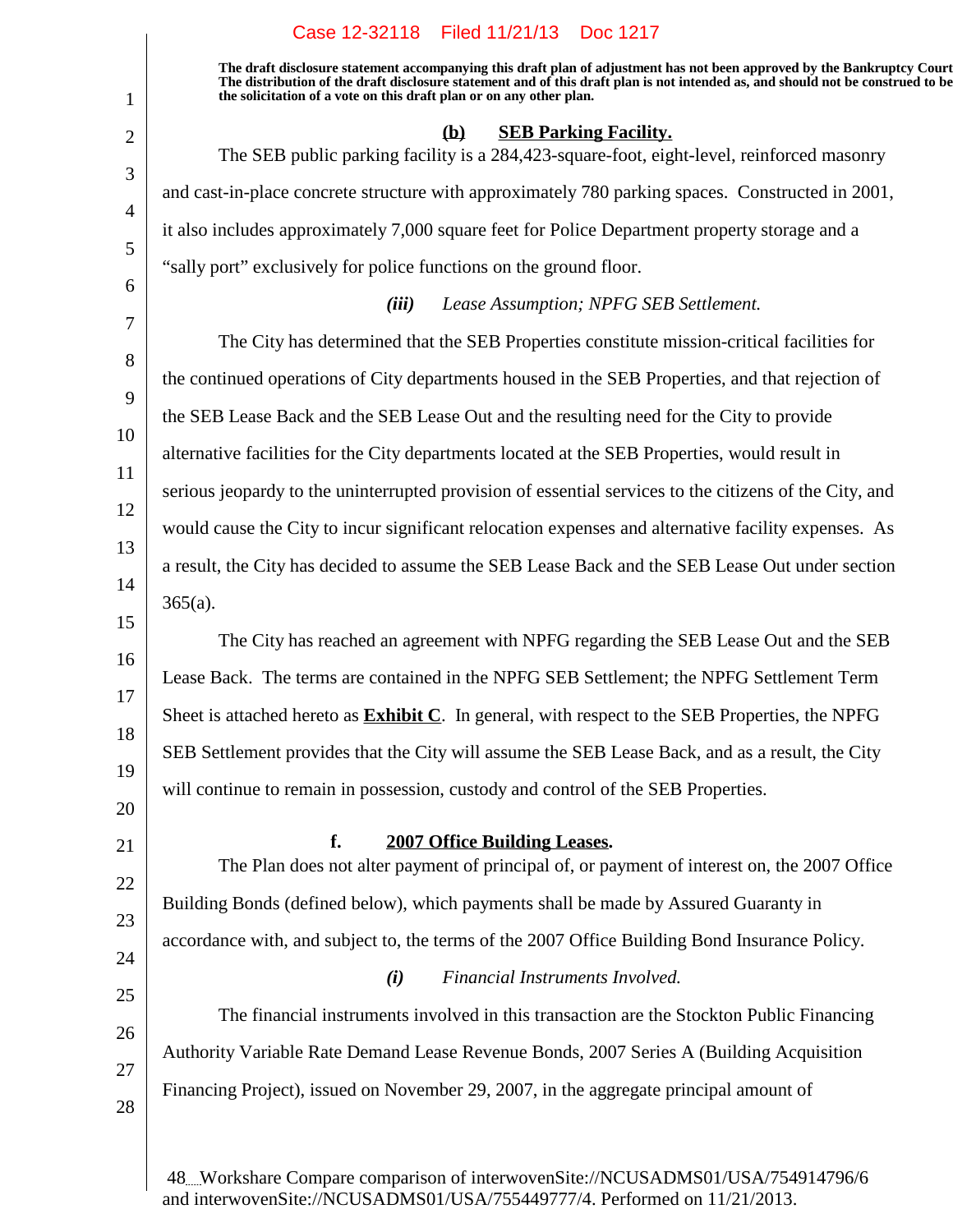The draft disclosure statement accompanying this draft plan of adjustment has not been approved by the Bankruptcy Court. The distribution of the draft disclosure statement and of this draft plan is not intended as, and should not be construed to be the solicitation of a vote on this draft plan or on any other plan.

**(b) SEB Parking Facility.**

The SEB public parking facility is a 284,423-square-foot, eight-level, reinforced masonry and cast-in-place concrete structure with approximately 780 parking spaces. Constructed in 2001, it also includes approximately 7,000 square feet for Police Department property storage and a "sally port" exclusively for police functions on the ground floor.

***(iii) Lease Assumption; NPFG SEB Settlement.***

The City has determined that the SEB Properties constitute mission-critical facilities for the continued operations of City departments housed in the SEB Properties, and that rejection of the SEB Lease Back and the SEB Lease Out and the resulting need for the City to provide alternative facilities for the City departments located at the SEB Properties, would result in serious jeopardy to the uninterrupted provision of essential services to the citizens of the City, and would cause the City to incur significant relocation expenses and alternative facility expenses. As a result, the City has decided to assume the SEB Lease Back and the SEB Lease Out under section 365(a).

The City has reached an agreement with NPFG regarding the SEB Lease Out and the SEB Lease Back. The terms are contained in the NPFG SEB Settlement; the NPFG Settlement Term Sheet is attached hereto as **Exhibit C**. In general, with respect to the SEB Properties, the NPFG SEB Settlement provides that the City will assume the SEB Lease Back, and as a result, the City will continue to remain in possession, custody and control of the SEB Properties.

**f. 2007 Office Building Leases.**

The Plan does not alter payment of principal of, or payment of interest on, the 2007 Office Building Bonds (defined below), which payments shall be made by Assured Guaranty in accordance with, and subject to, the terms of the 2007 Office Building Bond Insurance Policy.

***(i) Financial Instruments Involved.***

The financial instruments involved in this transaction are the Stockton Public Financing Authority Variable Rate Demand Lease Revenue Bonds, 2007 Series A (Building Acquisition Financing Project), issued on November 29, 2007, in the aggregate principal amount of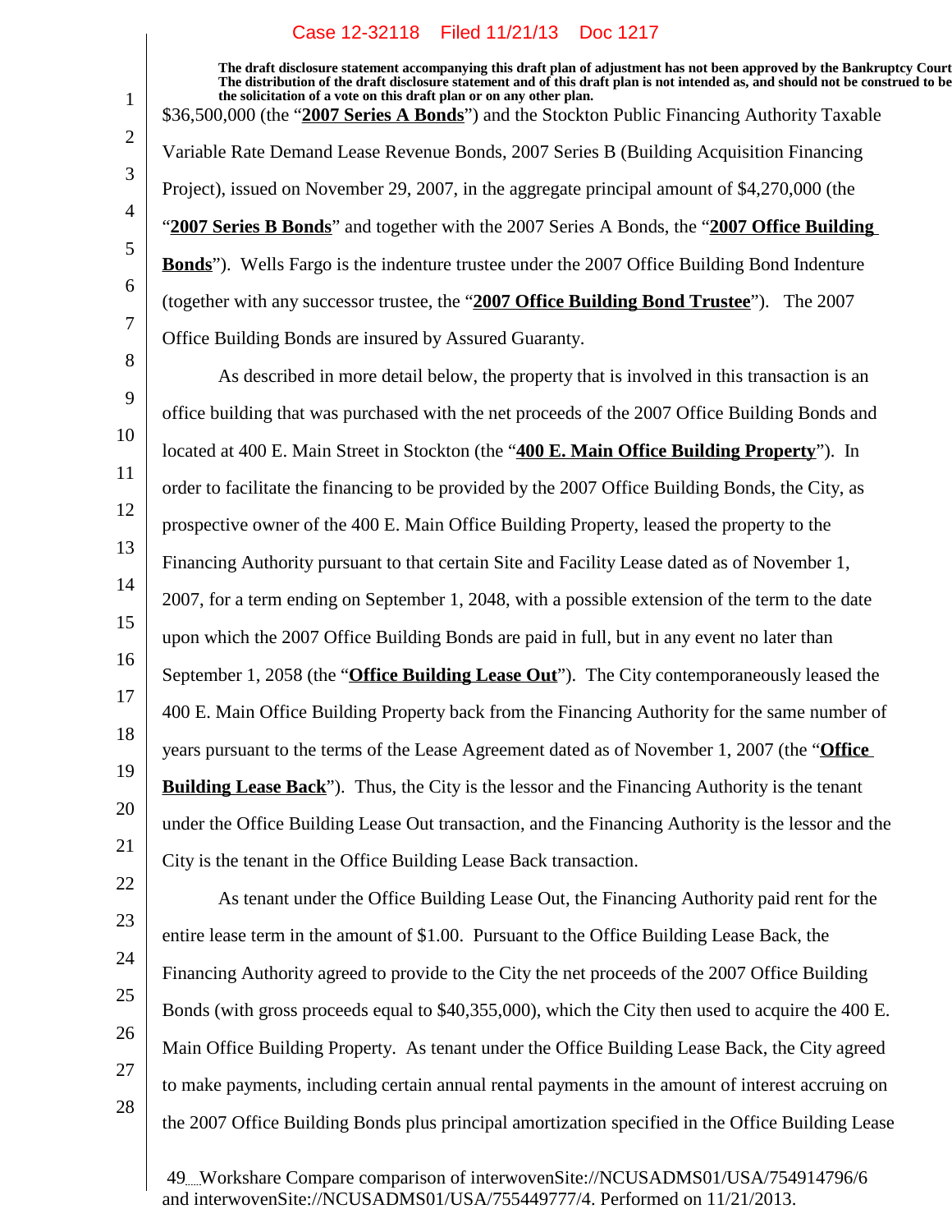The draft disclosure statement accompanying this draft plan of adjustment has not been approved by the Bankruptcy Court. The distribution of the draft disclosure statement and of this draft plan is not intended as, and should not be construed to be, the solicitation of a vote on this draft plan or on any other plan.

$36,500,000 (the "**2007 Series A Bonds**") and the Stockton Public Financing Authority Taxable Variable Rate Demand Lease Revenue Bonds, 2007 Series B (Building Acquisition Financing Project), issued on November 29, 2007, in the aggregate principal amount of $4,270,000 (the "**2007 Series B Bonds**" and together with the 2007 Series A Bonds, the "**2007 Office Building Bonds**"). Wells Fargo is the indenture trustee under the 2007 Office Building Bond Indenture (together with any successor trustee, the "**2007 Office Building Bond Trustee**"). The 2007 Office Building Bonds are insured by Assured Guaranty.

As described in more detail below, the property that is involved in this transaction is an office building that was purchased with the net proceeds of the 2007 Office Building Bonds and located at 400 E. Main Street in Stockton (the "**400 E. Main Office Building Property**"). In order to facilitate the financing to be provided by the 2007 Office Building Bonds, the City, as prospective owner of the 400 E. Main Office Building Property, leased the property to the Financing Authority pursuant to that certain Site and Facility Lease dated as of November 1, 2007, for a term ending on September 1, 2048, with a possible extension of the term to the date upon which the 2007 Office Building Bonds are paid in full, but in any event no later than September 1, 2058 (the "**Office Building Lease Out**"). The City contemporaneously leased the 400 E. Main Office Building Property back from the Financing Authority for the same number of years pursuant to the terms of the Lease Agreement dated as of November 1, 2007 (the "**Office Building Lease Back**"). Thus, the City is the lessor and the Financing Authority is the tenant under the Office Building Lease Out transaction, and the Financing Authority is the lessor and the City is the tenant in the Office Building Lease Back transaction.

As tenant under the Office Building Lease Out, the Financing Authority paid rent for the entire lease term in the amount of $1.00. Pursuant to the Office Building Lease Back, the Financing Authority agreed to provide to the City the net proceeds of the 2007 Office Building Bonds (with gross proceeds equal to $40,355,000), which the City then used to acquire the 400 E. Main Office Building Property. As tenant under the Office Building Lease Back, the City agreed to make payments, including certain annual rental payments in the amount of interest accruing on the 2007 Office Building Bonds plus principal amortization specified in the Office Building Lease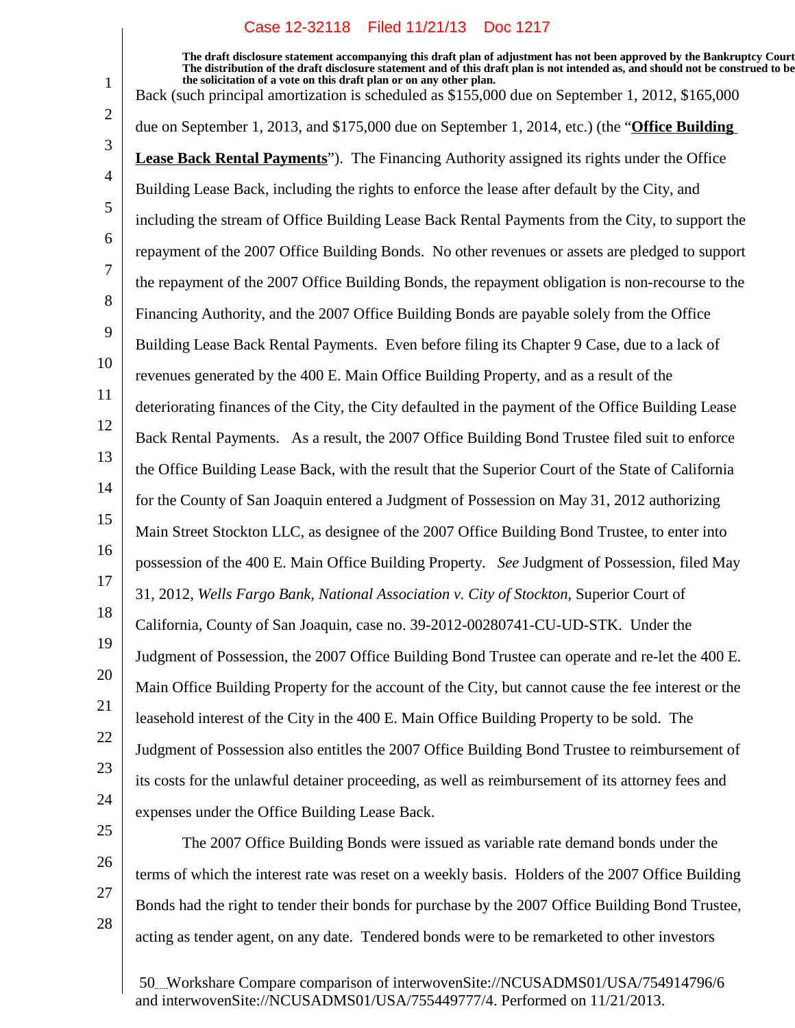Back (such principal amortization is scheduled as $155,000 due on September 1, 2012, $165,000 due on September 1, 2013, and $175,000 due on September 1, 2014, etc.) (the "**Office Building Lease Back Rental Payments**"). The Financing Authority assigned its rights under the Office Building Lease Back, including the rights to enforce the lease after default by the City, and including the stream of Office Building Lease Back Rental Payments from the City, to support the repayment of the 2007 Office Building Bonds. No other revenues or assets are pledged to support the repayment of the 2007 Office Building Bonds, the repayment obligation is non-recourse to the Financing Authority, and the 2007 Office Building Bonds are payable solely from the Office Building Lease Back Rental Payments. Even before filing its Chapter 9 Case, due to a lack of revenues generated by the 400 E. Main Office Building Property, and as a result of the deteriorating finances of the City, the City defaulted in the payment of the Office Building Lease Back Rental Payments. As a result, the 2007 Office Building Bond Trustee filed suit to enforce the Office Building Lease Back, with the result that the Superior Court of the State of California for the County of San Joaquin entered a Judgment of Possession on May 31, 2012 authorizing Main Street Stockton LLC, as designee of the 2007 Office Building Bond Trustee, to enter into possession of the 400 E. Main Office Building Property. *See* Judgment of Possession, filed May 31, 2012, *Wells Fargo Bank, National Association v. City of Stockton*, Superior Court of California, County of San Joaquin, case no. 39-2012-00280741-CU-UD-STK. Under the Judgment of Possession, the 2007 Office Building Bond Trustee can operate and re-let the 400 E. Main Office Building Property for the account of the City, but cannot cause the fee interest or the leasehold interest of the City in the 400 E. Main Office Building Property to be sold. The Judgment of Possession also entitles the 2007 Office Building Bond Trustee to reimbursement of its costs for the unlawful detainer proceeding, as well as reimbursement of its attorney fees and expenses under the Office Building Lease Back.

The 2007 Office Building Bonds were issued as variable rate demand bonds under the terms of which the interest rate was reset on a weekly basis. Holders of the 2007 Office Building Bonds had the right to tender their bonds for purchase by the 2007 Office Building Bond Trustee, acting as tender agent, on any date. Tendered bonds were to be remarketed to other investors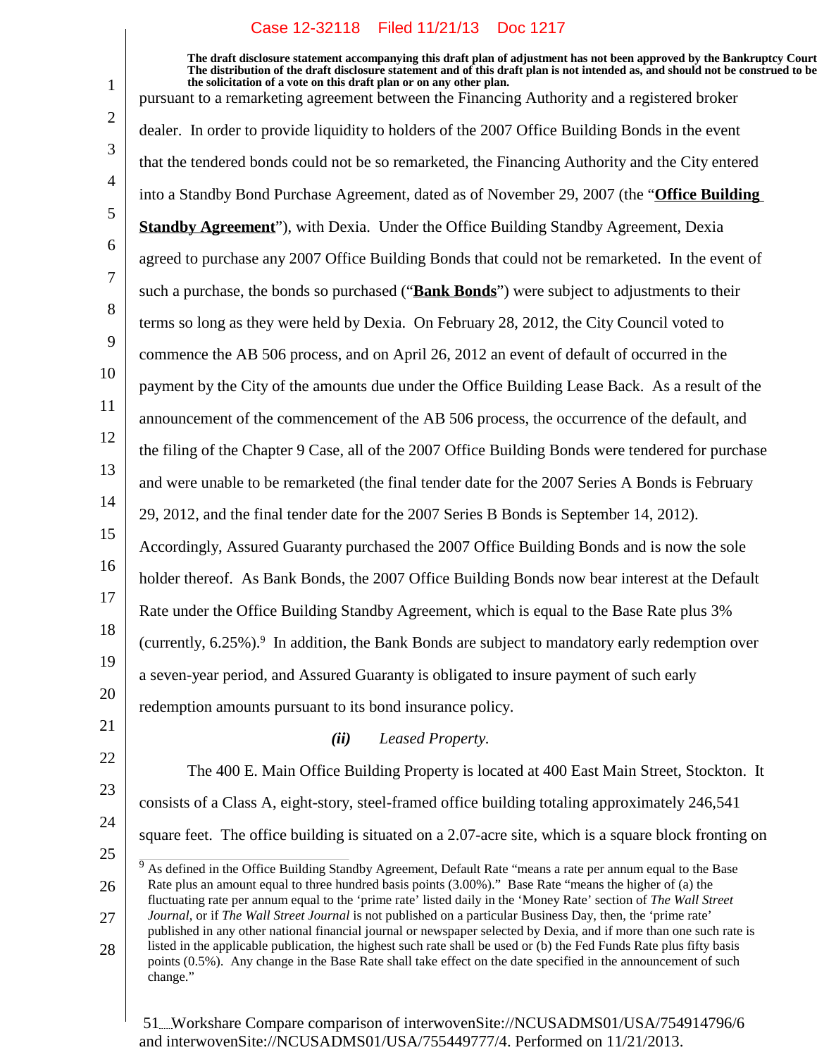The draft disclosure statement accompanying this draft plan of adjustment has not been approved by the Bankruptcy Court. The distribution of the draft disclosure statement and of this draft plan is not intended as, and should not be construed to be the solicitation of a vote on this draft plan or on any other plan.

pursuant to a remarketing agreement between the Financing Authority and a registered broker dealer. In order to provide liquidity to holders of the 2007 Office Building Bonds in the event that the tendered bonds could not be so remarketed, the Financing Authority and the City entered into a Standby Bond Purchase Agreement, dated as of November 29, 2007 (the "**Office Building Standby Agreement**"), with Dexia. Under the Office Building Standby Agreement, Dexia agreed to purchase any 2007 Office Building Bonds that could not be remarketed. In the event of such a purchase, the bonds so purchased ("**Bank Bonds**") were subject to adjustments to their terms so long as they were held by Dexia. On February 28, 2012, the City Council voted to commence the AB 506 process, and on April 26, 2012 an event of default of occurred in the payment by the City of the amounts due under the Office Building Lease Back. As a result of the announcement of the commencement of the AB 506 process, the occurrence of the default, and the filing of the Chapter 9 Case, all of the 2007 Office Building Bonds were tendered for purchase and were unable to be remarketed (the final tender date for the 2007 Series A Bonds is February 29, 2012, and the final tender date for the 2007 Series B Bonds is September 14, 2012). Accordingly, Assured Guaranty purchased the 2007 Office Building Bonds and is now the sole holder thereof. As Bank Bonds, the 2007 Office Building Bonds now bear interest at the Default Rate under the Office Building Standby Agreement, which is equal to the Base Rate plus 3% (currently, 6.25%).[9] In addition, the Bank Bonds are subject to mandatory early redemption over a seven-year period, and Assured Guaranty is obligated to insure payment of such early redemption amounts pursuant to its bond insurance policy.

***(ii)*** *Leased Property.*

The 400 E. Main Office Building Property is located at 400 East Main Street, Stockton. It consists of a Class A, eight-story, steel-framed office building totaling approximately 246,541 square feet. The office building is situated on a 2.07-acre site, which is a square block fronting on

[9] As defined in the Office Building Standby Agreement, Default Rate "means a rate per annum equal to the Base Rate plus an amount equal to three hundred basis points (3.00%)." Base Rate "means the higher of (a) the fluctuating rate per annum equal to the 'prime rate' listed daily in the 'Money Rate' section of *The Wall Street Journal*, or if *The Wall Street Journal* is not published on a particular Business Day, then, the 'prime rate' published in any other national financial journal or newspaper selected by Dexia, and if more than one such rate is listed in the applicable publication, the highest such rate shall be used or (b) the Fed Funds Rate plus fifty basis points (0.5%). Any change in the Base Rate shall take effect on the date specified in the announcement of such change."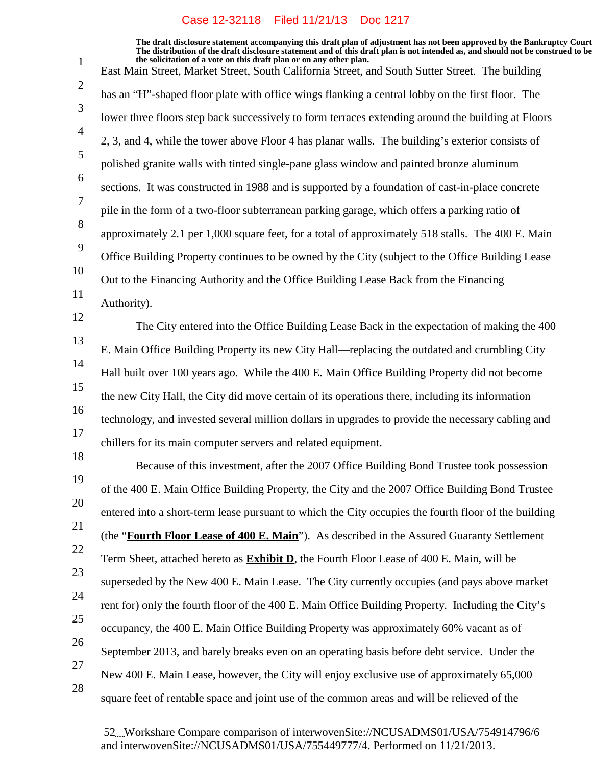East Main Street, Market Street, South California Street, and South Sutter Street. The building has an "H"-shaped floor plate with office wings flanking a central lobby on the first floor. The lower three floors step back successively to form terraces extending around the building at Floors 2, 3, and 4, while the tower above Floor 4 has planar walls. The building's exterior consists of polished granite walls with tinted single-pane glass window and painted bronze aluminum sections. It was constructed in 1988 and is supported by a foundation of cast-in-place concrete pile in the form of a two-floor subterranean parking garage, which offers a parking ratio of approximately 2.1 per 1,000 square feet, for a total of approximately 518 stalls. The 400 E. Main Office Building Property continues to be owned by the City (subject to the Office Building Lease Out to the Financing Authority and the Office Building Lease Back from the Financing Authority).

The City entered into the Office Building Lease Back in the expectation of making the 400 E. Main Office Building Property its new City Hall—replacing the outdated and crumbling City Hall built over 100 years ago. While the 400 E. Main Office Building Property did not become the new City Hall, the City did move certain of its operations there, including its information technology, and invested several million dollars in upgrades to provide the necessary cabling and chillers for its main computer servers and related equipment.

Because of this investment, after the 2007 Office Building Bond Trustee took possession of the 400 E. Main Office Building Property, the City and the 2007 Office Building Bond Trustee entered into a short-term lease pursuant to which the City occupies the fourth floor of the building (the "**Fourth Floor Lease of 400 E. Main**"). As described in the Assured Guaranty Settlement Term Sheet, attached hereto as **Exhibit D**, the Fourth Floor Lease of 400 E. Main, will be superseded by the New 400 E. Main Lease. The City currently occupies (and pays above market rent for) only the fourth floor of the 400 E. Main Office Building Property. Including the City's occupancy, the 400 E. Main Office Building Property was approximately 60% vacant as of September 2013, and barely breaks even on an operating basis before debt service. Under the New 400 E. Main Lease, however, the City will enjoy exclusive use of approximately 65,000 square feet of rentable space and joint use of the common areas and will be relieved of the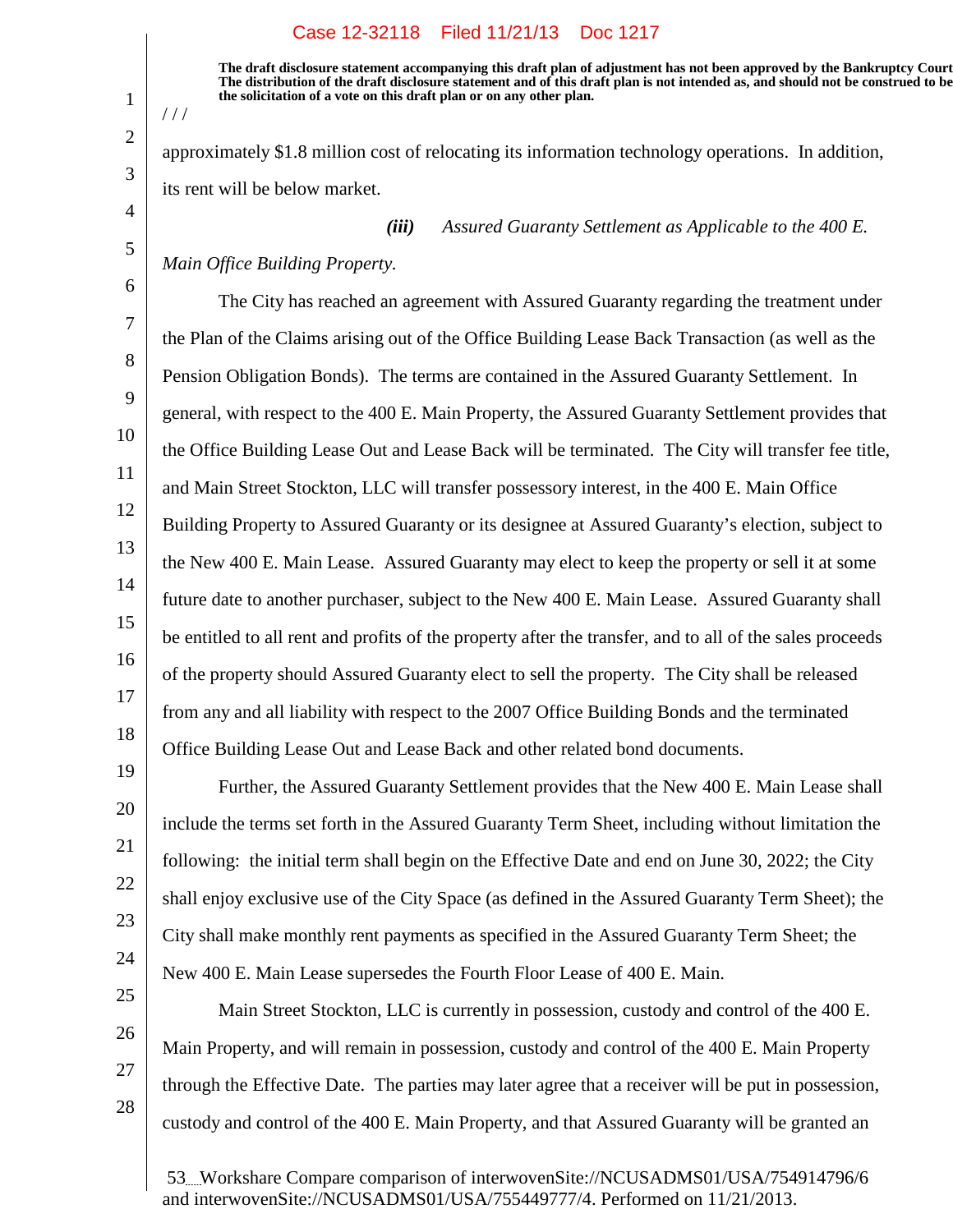The draft disclosure statement accompanying this draft plan of adjustment has not been approved by the Bankruptcy Court. The distribution of the draft disclosure statement and of this draft plan is not intended as, and should not be construed to be the solicitation of a vote on this draft plan or on any other plan.

/ / /

approximately $1.8 million cost of relocating its information technology operations. In addition, its rent will be below market.

***(iii)*** *Assured Guaranty Settlement as Applicable to the 400 E. Main Office Building Property.*

The City has reached an agreement with Assured Guaranty regarding the treatment under the Plan of the Claims arising out of the Office Building Lease Back Transaction (as well as the Pension Obligation Bonds). The terms are contained in the Assured Guaranty Settlement. In general, with respect to the 400 E. Main Property, the Assured Guaranty Settlement provides that the Office Building Lease Out and Lease Back will be terminated. The City will transfer fee title, and Main Street Stockton, LLC will transfer possessory interest, in the 400 E. Main Office Building Property to Assured Guaranty or its designee at Assured Guaranty's election, subject to the New 400 E. Main Lease. Assured Guaranty may elect to keep the property or sell it at some future date to another purchaser, subject to the New 400 E. Main Lease. Assured Guaranty shall be entitled to all rent and profits of the property after the transfer, and to all of the sales proceeds of the property should Assured Guaranty elect to sell the property. The City shall be released from any and all liability with respect to the 2007 Office Building Bonds and the terminated Office Building Lease Out and Lease Back and other related bond documents.

Further, the Assured Guaranty Settlement provides that the New 400 E. Main Lease shall include the terms set forth in the Assured Guaranty Term Sheet, including without limitation the following: the initial term shall begin on the Effective Date and end on June 30, 2022; the City shall enjoy exclusive use of the City Space (as defined in the Assured Guaranty Term Sheet); the City shall make monthly rent payments as specified in the Assured Guaranty Term Sheet; the New 400 E. Main Lease supersedes the Fourth Floor Lease of 400 E. Main.

Main Street Stockton, LLC is currently in possession, custody and control of the 400 E. Main Property, and will remain in possession, custody and control of the 400 E. Main Property through the Effective Date. The parties may later agree that a receiver will be put in possession, custody and control of the 400 E. Main Property, and that Assured Guaranty will be granted an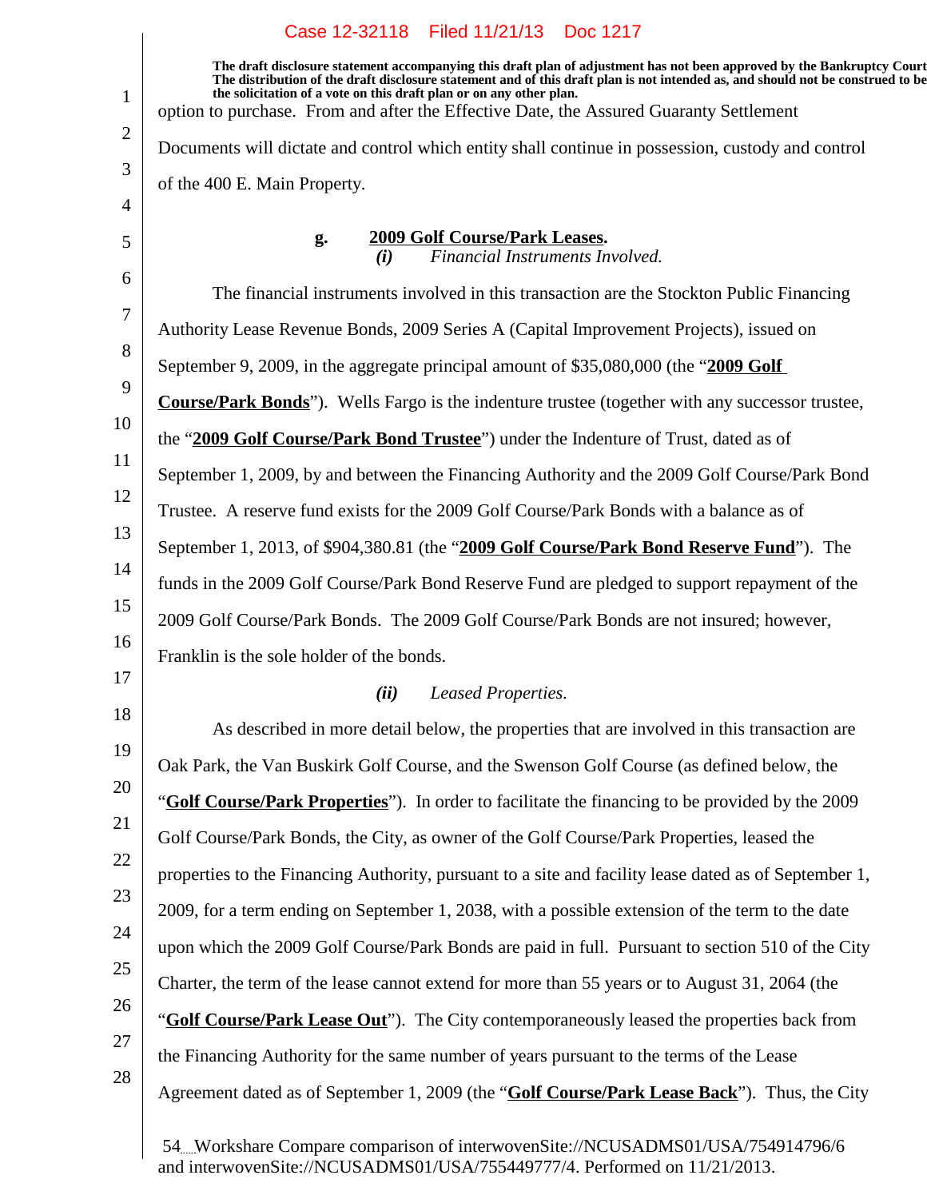The draft disclosure statement accompanying this draft plan of adjustment has not been approved by the Bankruptcy Court. The distribution of the draft disclosure statement and of this draft plan is not intended as, and should not be construed to be the solicitation of a vote on this draft plan or on any other plan.

option to purchase. From and after the Effective Date, the Assured Guaranty Settlement Documents will dictate and control which entity shall continue in possession, custody and control of the 400 E. Main Property.

**g. <u>2009 Golf Course/Park Leases</u>.**

***(i) Financial Instruments Involved.***

The financial instruments involved in this transaction are the Stockton Public Financing Authority Lease Revenue Bonds, 2009 Series A (Capital Improvement Projects), issued on September 9, 2009, in the aggregate principal amount of $35,080,000 (the "**<u>2009 Golf Course/Park Bonds</u>**"). Wells Fargo is the indenture trustee (together with any successor trustee, the "**<u>2009 Golf Course/Park Bond Trustee</u>**") under the Indenture of Trust, dated as of September 1, 2009, by and between the Financing Authority and the 2009 Golf Course/Park Bond Trustee. A reserve fund exists for the 2009 Golf Course/Park Bonds with a balance as of September 1, 2013, of $904,380.81 (the "**<u>2009 Golf Course/Park Bond Reserve Fund</u>**"). The funds in the 2009 Golf Course/Park Bond Reserve Fund are pledged to support repayment of the 2009 Golf Course/Park Bonds. The 2009 Golf Course/Park Bonds are not insured; however, Franklin is the sole holder of the bonds.

***(ii) Leased Properties.***

As described in more detail below, the properties that are involved in this transaction are Oak Park, the Van Buskirk Golf Course, and the Swenson Golf Course (as defined below, the "**<u>Golf Course/Park Properties</u>**"). In order to facilitate the financing to be provided by the 2009 Golf Course/Park Bonds, the City, as owner of the Golf Course/Park Properties, leased the properties to the Financing Authority, pursuant to a site and facility lease dated as of September 1, 2009, for a term ending on September 1, 2038, with a possible extension of the term to the date upon which the 2009 Golf Course/Park Bonds are paid in full. Pursuant to section 510 of the City Charter, the term of the lease cannot extend for more than 55 years or to August 31, 2064 (the "**<u>Golf Course/Park Lease Out</u>**"). The City contemporaneously leased the properties back from the Financing Authority for the same number of years pursuant to the terms of the Lease Agreement dated as of September 1, 2009 (the "**<u>Golf Course/Park Lease Back</u>**"). Thus, the City

Workshare Compare comparison of interwovenSite://NCUSADMS01/USA/754914796/6 and interwovenSite://NCUSADMS01/USA/755449777/4. Performed on 11/21/2013.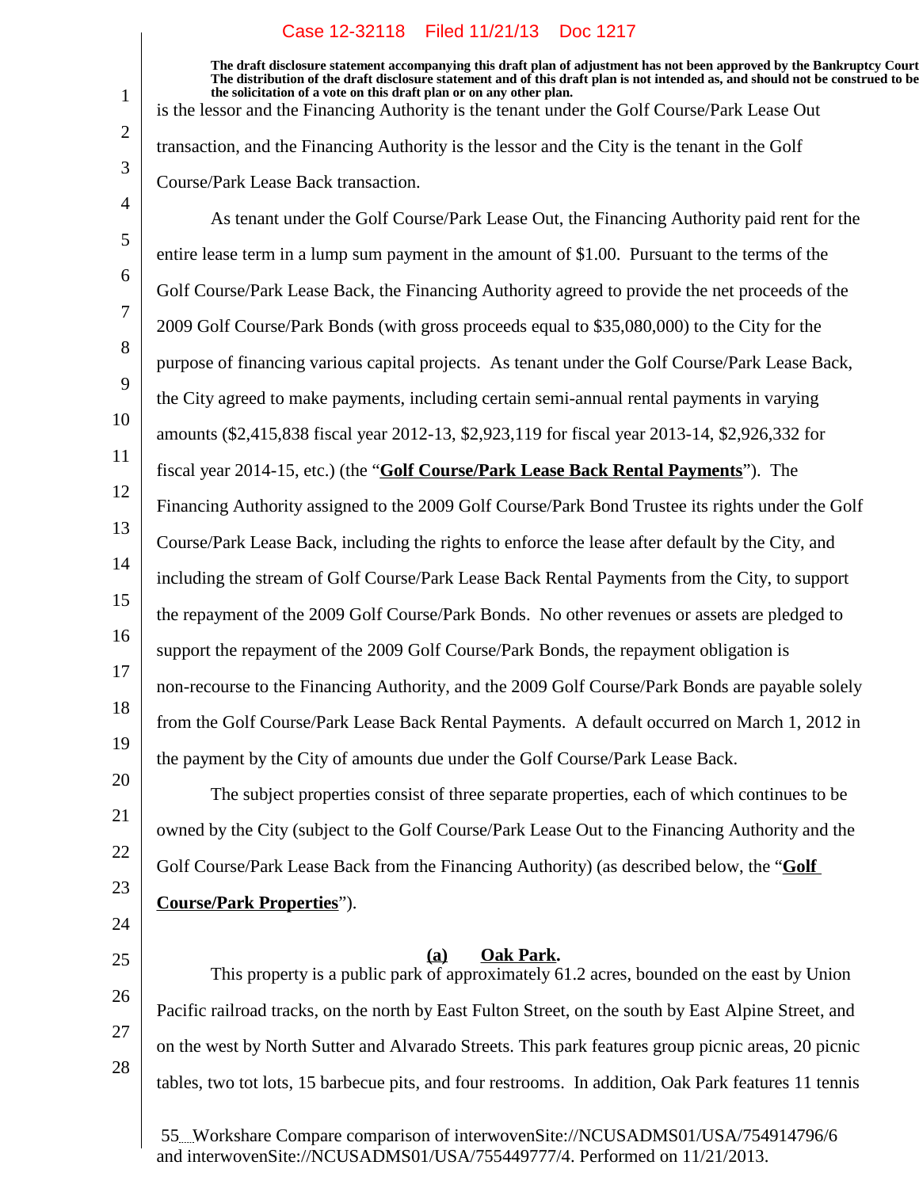is the lessor and the Financing Authority is the tenant under the Golf Course/Park Lease Out transaction, and the Financing Authority is the lessor and the City is the tenant in the Golf Course/Park Lease Back transaction.

As tenant under the Golf Course/Park Lease Out, the Financing Authority paid rent for the entire lease term in a lump sum payment in the amount of $1.00. Pursuant to the terms of the Golf Course/Park Lease Back, the Financing Authority agreed to provide the net proceeds of the 2009 Golf Course/Park Bonds (with gross proceeds equal to $35,080,000) to the City for the purpose of financing various capital projects. As tenant under the Golf Course/Park Lease Back, the City agreed to make payments, including certain semi-annual rental payments in varying amounts ($2,415,838 fiscal year 2012-13, $2,923,119 for fiscal year 2013-14, $2,926,332 for fiscal year 2014-15, etc.) (the "**Golf Course/Park Lease Back Rental Payments**"). The Financing Authority assigned to the 2009 Golf Course/Park Bond Trustee its rights under the Golf Course/Park Lease Back, including the rights to enforce the lease after default by the City, and including the stream of Golf Course/Park Lease Back Rental Payments from the City, to support the repayment of the 2009 Golf Course/Park Bonds. No other revenues or assets are pledged to support the repayment of the 2009 Golf Course/Park Bonds, the repayment obligation is non-recourse to the Financing Authority, and the 2009 Golf Course/Park Bonds are payable solely from the Golf Course/Park Lease Back Rental Payments. A default occurred on March 1, 2012 in the payment by the City of amounts due under the Golf Course/Park Lease Back.

The subject properties consist of three separate properties, each of which continues to be owned by the City (subject to the Golf Course/Park Lease Out to the Financing Authority and the Golf Course/Park Lease Back from the Financing Authority) (as described below, the "**Golf Course/Park Properties**").

**(a) Oak Park.**

This property is a public park of approximately 61.2 acres, bounded on the east by Union Pacific railroad tracks, on the north by East Fulton Street, on the south by East Alpine Street, and on the west by North Sutter and Alvarado Streets. This park features group picnic areas, 20 picnic tables, two tot lots, 15 barbecue pits, and four restrooms. In addition, Oak Park features 11 tennis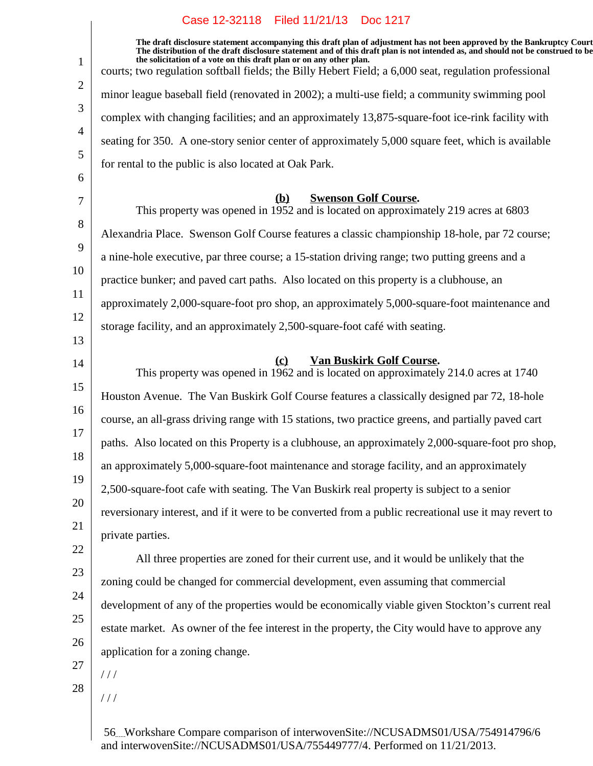The draft disclosure statement accompanying this draft plan of adjustment has not been approved by the Bankruptcy Court. The distribution of the draft disclosure statement and of this draft plan is not intended as, and should not be construed to be the solicitation of a vote on this draft plan or on any other plan.

courts; two regulation softball fields; the Billy Hebert Field; a 6,000 seat, regulation professional minor league baseball field (renovated in 2002); a multi-use field; a community swimming pool complex with changing facilities; and an approximately 13,875-square-foot ice-rink facility with seating for 350. A one-story senior center of approximately 5,000 square feet, which is available for rental to the public is also located at Oak Park.

**(b) Swenson Golf Course.**

This property was opened in 1952 and is located on approximately 219 acres at 6803 Alexandria Place. Swenson Golf Course features a classic championship 18-hole, par 72 course; a nine-hole executive, par three course; a 15-station driving range; two putting greens and a practice bunker; and paved cart paths. Also located on this property is a clubhouse, an approximately 2,000-square-foot pro shop, an approximately 5,000-square-foot maintenance and storage facility, and an approximately 2,500-square-foot café with seating.

**(c) Van Buskirk Golf Course.**

This property was opened in 1962 and is located on approximately 214.0 acres at 1740 Houston Avenue. The Van Buskirk Golf Course features a classically designed par 72, 18-hole course, an all-grass driving range with 15 stations, two practice greens, and partially paved cart paths. Also located on this Property is a clubhouse, an approximately 2,000-square-foot pro shop, an approximately 5,000-square-foot maintenance and storage facility, and an approximately 2,500-square-foot cafe with seating. The Van Buskirk real property is subject to a senior reversionary interest, and if it were to be converted from a public recreational use it may revert to private parties.

All three properties are zoned for their current use, and it would be unlikely that the zoning could be changed for commercial development, even assuming that commercial development of any of the properties would be economically viable given Stockton's current real estate market. As owner of the fee interest in the property, the City would have to approve any application for a zoning change.

/ / /

/ / /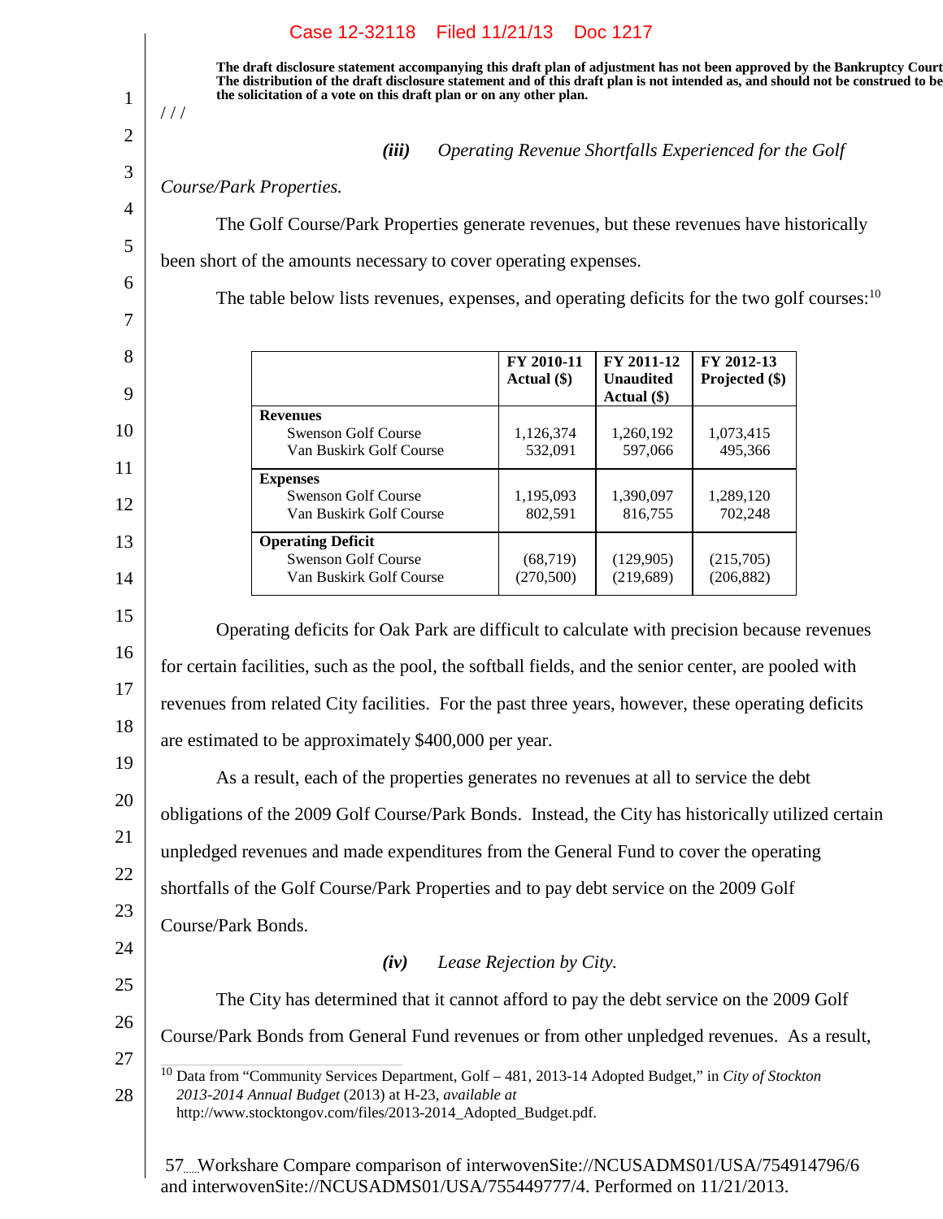**The draft disclosure statement accompanying this draft plan of adjustment has not been approved by the Bankruptcy Court. The distribution of the draft disclosure statement and of this draft plan is not intended as, and should not be construed to be the solicitation of a vote on this draft plan or on any other plan.**

/ / /

*(iii) Operating Revenue Shortfalls Experienced for the Golf Course/Park Properties.*

The Golf Course/Park Properties generate revenues, but these revenues have historically been short of the amounts necessary to cover operating expenses.

The table below lists revenues, expenses, and operating deficits for the two golf courses:[10]

| | FY 2010-11 Actual ($) | FY 2011-12 Unaudited Actual ($) | FY 2012-13 Projected ($) |
|---|---|---|---|
| **Revenues** | | | |
| Swenson Golf Course | 1,126,374 | 1,260,192 | 1,073,415 |
| Van Buskirk Golf Course | 532,091 | 597,066 | 495,366 |
| **Expenses** | | | |
| Swenson Golf Course | 1,195,093 | 1,390,097 | 1,289,120 |
| Van Buskirk Golf Course | 802,591 | 816,755 | 702,248 |
| **Operating Deficit** | | | |
| Swenson Golf Course | (68,719) | (129,905) | (215,705) |
| Van Buskirk Golf Course | (270,500) | (219,689) | (206,882) |

Operating deficits for Oak Park are difficult to calculate with precision because revenues for certain facilities, such as the pool, the softball fields, and the senior center, are pooled with revenues from related City facilities. For the past three years, however, these operating deficits are estimated to be approximately $400,000 per year.

As a result, each of the properties generates no revenues at all to service the debt obligations of the 2009 Golf Course/Park Bonds. Instead, the City has historically utilized certain unpledged revenues and made expenditures from the General Fund to cover the operating shortfalls of the Golf Course/Park Properties and to pay debt service on the 2009 Golf Course/Park Bonds.

*(iv) Lease Rejection by City.*

The City has determined that it cannot afford to pay the debt service on the 2009 Golf Course/Park Bonds from General Fund revenues or from other unpledged revenues. As a result,

[10] Data from "Community Services Department, Golf – 481, 2013-14 Adopted Budget," in *City of Stockton 2013-2014 Annual Budget* (2013) at H-23, *available at* http://www.stocktongov.com/files/2013-2014_Adopted_Budget.pdf.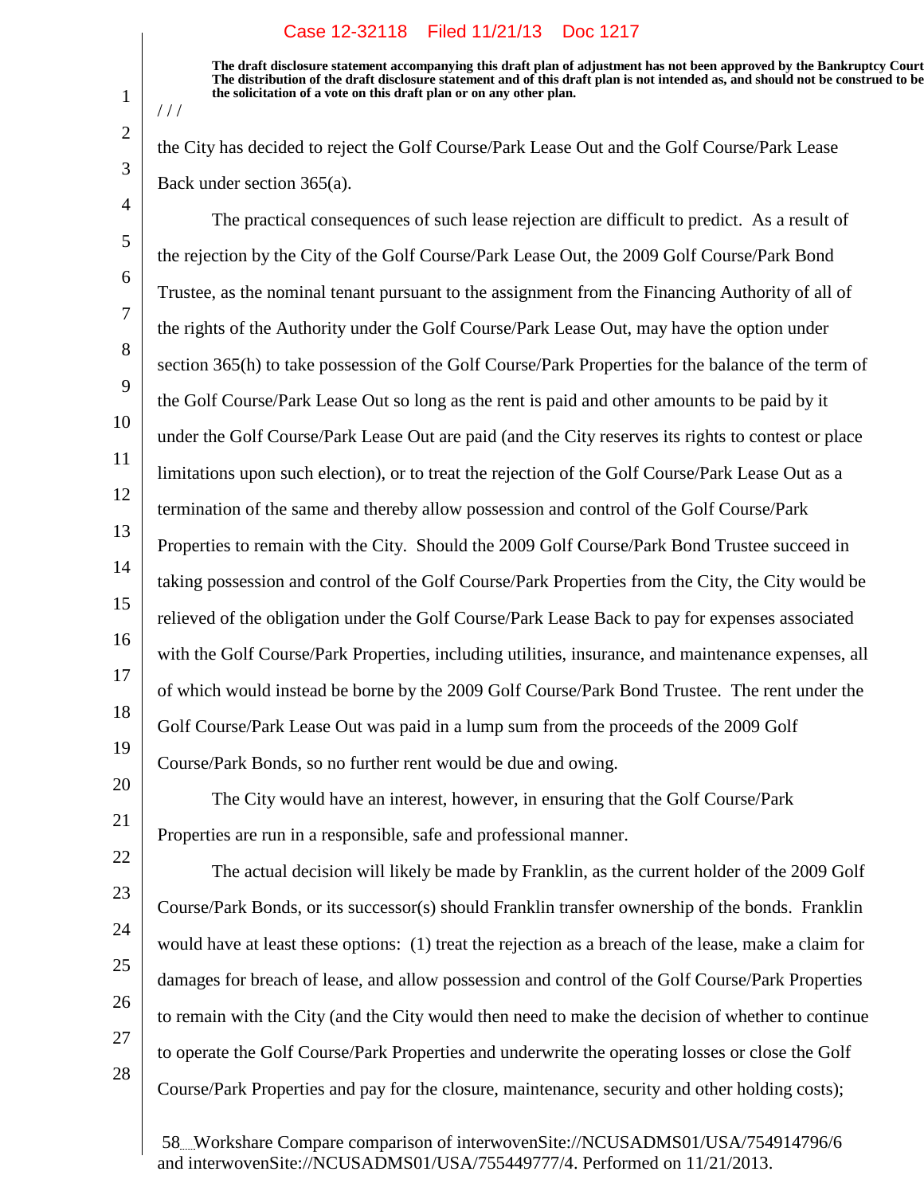**The draft disclosure statement accompanying this draft plan of adjustment has not been approved by the Bankruptcy Court. The distribution of the draft disclosure statement and of this draft plan is not intended as, and should not be construed to be, the solicitation of a vote on this draft plan or on any other plan.**

/ / /

the City has decided to reject the Golf Course/Park Lease Out and the Golf Course/Park Lease Back under section 365(a).

The practical consequences of such lease rejection are difficult to predict. As a result of the rejection by the City of the Golf Course/Park Lease Out, the 2009 Golf Course/Park Bond Trustee, as the nominal tenant pursuant to the assignment from the Financing Authority of all of the rights of the Authority under the Golf Course/Park Lease Out, may have the option under section 365(h) to take possession of the Golf Course/Park Properties for the balance of the term of the Golf Course/Park Lease Out so long as the rent is paid and other amounts to be paid by it under the Golf Course/Park Lease Out are paid (and the City reserves its rights to contest or place limitations upon such election), or to treat the rejection of the Golf Course/Park Lease Out as a termination of the same and thereby allow possession and control of the Golf Course/Park Properties to remain with the City. Should the 2009 Golf Course/Park Bond Trustee succeed in taking possession and control of the Golf Course/Park Properties from the City, the City would be relieved of the obligation under the Golf Course/Park Lease Back to pay for expenses associated with the Golf Course/Park Properties, including utilities, insurance, and maintenance expenses, all of which would instead be borne by the 2009 Golf Course/Park Bond Trustee. The rent under the Golf Course/Park Lease Out was paid in a lump sum from the proceeds of the 2009 Golf Course/Park Bonds, so no further rent would be due and owing.

The City would have an interest, however, in ensuring that the Golf Course/Park Properties are run in a responsible, safe and professional manner.

The actual decision will likely be made by Franklin, as the current holder of the 2009 Golf Course/Park Bonds, or its successor(s) should Franklin transfer ownership of the bonds. Franklin would have at least these options: (1) treat the rejection as a breach of the lease, make a claim for damages for breach of lease, and allow possession and control of the Golf Course/Park Properties to remain with the City (and the City would then need to make the decision of whether to continue to operate the Golf Course/Park Properties and underwrite the operating losses or close the Golf Course/Park Properties and pay for the closure, maintenance, security and other holding costs);

Workshare Compare comparison of interwovenSite://NCUSADMS01/USA/754914796/6 and interwovenSite://NCUSADMS01/USA/755449777/4. Performed on 11/21/2013.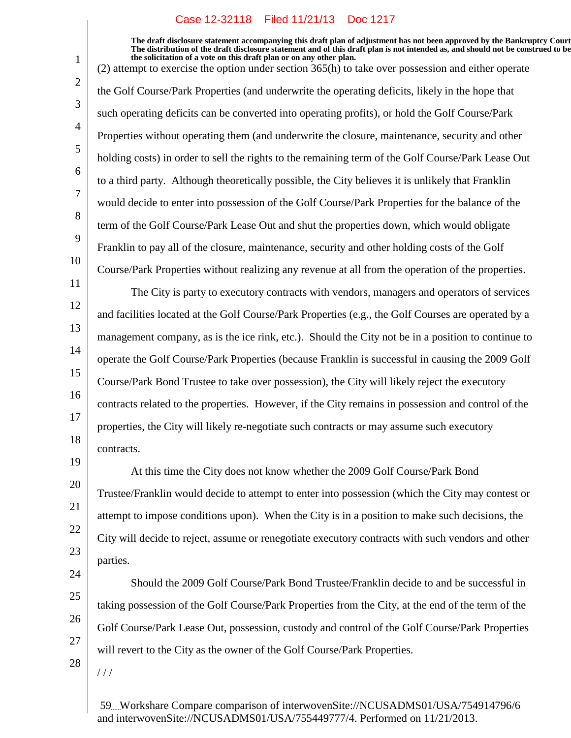The draft disclosure statement accompanying this draft plan of adjustment has not been approved by the Bankruptcy Court. The distribution of the draft disclosure statement and of this draft plan is not intended as, and should not be construed to be the solicitation of a vote on this draft plan or on any other plan.

(2) attempt to exercise the option under section 365(h) to take over possession and either operate the Golf Course/Park Properties (and underwrite the operating deficits, likely in the hope that such operating deficits can be converted into operating profits), or hold the Golf Course/Park Properties without operating them (and underwrite the closure, maintenance, security and other holding costs) in order to sell the rights to the remaining term of the Golf Course/Park Lease Out to a third party. Although theoretically possible, the City believes it is unlikely that Franklin would decide to enter into possession of the Golf Course/Park Properties for the balance of the term of the Golf Course/Park Lease Out and shut the properties down, which would obligate Franklin to pay all of the closure, maintenance, security and other holding costs of the Golf Course/Park Properties without realizing any revenue at all from the operation of the properties.

The City is party to executory contracts with vendors, managers and operators of services and facilities located at the Golf Course/Park Properties (e.g., the Golf Courses are operated by a management company, as is the ice rink, etc.). Should the City not be in a position to continue to operate the Golf Course/Park Properties (because Franklin is successful in causing the 2009 Golf Course/Park Bond Trustee to take over possession), the City will likely reject the executory contracts related to the properties. However, if the City remains in possession and control of the properties, the City will likely re-negotiate such contracts or may assume such executory contracts.

At this time the City does not know whether the 2009 Golf Course/Park Bond Trustee/Franklin would decide to attempt to enter into possession (which the City may contest or attempt to impose conditions upon). When the City is in a position to make such decisions, the City will decide to reject, assume or renegotiate executory contracts with such vendors and other parties.

Should the 2009 Golf Course/Park Bond Trustee/Franklin decide to and be successful in taking possession of the Golf Course/Park Properties from the City, at the end of the term of the Golf Course/Park Lease Out, possession, custody and control of the Golf Course/Park Properties will revert to the City as the owner of the Golf Course/Park Properties.

/ / /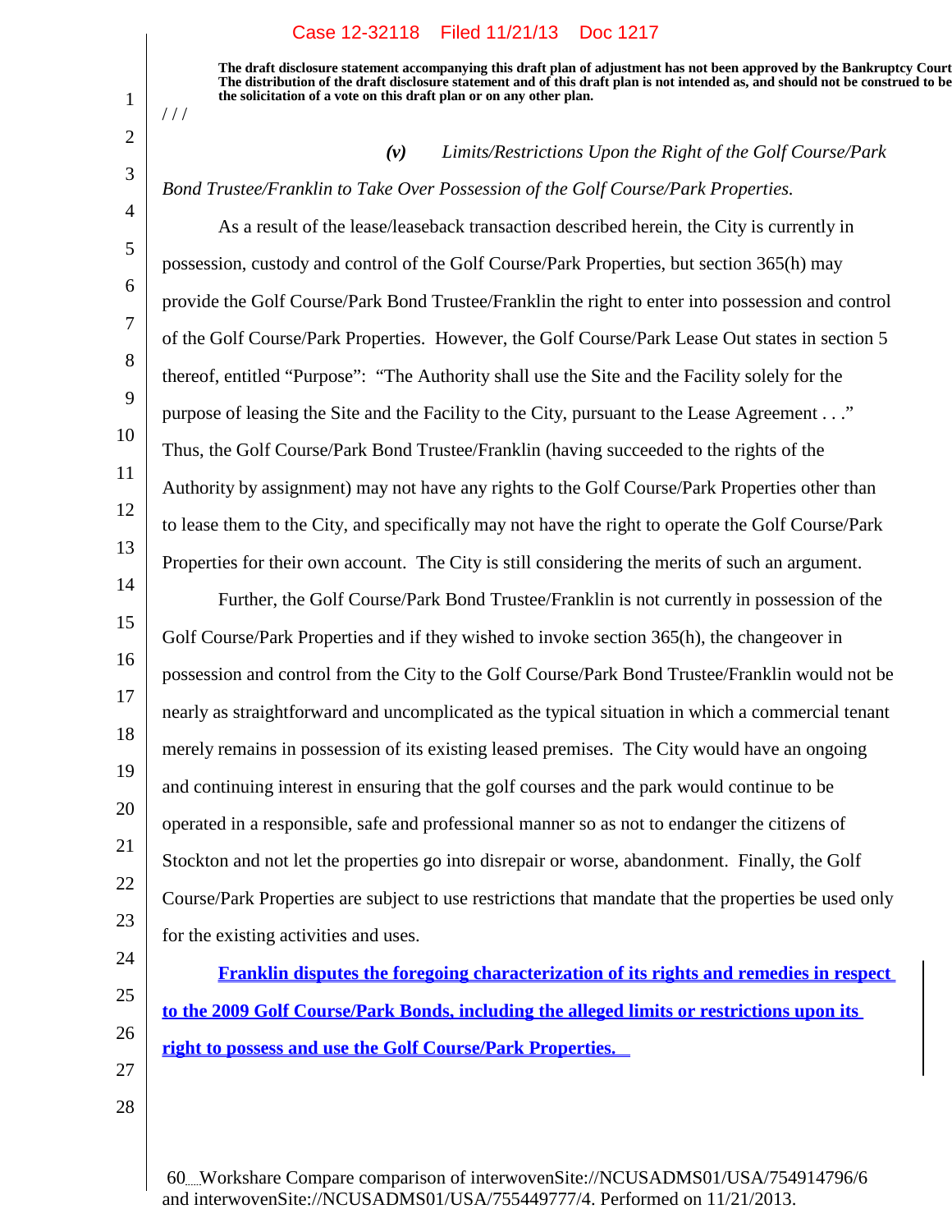The draft disclosure statement accompanying this draft plan of adjustment has not been approved by the Bankruptcy Court. The distribution of the draft disclosure statement and of this draft plan is not intended as, and should not be construed to be the solicitation of a vote on this draft plan or on any other plan.

/ / /

*(v) Limits/Restrictions Upon the Right of the Golf Course/Park Bond Trustee/Franklin to Take Over Possession of the Golf Course/Park Properties.*

As a result of the lease/leaseback transaction described herein, the City is currently in possession, custody and control of the Golf Course/Park Properties, but section 365(h) may provide the Golf Course/Park Bond Trustee/Franklin the right to enter into possession and control of the Golf Course/Park Properties. However, the Golf Course/Park Lease Out states in section 5 thereof, entitled "Purpose": "The Authority shall use the Site and the Facility solely for the purpose of leasing the Site and the Facility to the City, pursuant to the Lease Agreement . . ." Thus, the Golf Course/Park Bond Trustee/Franklin (having succeeded to the rights of the Authority by assignment) may not have any rights to the Golf Course/Park Properties other than to lease them to the City, and specifically may not have the right to operate the Golf Course/Park Properties for their own account. The City is still considering the merits of such an argument.

Further, the Golf Course/Park Bond Trustee/Franklin is not currently in possession of the Golf Course/Park Properties and if they wished to invoke section 365(h), the changeover in possession and control from the City to the Golf Course/Park Bond Trustee/Franklin would not be nearly as straightforward and uncomplicated as the typical situation in which a commercial tenant merely remains in possession of its existing leased premises. The City would have an ongoing and continuing interest in ensuring that the golf courses and the park would continue to be operated in a responsible, safe and professional manner so as not to endanger the citizens of Stockton and not let the properties go into disrepair or worse, abandonment. Finally, the Golf Course/Park Properties are subject to use restrictions that mandate that the properties be used only for the existing activities and uses.

**Franklin disputes the foregoing characterization of its rights and remedies in respect to the 2009 Golf Course/Park Bonds, including the alleged limits or restrictions upon its right to possess and use the Golf Course/Park Properties.**

Workshare Compare comparison of interwovenSite://NCUSADMS01/USA/754914796/6 and interwovenSite://NCUSADMS01/USA/755449777/4. Performed on 11/21/2013.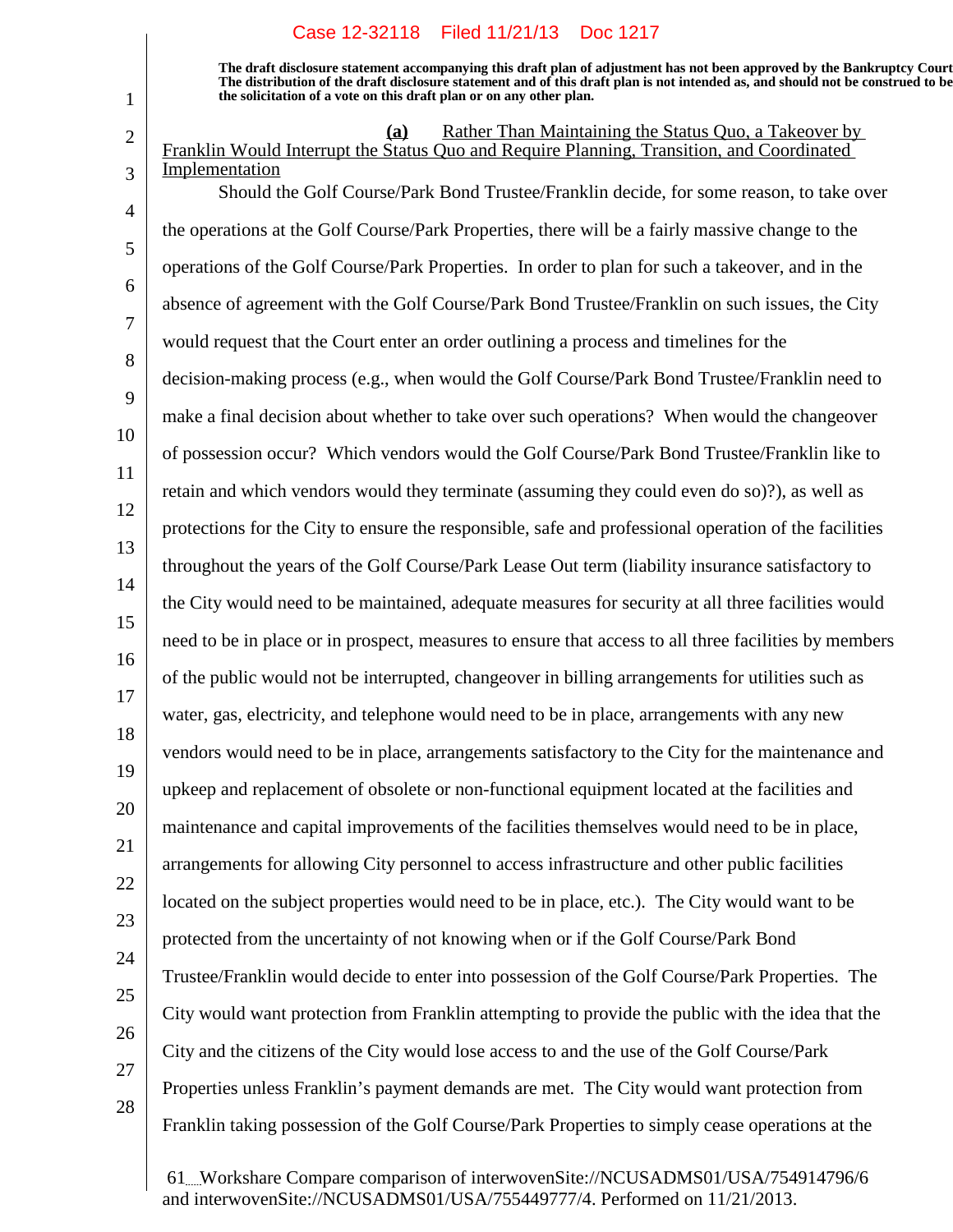**The draft disclosure statement accompanying this draft plan of adjustment has not been approved by the Bankruptcy Court. The distribution of the draft disclosure statement and of this draft plan is not intended as, and should not be construed to be the solicitation of a vote on this draft plan or on any other plan.**

**(a)** <u>Rather Than Maintaining the Status Quo, a Takeover by Franklin Would Interrupt the Status Quo and Require Planning, Transition, and Coordinated Implementation</u>

Should the Golf Course/Park Bond Trustee/Franklin decide, for some reason, to take over the operations at the Golf Course/Park Properties, there will be a fairly massive change to the operations of the Golf Course/Park Properties. In order to plan for such a takeover, and in the absence of agreement with the Golf Course/Park Bond Trustee/Franklin on such issues, the City would request that the Court enter an order outlining a process and timelines for the decision-making process (e.g., when would the Golf Course/Park Bond Trustee/Franklin need to make a final decision about whether to take over such operations? When would the changeover of possession occur? Which vendors would the Golf Course/Park Bond Trustee/Franklin like to retain and which vendors would they terminate (assuming they could even do so)?), as well as protections for the City to ensure the responsible, safe and professional operation of the facilities throughout the years of the Golf Course/Park Lease Out term (liability insurance satisfactory to the City would need to be maintained, adequate measures for security at all three facilities would need to be in place or in prospect, measures to ensure that access to all three facilities by members of the public would not be interrupted, changeover in billing arrangements for utilities such as water, gas, electricity, and telephone would need to be in place, arrangements with any new vendors would need to be in place, arrangements satisfactory to the City for the maintenance and upkeep and replacement of obsolete or non-functional equipment located at the facilities and maintenance and capital improvements of the facilities themselves would need to be in place, arrangements for allowing City personnel to access infrastructure and other public facilities located on the subject properties would need to be in place, etc.). The City would want to be protected from the uncertainty of not knowing when or if the Golf Course/Park Bond Trustee/Franklin would decide to enter into possession of the Golf Course/Park Properties. The City would want protection from Franklin attempting to provide the public with the idea that the City and the citizens of the City would lose access to and the use of the Golf Course/Park Properties unless Franklin's payment demands are met. The City would want protection from Franklin taking possession of the Golf Course/Park Properties to simply cease operations at the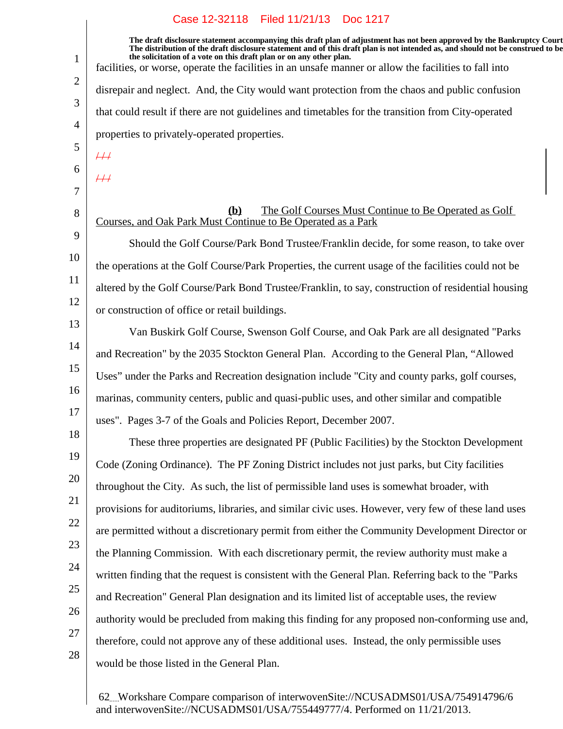The draft disclosure statement accompanying this draft plan of adjustment has not been approved by the Bankruptcy Court. The distribution of the draft disclosure statement and of this draft plan is not intended as, and should not be construed to be the solicitation of a vote on this draft plan or on any other plan.

facilities, or worse, operate the facilities in an unsafe manner or allow the facilities to fall into disrepair and neglect. And, the City would want protection from the chaos and public confusion that could result if there are not guidelines and timetables for the transition from City-operated properties to privately-operated properties.

~~///~~

~~///~~

**(b)** The Golf Courses Must Continue to Be Operated as Golf Courses, and Oak Park Must Continue to Be Operated as a Park

Should the Golf Course/Park Bond Trustee/Franklin decide, for some reason, to take over the operations at the Golf Course/Park Properties, the current usage of the facilities could not be altered by the Golf Course/Park Bond Trustee/Franklin, to say, construction of residential housing or construction of office or retail buildings.

Van Buskirk Golf Course, Swenson Golf Course, and Oak Park are all designated "Parks and Recreation" by the 2035 Stockton General Plan. According to the General Plan, "Allowed Uses" under the Parks and Recreation designation include "City and county parks, golf courses, marinas, community centers, public and quasi-public uses, and other similar and compatible uses". Pages 3-7 of the Goals and Policies Report, December 2007.

These three properties are designated PF (Public Facilities) by the Stockton Development Code (Zoning Ordinance). The PF Zoning District includes not just parks, but City facilities throughout the City. As such, the list of permissible land uses is somewhat broader, with provisions for auditoriums, libraries, and similar civic uses. However, very few of these land uses are permitted without a discretionary permit from either the Community Development Director or the Planning Commission. With each discretionary permit, the review authority must make a written finding that the request is consistent with the General Plan. Referring back to the "Parks and Recreation" General Plan designation and its limited list of acceptable uses, the review authority would be precluded from making this finding for any proposed non-conforming use and, therefore, could not approve any of these additional uses. Instead, the only permissible uses would be those listed in the General Plan.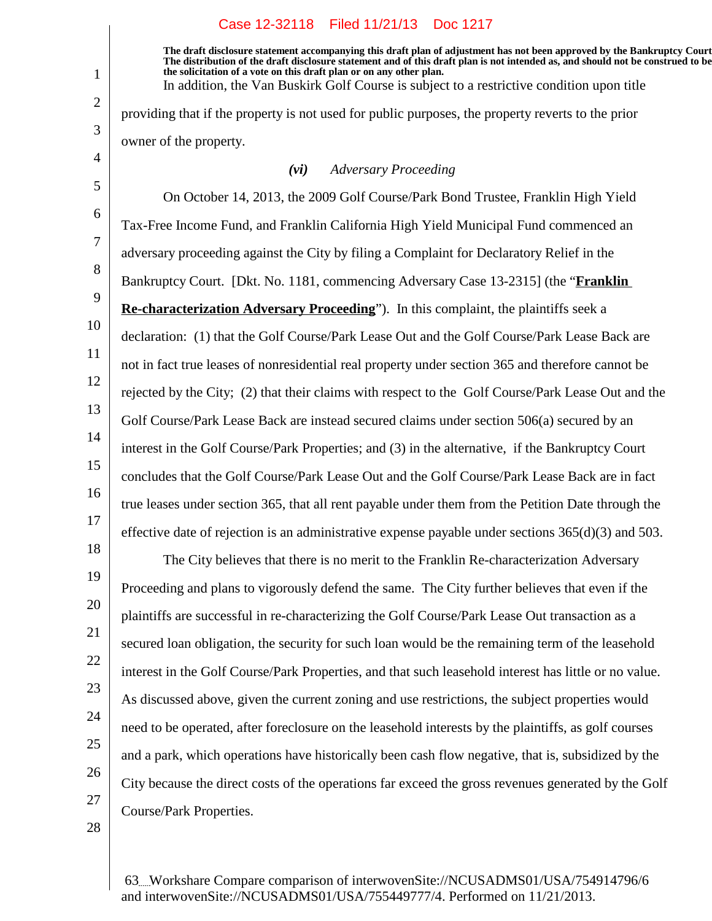**The draft disclosure statement accompanying this draft plan of adjustment has not been approved by the Bankruptcy Court The distribution of the draft disclosure statement and of this draft plan is not intended as, and should not be construed to be the solicitation of a vote on this draft plan or on any other plan.**

In addition, the Van Buskirk Golf Course is subject to a restrictive condition upon title providing that if the property is not used for public purposes, the property reverts to the prior owner of the property.

***(vi) Adversary Proceeding***

On October 14, 2013, the 2009 Golf Course/Park Bond Trustee, Franklin High Yield Tax-Free Income Fund, and Franklin California High Yield Municipal Fund commenced an adversary proceeding against the City by filing a Complaint for Declaratory Relief in the Bankruptcy Court. [Dkt. No. 1181, commencing Adversary Case 13-2315] (the "**Franklin Re-characterization Adversary Proceeding**"). In this complaint, the plaintiffs seek a declaration: (1) that the Golf Course/Park Lease Out and the Golf Course/Park Lease Back are not in fact true leases of nonresidential real property under section 365 and therefore cannot be rejected by the City; (2) that their claims with respect to the Golf Course/Park Lease Out and the Golf Course/Park Lease Back are instead secured claims under section 506(a) secured by an interest in the Golf Course/Park Properties; and (3) in the alternative, if the Bankruptcy Court concludes that the Golf Course/Park Lease Out and the Golf Course/Park Lease Back are in fact true leases under section 365, that all rent payable under them from the Petition Date through the effective date of rejection is an administrative expense payable under sections 365(d)(3) and 503.

The City believes that there is no merit to the Franklin Re-characterization Adversary Proceeding and plans to vigorously defend the same. The City further believes that even if the plaintiffs are successful in re-characterizing the Golf Course/Park Lease Out transaction as a secured loan obligation, the security for such loan would be the remaining term of the leasehold interest in the Golf Course/Park Properties, and that such leasehold interest has little or no value. As discussed above, given the current zoning and use restrictions, the subject properties would need to be operated, after foreclosure on the leasehold interests by the plaintiffs, as golf courses and a park, which operations have historically been cash flow negative, that is, subsidized by the City because the direct costs of the operations far exceed the gross revenues generated by the Golf Course/Park Properties.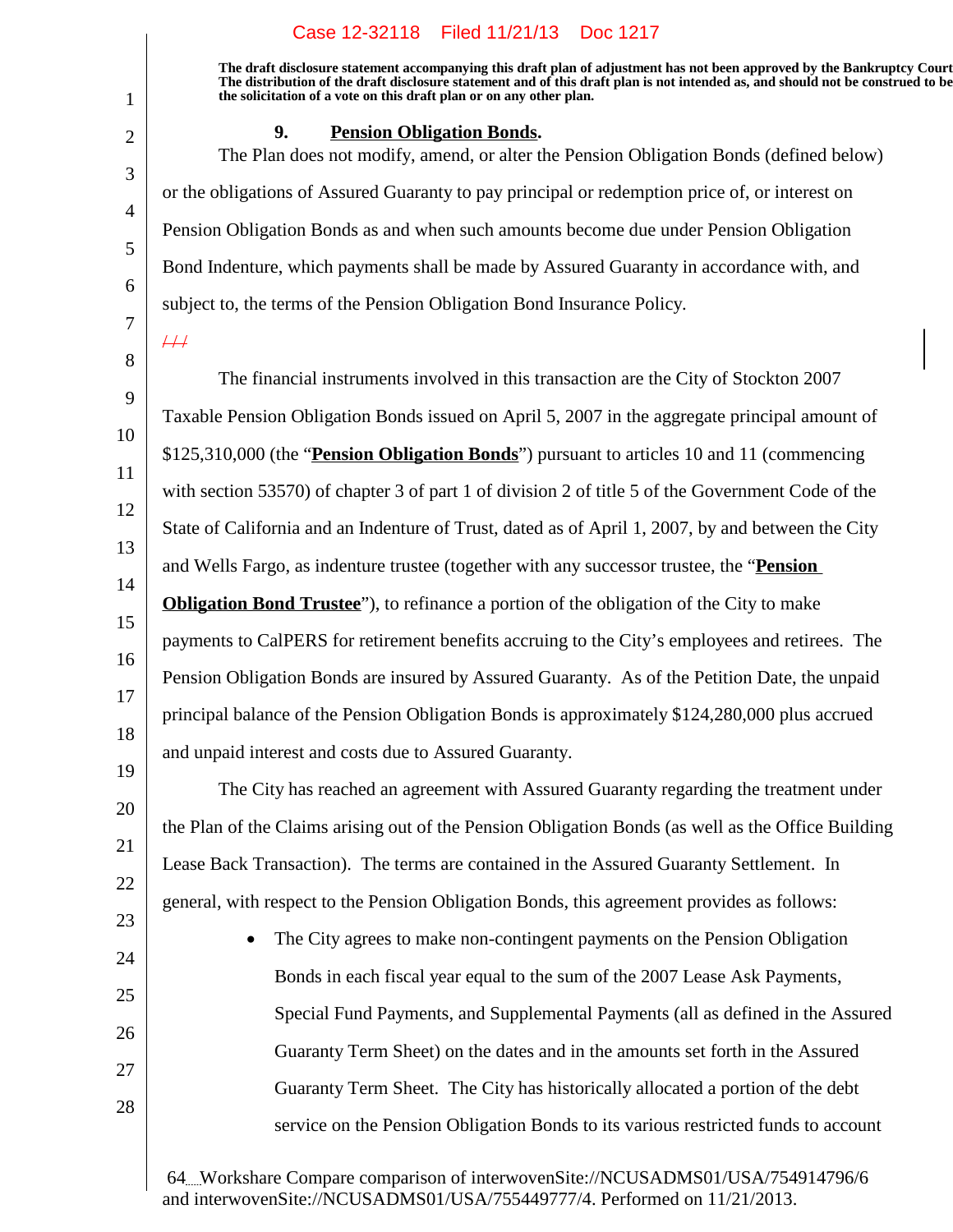The draft disclosure statement accompanying this draft plan of adjustment has not been approved by the Bankruptcy Court. The distribution of the draft disclosure statement and of this draft plan is not intended as, and should not be construed to be the solicitation of a vote on this draft plan or on any other plan.

**9. Pension Obligation Bonds.**

The Plan does not modify, amend, or alter the Pension Obligation Bonds (defined below) or the obligations of Assured Guaranty to pay principal or redemption price of, or interest on Pension Obligation Bonds as and when such amounts become due under Pension Obligation Bond Indenture, which payments shall be made by Assured Guaranty in accordance with, and subject to, the terms of the Pension Obligation Bond Insurance Policy.

~~///~~

The financial instruments involved in this transaction are the City of Stockton 2007 Taxable Pension Obligation Bonds issued on April 5, 2007 in the aggregate principal amount of $125,310,000 (the "**Pension Obligation Bonds**") pursuant to articles 10 and 11 (commencing with section 53570) of chapter 3 of part 1 of division 2 of title 5 of the Government Code of the State of California and an Indenture of Trust, dated as of April 1, 2007, by and between the City and Wells Fargo, as indenture trustee (together with any successor trustee, the "**Pension Obligation Bond Trustee**"), to refinance a portion of the obligation of the City to make payments to CalPERS for retirement benefits accruing to the City's employees and retirees. The Pension Obligation Bonds are insured by Assured Guaranty. As of the Petition Date, the unpaid principal balance of the Pension Obligation Bonds is approximately $124,280,000 plus accrued and unpaid interest and costs due to Assured Guaranty.

The City has reached an agreement with Assured Guaranty regarding the treatment under the Plan of the Claims arising out of the Pension Obligation Bonds (as well as the Office Building Lease Back Transaction). The terms are contained in the Assured Guaranty Settlement. In general, with respect to the Pension Obligation Bonds, this agreement provides as follows:

- The City agrees to make non-contingent payments on the Pension Obligation Bonds in each fiscal year equal to the sum of the 2007 Lease Ask Payments, Special Fund Payments, and Supplemental Payments (all as defined in the Assured Guaranty Term Sheet) on the dates and in the amounts set forth in the Assured Guaranty Term Sheet. The City has historically allocated a portion of the debt service on the Pension Obligation Bonds to its various restricted funds to account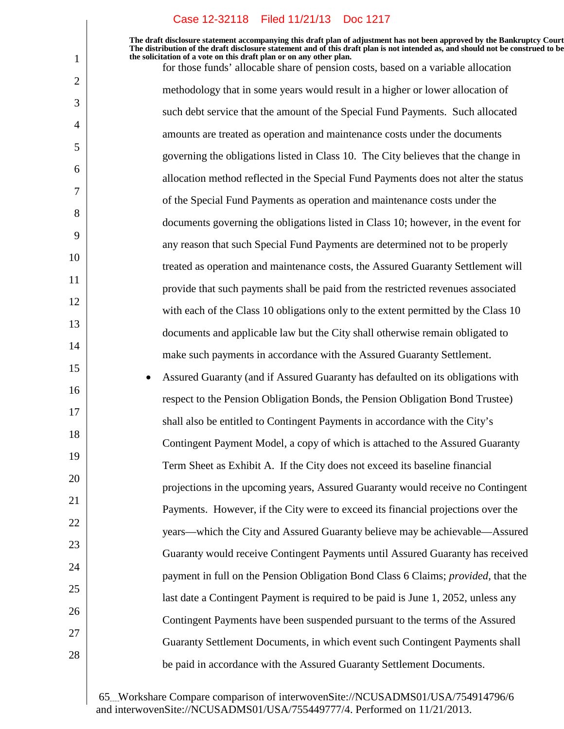for those funds' allocable share of pension costs, based on a variable allocation methodology that in some years would result in a higher or lower allocation of such debt service that the amount of the Special Fund Payments. Such allocated amounts are treated as operation and maintenance costs under the documents governing the obligations listed in Class 10. The City believes that the change in allocation method reflected in the Special Fund Payments does not alter the status of the Special Fund Payments as operation and maintenance costs under the documents governing the obligations listed in Class 10; however, in the event for any reason that such Special Fund Payments are determined not to be properly treated as operation and maintenance costs, the Assured Guaranty Settlement will provide that such payments shall be paid from the restricted revenues associated with each of the Class 10 obligations only to the extent permitted by the Class 10 documents and applicable law but the City shall otherwise remain obligated to make such payments in accordance with the Assured Guaranty Settlement.

- Assured Guaranty (and if Assured Guaranty has defaulted on its obligations with respect to the Pension Obligation Bonds, the Pension Obligation Bond Trustee) shall also be entitled to Contingent Payments in accordance with the City's Contingent Payment Model, a copy of which is attached to the Assured Guaranty Term Sheet as Exhibit A. If the City does not exceed its baseline financial projections in the upcoming years, Assured Guaranty would receive no Contingent Payments. However, if the City were to exceed its financial projections over the years—which the City and Assured Guaranty believe may be achievable—Assured Guaranty would receive Contingent Payments until Assured Guaranty has received payment in full on the Pension Obligation Bond Class 6 Claims; *provided*, that the last date a Contingent Payment is required to be paid is June 1, 2052, unless any Contingent Payments have been suspended pursuant to the terms of the Assured Guaranty Settlement Documents, in which event such Contingent Payments shall be paid in accordance with the Assured Guaranty Settlement Documents.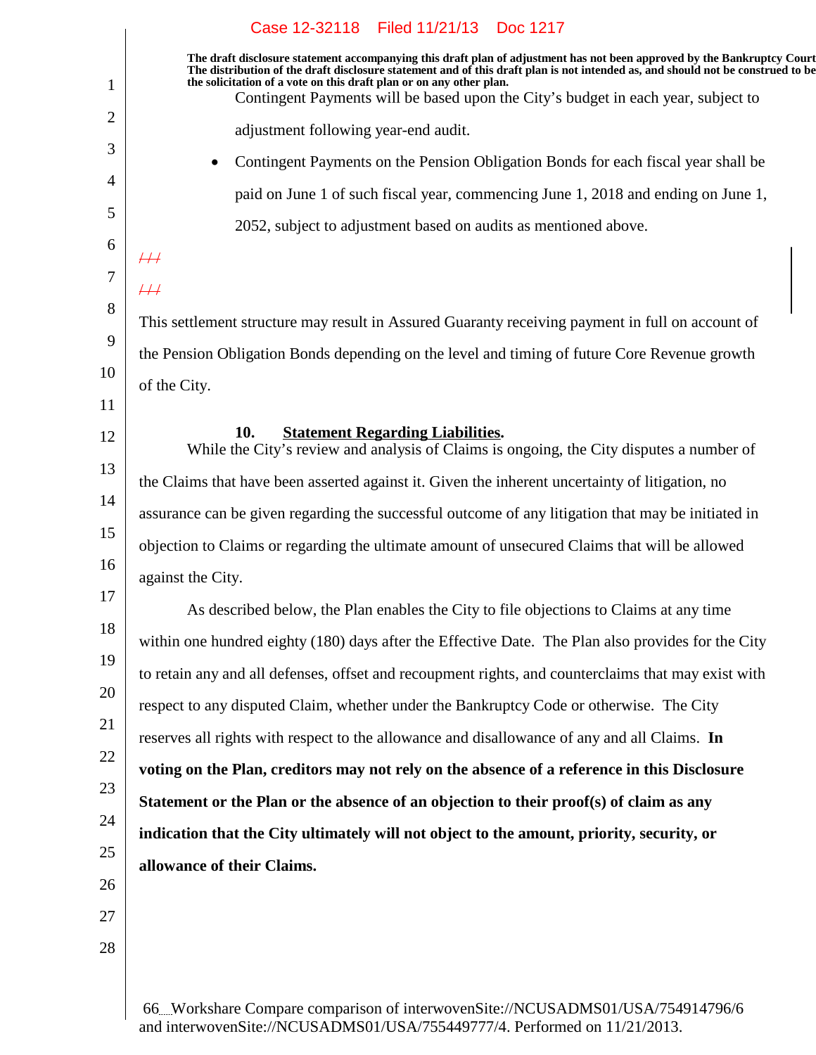**The draft disclosure statement accompanying this draft plan of adjustment has not been approved by the Bankruptcy Court. The distribution of the draft disclosure statement and of this draft plan is not intended as, and should not be construed to be the solicitation of a vote on this draft plan or on any other plan.**

Contingent Payments will be based upon the City's budget in each year, subject to adjustment following year-end audit.

- Contingent Payments on the Pension Obligation Bonds for each fiscal year shall be paid on June 1 of such fiscal year, commencing June 1, 2018 and ending on June 1, 2052, subject to adjustment based on audits as mentioned above.

~~///~~

~~///~~

This settlement structure may result in Assured Guaranty receiving payment in full on account of the Pension Obligation Bonds depending on the level and timing of future Core Revenue growth of the City.

### 10. Statement Regarding Liabilities.

While the City's review and analysis of Claims is ongoing, the City disputes a number of the Claims that have been asserted against it. Given the inherent uncertainty of litigation, no assurance can be given regarding the successful outcome of any litigation that may be initiated in objection to Claims or regarding the ultimate amount of unsecured Claims that will be allowed against the City.

As described below, the Plan enables the City to file objections to Claims at any time within one hundred eighty (180) days after the Effective Date. The Plan also provides for the City to retain any and all defenses, offset and recoupment rights, and counterclaims that may exist with respect to any disputed Claim, whether under the Bankruptcy Code or otherwise. The City reserves all rights with respect to the allowance and disallowance of any and all Claims. **In voting on the Plan, creditors may not rely on the absence of a reference in this Disclosure Statement or the Plan or the absence of an objection to their proof(s) of claim as any indication that the City ultimately will not object to the amount, priority, security, or allowance of their Claims.**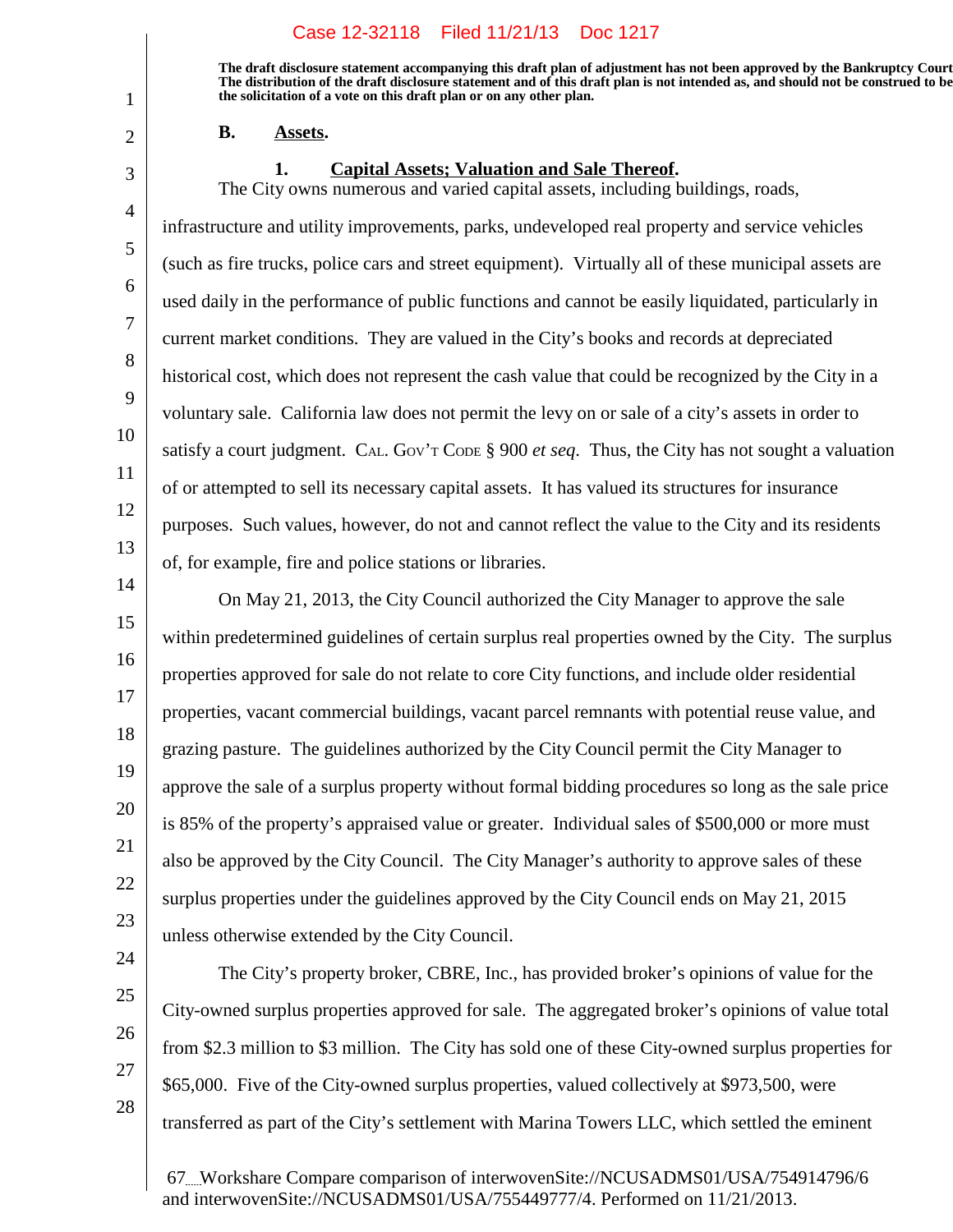The draft disclosure statement accompanying this draft plan of adjustment has not been approved by the Bankruptcy Court The distribution of the draft disclosure statement and of this draft plan is not intended as, and should not be construed to be the solicitation of a vote on this draft plan or on any other plan.

**B. Assets.**

**1. Capital Assets; Valuation and Sale Thereof.**

The City owns numerous and varied capital assets, including buildings, roads, infrastructure and utility improvements, parks, undeveloped real property and service vehicles (such as fire trucks, police cars and street equipment). Virtually all of these municipal assets are used daily in the performance of public functions and cannot be easily liquidated, particularly in current market conditions. They are valued in the City's books and records at depreciated historical cost, which does not represent the cash value that could be recognized by the City in a voluntary sale. California law does not permit the levy on or sale of a city's assets in order to satisfy a court judgment. CAL. GOV'T CODE § 900 *et seq*. Thus, the City has not sought a valuation of or attempted to sell its necessary capital assets. It has valued its structures for insurance purposes. Such values, however, do not and cannot reflect the value to the City and its residents of, for example, fire and police stations or libraries.

On May 21, 2013, the City Council authorized the City Manager to approve the sale within predetermined guidelines of certain surplus real properties owned by the City. The surplus properties approved for sale do not relate to core City functions, and include older residential properties, vacant commercial buildings, vacant parcel remnants with potential reuse value, and grazing pasture. The guidelines authorized by the City Council permit the City Manager to approve the sale of a surplus property without formal bidding procedures so long as the sale price is 85% of the property's appraised value or greater. Individual sales of $500,000 or more must also be approved by the City Council. The City Manager's authority to approve sales of these surplus properties under the guidelines approved by the City Council ends on May 21, 2015 unless otherwise extended by the City Council.

The City's property broker, CBRE, Inc., has provided broker's opinions of value for the City-owned surplus properties approved for sale. The aggregated broker's opinions of value total from $2.3 million to $3 million. The City has sold one of these City-owned surplus properties for $65,000. Five of the City-owned surplus properties, valued collectively at $973,500, were transferred as part of the City's settlement with Marina Towers LLC, which settled the eminent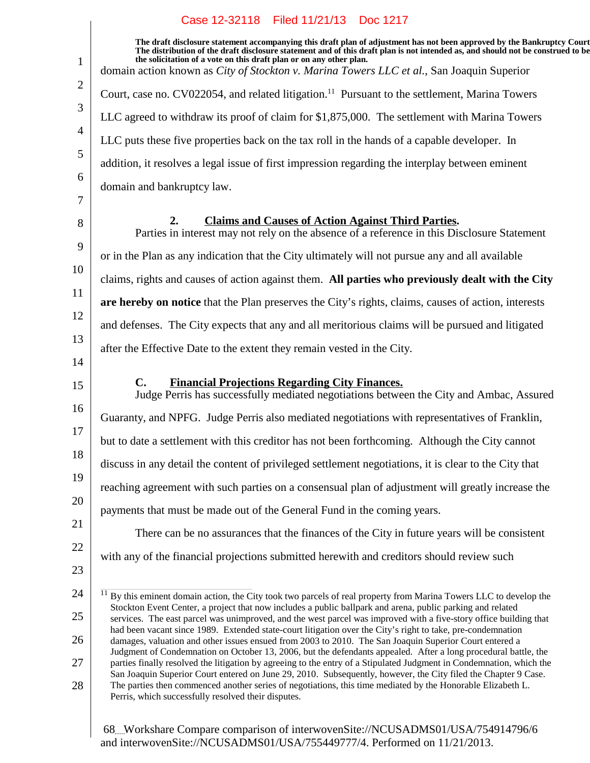domain action known as *City of Stockton v. Marina Towers LLC et al.*, San Joaquin Superior Court, case no. CV022054, and related litigation.[11] Pursuant to the settlement, Marina Towers LLC agreed to withdraw its proof of claim for $1,875,000. The settlement with Marina Towers LLC puts these five properties back on the tax roll in the hands of a capable developer. In addition, it resolves a legal issue of first impression regarding the interplay between eminent domain and bankruptcy law.

### 2. Claims and Causes of Action Against Third Parties.

Parties in interest may not rely on the absence of a reference in this Disclosure Statement or in the Plan as any indication that the City ultimately will not pursue any and all available claims, rights and causes of action against them. **All parties who previously dealt with the City are hereby on notice** that the Plan preserves the City's rights, claims, causes of action, interests and defenses. The City expects that any and all meritorious claims will be pursued and litigated after the Effective Date to the extent they remain vested in the City.

## C. Financial Projections Regarding City Finances.

Judge Perris has successfully mediated negotiations between the City and Ambac, Assured Guaranty, and NPFG. Judge Perris also mediated negotiations with representatives of Franklin, but to date a settlement with this creditor has not been forthcoming. Although the City cannot discuss in any detail the content of privileged settlement negotiations, it is clear to the City that reaching agreement with such parties on a consensual plan of adjustment will greatly increase the payments that must be made out of the General Fund in the coming years.

There can be no assurances that the finances of the City in future years will be consistent with any of the financial projections submitted herewith and creditors should review such

---

[11] By this eminent domain action, the City took two parcels of real property from Marina Towers LLC to develop the Stockton Event Center, a project that now includes a public ballpark and arena, public parking and related services. The east parcel was unimproved, and the west parcel was improved with a five-story office building that had been vacant since 1989. Extended state-court litigation over the City's right to take, pre-condemnation damages, valuation and other issues ensued from 2003 to 2010. The San Joaquin Superior Court entered a Judgment of Condemnation on October 13, 2006, but the defendants appealed. After a long procedural battle, the parties finally resolved the litigation by agreeing to the entry of a Stipulated Judgment in Condemnation, which the San Joaquin Superior Court entered on June 29, 2010. Subsequently, however, the City filed the Chapter 9 Case. The parties then commenced another series of negotiations, this time mediated by the Honorable Elizabeth L. Perris, which successfully resolved their disputes.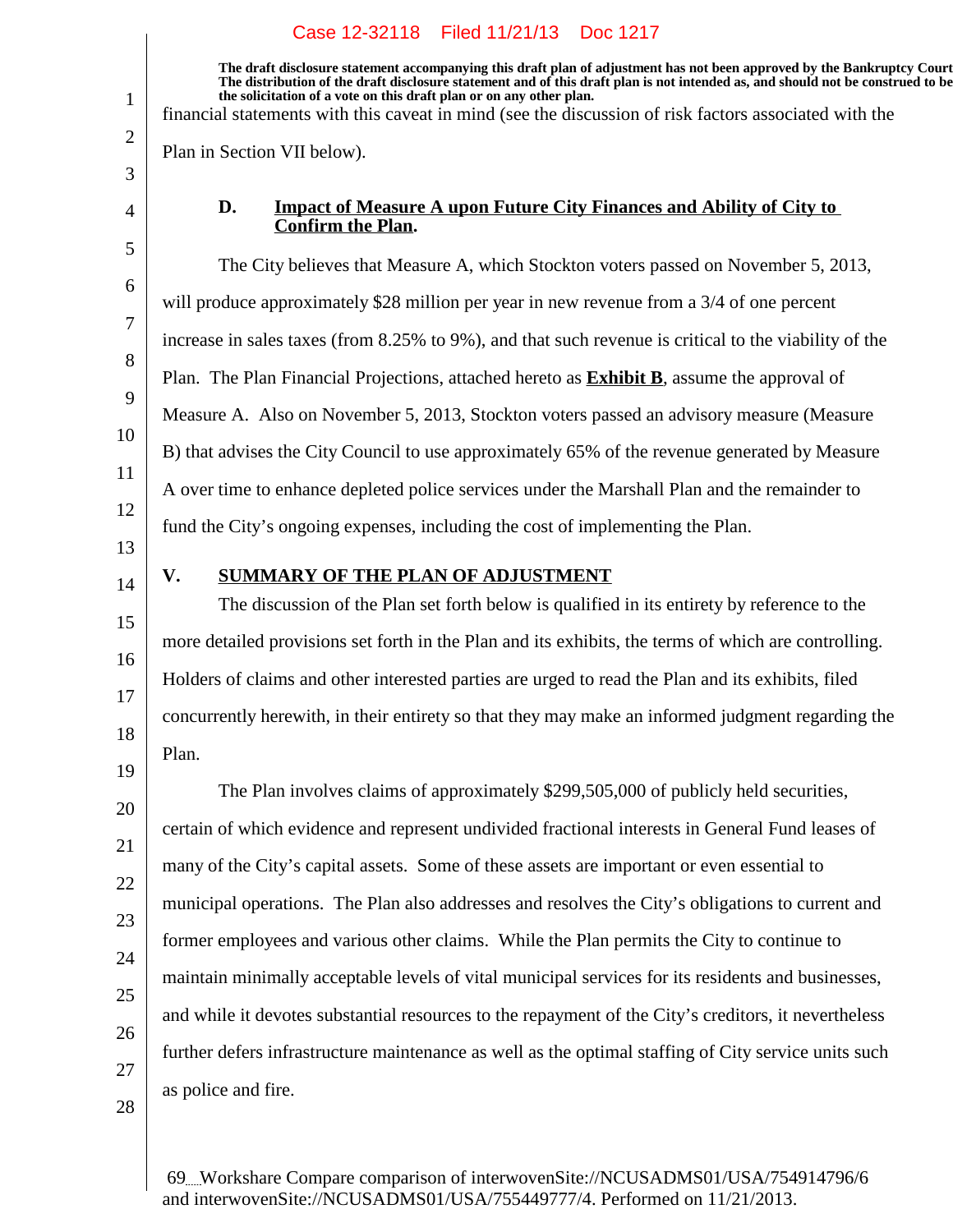The draft disclosure statement accompanying this draft plan of adjustment has not been approved by the Bankruptcy Court. The distribution of the draft disclosure statement and of this draft plan is not intended as, and should not be construed to be the solicitation of a vote on this draft plan or on any other plan.

financial statements with this caveat in mind (see the discussion of risk factors associated with the Plan in Section VII below).

### D. Impact of Measure A upon Future City Finances and Ability of City to Confirm the Plan.

The City believes that Measure A, which Stockton voters passed on November 5, 2013, will produce approximately $28 million per year in new revenue from a 3/4 of one percent increase in sales taxes (from 8.25% to 9%), and that such revenue is critical to the viability of the Plan. The Plan Financial Projections, attached hereto as **Exhibit B**, assume the approval of Measure A. Also on November 5, 2013, Stockton voters passed an advisory measure (Measure B) that advises the City Council to use approximately 65% of the revenue generated by Measure A over time to enhance depleted police services under the Marshall Plan and the remainder to fund the City's ongoing expenses, including the cost of implementing the Plan.

## V. SUMMARY OF THE PLAN OF ADJUSTMENT

The discussion of the Plan set forth below is qualified in its entirety by reference to the more detailed provisions set forth in the Plan and its exhibits, the terms of which are controlling. Holders of claims and other interested parties are urged to read the Plan and its exhibits, filed concurrently herewith, in their entirety so that they may make an informed judgment regarding the Plan.

The Plan involves claims of approximately $299,505,000 of publicly held securities, certain of which evidence and represent undivided fractional interests in General Fund leases of many of the City's capital assets. Some of these assets are important or even essential to municipal operations. The Plan also addresses and resolves the City's obligations to current and former employees and various other claims. While the Plan permits the City to continue to maintain minimally acceptable levels of vital municipal services for its residents and businesses, and while it devotes substantial resources to the repayment of the City's creditors, it nevertheless further defers infrastructure maintenance as well as the optimal staffing of City service units such as police and fire.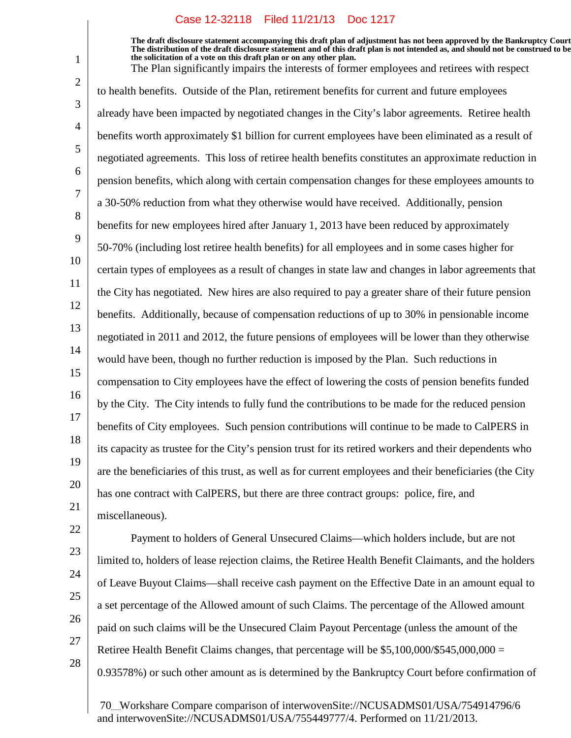**The draft disclosure statement accompanying this draft plan of adjustment has not been approved by the Bankruptcy Court. The distribution of the draft disclosure statement and of this draft plan is not intended as, and should not be construed to be the solicitation of a vote on this draft plan or on any other plan.**

The Plan significantly impairs the interests of former employees and retirees with respect to health benefits. Outside of the Plan, retirement benefits for current and future employees already have been impacted by negotiated changes in the City's labor agreements. Retiree health benefits worth approximately $1 billion for current employees have been eliminated as a result of negotiated agreements. This loss of retiree health benefits constitutes an approximate reduction in pension benefits, which along with certain compensation changes for these employees amounts to a 30-50% reduction from what they otherwise would have received. Additionally, pension benefits for new employees hired after January 1, 2013 have been reduced by approximately 50-70% (including lost retiree health benefits) for all employees and in some cases higher for certain types of employees as a result of changes in state law and changes in labor agreements that the City has negotiated. New hires are also required to pay a greater share of their future pension benefits. Additionally, because of compensation reductions of up to 30% in pensionable income negotiated in 2011 and 2012, the future pensions of employees will be lower than they otherwise would have been, though no further reduction is imposed by the Plan. Such reductions in compensation to City employees have the effect of lowering the costs of pension benefits funded by the City. The City intends to fully fund the contributions to be made for the reduced pension benefits of City employees. Such pension contributions will continue to be made to CalPERS in its capacity as trustee for the City's pension trust for its retired workers and their dependents who are the beneficiaries of this trust, as well as for current employees and their beneficiaries (the City has one contract with CalPERS, but there are three contract groups: police, fire, and miscellaneous).

Payment to holders of General Unsecured Claims—which holders include, but are not limited to, holders of lease rejection claims, the Retiree Health Benefit Claimants, and the holders of Leave Buyout Claims—shall receive cash payment on the Effective Date in an amount equal to a set percentage of the Allowed amount of such Claims. The percentage of the Allowed amount paid on such claims will be the Unsecured Claim Payout Percentage (unless the amount of the Retiree Health Benefit Claims changes, that percentage will be $5,100,000/$545,000,000 = 0.93578%) or such other amount as is determined by the Bankruptcy Court before confirmation of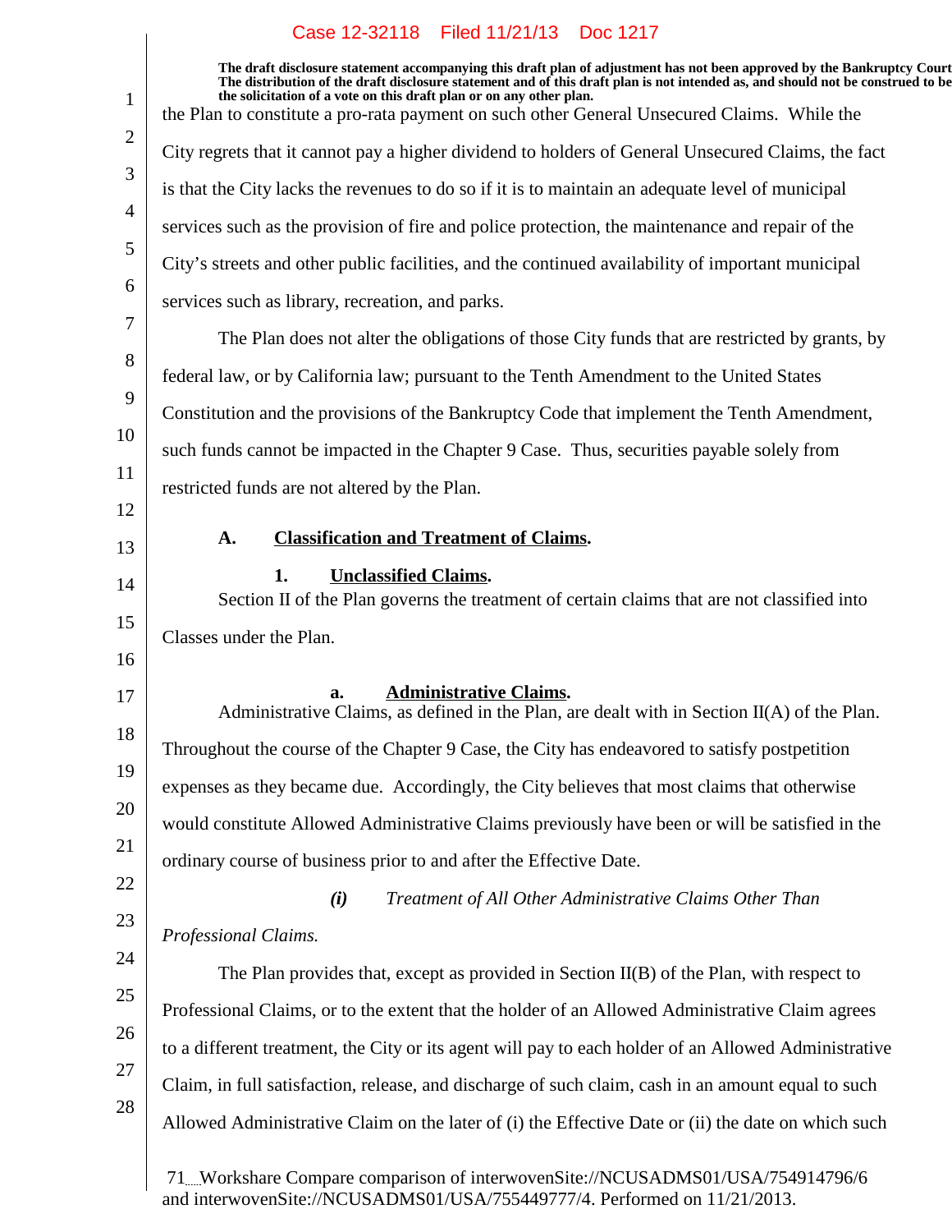The draft disclosure statement accompanying this draft plan of adjustment has not been approved by the Bankruptcy Court. The distribution of the draft disclosure statement and of this draft plan is not intended as, and should not be construed to be the solicitation of a vote on this draft plan or on any other plan.

the Plan to constitute a pro-rata payment on such other General Unsecured Claims. While the City regrets that it cannot pay a higher dividend to holders of General Unsecured Claims, the fact is that the City lacks the revenues to do so if it is to maintain an adequate level of municipal services such as the provision of fire and police protection, the maintenance and repair of the City's streets and other public facilities, and the continued availability of important municipal services such as library, recreation, and parks.

The Plan does not alter the obligations of those City funds that are restricted by grants, by federal law, or by California law; pursuant to the Tenth Amendment to the United States Constitution and the provisions of the Bankruptcy Code that implement the Tenth Amendment, such funds cannot be impacted in the Chapter 9 Case. Thus, securities payable solely from restricted funds are not altered by the Plan.

## A. Classification and Treatment of Claims.

### 1. Unclassified Claims.

Section II of the Plan governs the treatment of certain claims that are not classified into Classes under the Plan.

#### a. Administrative Claims.

Administrative Claims, as defined in the Plan, are dealt with in Section II(A) of the Plan. Throughout the course of the Chapter 9 Case, the City has endeavored to satisfy postpetition expenses as they became due. Accordingly, the City believes that most claims that otherwise would constitute Allowed Administrative Claims previously have been or will be satisfied in the ordinary course of business prior to and after the Effective Date.

***(i)*** *Treatment of All Other Administrative Claims Other Than Professional Claims.*

The Plan provides that, except as provided in Section II(B) of the Plan, with respect to Professional Claims, or to the extent that the holder of an Allowed Administrative Claim agrees to a different treatment, the City or its agent will pay to each holder of an Allowed Administrative Claim, in full satisfaction, release, and discharge of such claim, cash in an amount equal to such Allowed Administrative Claim on the later of (i) the Effective Date or (ii) the date on which such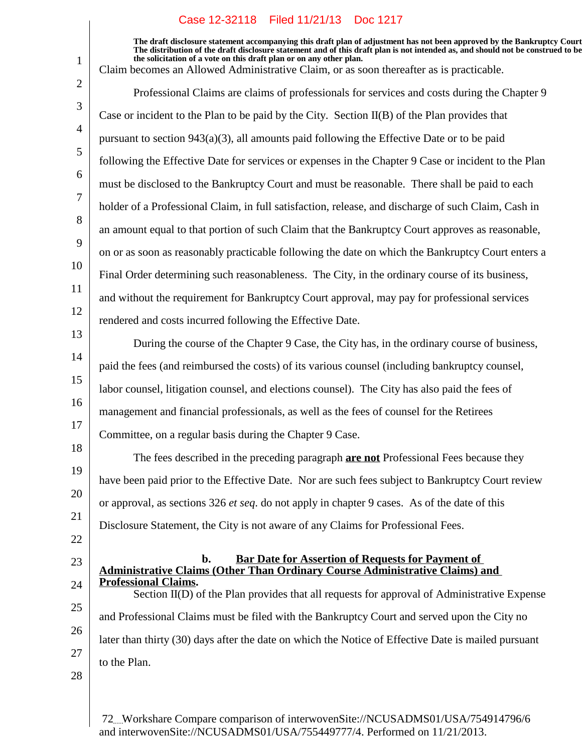**The draft disclosure statement accompanying this draft plan of adjustment has not been approved by the Bankruptcy Court. The distribution of the draft disclosure statement and of this draft plan is not intended as, and should not be construed to be the solicitation of a vote on this draft plan or on any other plan.**

Claim becomes an Allowed Administrative Claim, or as soon thereafter as is practicable.

Professional Claims are claims of professionals for services and costs during the Chapter 9 Case or incident to the Plan to be paid by the City. Section II(B) of the Plan provides that pursuant to section 943(a)(3), all amounts paid following the Effective Date or to be paid following the Effective Date for services or expenses in the Chapter 9 Case or incident to the Plan must be disclosed to the Bankruptcy Court and must be reasonable. There shall be paid to each holder of a Professional Claim, in full satisfaction, release, and discharge of such Claim, Cash in an amount equal to that portion of such Claim that the Bankruptcy Court approves as reasonable, on or as soon as reasonably practicable following the date on which the Bankruptcy Court enters a Final Order determining such reasonableness. The City, in the ordinary course of its business, and without the requirement for Bankruptcy Court approval, may pay for professional services rendered and costs incurred following the Effective Date.

During the course of the Chapter 9 Case, the City has, in the ordinary course of business, paid the fees (and reimbursed the costs) of its various counsel (including bankruptcy counsel, labor counsel, litigation counsel, and elections counsel). The City has also paid the fees of management and financial professionals, as well as the fees of counsel for the Retirees Committee, on a regular basis during the Chapter 9 Case.

The fees described in the preceding paragraph **are not** Professional Fees because they have been paid prior to the Effective Date. Nor are such fees subject to Bankruptcy Court review or approval, as sections 326 *et seq*. do not apply in chapter 9 cases. As of the date of this Disclosure Statement, the City is not aware of any Claims for Professional Fees.

**b. Bar Date for Assertion of Requests for Payment of Administrative Claims (Other Than Ordinary Course Administrative Claims) and Professional Claims.**

Section II(D) of the Plan provides that all requests for approval of Administrative Expense and Professional Claims must be filed with the Bankruptcy Court and served upon the City no later than thirty (30) days after the date on which the Notice of Effective Date is mailed pursuant to the Plan.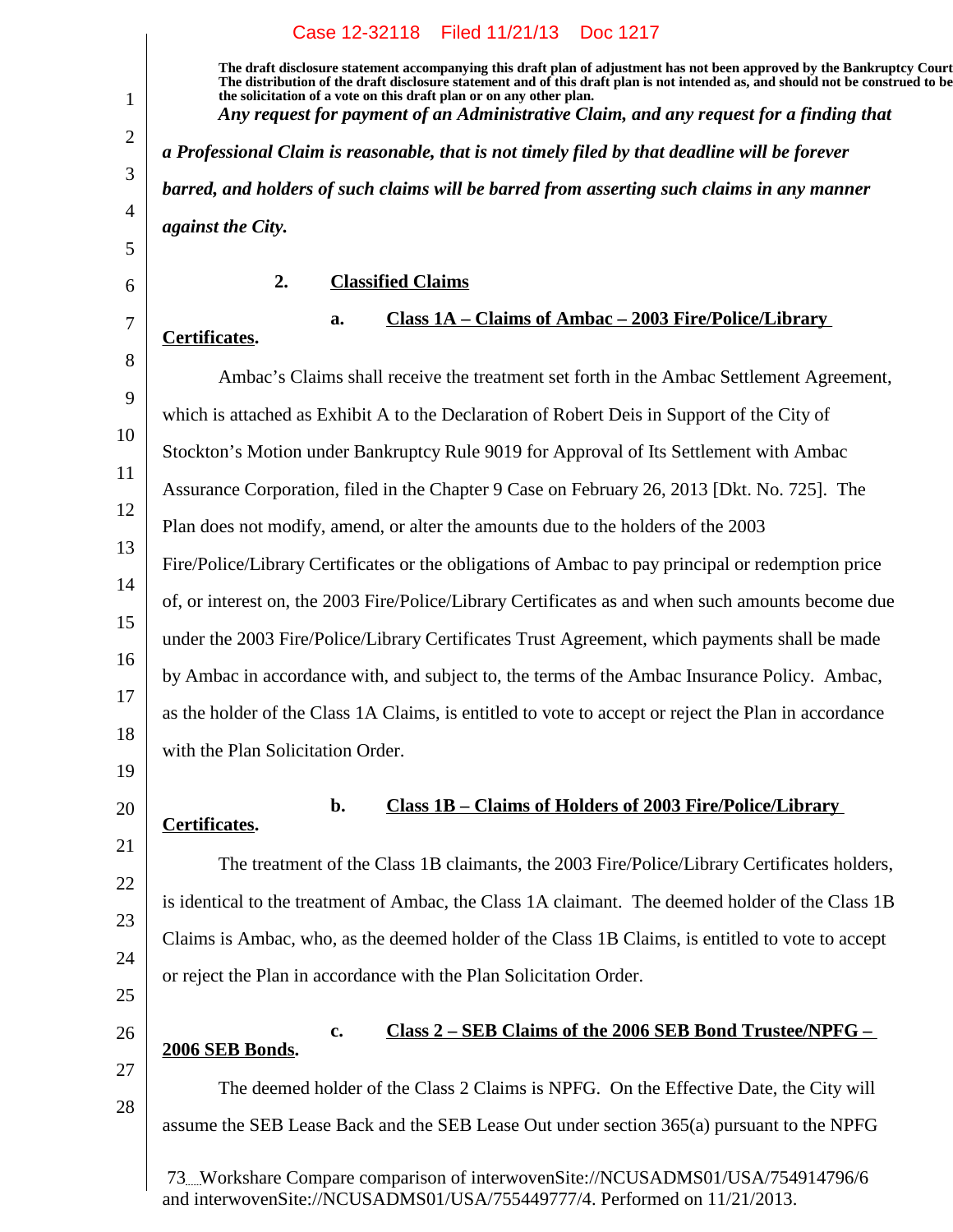The draft disclosure statement accompanying this draft plan of adjustment has not been approved by the Bankruptcy Court. The distribution of the draft disclosure statement and of this draft plan is not intended as, and should not be construed to be the solicitation of a vote on this draft plan or on any other plan.

***Any request for payment of an Administrative Claim, and any request for a finding that a Professional Claim is reasonable, that is not timely filed by that deadline will be forever barred, and holders of such claims will be barred from asserting such claims in any manner against the City.***

**2. Classified Claims**

**a. Class 1A – Claims of Ambac – 2003 Fire/Police/Library Certificates.**

Ambac's Claims shall receive the treatment set forth in the Ambac Settlement Agreement, which is attached as Exhibit A to the Declaration of Robert Deis in Support of the City of Stockton's Motion under Bankruptcy Rule 9019 for Approval of Its Settlement with Ambac Assurance Corporation, filed in the Chapter 9 Case on February 26, 2013 [Dkt. No. 725]. The Plan does not modify, amend, or alter the amounts due to the holders of the 2003 Fire/Police/Library Certificates or the obligations of Ambac to pay principal or redemption price of, or interest on, the 2003 Fire/Police/Library Certificates as and when such amounts become due under the 2003 Fire/Police/Library Certificates Trust Agreement, which payments shall be made by Ambac in accordance with, and subject to, the terms of the Ambac Insurance Policy. Ambac, as the holder of the Class 1A Claims, is entitled to vote to accept or reject the Plan in accordance with the Plan Solicitation Order.

**b. Class 1B – Claims of Holders of 2003 Fire/Police/Library Certificates.**

The treatment of the Class 1B claimants, the 2003 Fire/Police/Library Certificates holders, is identical to the treatment of Ambac, the Class 1A claimant. The deemed holder of the Class 1B Claims is Ambac, who, as the deemed holder of the Class 1B Claims, is entitled to vote to accept or reject the Plan in accordance with the Plan Solicitation Order.

**c. Class 2 – SEB Claims of the 2006 SEB Bond Trustee/NPFG – 2006 SEB Bonds.**

The deemed holder of the Class 2 Claims is NPFG. On the Effective Date, the City will assume the SEB Lease Back and the SEB Lease Out under section 365(a) pursuant to the NPFG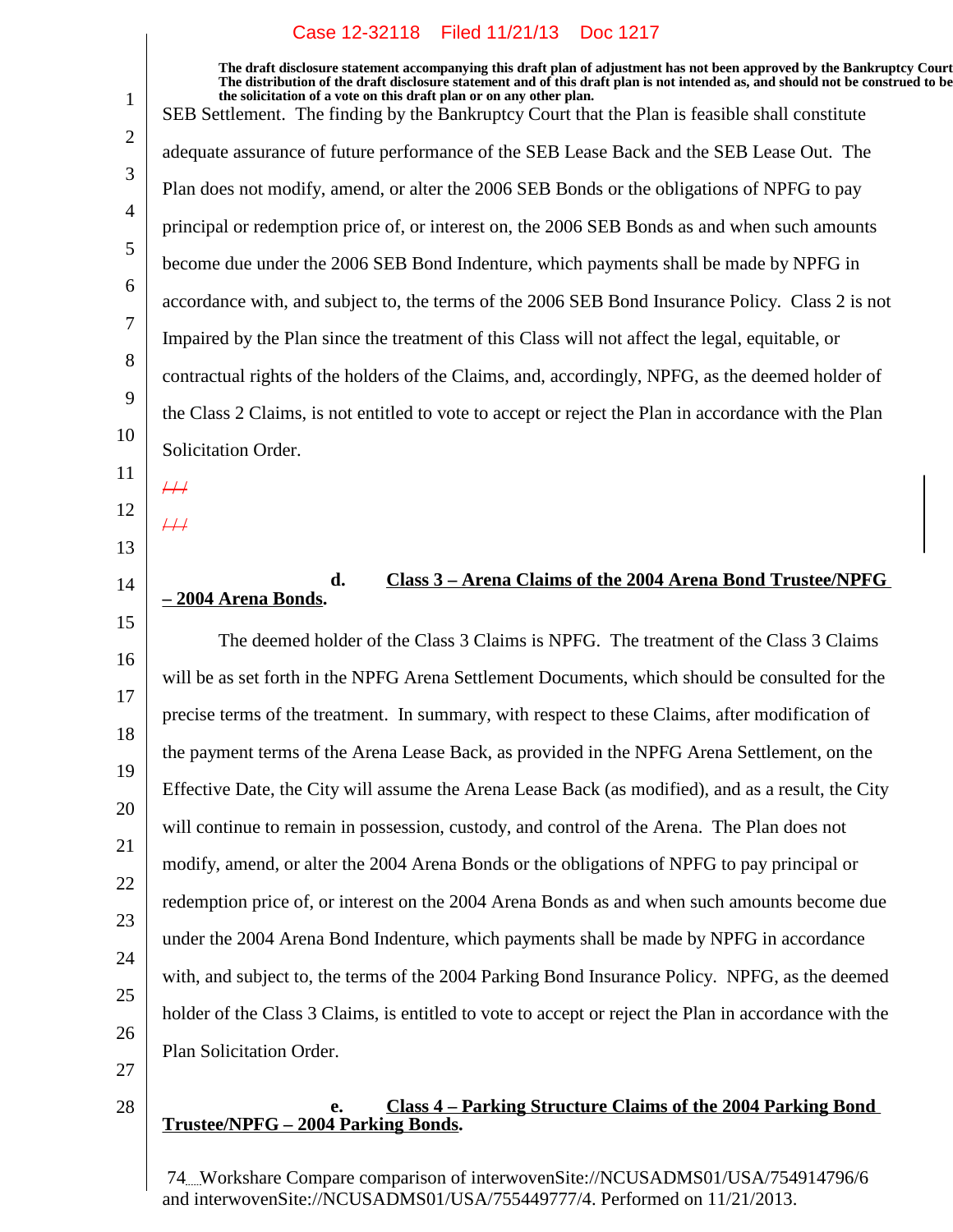The draft disclosure statement accompanying this draft plan of adjustment has not been approved by the Bankruptcy Court. The distribution of the draft disclosure statement and of this draft plan is not intended as, and should not be construed to be the solicitation of a vote on this draft plan or on any other plan.

SEB Settlement. The finding by the Bankruptcy Court that the Plan is feasible shall constitute adequate assurance of future performance of the SEB Lease Back and the SEB Lease Out. The Plan does not modify, amend, or alter the 2006 SEB Bonds or the obligations of NPFG to pay principal or redemption price of, or interest on, the 2006 SEB Bonds as and when such amounts become due under the 2006 SEB Bond Indenture, which payments shall be made by NPFG in accordance with, and subject to, the terms of the 2006 SEB Bond Insurance Policy. Class 2 is not Impaired by the Plan since the treatment of this Class will not affect the legal, equitable, or contractual rights of the holders of the Claims, and, accordingly, NPFG, as the deemed holder of the Class 2 Claims, is not entitled to vote to accept or reject the Plan in accordance with the Plan Solicitation Order.

~~///~~

~~///~~

**d. Class 3 – Arena Claims of the 2004 Arena Bond Trustee/NPFG – 2004 Arena Bonds.**

The deemed holder of the Class 3 Claims is NPFG. The treatment of the Class 3 Claims will be as set forth in the NPFG Arena Settlement Documents, which should be consulted for the precise terms of the treatment. In summary, with respect to these Claims, after modification of the payment terms of the Arena Lease Back, as provided in the NPFG Arena Settlement, on the Effective Date, the City will assume the Arena Lease Back (as modified), and as a result, the City will continue to remain in possession, custody, and control of the Arena. The Plan does not modify, amend, or alter the 2004 Arena Bonds or the obligations of NPFG to pay principal or redemption price of, or interest on the 2004 Arena Bonds as and when such amounts become due under the 2004 Arena Bond Indenture, which payments shall be made by NPFG in accordance with, and subject to, the terms of the 2004 Parking Bond Insurance Policy. NPFG, as the deemed holder of the Class 3 Claims, is entitled to vote to accept or reject the Plan in accordance with the Plan Solicitation Order.

**e. Class 4 – Parking Structure Claims of the 2004 Parking Bond Trustee/NPFG – 2004 Parking Bonds.**

Workshare Compare comparison of interwovenSite://NCUSADMS01/USA/754914796/6 and interwovenSite://NCUSADMS01/USA/755449777/4. Performed on 11/21/2013.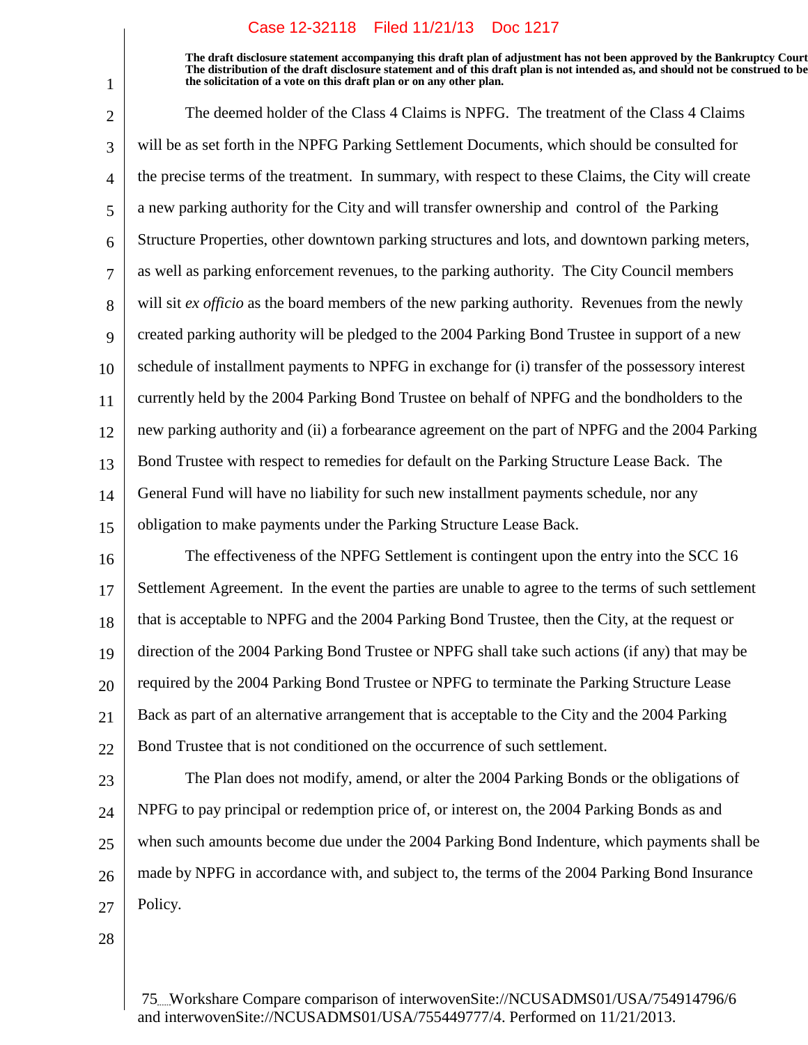**The draft disclosure statement accompanying this draft plan of adjustment has not been approved by the Bankruptcy Court. The distribution of the draft disclosure statement and of this draft plan is not intended as, and should not be construed to be the solicitation of a vote on this draft plan or on any other plan.**

The deemed holder of the Class 4 Claims is NPFG. The treatment of the Class 4 Claims will be as set forth in the NPFG Parking Settlement Documents, which should be consulted for the precise terms of the treatment. In summary, with respect to these Claims, the City will create a new parking authority for the City and will transfer ownership and control of the Parking Structure Properties, other downtown parking structures and lots, and downtown parking meters, as well as parking enforcement revenues, to the parking authority. The City Council members will sit *ex officio* as the board members of the new parking authority. Revenues from the newly created parking authority will be pledged to the 2004 Parking Bond Trustee in support of a new schedule of installment payments to NPFG in exchange for (i) transfer of the possessory interest currently held by the 2004 Parking Bond Trustee on behalf of NPFG and the bondholders to the new parking authority and (ii) a forbearance agreement on the part of NPFG and the 2004 Parking Bond Trustee with respect to remedies for default on the Parking Structure Lease Back. The General Fund will have no liability for such new installment payments schedule, nor any obligation to make payments under the Parking Structure Lease Back.

The effectiveness of the NPFG Settlement is contingent upon the entry into the SCC 16 Settlement Agreement. In the event the parties are unable to agree to the terms of such settlement that is acceptable to NPFG and the 2004 Parking Bond Trustee, then the City, at the request or direction of the 2004 Parking Bond Trustee or NPFG shall take such actions (if any) that may be required by the 2004 Parking Bond Trustee or NPFG to terminate the Parking Structure Lease Back as part of an alternative arrangement that is acceptable to the City and the 2004 Parking Bond Trustee that is not conditioned on the occurrence of such settlement.

The Plan does not modify, amend, or alter the 2004 Parking Bonds or the obligations of NPFG to pay principal or redemption price of, or interest on, the 2004 Parking Bonds as and when such amounts become due under the 2004 Parking Bond Indenture, which payments shall be made by NPFG in accordance with, and subject to, the terms of the 2004 Parking Bond Insurance Policy.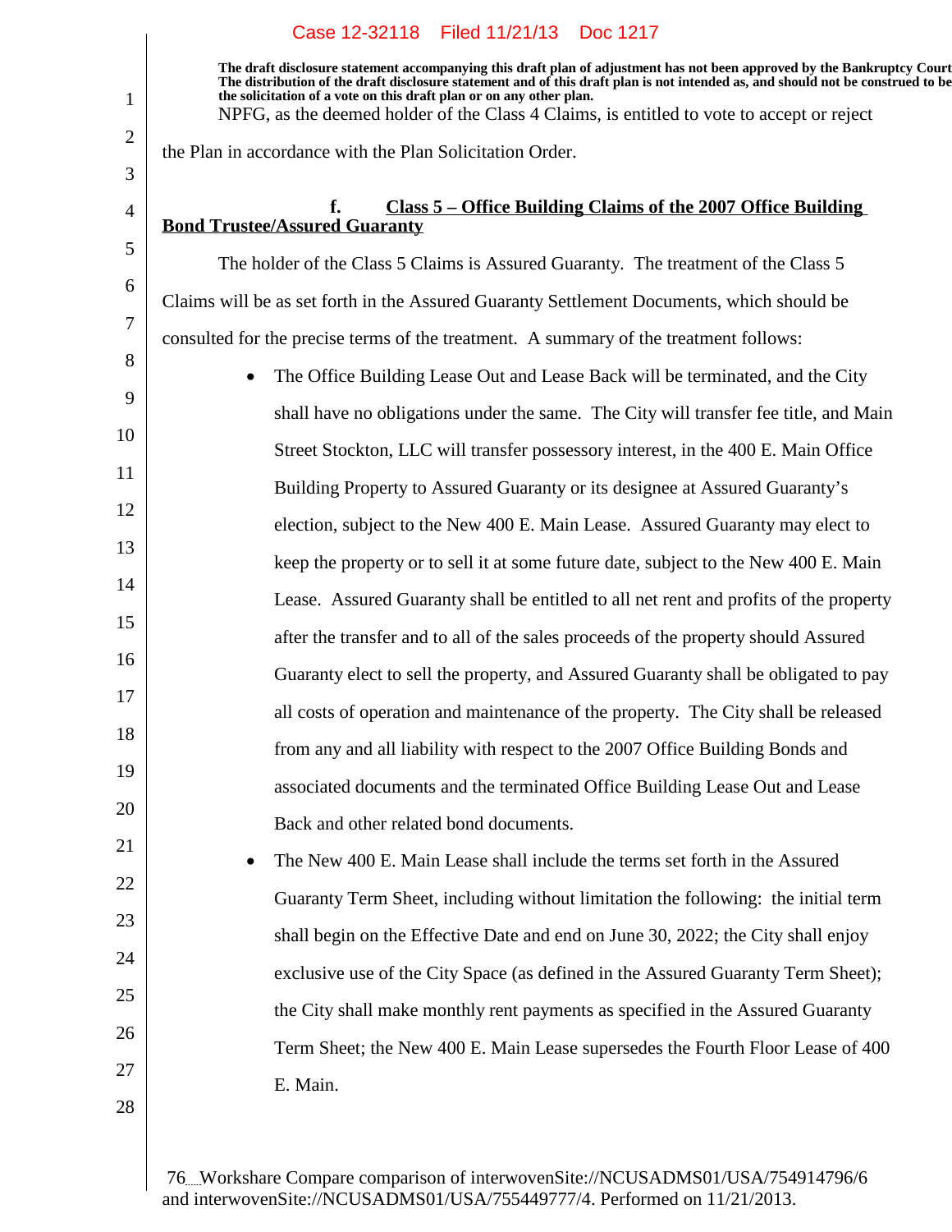**The draft disclosure statement accompanying this draft plan of adjustment has not been approved by the Bankruptcy Court. The distribution of the draft disclosure statement and of this draft plan is not intended as, and should not be construed to be the solicitation of a vote on this draft plan or on any other plan.**

NPFG, as the deemed holder of the Class 4 Claims, is entitled to vote to accept or reject the Plan in accordance with the Plan Solicitation Order.

#### f. Class 5 – Office Building Claims of the 2007 Office Building Bond Trustee/Assured Guaranty

The holder of the Class 5 Claims is Assured Guaranty. The treatment of the Class 5 Claims will be as set forth in the Assured Guaranty Settlement Documents, which should be consulted for the precise terms of the treatment. A summary of the treatment follows:

- The Office Building Lease Out and Lease Back will be terminated, and the City shall have no obligations under the same. The City will transfer fee title, and Main Street Stockton, LLC will transfer possessory interest, in the 400 E. Main Office Building Property to Assured Guaranty or its designee at Assured Guaranty's election, subject to the New 400 E. Main Lease. Assured Guaranty may elect to keep the property or to sell it at some future date, subject to the New 400 E. Main Lease. Assured Guaranty shall be entitled to all net rent and profits of the property after the transfer and to all of the sales proceeds of the property should Assured Guaranty elect to sell the property, and Assured Guaranty shall be obligated to pay all costs of operation and maintenance of the property. The City shall be released from any and all liability with respect to the 2007 Office Building Bonds and associated documents and the terminated Office Building Lease Out and Lease Back and other related bond documents.
- The New 400 E. Main Lease shall include the terms set forth in the Assured Guaranty Term Sheet, including without limitation the following: the initial term shall begin on the Effective Date and end on June 30, 2022; the City shall enjoy exclusive use of the City Space (as defined in the Assured Guaranty Term Sheet); the City shall make monthly rent payments as specified in the Assured Guaranty Term Sheet; the New 400 E. Main Lease supersedes the Fourth Floor Lease of 400 E. Main.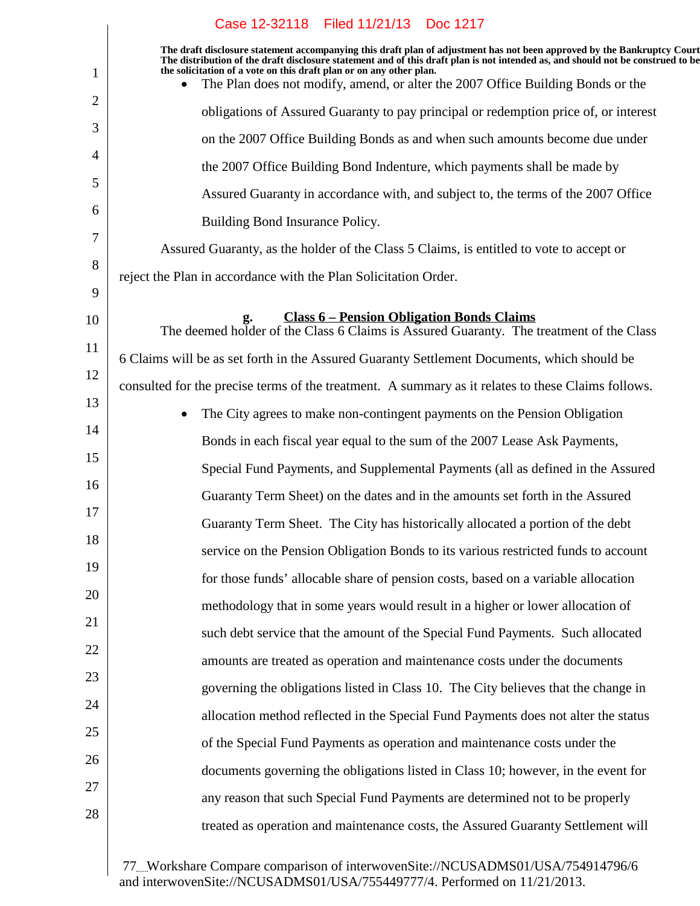The draft disclosure statement accompanying this draft plan of adjustment has not been approved by the Bankruptcy Court. The distribution of the draft disclosure statement and of this draft plan is not intended as, and should not be construed to be the solicitation of a vote on this draft plan or on any other plan.

- The Plan does not modify, amend, or alter the 2007 Office Building Bonds or the obligations of Assured Guaranty to pay principal or redemption price of, or interest on the 2007 Office Building Bonds as and when such amounts become due under the 2007 Office Building Bond Indenture, which payments shall be made by Assured Guaranty in accordance with, and subject to, the terms of the 2007 Office Building Bond Insurance Policy.

Assured Guaranty, as the holder of the Class 5 Claims, is entitled to vote to accept or reject the Plan in accordance with the Plan Solicitation Order.

#### g. Class 6 – Pension Obligation Bonds Claims

The deemed holder of the Class 6 Claims is Assured Guaranty. The treatment of the Class 6 Claims will be as set forth in the Assured Guaranty Settlement Documents, which should be consulted for the precise terms of the treatment. A summary as it relates to these Claims follows.

- The City agrees to make non-contingent payments on the Pension Obligation Bonds in each fiscal year equal to the sum of the 2007 Lease Ask Payments, Special Fund Payments, and Supplemental Payments (all as defined in the Assured Guaranty Term Sheet) on the dates and in the amounts set forth in the Assured Guaranty Term Sheet. The City has historically allocated a portion of the debt service on the Pension Obligation Bonds to its various restricted funds to account for those funds' allocable share of pension costs, based on a variable allocation methodology that in some years would result in a higher or lower allocation of such debt service that the amount of the Special Fund Payments. Such allocated amounts are treated as operation and maintenance costs under the documents governing the obligations listed in Class 10. The City believes that the change in allocation method reflected in the Special Fund Payments does not alter the status of the Special Fund Payments as operation and maintenance costs under the documents governing the obligations listed in Class 10; however, in the event for any reason that such Special Fund Payments are determined not to be properly treated as operation and maintenance costs, the Assured Guaranty Settlement will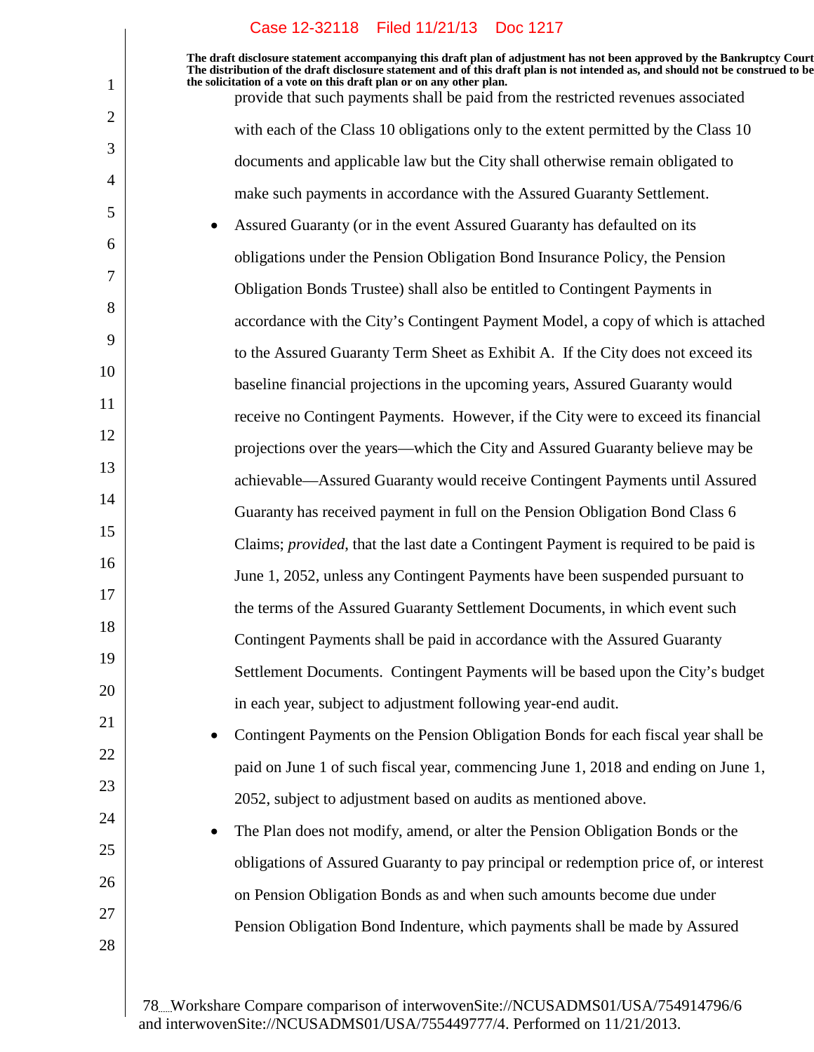provide that such payments shall be paid from the restricted revenues associated with each of the Class 10 obligations only to the extent permitted by the Class 10 documents and applicable law but the City shall otherwise remain obligated to make such payments in accordance with the Assured Guaranty Settlement.

- Assured Guaranty (or in the event Assured Guaranty has defaulted on its obligations under the Pension Obligation Bond Insurance Policy, the Pension Obligation Bonds Trustee) shall also be entitled to Contingent Payments in accordance with the City's Contingent Payment Model, a copy of which is attached to the Assured Guaranty Term Sheet as Exhibit A. If the City does not exceed its baseline financial projections in the upcoming years, Assured Guaranty would receive no Contingent Payments. However, if the City were to exceed its financial projections over the years—which the City and Assured Guaranty believe may be achievable—Assured Guaranty would receive Contingent Payments until Assured Guaranty has received payment in full on the Pension Obligation Bond Class 6 Claims; *provided*, that the last date a Contingent Payment is required to be paid is June 1, 2052, unless any Contingent Payments have been suspended pursuant to the terms of the Assured Guaranty Settlement Documents, in which event such Contingent Payments shall be paid in accordance with the Assured Guaranty Settlement Documents. Contingent Payments will be based upon the City's budget in each year, subject to adjustment following year-end audit.
- Contingent Payments on the Pension Obligation Bonds for each fiscal year shall be paid on June 1 of such fiscal year, commencing June 1, 2018 and ending on June 1, 2052, subject to adjustment based on audits as mentioned above.
- The Plan does not modify, amend, or alter the Pension Obligation Bonds or the obligations of Assured Guaranty to pay principal or redemption price of, or interest on Pension Obligation Bonds as and when such amounts become due under Pension Obligation Bond Indenture, which payments shall be made by Assured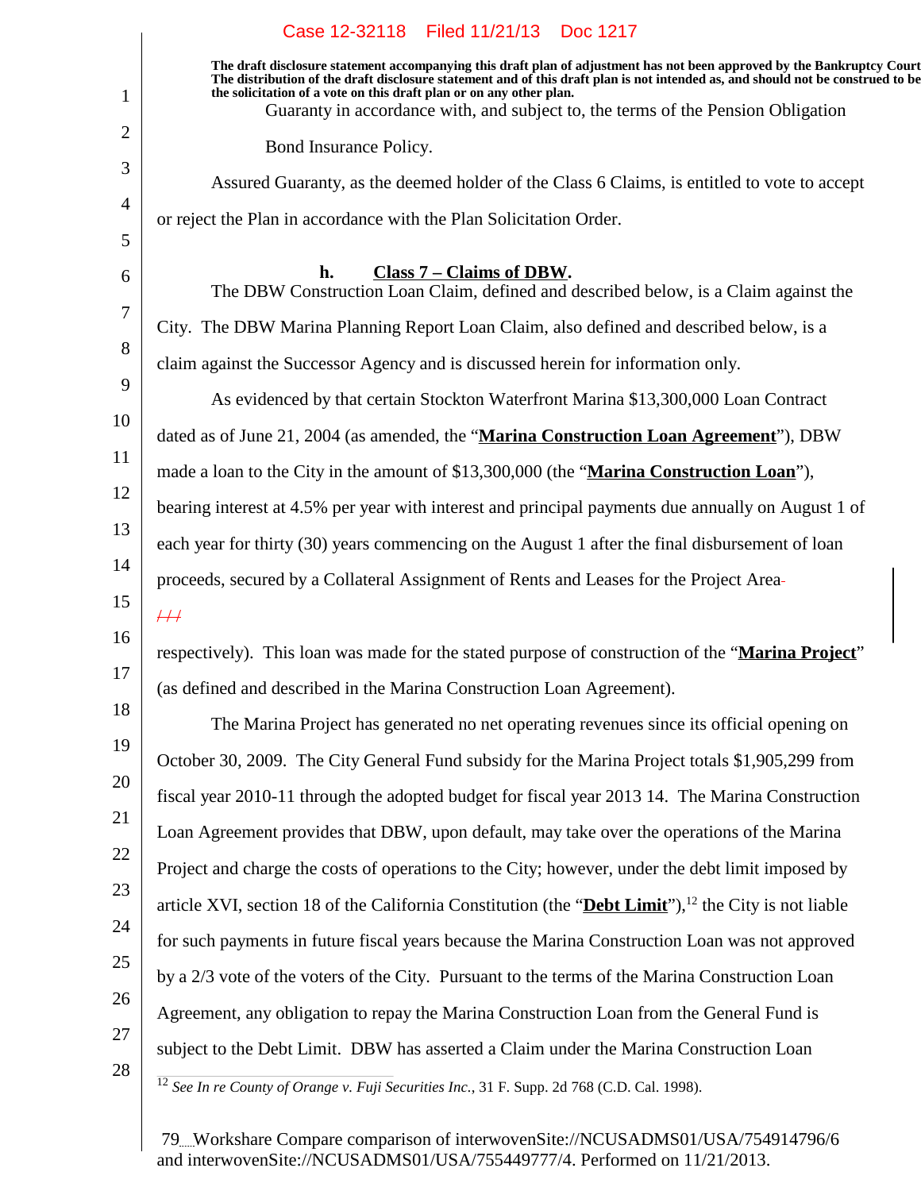The draft disclosure statement accompanying this draft plan of adjustment has not been approved by the Bankruptcy Court. The distribution of the draft disclosure statement and of this draft plan is not intended as, and should not be construed to be the solicitation of a vote on this draft plan or on any other plan.

Guaranty in accordance with, and subject to, the terms of the Pension Obligation Bond Insurance Policy.

Assured Guaranty, as the deemed holder of the Class 6 Claims, is entitled to vote to accept or reject the Plan in accordance with the Plan Solicitation Order.

**h. Class 7 – Claims of DBW.**

The DBW Construction Loan Claim, defined and described below, is a Claim against the City. The DBW Marina Planning Report Loan Claim, also defined and described below, is a claim against the Successor Agency and is discussed herein for information only.

As evidenced by that certain Stockton Waterfront Marina $13,300,000 Loan Contract dated as of June 21, 2004 (as amended, the "**Marina Construction Loan Agreement**"), DBW made a loan to the City in the amount of $13,300,000 (the "**Marina Construction Loan**"), bearing interest at 4.5% per year with interest and principal payments due annually on August 1 of each year for thirty (30) years commencing on the August 1 after the final disbursement of loan proceeds, secured by a Collateral Assignment of Rents and Leases for the Project Area ~~///~~

respectively). This loan was made for the stated purpose of construction of the "**Marina Project**" (as defined and described in the Marina Construction Loan Agreement).

The Marina Project has generated no net operating revenues since its official opening on October 30, 2009. The City General Fund subsidy for the Marina Project totals $1,905,299 from fiscal year 2010-11 through the adopted budget for fiscal year 2013 14. The Marina Construction Loan Agreement provides that DBW, upon default, may take over the operations of the Marina Project and charge the costs of operations to the City; however, under the debt limit imposed by article XVI, section 18 of the California Constitution (the "**Debt Limit**"),[12] the City is not liable for such payments in future fiscal years because the Marina Construction Loan was not approved by a 2/3 vote of the voters of the City. Pursuant to the terms of the Marina Construction Loan Agreement, any obligation to repay the Marina Construction Loan from the General Fund is subject to the Debt Limit. DBW has asserted a Claim under the Marina Construction Loan

[12] *See In re County of Orange v. Fuji Securities Inc.*, 31 F. Supp. 2d 768 (C.D. Cal. 1998).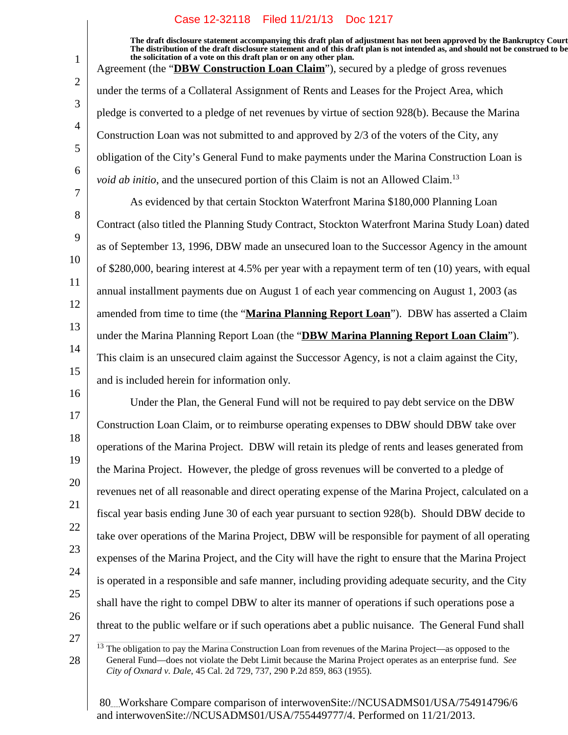The draft disclosure statement accompanying this draft plan of adjustment has not been approved by the Bankruptcy Court. The distribution of the draft disclosure statement and of this draft plan is not intended as, and should not be construed to be, the solicitation of a vote on this draft plan or on any other plan.

Agreement (the "**DBW Construction Loan Claim**"), secured by a pledge of gross revenues under the terms of a Collateral Assignment of Rents and Leases for the Project Area, which pledge is converted to a pledge of net revenues by virtue of section 928(b). Because the Marina Construction Loan was not submitted to and approved by 2/3 of the voters of the City, any obligation of the City's General Fund to make payments under the Marina Construction Loan is *void ab initio*, and the unsecured portion of this Claim is not an Allowed Claim.[13]

As evidenced by that certain Stockton Waterfront Marina $180,000 Planning Loan Contract (also titled the Planning Study Contract, Stockton Waterfront Marina Study Loan) dated as of September 13, 1996, DBW made an unsecured loan to the Successor Agency in the amount of $280,000, bearing interest at 4.5% per year with a repayment term of ten (10) years, with equal annual installment payments due on August 1 of each year commencing on August 1, 2003 (as amended from time to time (the "**Marina Planning Report Loan**"). DBW has asserted a Claim under the Marina Planning Report Loan (the "**DBW Marina Planning Report Loan Claim**"). This claim is an unsecured claim against the Successor Agency, is not a claim against the City, and is included herein for information only.

Under the Plan, the General Fund will not be required to pay debt service on the DBW Construction Loan Claim, or to reimburse operating expenses to DBW should DBW take over operations of the Marina Project. DBW will retain its pledge of rents and leases generated from the Marina Project. However, the pledge of gross revenues will be converted to a pledge of revenues net of all reasonable and direct operating expense of the Marina Project, calculated on a fiscal year basis ending June 30 of each year pursuant to section 928(b). Should DBW decide to take over operations of the Marina Project, DBW will be responsible for payment of all operating expenses of the Marina Project, and the City will have the right to ensure that the Marina Project is operated in a responsible and safe manner, including providing adequate security, and the City shall have the right to compel DBW to alter its manner of operations if such operations pose a threat to the public welfare or if such operations abet a public nuisance. The General Fund shall

[13] The obligation to pay the Marina Construction Loan from revenues of the Marina Project—as opposed to the General Fund—does not violate the Debt Limit because the Marina Project operates as an enterprise fund. *See City of Oxnard v. Dale*, 45 Cal. 2d 729, 737, 290 P.2d 859, 863 (1955).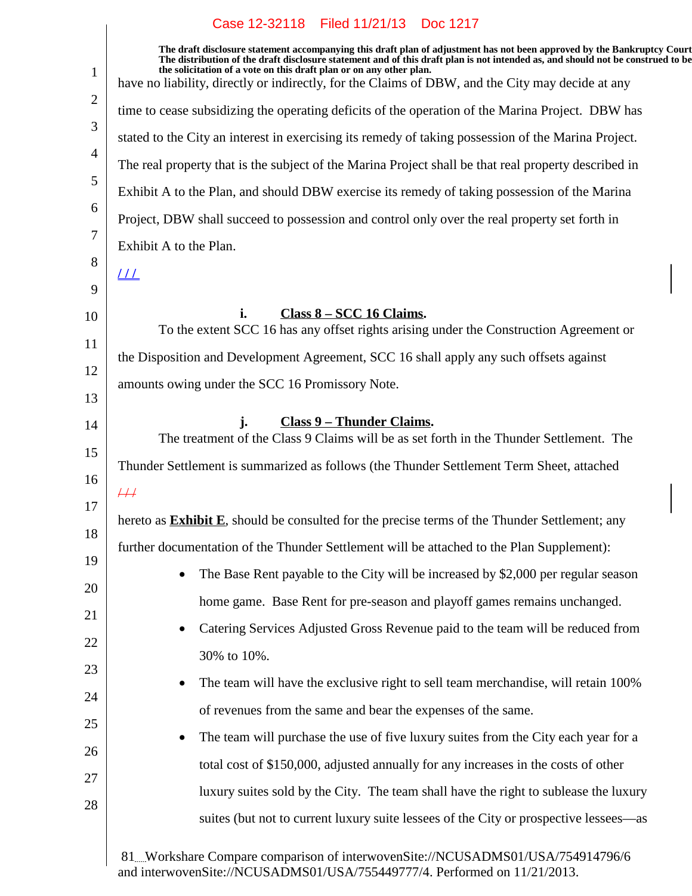have no liability, directly or indirectly, for the Claims of DBW, and the City may decide at any time to cease subsidizing the operating deficits of the operation of the Marina Project. DBW has stated to the City an interest in exercising its remedy of taking possession of the Marina Project. The real property that is the subject of the Marina Project shall be that real property described in Exhibit A to the Plan, and should DBW exercise its remedy of taking possession of the Marina Project, DBW shall succeed to possession and control only over the real property set forth in Exhibit A to the Plan.

/ / /

**i. Class 8 – SCC 16 Claims.**

To the extent SCC 16 has any offset rights arising under the Construction Agreement or the Disposition and Development Agreement, SCC 16 shall apply any such offsets against amounts owing under the SCC 16 Promissory Note.

**j. Class 9 – Thunder Claims.**

The treatment of the Class 9 Claims will be as set forth in the Thunder Settlement. The Thunder Settlement is summarized as follows (the Thunder Settlement Term Sheet, attached

~~/ / /~~

hereto as **Exhibit E**, should be consulted for the precise terms of the Thunder Settlement; any further documentation of the Thunder Settlement will be attached to the Plan Supplement):

- The Base Rent payable to the City will be increased by $2,000 per regular season home game. Base Rent for pre-season and playoff games remains unchanged.
- Catering Services Adjusted Gross Revenue paid to the team will be reduced from 30% to 10%.
- The team will have the exclusive right to sell team merchandise, will retain 100% of revenues from the same and bear the expenses of the same.
- The team will purchase the use of five luxury suites from the City each year for a total cost of $150,000, adjusted annually for any increases in the costs of other luxury suites sold by the City. The team shall have the right to sublease the luxury suites (but not to current luxury suite lessees of the City or prospective lessees—as

Workshare Compare comparison of interwovenSite://NCUSADMS01/USA/754914796/6 and interwovenSite://NCUSADMS01/USA/755449777/4. Performed on 11/21/2013.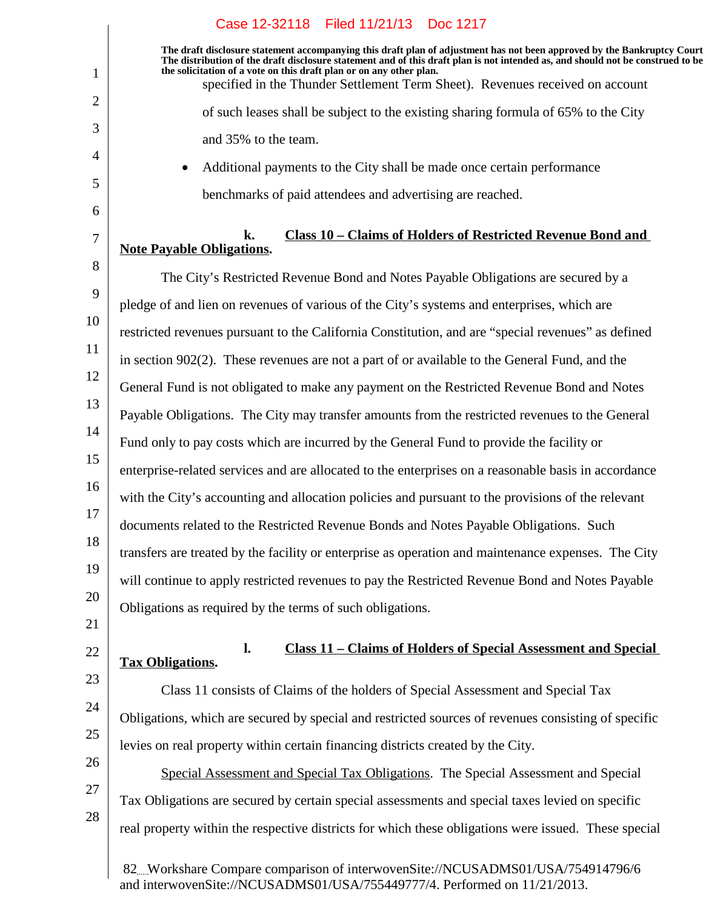specified in the Thunder Settlement Term Sheet). Revenues received on account of such leases shall be subject to the existing sharing formula of 65% to the City and 35% to the team.

- Additional payments to the City shall be made once certain performance benchmarks of paid attendees and advertising are reached.

**k. Class 10 – Claims of Holders of Restricted Revenue Bond and Note Payable Obligations.**

The City's Restricted Revenue Bond and Notes Payable Obligations are secured by a pledge of and lien on revenues of various of the City's systems and enterprises, which are restricted revenues pursuant to the California Constitution, and are "special revenues" as defined in section 902(2). These revenues are not a part of or available to the General Fund, and the General Fund is not obligated to make any payment on the Restricted Revenue Bond and Notes Payable Obligations. The City may transfer amounts from the restricted revenues to the General Fund only to pay costs which are incurred by the General Fund to provide the facility or enterprise-related services and are allocated to the enterprises on a reasonable basis in accordance with the City's accounting and allocation policies and pursuant to the provisions of the relevant documents related to the Restricted Revenue Bonds and Notes Payable Obligations. Such transfers are treated by the facility or enterprise as operation and maintenance expenses. The City will continue to apply restricted revenues to pay the Restricted Revenue Bond and Notes Payable Obligations as required by the terms of such obligations.

**l. Class 11 – Claims of Holders of Special Assessment and Special Tax Obligations.**

Class 11 consists of Claims of the holders of Special Assessment and Special Tax Obligations, which are secured by special and restricted sources of revenues consisting of specific levies on real property within certain financing districts created by the City.

Special Assessment and Special Tax Obligations. The Special Assessment and Special Tax Obligations are secured by certain special assessments and special taxes levied on specific real property within the respective districts for which these obligations were issued. These special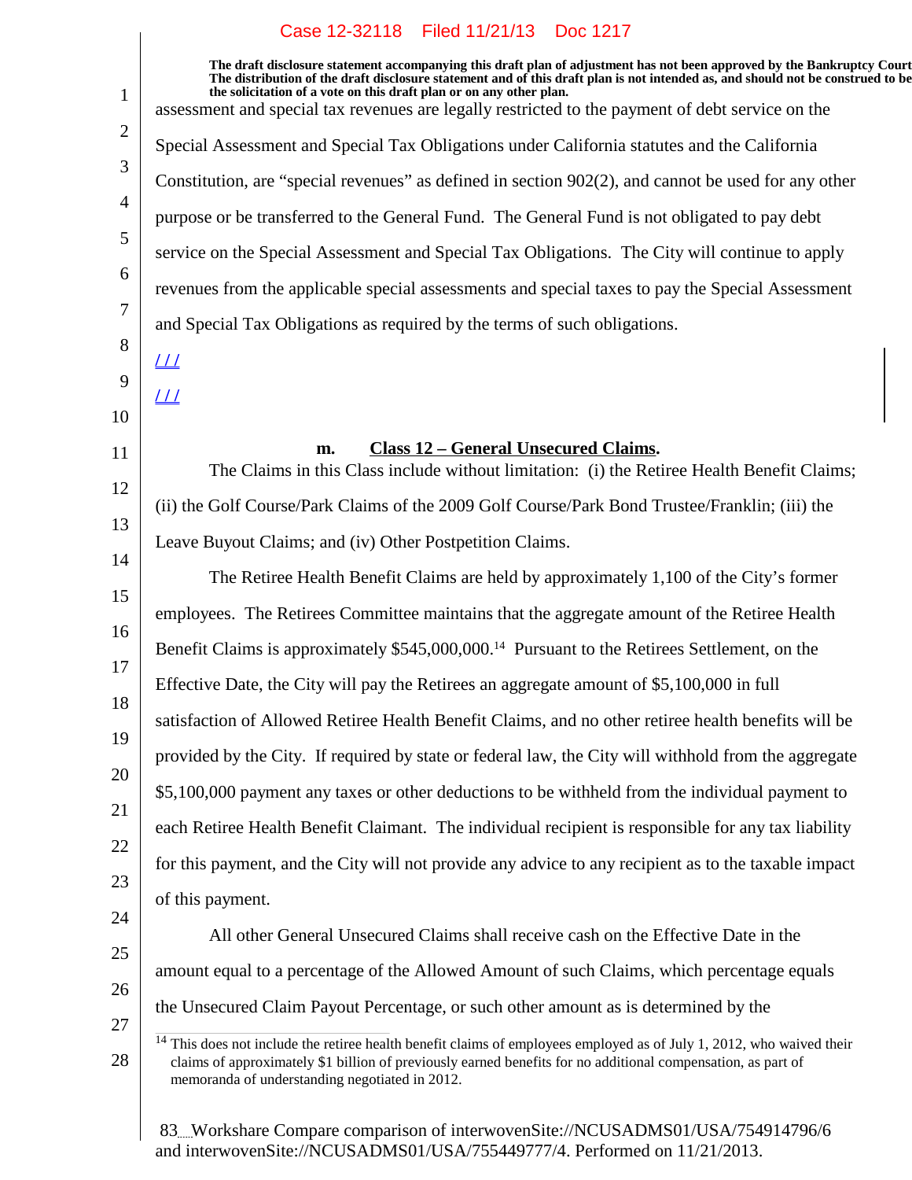The draft disclosure statement accompanying this draft plan of adjustment has not been approved by the Bankruptcy Court. The distribution of the draft disclosure statement and of this draft plan is not intended as, and should not be construed to be the solicitation of a vote on this draft plan or on any other plan.

assessment and special tax revenues are legally restricted to the payment of debt service on the Special Assessment and Special Tax Obligations under California statutes and the California Constitution, are "special revenues" as defined in section 902(2), and cannot be used for any other purpose or be transferred to the General Fund. The General Fund is not obligated to pay debt service on the Special Assessment and Special Tax Obligations. The City will continue to apply revenues from the applicable special assessments and special taxes to pay the Special Assessment and Special Tax Obligations as required by the terms of such obligations.

/ / /

/ / /

**m. Class 12 – General Unsecured Claims.**

The Claims in this Class include without limitation: (i) the Retiree Health Benefit Claims; (ii) the Golf Course/Park Claims of the 2009 Golf Course/Park Bond Trustee/Franklin; (iii) the Leave Buyout Claims; and (iv) Other Postpetition Claims.

The Retiree Health Benefit Claims are held by approximately 1,100 of the City's former employees. The Retirees Committee maintains that the aggregate amount of the Retiree Health Benefit Claims is approximately $545,000,000.[14] Pursuant to the Retirees Settlement, on the Effective Date, the City will pay the Retirees an aggregate amount of $5,100,000 in full satisfaction of Allowed Retiree Health Benefit Claims, and no other retiree health benefits will be provided by the City. If required by state or federal law, the City will withhold from the aggregate $5,100,000 payment any taxes or other deductions to be withheld from the individual payment to each Retiree Health Benefit Claimant. The individual recipient is responsible for any tax liability for this payment, and the City will not provide any advice to any recipient as to the taxable impact of this payment.

All other General Unsecured Claims shall receive cash on the Effective Date in the amount equal to a percentage of the Allowed Amount of such Claims, which percentage equals the Unsecured Claim Payout Percentage, or such other amount as is determined by the

[14] This does not include the retiree health benefit claims of employees employed as of July 1, 2012, who waived their claims of approximately $1 billion of previously earned benefits for no additional compensation, as part of memoranda of understanding negotiated in 2012.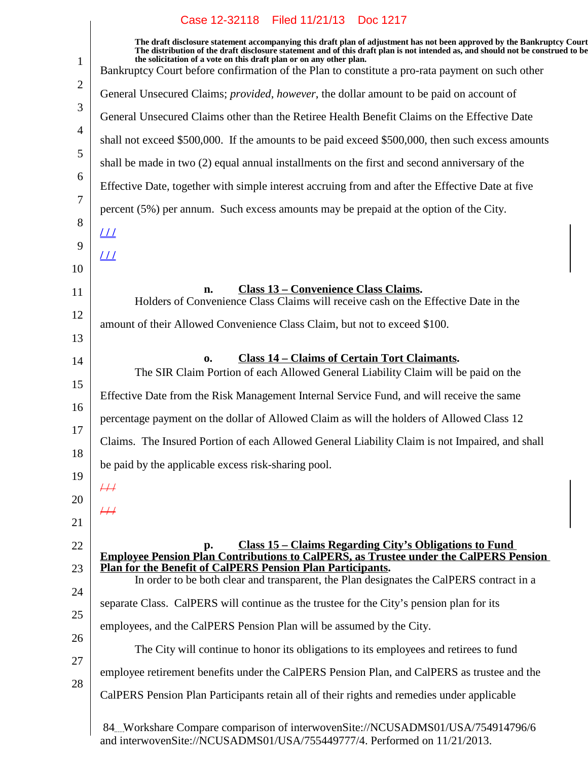The draft disclosure statement accompanying this draft plan of adjustment has not been approved by the Bankruptcy Court. The distribution of the draft disclosure statement and of this draft plan is not intended as, and should not be construed to be the solicitation of a vote on this draft plan or on any other plan.

Bankruptcy Court before confirmation of the Plan to constitute a pro-rata payment on such other General Unsecured Claims; *provided*, *however*, the dollar amount to be paid on account of General Unsecured Claims other than the Retiree Health Benefit Claims on the Effective Date shall not exceed $500,000. If the amounts to be paid exceed $500,000, then such excess amounts shall be made in two (2) equal annual installments on the first and second anniversary of the Effective Date, together with simple interest accruing from and after the Effective Date at five percent (5%) per annum. Such excess amounts may be prepaid at the option of the City.

/ / /

/ / /

**n. Class 13 – Convenience Class Claims.**

Holders of Convenience Class Claims will receive cash on the Effective Date in the amount of their Allowed Convenience Class Claim, but not to exceed $100.

**o. Class 14 – Claims of Certain Tort Claimants.**

The SIR Claim Portion of each Allowed General Liability Claim will be paid on the Effective Date from the Risk Management Internal Service Fund, and will receive the same percentage payment on the dollar of Allowed Claim as will the holders of Allowed Class 12 Claims. The Insured Portion of each Allowed General Liability Claim is not Impaired, and shall be paid by the applicable excess risk-sharing pool.

~~/ / /~~

~~/ / /~~

**p. Class 15 – Claims Regarding City's Obligations to Fund Employee Pension Plan Contributions to CalPERS, as Trustee under the CalPERS Pension Plan for the Benefit of CalPERS Pension Plan Participants.**

In order to be both clear and transparent, the Plan designates the CalPERS contract in a separate Class. CalPERS will continue as the trustee for the City's pension plan for its employees, and the CalPERS Pension Plan will be assumed by the City.

The City will continue to honor its obligations to its employees and retirees to fund employee retirement benefits under the CalPERS Pension Plan, and CalPERS as trustee and the CalPERS Pension Plan Participants retain all of their rights and remedies under applicable

Workshare Compare comparison of interwovenSite://NCUSADMS01/USA/754914796/6 and interwovenSite://NCUSADMS01/USA/755449777/4. Performed on 11/21/2013.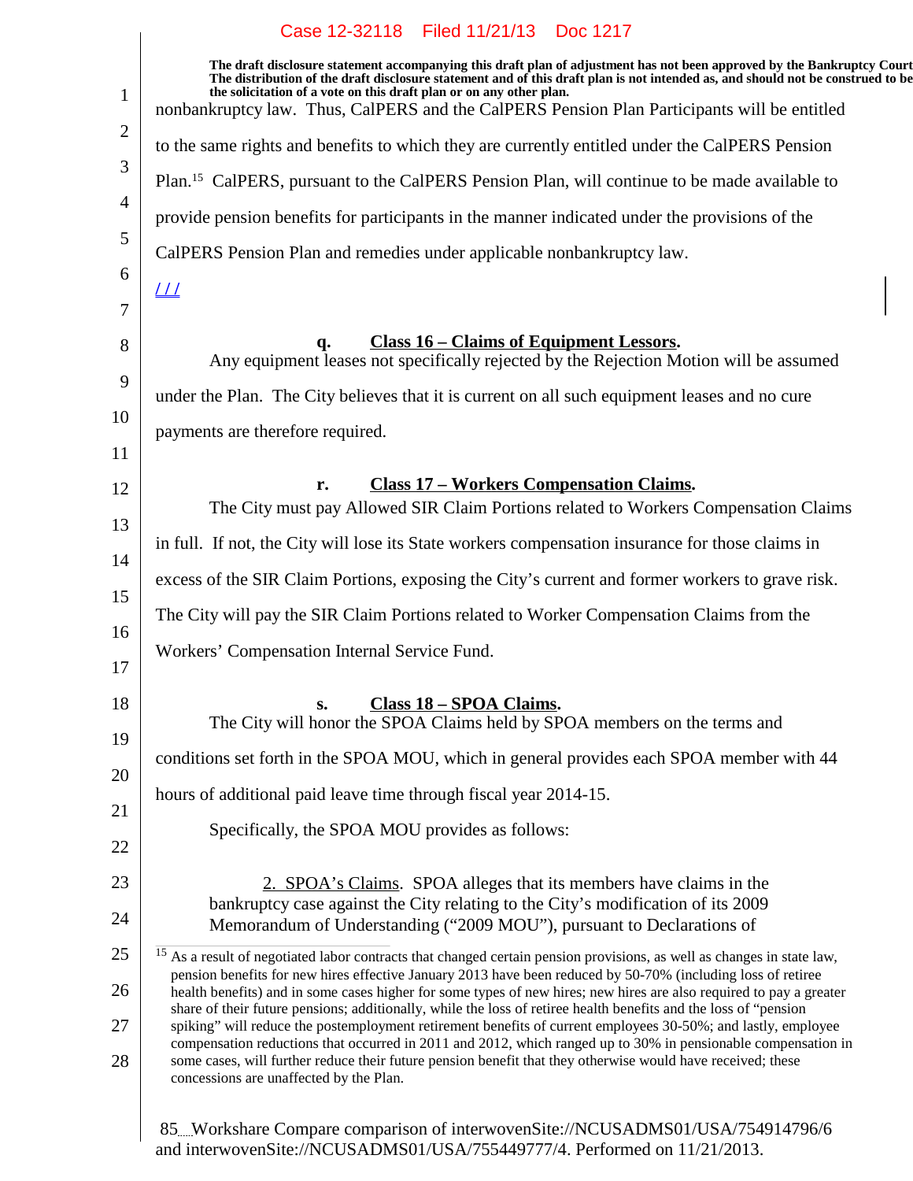The draft disclosure statement accompanying this draft plan of adjustment has not been approved by the Bankruptcy Court. The distribution of the draft disclosure statement and of this draft plan is not intended as, and should not be construed to be the solicitation of a vote on this draft plan or on any other plan.

nonbankruptcy law. Thus, CalPERS and the CalPERS Pension Plan Participants will be entitled to the same rights and benefits to which they are currently entitled under the CalPERS Pension Plan.[15] CalPERS, pursuant to the CalPERS Pension Plan, will continue to be made available to provide pension benefits for participants in the manner indicated under the provisions of the CalPERS Pension Plan and remedies under applicable nonbankruptcy law.

/ / /

**q. Class 16 – Claims of Equipment Lessors.**

Any equipment leases not specifically rejected by the Rejection Motion will be assumed under the Plan. The City believes that it is current on all such equipment leases and no cure payments are therefore required.

**r. Class 17 – Workers Compensation Claims.**

The City must pay Allowed SIR Claim Portions related to Workers Compensation Claims in full. If not, the City will lose its State workers compensation insurance for those claims in excess of the SIR Claim Portions, exposing the City's current and former workers to grave risk. The City will pay the SIR Claim Portions related to Worker Compensation Claims from the Workers' Compensation Internal Service Fund.

**s. Class 18 – SPOA Claims.**

The City will honor the SPOA Claims held by SPOA members on the terms and conditions set forth in the SPOA MOU, which in general provides each SPOA member with 44 hours of additional paid leave time through fiscal year 2014-15.

Specifically, the SPOA MOU provides as follows:

> 2. SPOA's Claims. SPOA alleges that its members have claims in the bankruptcy case against the City relating to the City's modification of its 2009 Memorandum of Understanding ("2009 MOU"), pursuant to Declarations of

[15] As a result of negotiated labor contracts that changed certain pension provisions, as well as changes in state law, pension benefits for new hires effective January 2013 have been reduced by 50-70% (including loss of retiree health benefits) and in some cases higher for some types of new hires; new hires are also required to pay a greater share of their future pensions; additionally, while the loss of retiree health benefits and the loss of "pension spiking" will reduce the postemployment retirement benefits of current employees 30-50%; and lastly, employee compensation reductions that occurred in 2011 and 2012, which ranged up to 30% in pensionable compensation in some cases, will further reduce their future pension benefit that they otherwise would have received; these concessions are unaffected by the Plan.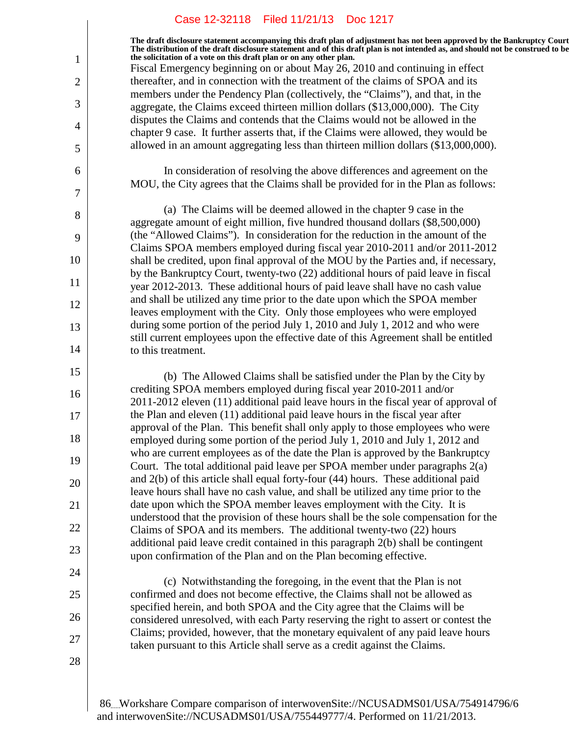**The draft disclosure statement accompanying this draft plan of adjustment has not been approved by the Bankruptcy Court. The distribution of the draft disclosure statement and of this draft plan is not intended as, and should not be construed to be the solicitation of a vote on this draft plan or on any other plan.**

Fiscal Emergency beginning on or about May 26, 2010 and continuing in effect thereafter, and in connection with the treatment of the claims of SPOA and its members under the Pendency Plan (collectively, the "Claims"), and that, in the aggregate, the Claims exceed thirteen million dollars ($13,000,000). The City disputes the Claims and contends that the Claims would not be allowed in the chapter 9 case. It further asserts that, if the Claims were allowed, they would be allowed in an amount aggregating less than thirteen million dollars ($13,000,000).

In consideration of resolving the above differences and agreement on the MOU, the City agrees that the Claims shall be provided for in the Plan as follows:

(a) The Claims will be deemed allowed in the chapter 9 case in the aggregate amount of eight million, five hundred thousand dollars ($8,500,000) (the "Allowed Claims"). In consideration for the reduction in the amount of the Claims SPOA members employed during fiscal year 2010-2011 and/or 2011-2012 shall be credited, upon final approval of the MOU by the Parties and, if necessary, by the Bankruptcy Court, twenty-two (22) additional hours of paid leave in fiscal year 2012-2013. These additional hours of paid leave shall have no cash value and shall be utilized any time prior to the date upon which the SPOA member leaves employment with the City. Only those employees who were employed during some portion of the period July 1, 2010 and July 1, 2012 and who were still current employees upon the effective date of this Agreement shall be entitled to this treatment.

(b) The Allowed Claims shall be satisfied under the Plan by the City by crediting SPOA members employed during fiscal year 2010-2011 and/or 2011-2012 eleven (11) additional paid leave hours in the fiscal year of approval of the Plan and eleven (11) additional paid leave hours in the fiscal year after approval of the Plan. This benefit shall only apply to those employees who were employed during some portion of the period July 1, 2010 and July 1, 2012 and who are current employees as of the date the Plan is approved by the Bankruptcy Court. The total additional paid leave per SPOA member under paragraphs 2(a) and 2(b) of this article shall equal forty-four (44) hours. These additional paid leave hours shall have no cash value, and shall be utilized any time prior to the date upon which the SPOA member leaves employment with the City. It is understood that the provision of these hours shall be the sole compensation for the Claims of SPOA and its members. The additional twenty-two (22) hours additional paid leave credit contained in this paragraph 2(b) shall be contingent upon confirmation of the Plan and on the Plan becoming effective.

(c) Notwithstanding the foregoing, in the event that the Plan is not confirmed and does not become effective, the Claims shall not be allowed as specified herein, and both SPOA and the City agree that the Claims will be considered unresolved, with each Party reserving the right to assert or contest the Claims; provided, however, that the monetary equivalent of any paid leave hours taken pursuant to this Article shall serve as a credit against the Claims.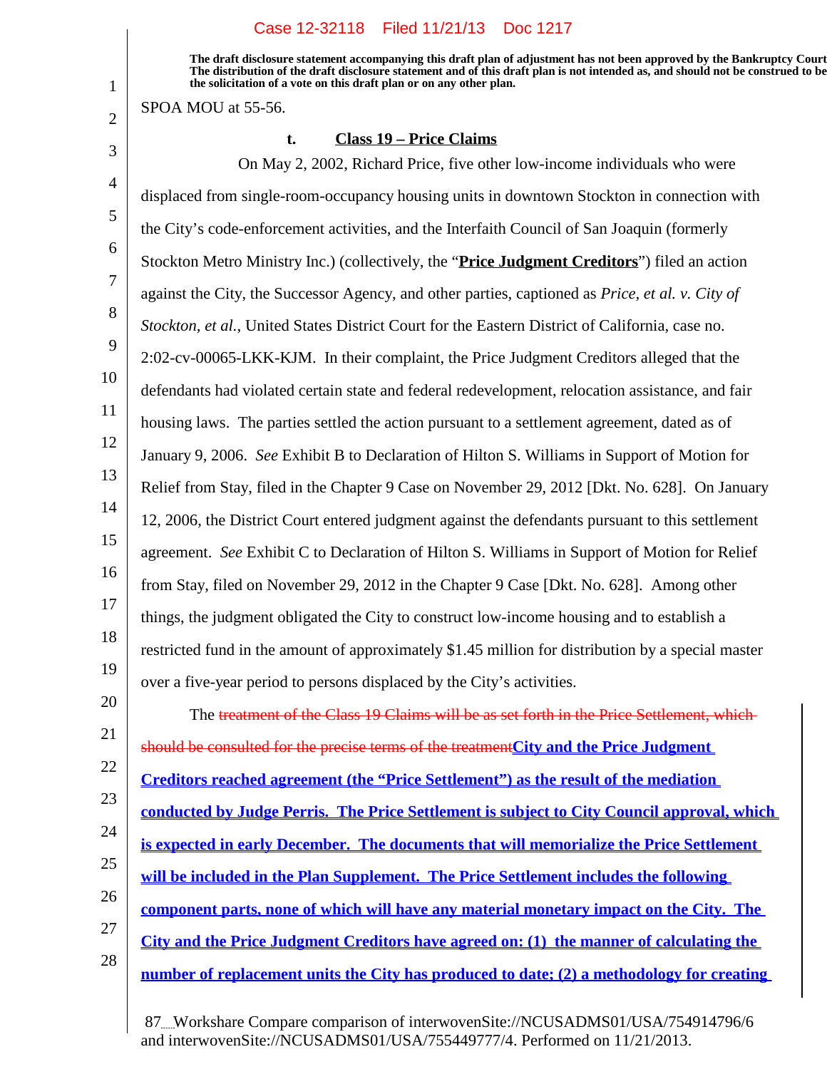The draft disclosure statement accompanying this draft plan of adjustment has not been approved by the Bankruptcy Court. The distribution of the draft disclosure statement and of this draft plan is not intended as, and should not be construed to be the solicitation of a vote on this draft plan or on any other plan.

SPOA MOU at 55-56.

#### t. Class 19 – Price Claims

On May 2, 2002, Richard Price, five other low-income individuals who were displaced from single-room-occupancy housing units in downtown Stockton in connection with the City's code-enforcement activities, and the Interfaith Council of San Joaquin (formerly Stockton Metro Ministry Inc.) (collectively, the "**Price Judgment Creditors**") filed an action against the City, the Successor Agency, and other parties, captioned as *Price, et al. v. City of Stockton, et al.*, United States District Court for the Eastern District of California, case no. 2:02-cv-00065-LKK-KJM. In their complaint, the Price Judgment Creditors alleged that the defendants had violated certain state and federal redevelopment, relocation assistance, and fair housing laws. The parties settled the action pursuant to a settlement agreement, dated as of January 9, 2006. *See* Exhibit B to Declaration of Hilton S. Williams in Support of Motion for Relief from Stay, filed in the Chapter 9 Case on November 29, 2012 [Dkt. No. 628]. On January 12, 2006, the District Court entered judgment against the defendants pursuant to this settlement agreement. *See* Exhibit C to Declaration of Hilton S. Williams in Support of Motion for Relief from Stay, filed on November 29, 2012 in the Chapter 9 Case [Dkt. No. 628]. Among other things, the judgment obligated the City to construct low-income housing and to establish a restricted fund in the amount of approximately $1.45 million for distribution by a special master over a five-year period to persons displaced by the City's activities.

The ~~treatment of the Class 19 Claims will be as set forth in the Price Settlement, which should be consulted for the precise terms of the treatment~~**City and the Price Judgment Creditors reached agreement (the "Price Settlement") as the result of the mediation conducted by Judge Perris. The Price Settlement is subject to City Council approval, which is expected in early December. The documents that will memorialize the Price Settlement will be included in the Plan Supplement. The Price Settlement includes the following component parts, none of which will have any material monetary impact on the City. The City and the Price Judgment Creditors have agreed on: (1) the manner of calculating the number of replacement units the City has produced to date; (2) a methodology for creating**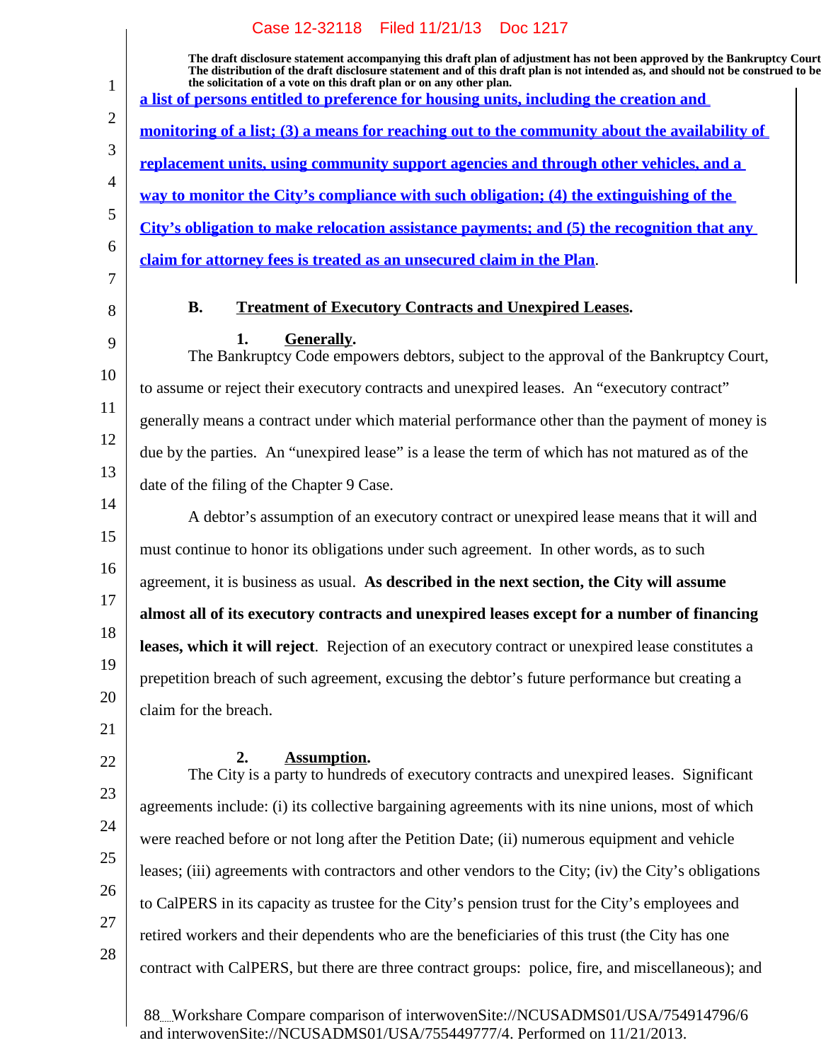a list of persons entitled to preference for housing units, including the creation and monitoring of a list; (3) a means for reaching out to the community about the availability of replacement units, using community support agencies and through other vehicles, and a way to monitor the City's compliance with such obligation; (4) the extinguishing of the City's obligation to make relocation assistance payments; and (5) the recognition that any claim for attorney fees is treated as an unsecured claim in the Plan.

**B. Treatment of Executory Contracts and Unexpired Leases.**

**1. Generally.**

The Bankruptcy Code empowers debtors, subject to the approval of the Bankruptcy Court, to assume or reject their executory contracts and unexpired leases. An "executory contract" generally means a contract under which material performance other than the payment of money is due by the parties. An "unexpired lease" is a lease the term of which has not matured as of the date of the filing of the Chapter 9 Case.

A debtor's assumption of an executory contract or unexpired lease means that it will and must continue to honor its obligations under such agreement. In other words, as to such agreement, it is business as usual. **As described in the next section, the City will assume almost all of its executory contracts and unexpired leases except for a number of financing leases, which it will reject**. Rejection of an executory contract or unexpired lease constitutes a prepetition breach of such agreement, excusing the debtor's future performance but creating a claim for the breach.

**2. Assumption.**

The City is a party to hundreds of executory contracts and unexpired leases. Significant agreements include: (i) its collective bargaining agreements with its nine unions, most of which were reached before or not long after the Petition Date; (ii) numerous equipment and vehicle leases; (iii) agreements with contractors and other vendors to the City; (iv) the City's obligations to CalPERS in its capacity as trustee for the City's pension trust for the City's employees and retired workers and their dependents who are the beneficiaries of this trust (the City has one contract with CalPERS, but there are three contract groups: police, fire, and miscellaneous); and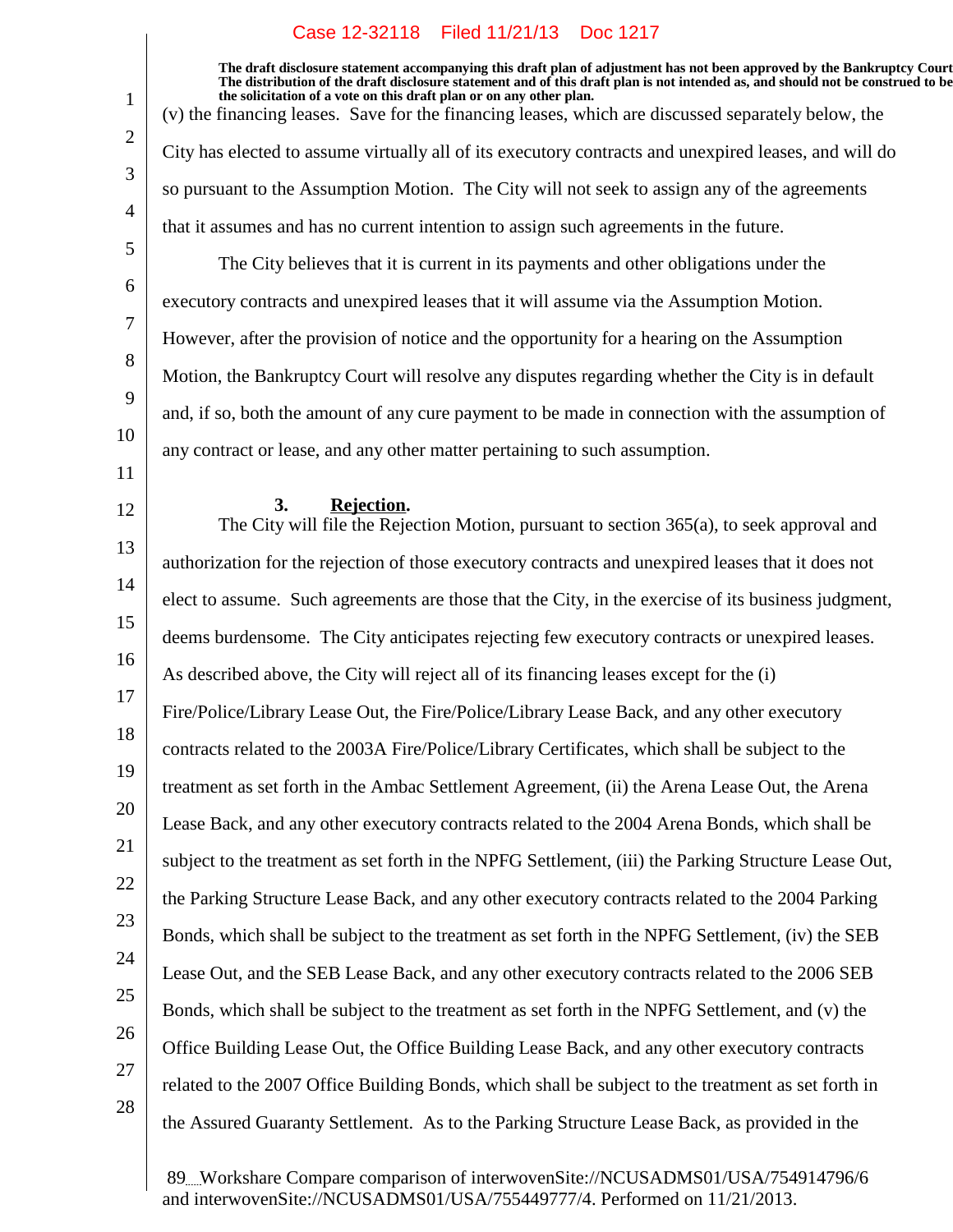The draft disclosure statement accompanying this draft plan of adjustment has not been approved by the Bankruptcy Court. The distribution of the draft disclosure statement and of this draft plan is not intended as, and should not be construed to be the solicitation of a vote on this draft plan or on any other plan.

(v) the financing leases. Save for the financing leases, which are discussed separately below, the City has elected to assume virtually all of its executory contracts and unexpired leases, and will do so pursuant to the Assumption Motion. The City will not seek to assign any of the agreements that it assumes and has no current intention to assign such agreements in the future.

The City believes that it is current in its payments and other obligations under the executory contracts and unexpired leases that it will assume via the Assumption Motion. However, after the provision of notice and the opportunity for a hearing on the Assumption Motion, the Bankruptcy Court will resolve any disputes regarding whether the City is in default and, if so, both the amount of any cure payment to be made in connection with the assumption of any contract or lease, and any other matter pertaining to such assumption.

### 3. **Rejection.**

The City will file the Rejection Motion, pursuant to section 365(a), to seek approval and authorization for the rejection of those executory contracts and unexpired leases that it does not elect to assume. Such agreements are those that the City, in the exercise of its business judgment, deems burdensome. The City anticipates rejecting few executory contracts or unexpired leases. As described above, the City will reject all of its financing leases except for the (i) Fire/Police/Library Lease Out, the Fire/Police/Library Lease Back, and any other executory contracts related to the 2003A Fire/Police/Library Certificates, which shall be subject to the treatment as set forth in the Ambac Settlement Agreement, (ii) the Arena Lease Out, the Arena Lease Back, and any other executory contracts related to the 2004 Arena Bonds, which shall be subject to the treatment as set forth in the NPFG Settlement, (iii) the Parking Structure Lease Out, the Parking Structure Lease Back, and any other executory contracts related to the 2004 Parking Bonds, which shall be subject to the treatment as set forth in the NPFG Settlement, (iv) the SEB Lease Out, and the SEB Lease Back, and any other executory contracts related to the 2006 SEB Bonds, which shall be subject to the treatment as set forth in the NPFG Settlement, and (v) the Office Building Lease Out, the Office Building Lease Back, and any other executory contracts related to the 2007 Office Building Bonds, which shall be subject to the treatment as set forth in the Assured Guaranty Settlement. As to the Parking Structure Lease Back, as provided in the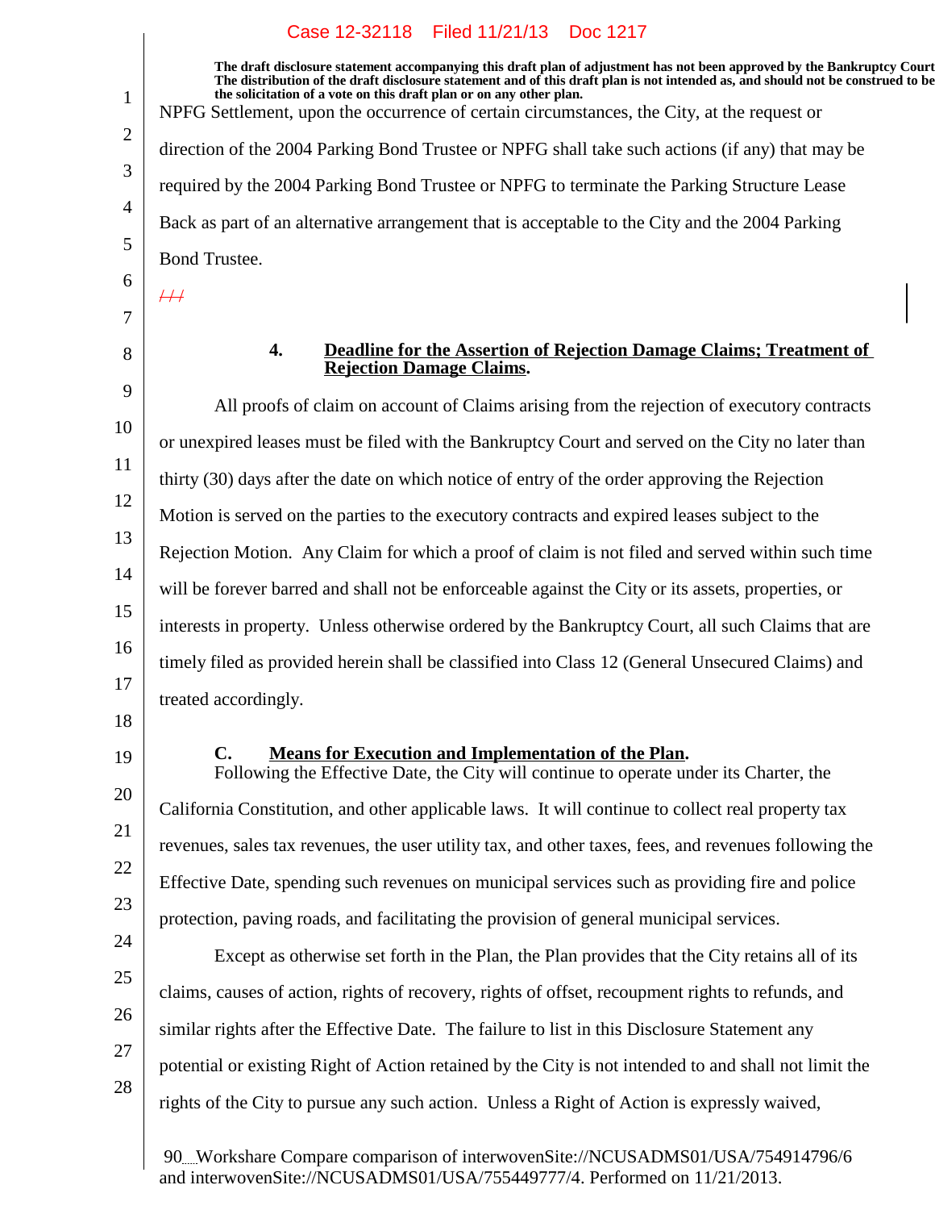The draft disclosure statement accompanying this draft plan of adjustment has not been approved by the Bankruptcy Court. The distribution of the draft disclosure statement and of this draft plan is not intended as, and should not be construed to be the solicitation of a vote on this draft plan or on any other plan.

NPFG Settlement, upon the occurrence of certain circumstances, the City, at the request or direction of the 2004 Parking Bond Trustee or NPFG shall take such actions (if any) that may be required by the 2004 Parking Bond Trustee or NPFG to terminate the Parking Structure Lease Back as part of an alternative arrangement that is acceptable to the City and the 2004 Parking Bond Trustee.

~~///~~

#### 4. Deadline for the Assertion of Rejection Damage Claims; Treatment of Rejection Damage Claims.

All proofs of claim on account of Claims arising from the rejection of executory contracts or unexpired leases must be filed with the Bankruptcy Court and served on the City no later than thirty (30) days after the date on which notice of entry of the order approving the Rejection Motion is served on the parties to the executory contracts and expired leases subject to the Rejection Motion. Any Claim for which a proof of claim is not filed and served within such time will be forever barred and shall not be enforceable against the City or its assets, properties, or interests in property. Unless otherwise ordered by the Bankruptcy Court, all such Claims that are timely filed as provided herein shall be classified into Class 12 (General Unsecured Claims) and treated accordingly.

### C. Means for Execution and Implementation of the Plan.

Following the Effective Date, the City will continue to operate under its Charter, the California Constitution, and other applicable laws. It will continue to collect real property tax revenues, sales tax revenues, the user utility tax, and other taxes, fees, and revenues following the Effective Date, spending such revenues on municipal services such as providing fire and police protection, paving roads, and facilitating the provision of general municipal services.

Except as otherwise set forth in the Plan, the Plan provides that the City retains all of its claims, causes of action, rights of recovery, rights of offset, recoupment rights to refunds, and similar rights after the Effective Date. The failure to list in this Disclosure Statement any potential or existing Right of Action retained by the City is not intended to and shall not limit the rights of the City to pursue any such action. Unless a Right of Action is expressly waived,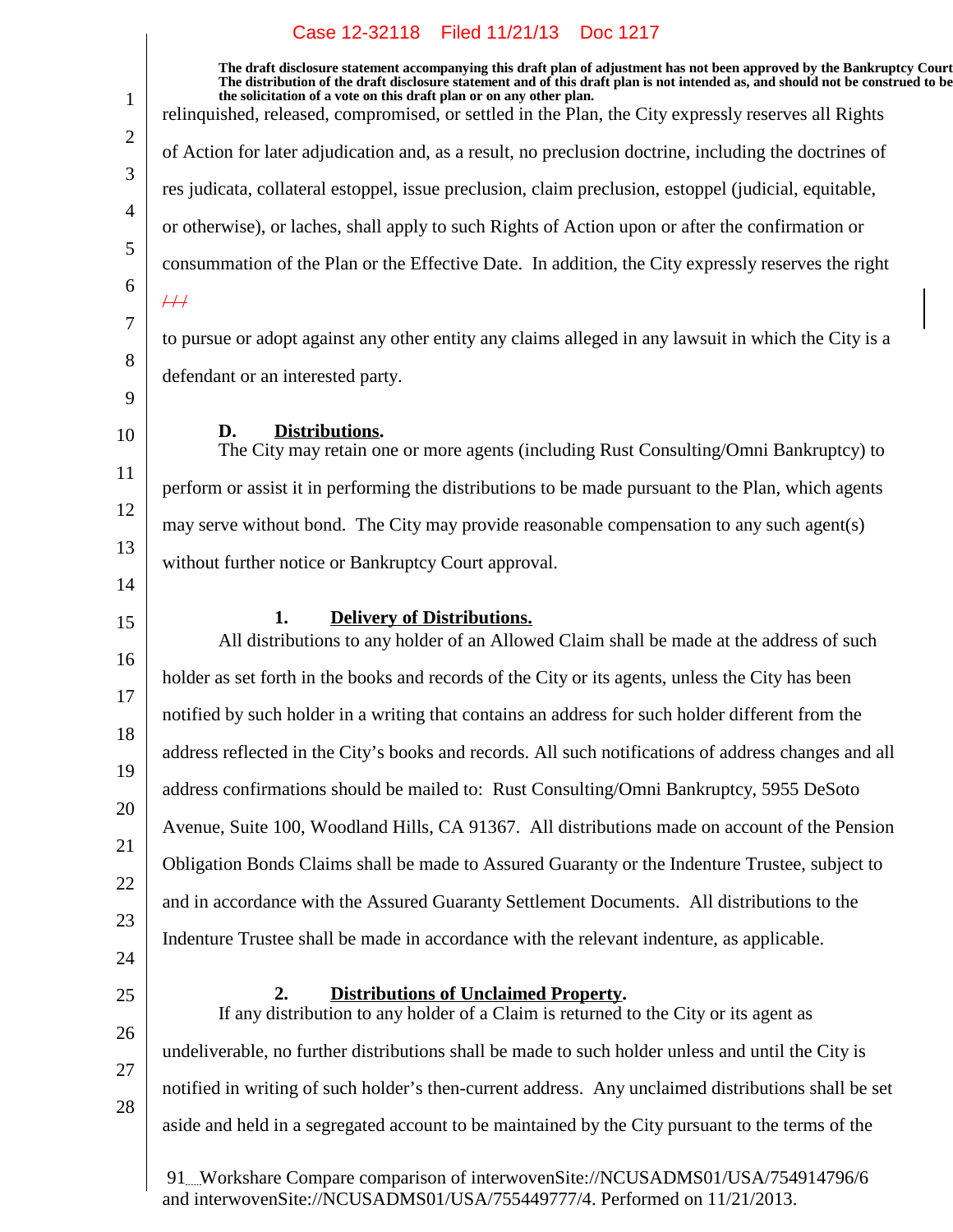relinquished, released, compromised, or settled in the Plan, the City expressly reserves all Rights of Action for later adjudication and, as a result, no preclusion doctrine, including the doctrines of res judicata, collateral estoppel, issue preclusion, claim preclusion, estoppel (judicial, equitable, or otherwise), or laches, shall apply to such Rights of Action upon or after the confirmation or consummation of the Plan or the Effective Date. In addition, the City expressly reserves the right

~~///~~

to pursue or adopt against any other entity any claims alleged in any lawsuit in which the City is a defendant or an interested party.

**D. Distributions.**

The City may retain one or more agents (including Rust Consulting/Omni Bankruptcy) to perform or assist it in performing the distributions to be made pursuant to the Plan, which agents may serve without bond. The City may provide reasonable compensation to any such agent(s) without further notice or Bankruptcy Court approval.

**1. Delivery of Distributions.**

All distributions to any holder of an Allowed Claim shall be made at the address of such holder as set forth in the books and records of the City or its agents, unless the City has been notified by such holder in a writing that contains an address for such holder different from the address reflected in the City's books and records. All such notifications of address changes and all address confirmations should be mailed to: Rust Consulting/Omni Bankruptcy, 5955 DeSoto Avenue, Suite 100, Woodland Hills, CA 91367. All distributions made on account of the Pension Obligation Bonds Claims shall be made to Assured Guaranty or the Indenture Trustee, subject to and in accordance with the Assured Guaranty Settlement Documents. All distributions to the Indenture Trustee shall be made in accordance with the relevant indenture, as applicable.

**2. Distributions of Unclaimed Property.**

If any distribution to any holder of a Claim is returned to the City or its agent as undeliverable, no further distributions shall be made to such holder unless and until the City is notified in writing of such holder's then-current address. Any unclaimed distributions shall be set aside and held in a segregated account to be maintained by the City pursuant to the terms of the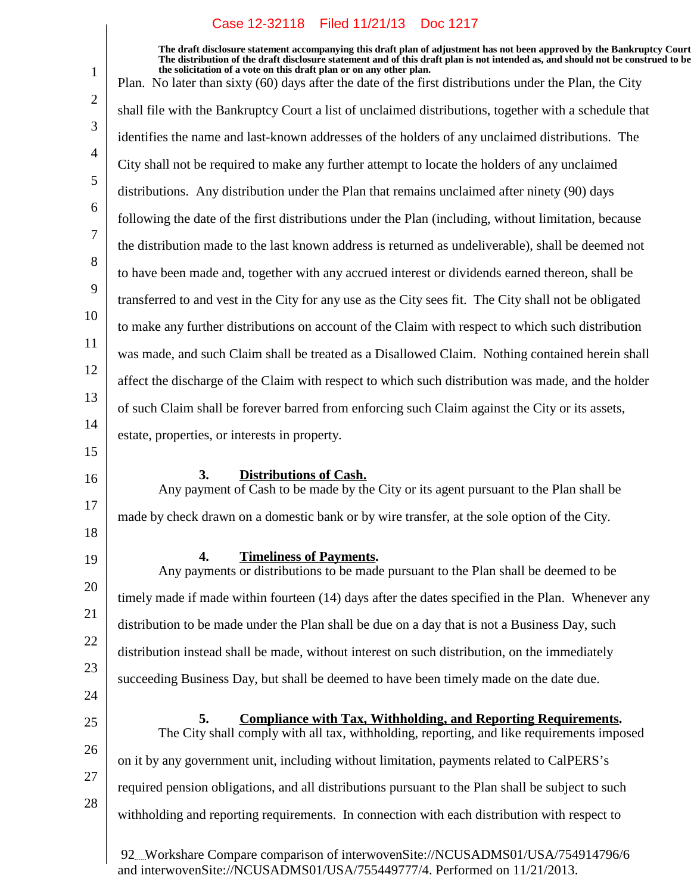Plan. No later than sixty (60) days after the date of the first distributions under the Plan, the City shall file with the Bankruptcy Court a list of unclaimed distributions, together with a schedule that identifies the name and last-known addresses of the holders of any unclaimed distributions. The City shall not be required to make any further attempt to locate the holders of any unclaimed distributions. Any distribution under the Plan that remains unclaimed after ninety (90) days following the date of the first distributions under the Plan (including, without limitation, because the distribution made to the last known address is returned as undeliverable), shall be deemed not to have been made and, together with any accrued interest or dividends earned thereon, shall be transferred to and vest in the City for any use as the City sees fit. The City shall not be obligated to make any further distributions on account of the Claim with respect to which such distribution was made, and such Claim shall be treated as a Disallowed Claim. Nothing contained herein shall affect the discharge of the Claim with respect to which such distribution was made, and the holder of such Claim shall be forever barred from enforcing such Claim against the City or its assets, estate, properties, or interests in property.

**3. Distributions of Cash.**

Any payment of Cash to be made by the City or its agent pursuant to the Plan shall be made by check drawn on a domestic bank or by wire transfer, at the sole option of the City.

**4. Timeliness of Payments.**

Any payments or distributions to be made pursuant to the Plan shall be deemed to be timely made if made within fourteen (14) days after the dates specified in the Plan. Whenever any distribution to be made under the Plan shall be due on a day that is not a Business Day, such distribution instead shall be made, without interest on such distribution, on the immediately succeeding Business Day, but shall be deemed to have been timely made on the date due.

**5. Compliance with Tax, Withholding, and Reporting Requirements.**

The City shall comply with all tax, withholding, reporting, and like requirements imposed on it by any government unit, including without limitation, payments related to CalPERS's required pension obligations, and all distributions pursuant to the Plan shall be subject to such withholding and reporting requirements. In connection with each distribution with respect to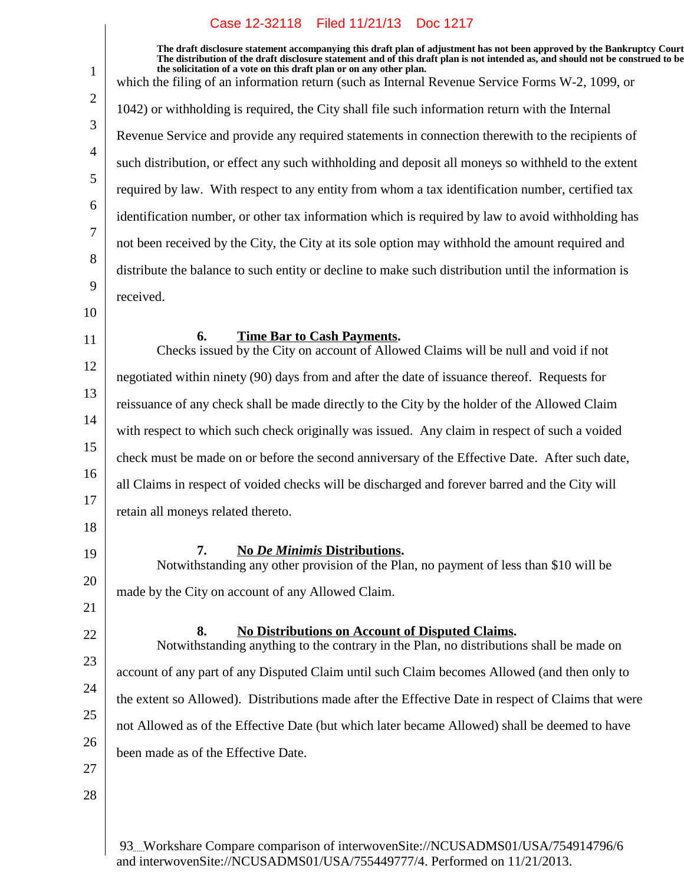The draft disclosure statement accompanying this draft plan of adjustment has not been approved by the Bankruptcy Court. The distribution of the draft disclosure statement and of this draft plan is not intended as, and should not be construed to be the solicitation of a vote on this draft plan or on any other plan.

which the filing of an information return (such as Internal Revenue Service Forms W-2, 1099, or 1042) or withholding is required, the City shall file such information return with the Internal Revenue Service and provide any required statements in connection therewith to the recipients of such distribution, or effect any such withholding and deposit all moneys so withheld to the extent required by law. With respect to any entity from whom a tax identification number, certified tax identification number, or other tax information which is required by law to avoid withholding has not been received by the City, the City at its sole option may withhold the amount required and distribute the balance to such entity or decline to make such distribution until the information is received.

**6. Time Bar to Cash Payments.**

Checks issued by the City on account of Allowed Claims will be null and void if not negotiated within ninety (90) days from and after the date of issuance thereof. Requests for reissuance of any check shall be made directly to the City by the holder of the Allowed Claim with respect to which such check originally was issued. Any claim in respect of such a voided check must be made on or before the second anniversary of the Effective Date. After such date, all Claims in respect of voided checks will be discharged and forever barred and the City will retain all moneys related thereto.

**7. No *De Minimis* Distributions.**

Notwithstanding any other provision of the Plan, no payment of less than $10 will be made by the City on account of any Allowed Claim.

**8. No Distributions on Account of Disputed Claims.**

Notwithstanding anything to the contrary in the Plan, no distributions shall be made on account of any part of any Disputed Claim until such Claim becomes Allowed (and then only to the extent so Allowed). Distributions made after the Effective Date in respect of Claims that were not Allowed as of the Effective Date (but which later became Allowed) shall be deemed to have been made as of the Effective Date.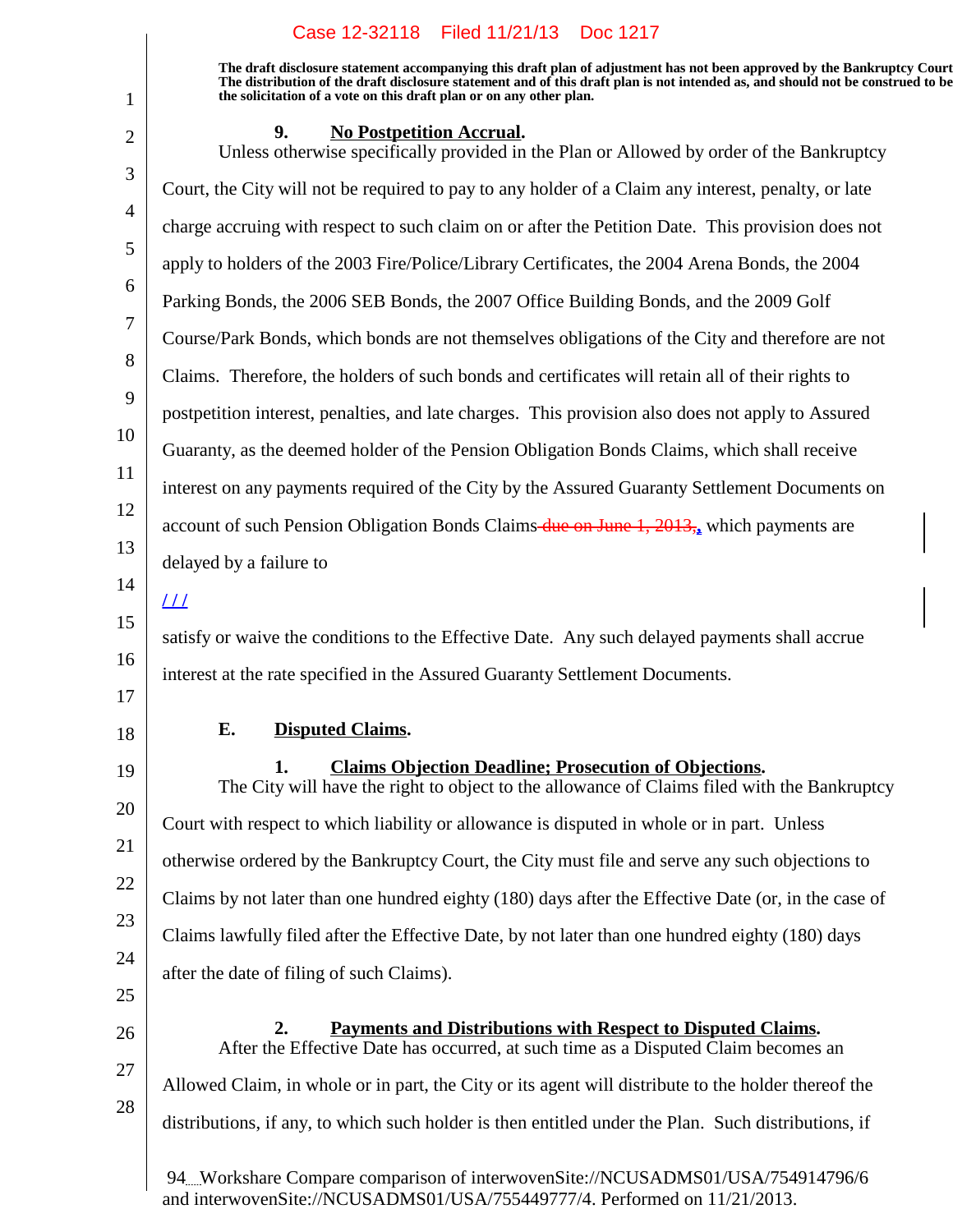The draft disclosure statement accompanying this draft plan of adjustment has not been approved by the Bankruptcy Court. The distribution of the draft disclosure statement and of this draft plan is not intended as, and should not be construed to be the solicitation of a vote on this draft plan or on any other plan.

**9. No Postpetition Accrual.**

Unless otherwise specifically provided in the Plan or Allowed by order of the Bankruptcy Court, the City will not be required to pay to any holder of a Claim any interest, penalty, or late charge accruing with respect to such claim on or after the Petition Date. This provision does not apply to holders of the 2003 Fire/Police/Library Certificates, the 2004 Arena Bonds, the 2004 Parking Bonds, the 2006 SEB Bonds, the 2007 Office Building Bonds, and the 2009 Golf Course/Park Bonds, which bonds are not themselves obligations of the City and therefore are not Claims. Therefore, the holders of such bonds and certificates will retain all of their rights to postpetition interest, penalties, and late charges. This provision also does not apply to Assured Guaranty, as the deemed holder of the Pension Obligation Bonds Claims, which shall receive interest on any payments required of the City by the Assured Guaranty Settlement Documents on account of such Pension Obligation Bonds Claims ~~due on June 1, 2013;~~, which payments are delayed by a failure to

/ / /

satisfy or waive the conditions to the Effective Date. Any such delayed payments shall accrue interest at the rate specified in the Assured Guaranty Settlement Documents.

**E. Disputed Claims.**

**1. Claims Objection Deadline; Prosecution of Objections.**

The City will have the right to object to the allowance of Claims filed with the Bankruptcy Court with respect to which liability or allowance is disputed in whole or in part. Unless otherwise ordered by the Bankruptcy Court, the City must file and serve any such objections to Claims by not later than one hundred eighty (180) days after the Effective Date (or, in the case of Claims lawfully filed after the Effective Date, by not later than one hundred eighty (180) days after the date of filing of such Claims).

**2. Payments and Distributions with Respect to Disputed Claims.**

After the Effective Date has occurred, at such time as a Disputed Claim becomes an Allowed Claim, in whole or in part, the City or its agent will distribute to the holder thereof the distributions, if any, to which such holder is then entitled under the Plan. Such distributions, if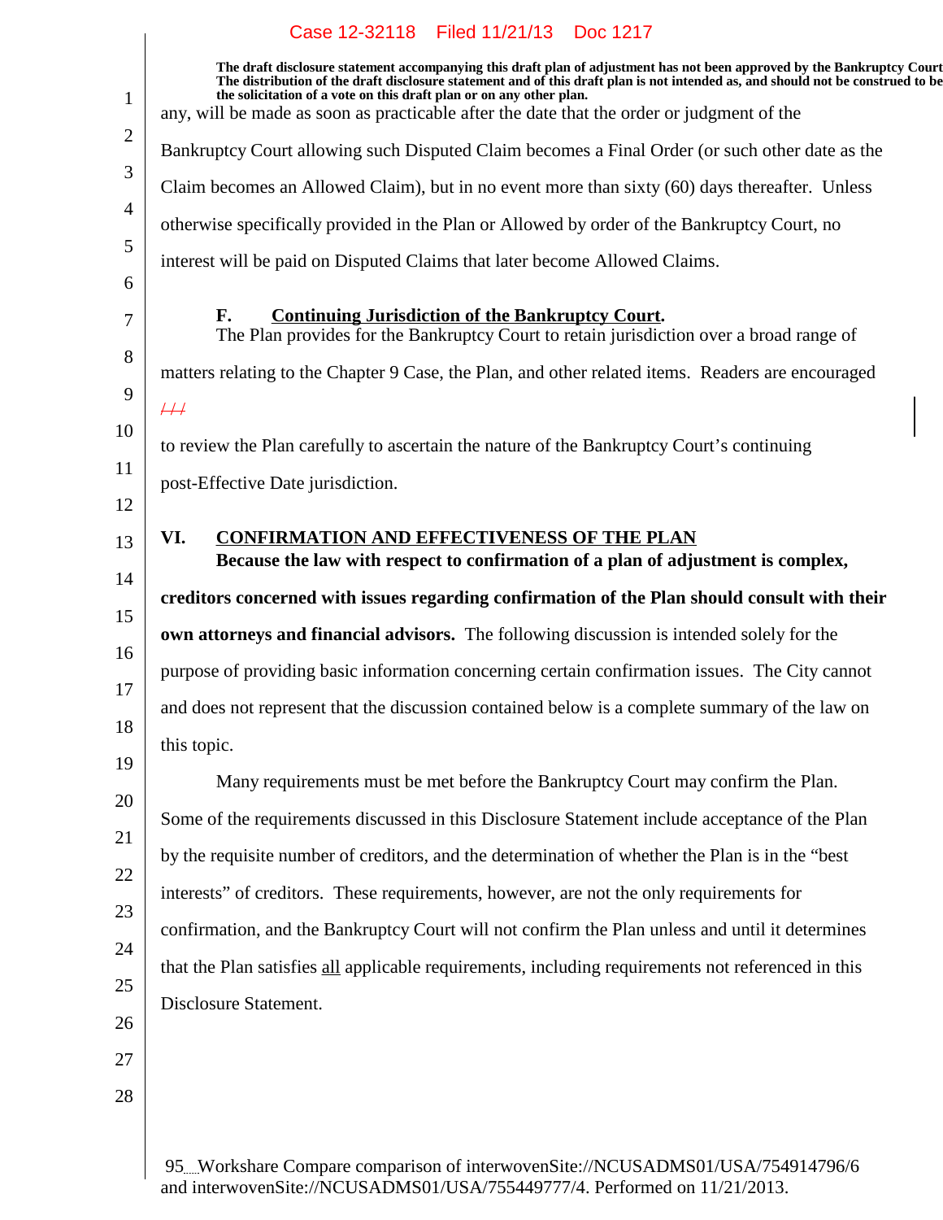The draft disclosure statement accompanying this draft plan of adjustment has not been approved by the Bankruptcy Court. The distribution of the draft disclosure statement and of this draft plan is not intended as, and should not be construed to be the solicitation of a vote on this draft plan or on any other plan.

any, will be made as soon as practicable after the date that the order or judgment of the Bankruptcy Court allowing such Disputed Claim becomes a Final Order (or such other date as the Claim becomes an Allowed Claim), but in no event more than sixty (60) days thereafter. Unless otherwise specifically provided in the Plan or Allowed by order of the Bankruptcy Court, no interest will be paid on Disputed Claims that later become Allowed Claims.

### F. Continuing Jurisdiction of the Bankruptcy Court.

The Plan provides for the Bankruptcy Court to retain jurisdiction over a broad range of matters relating to the Chapter 9 Case, the Plan, and other related items. Readers are encouraged ~~///~~ to review the Plan carefully to ascertain the nature of the Bankruptcy Court's continuing post-Effective Date jurisdiction.

## VI. CONFIRMATION AND EFFECTIVENESS OF THE PLAN

**Because the law with respect to confirmation of a plan of adjustment is complex, creditors concerned with issues regarding confirmation of the Plan should consult with their own attorneys and financial advisors.** The following discussion is intended solely for the purpose of providing basic information concerning certain confirmation issues. The City cannot and does not represent that the discussion contained below is a complete summary of the law on this topic.

Many requirements must be met before the Bankruptcy Court may confirm the Plan. Some of the requirements discussed in this Disclosure Statement include acceptance of the Plan by the requisite number of creditors, and the determination of whether the Plan is in the "best interests" of creditors. These requirements, however, are not the only requirements for confirmation, and the Bankruptcy Court will not confirm the Plan unless and until it determines that the Plan satisfies all applicable requirements, including requirements not referenced in this Disclosure Statement.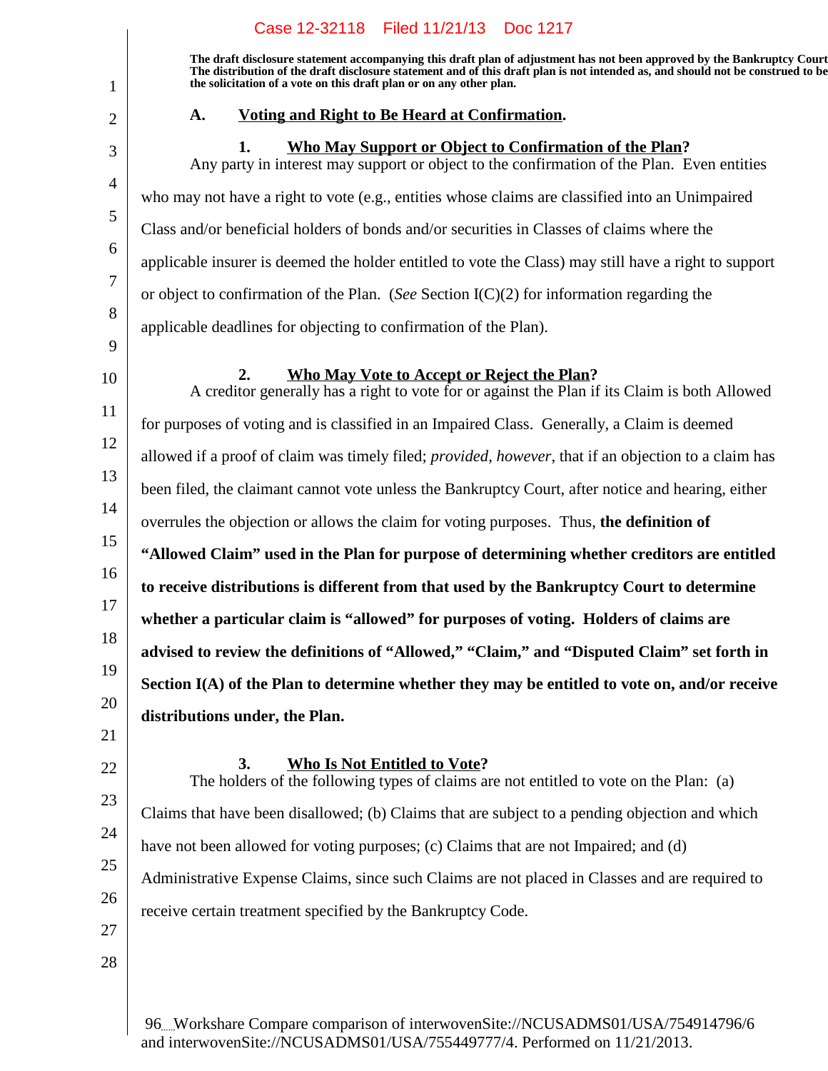The draft disclosure statement accompanying this draft plan of adjustment has not been approved by the Bankruptcy Court. The distribution of the draft disclosure statement and of this draft plan is not intended as, and should not be construed to be the solicitation of a vote on this draft plan or on any other plan.

## A. Voting and Right to Be Heard at Confirmation.

### 1. Who May Support or Object to Confirmation of the Plan?

Any party in interest may support or object to the confirmation of the Plan. Even entities who may not have a right to vote (e.g., entities whose claims are classified into an Unimpaired Class and/or beneficial holders of bonds and/or securities in Classes of claims where the applicable insurer is deemed the holder entitled to vote the Class) may still have a right to support or object to confirmation of the Plan. (*See* Section I(C)(2) for information regarding the applicable deadlines for objecting to confirmation of the Plan).

### 2. Who May Vote to Accept or Reject the Plan?

A creditor generally has a right to vote for or against the Plan if its Claim is both Allowed for purposes of voting and is classified in an Impaired Class. Generally, a Claim is deemed allowed if a proof of claim was timely filed; *provided*, *however*, that if an objection to a claim has been filed, the claimant cannot vote unless the Bankruptcy Court, after notice and hearing, either overrules the objection or allows the claim for voting purposes. Thus, **the definition of "Allowed Claim" used in the Plan for purpose of determining whether creditors are entitled to receive distributions is different from that used by the Bankruptcy Court to determine whether a particular claim is "allowed" for purposes of voting. Holders of claims are advised to review the definitions of "Allowed," "Claim," and "Disputed Claim" set forth in Section I(A) of the Plan to determine whether they may be entitled to vote on, and/or receive distributions under, the Plan.**

### 3. Who Is Not Entitled to Vote?

The holders of the following types of claims are not entitled to vote on the Plan: (a) Claims that have been disallowed; (b) Claims that are subject to a pending objection and which have not been allowed for voting purposes; (c) Claims that are not Impaired; and (d) Administrative Expense Claims, since such Claims are not placed in Classes and are required to receive certain treatment specified by the Bankruptcy Code.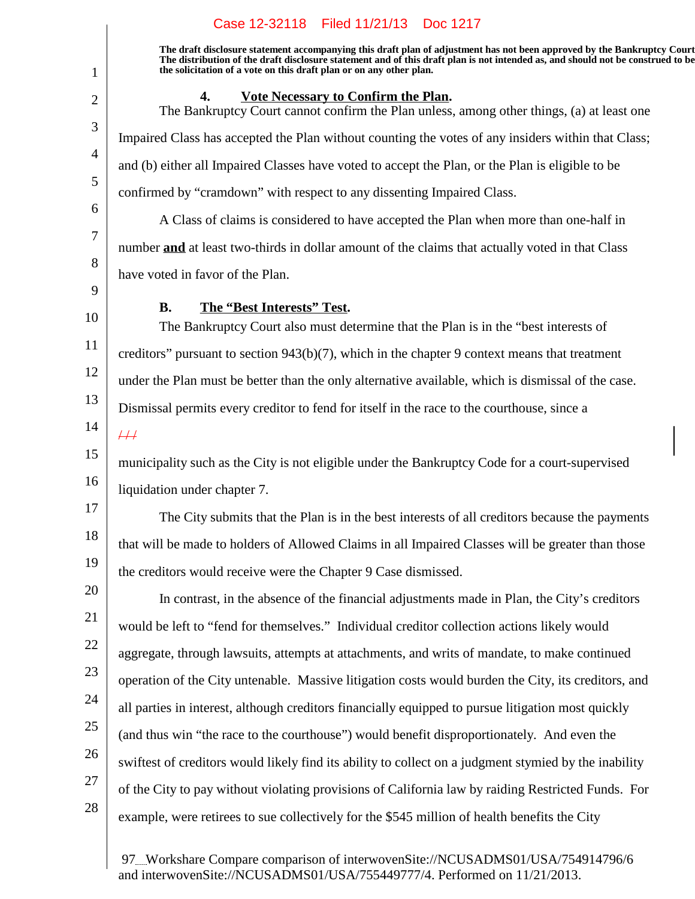The draft disclosure statement accompanying this draft plan of adjustment has not been approved by the Bankruptcy Court. The distribution of the draft disclosure statement and of this draft plan is not intended as, and should not be construed to be, the solicitation of a vote on this draft plan or on any other plan.

#### 4. Vote Necessary to Confirm the Plan.

The Bankruptcy Court cannot confirm the Plan unless, among other things, (a) at least one Impaired Class has accepted the Plan without counting the votes of any insiders within that Class; and (b) either all Impaired Classes have voted to accept the Plan, or the Plan is eligible to be confirmed by "cramdown" with respect to any dissenting Impaired Class.

A Class of claims is considered to have accepted the Plan when more than one-half in number **and** at least two-thirds in dollar amount of the claims that actually voted in that Class have voted in favor of the Plan.

### B. The "Best Interests" Test.

The Bankruptcy Court also must determine that the Plan is in the "best interests of creditors" pursuant to section 943(b)(7), which in the chapter 9 context means that treatment under the Plan must be better than the only alternative available, which is dismissal of the case. Dismissal permits every creditor to fend for itself in the race to the courthouse, since a

~~///~~

municipality such as the City is not eligible under the Bankruptcy Code for a court-supervised liquidation under chapter 7.

The City submits that the Plan is in the best interests of all creditors because the payments that will be made to holders of Allowed Claims in all Impaired Classes will be greater than those the creditors would receive were the Chapter 9 Case dismissed.

In contrast, in the absence of the financial adjustments made in Plan, the City's creditors would be left to "fend for themselves." Individual creditor collection actions likely would aggregate, through lawsuits, attempts at attachments, and writs of mandate, to make continued operation of the City untenable. Massive litigation costs would burden the City, its creditors, and all parties in interest, although creditors financially equipped to pursue litigation most quickly (and thus win "the race to the courthouse") would benefit disproportionately. And even the swiftest of creditors would likely find its ability to collect on a judgment stymied by the inability of the City to pay without violating provisions of California law by raiding Restricted Funds. For example, were retirees to sue collectively for the $545 million of health benefits the City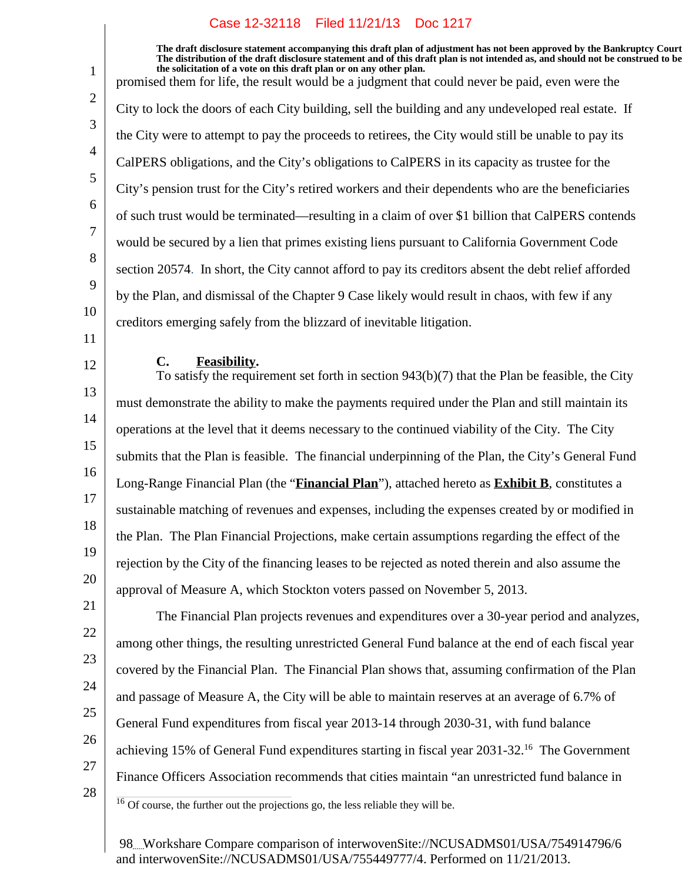promised them for life, the result would be a judgment that could never be paid, even were the City to lock the doors of each City building, sell the building and any undeveloped real estate. If the City were to attempt to pay the proceeds to retirees, the City would still be unable to pay its CalPERS obligations, and the City's obligations to CalPERS in its capacity as trustee for the City's pension trust for the City's retired workers and their dependents who are the beneficiaries of such trust would be terminated—resulting in a claim of over $1 billion that CalPERS contends would be secured by a lien that primes existing liens pursuant to California Government Code section 20574. In short, the City cannot afford to pay its creditors absent the debt relief afforded by the Plan, and dismissal of the Chapter 9 Case likely would result in chaos, with few if any creditors emerging safely from the blizzard of inevitable litigation.

**C. Feasibility.**

To satisfy the requirement set forth in section 943(b)(7) that the Plan be feasible, the City must demonstrate the ability to make the payments required under the Plan and still maintain its operations at the level that it deems necessary to the continued viability of the City. The City submits that the Plan is feasible. The financial underpinning of the Plan, the City's General Fund Long-Range Financial Plan (the "**Financial Plan**"), attached hereto as **Exhibit B**, constitutes a sustainable matching of revenues and expenses, including the expenses created by or modified in the Plan. The Plan Financial Projections, make certain assumptions regarding the effect of the rejection by the City of the financing leases to be rejected as noted therein and also assume the approval of Measure A, which Stockton voters passed on November 5, 2013.

The Financial Plan projects revenues and expenditures over a 30-year period and analyzes, among other things, the resulting unrestricted General Fund balance at the end of each fiscal year covered by the Financial Plan. The Financial Plan shows that, assuming confirmation of the Plan and passage of Measure A, the City will be able to maintain reserves at an average of 6.7% of General Fund expenditures from fiscal year 2013-14 through 2030-31, with fund balance achieving 15% of General Fund expenditures starting in fiscal year 2031-32.[16] The Government Finance Officers Association recommends that cities maintain "an unrestricted fund balance in

[16] Of course, the further out the projections go, the less reliable they will be.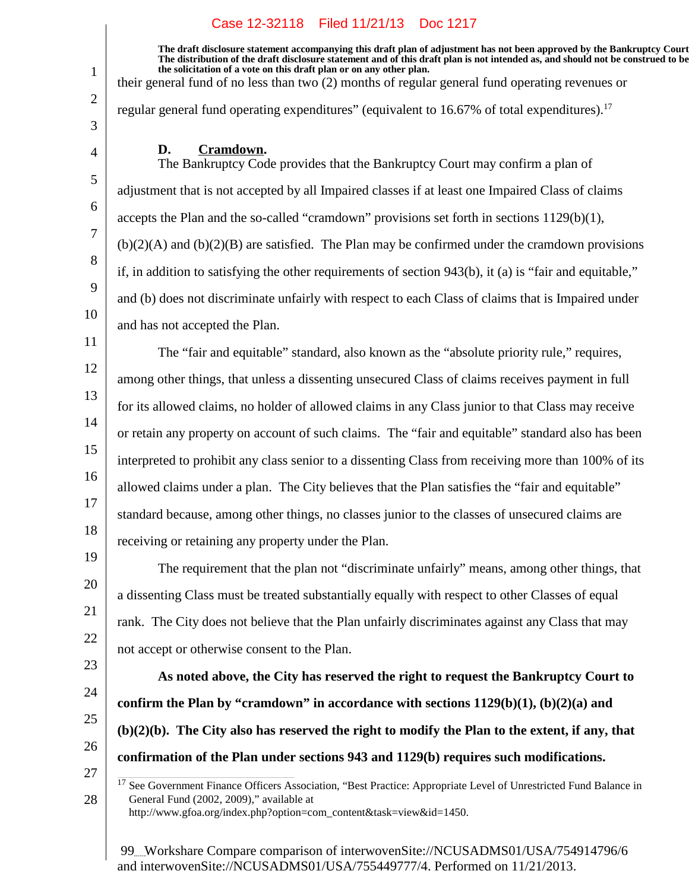their general fund of no less than two (2) months of regular general fund operating revenues or regular general fund operating expenditures" (equivalent to 16.67% of total expenditures).[17]

**D. Cramdown.**

The Bankruptcy Code provides that the Bankruptcy Court may confirm a plan of adjustment that is not accepted by all Impaired classes if at least one Impaired Class of claims accepts the Plan and the so-called "cramdown" provisions set forth in sections 1129(b)(1), (b)(2)(A) and (b)(2)(B) are satisfied. The Plan may be confirmed under the cramdown provisions if, in addition to satisfying the other requirements of section 943(b), it (a) is "fair and equitable," and (b) does not discriminate unfairly with respect to each Class of claims that is Impaired under and has not accepted the Plan.

The "fair and equitable" standard, also known as the "absolute priority rule," requires, among other things, that unless a dissenting unsecured Class of claims receives payment in full for its allowed claims, no holder of allowed claims in any Class junior to that Class may receive or retain any property on account of such claims. The "fair and equitable" standard also has been interpreted to prohibit any class senior to a dissenting Class from receiving more than 100% of its allowed claims under a plan. The City believes that the Plan satisfies the "fair and equitable" standard because, among other things, no classes junior to the classes of unsecured claims are receiving or retaining any property under the Plan.

The requirement that the plan not "discriminate unfairly" means, among other things, that a dissenting Class must be treated substantially equally with respect to other Classes of equal rank. The City does not believe that the Plan unfairly discriminates against any Class that may not accept or otherwise consent to the Plan.

**As noted above, the City has reserved the right to request the Bankruptcy Court to confirm the Plan by "cramdown" in accordance with sections 1129(b)(1), (b)(2)(a) and (b)(2)(b). The City also has reserved the right to modify the Plan to the extent, if any, that confirmation of the Plan under sections 943 and 1129(b) requires such modifications.**

[17] See Government Finance Officers Association, "Best Practice: Appropriate Level of Unrestricted Fund Balance in General Fund (2002, 2009)," available at http://www.gfoa.org/index.php?option=com_content&task=view&id=1450.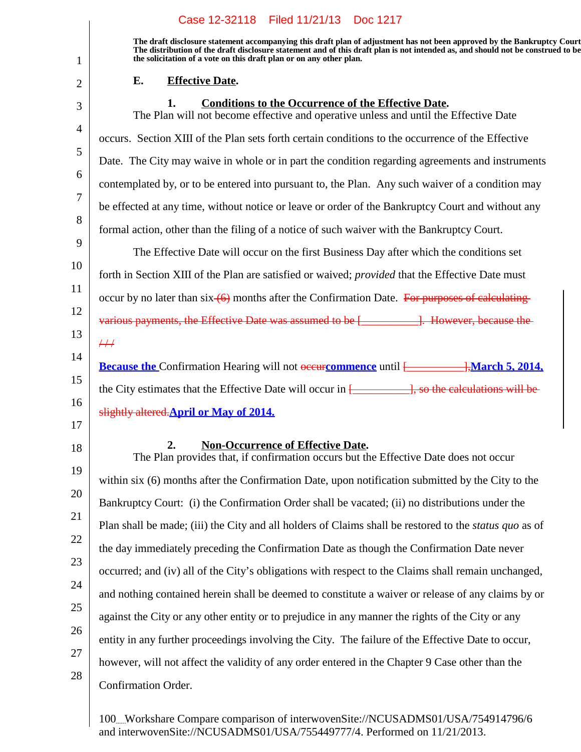The draft disclosure statement accompanying this draft plan of adjustment has not been approved by the Bankruptcy Court. The distribution of the draft disclosure statement and of this draft plan is not intended as, and should not be construed to be the solicitation of a vote on this draft plan or on any other plan.

### E. Effective Date.

#### 1. Conditions to the Occurrence of the Effective Date.

The Plan will not become effective and operative unless and until the Effective Date occurs. Section XIII of the Plan sets forth certain conditions to the occurrence of the Effective Date. The City may waive in whole or in part the condition regarding agreements and instruments contemplated by, or to be entered into pursuant to, the Plan. Any such waiver of a condition may be effected at any time, without notice or leave or order of the Bankruptcy Court and without any formal action, other than the filing of a notice of such waiver with the Bankruptcy Court.

The Effective Date will occur on the first Business Day after which the conditions set forth in Section XIII of the Plan are satisfied or waived; *provided* that the Effective Date must occur by no later than six ~~(6)~~ months after the Confirmation Date. ~~For purposes of calculating various payments, the Effective Date was assumed to be [__________]. However, because the / / /~~

**Because the** Confirmation Hearing will not ~~occur~~**commence** until ~~[__________],~~**March 5, 2014,** the City estimates that the Effective Date will occur in ~~[__________], so the calculations will be slightly altered.~~**April or May of 2014.**

#### 2. Non-Occurrence of Effective Date.

The Plan provides that, if confirmation occurs but the Effective Date does not occur within six (6) months after the Confirmation Date, upon notification submitted by the City to the Bankruptcy Court: (i) the Confirmation Order shall be vacated; (ii) no distributions under the Plan shall be made; (iii) the City and all holders of Claims shall be restored to the *status quo* as of the day immediately preceding the Confirmation Date as though the Confirmation Date never occurred; and (iv) all of the City's obligations with respect to the Claims shall remain unchanged, and nothing contained herein shall be deemed to constitute a waiver or release of any claims by or against the City or any other entity or to prejudice in any manner the rights of the City or any entity in any further proceedings involving the City. The failure of the Effective Date to occur, however, will not affect the validity of any order entered in the Chapter 9 Case other than the Confirmation Order.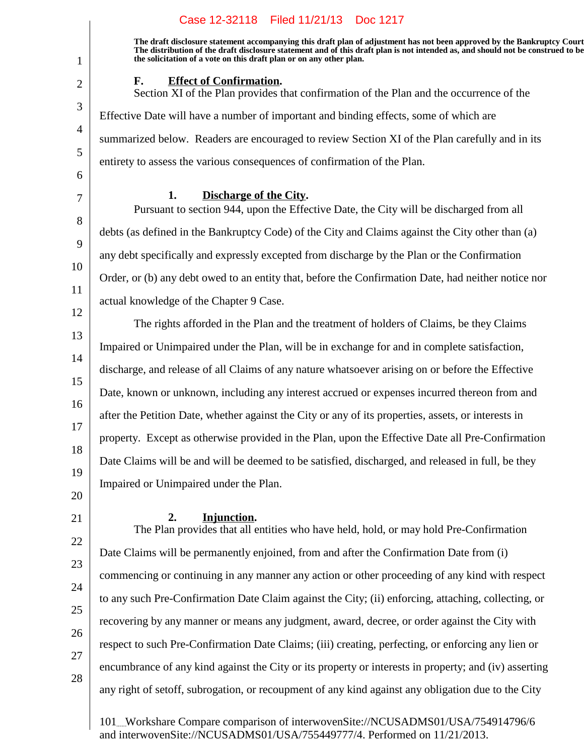**The draft disclosure statement accompanying this draft plan of adjustment has not been approved by the Bankruptcy Court. The distribution of the draft disclosure statement and of this draft plan is not intended as, and should not be construed to be the solicitation of a vote on this draft plan or on any other plan.**

### F. Effect of Confirmation.

Section XI of the Plan provides that confirmation of the Plan and the occurrence of the Effective Date will have a number of important and binding effects, some of which are summarized below. Readers are encouraged to review Section XI of the Plan carefully and in its entirety to assess the various consequences of confirmation of the Plan.

#### 1. Discharge of the City.

Pursuant to section 944, upon the Effective Date, the City will be discharged from all debts (as defined in the Bankruptcy Code) of the City and Claims against the City other than (a) any debt specifically and expressly excepted from discharge by the Plan or the Confirmation Order, or (b) any debt owed to an entity that, before the Confirmation Date, had neither notice nor actual knowledge of the Chapter 9 Case.

The rights afforded in the Plan and the treatment of holders of Claims, be they Claims Impaired or Unimpaired under the Plan, will be in exchange for and in complete satisfaction, discharge, and release of all Claims of any nature whatsoever arising on or before the Effective Date, known or unknown, including any interest accrued or expenses incurred thereon from and after the Petition Date, whether against the City or any of its properties, assets, or interests in property. Except as otherwise provided in the Plan, upon the Effective Date all Pre-Confirmation Date Claims will be and will be deemed to be satisfied, discharged, and released in full, be they Impaired or Unimpaired under the Plan.

#### 2. Injunction.

The Plan provides that all entities who have held, hold, or may hold Pre-Confirmation Date Claims will be permanently enjoined, from and after the Confirmation Date from (i) commencing or continuing in any manner any action or other proceeding of any kind with respect to any such Pre-Confirmation Date Claim against the City; (ii) enforcing, attaching, collecting, or recovering by any manner or means any judgment, award, decree, or order against the City with respect to such Pre-Confirmation Date Claims; (iii) creating, perfecting, or enforcing any lien or encumbrance of any kind against the City or its property or interests in property; and (iv) asserting any right of setoff, subrogation, or recoupment of any kind against any obligation due to the City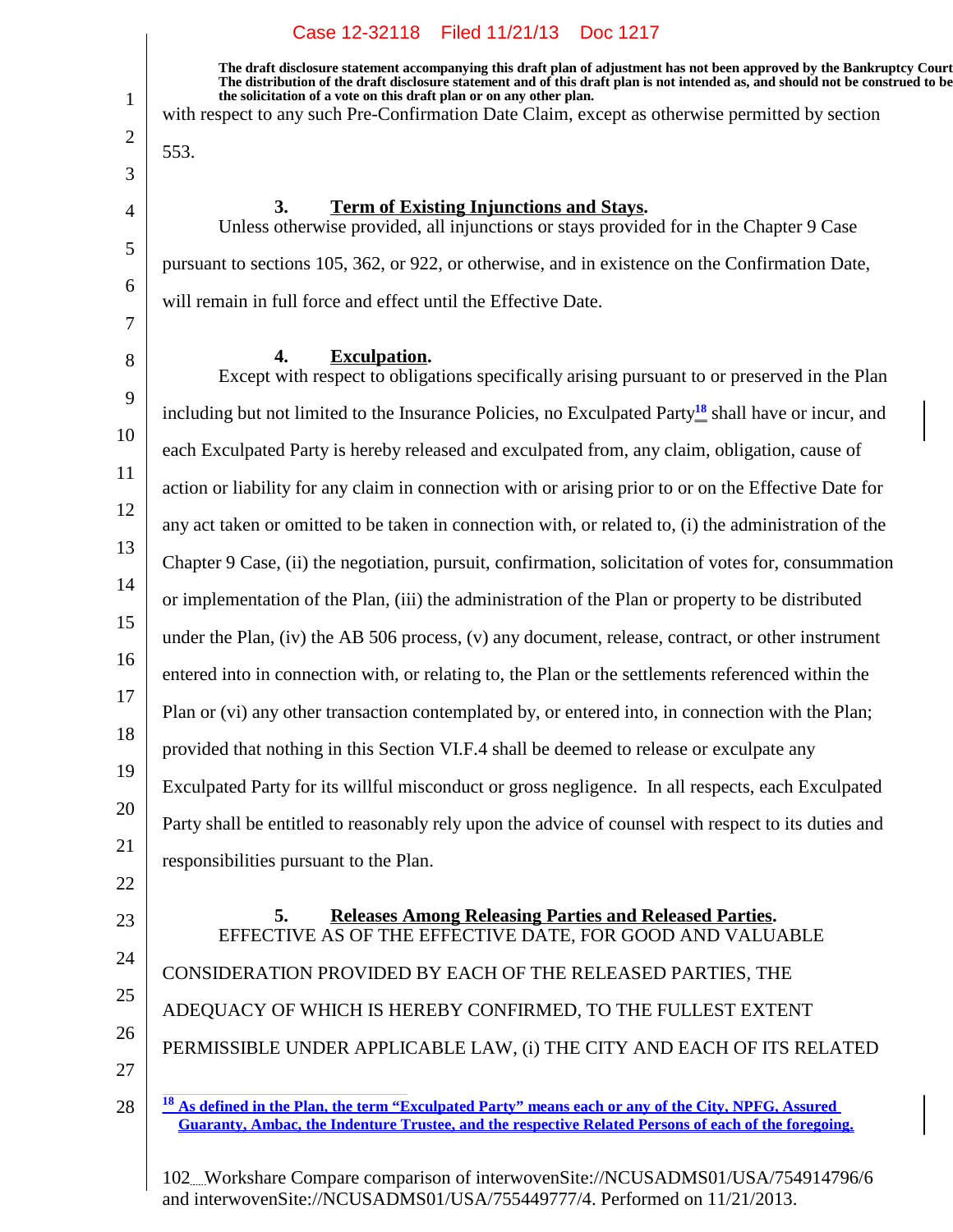The draft disclosure statement accompanying this draft plan of adjustment has not been approved by the Bankruptcy Court. The distribution of the draft disclosure statement and of this draft plan is not intended as, and should not be construed to be the solicitation of a vote on this draft plan or on any other plan.

with respect to any such Pre-Confirmation Date Claim, except as otherwise permitted by section 553.

### 3. Term of Existing Injunctions and Stays.

Unless otherwise provided, all injunctions or stays provided for in the Chapter 9 Case pursuant to sections 105, 362, or 922, or otherwise, and in existence on the Confirmation Date, will remain in full force and effect until the Effective Date.

### 4. Exculpation.

Except with respect to obligations specifically arising pursuant to or preserved in the Plan including but not limited to the Insurance Policies, no Exculpated Party[18] shall have or incur, and each Exculpated Party is hereby released and exculpated from, any claim, obligation, cause of action or liability for any claim in connection with or arising prior to or on the Effective Date for any act taken or omitted to be taken in connection with, or related to, (i) the administration of the Chapter 9 Case, (ii) the negotiation, pursuit, confirmation, solicitation of votes for, consummation or implementation of the Plan, (iii) the administration of the Plan or property to be distributed under the Plan, (iv) the AB 506 process, (v) any document, release, contract, or other instrument entered into in connection with, or relating to, the Plan or the settlements referenced within the Plan or (vi) any other transaction contemplated by, or entered into, in connection with the Plan; provided that nothing in this Section VI.F.4 shall be deemed to release or exculpate any Exculpated Party for its willful misconduct or gross negligence. In all respects, each Exculpated Party shall be entitled to reasonably rely upon the advice of counsel with respect to its duties and responsibilities pursuant to the Plan.

### 5. Releases Among Releasing Parties and Released Parties.

EFFECTIVE AS OF THE EFFECTIVE DATE, FOR GOOD AND VALUABLE CONSIDERATION PROVIDED BY EACH OF THE RELEASED PARTIES, THE ADEQUACY OF WHICH IS HEREBY CONFIRMED, TO THE FULLEST EXTENT PERMISSIBLE UNDER APPLICABLE LAW, (i) THE CITY AND EACH OF ITS RELATED

---

[18] **As defined in the Plan, the term "Exculpated Party" means each or any of the City, NPFG, Assured Guaranty, Ambac, the Indenture Trustee, and the respective Related Persons of each of the foregoing.**

Workshare Compare comparison of interwovenSite://NCUSADMS01/USA/754914796/6 and interwovenSite://NCUSADMS01/USA/755449777/4. Performed on 11/21/2013.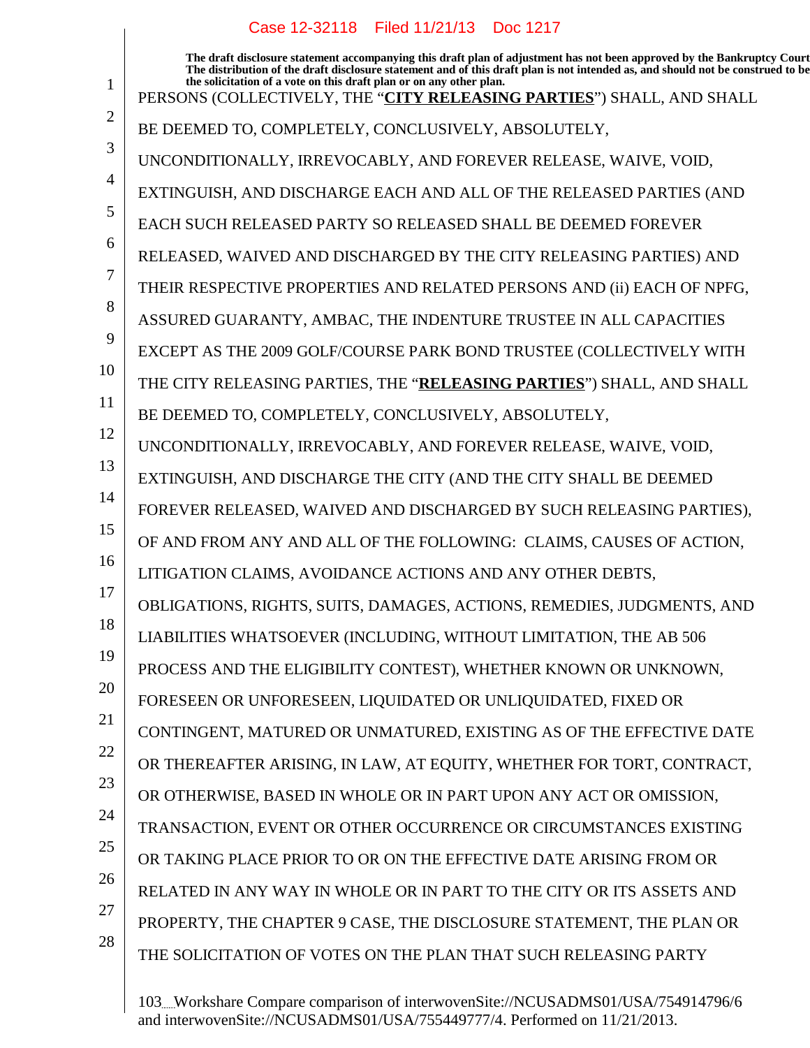The draft disclosure statement accompanying this draft plan of adjustment has not been approved by the Bankruptcy Court. The distribution of the draft disclosure statement and of this draft plan is not intended as, and should not be construed to be, the solicitation of a vote on this draft plan or on any other plan.

PERSONS (COLLECTIVELY, THE "**CITY RELEASING PARTIES**") SHALL, AND SHALL BE DEEMED TO, COMPLETELY, CONCLUSIVELY, ABSOLUTELY, UNCONDITIONALLY, IRREVOCABLY, AND FOREVER RELEASE, WAIVE, VOID, EXTINGUISH, AND DISCHARGE EACH AND ALL OF THE RELEASED PARTIES (AND EACH SUCH RELEASED PARTY SO RELEASED SHALL BE DEEMED FOREVER RELEASED, WAIVED AND DISCHARGED BY THE CITY RELEASING PARTIES) AND THEIR RESPECTIVE PROPERTIES AND RELATED PERSONS AND (ii) EACH OF NPFG, ASSURED GUARANTY, AMBAC, THE INDENTURE TRUSTEE IN ALL CAPACITIES EXCEPT AS THE 2009 GOLF/COURSE PARK BOND TRUSTEE (COLLECTIVELY WITH THE CITY RELEASING PARTIES, THE "**RELEASING PARTIES**") SHALL, AND SHALL BE DEEMED TO, COMPLETELY, CONCLUSIVELY, ABSOLUTELY, UNCONDITIONALLY, IRREVOCABLY, AND FOREVER RELEASE, WAIVE, VOID, EXTINGUISH, AND DISCHARGE THE CITY (AND THE CITY SHALL BE DEEMED FOREVER RELEASED, WAIVED AND DISCHARGED BY SUCH RELEASING PARTIES), OF AND FROM ANY AND ALL OF THE FOLLOWING: CLAIMS, CAUSES OF ACTION, LITIGATION CLAIMS, AVOIDANCE ACTIONS AND ANY OTHER DEBTS, OBLIGATIONS, RIGHTS, SUITS, DAMAGES, ACTIONS, REMEDIES, JUDGMENTS, AND LIABILITIES WHATSOEVER (INCLUDING, WITHOUT LIMITATION, THE AB 506 PROCESS AND THE ELIGIBILITY CONTEST), WHETHER KNOWN OR UNKNOWN, FORESEEN OR UNFORESEEN, LIQUIDATED OR UNLIQUIDATED, FIXED OR CONTINGENT, MATURED OR UNMATURED, EXISTING AS OF THE EFFECTIVE DATE OR THEREAFTER ARISING, IN LAW, AT EQUITY, WHETHER FOR TORT, CONTRACT, OR OTHERWISE, BASED IN WHOLE OR IN PART UPON ANY ACT OR OMISSION, TRANSACTION, EVENT OR OTHER OCCURRENCE OR CIRCUMSTANCES EXISTING OR TAKING PLACE PRIOR TO OR ON THE EFFECTIVE DATE ARISING FROM OR RELATED IN ANY WAY IN WHOLE OR IN PART TO THE CITY OR ITS ASSETS AND PROPERTY, THE CHAPTER 9 CASE, THE DISCLOSURE STATEMENT, THE PLAN OR THE SOLICITATION OF VOTES ON THE PLAN THAT SUCH RELEASING PARTY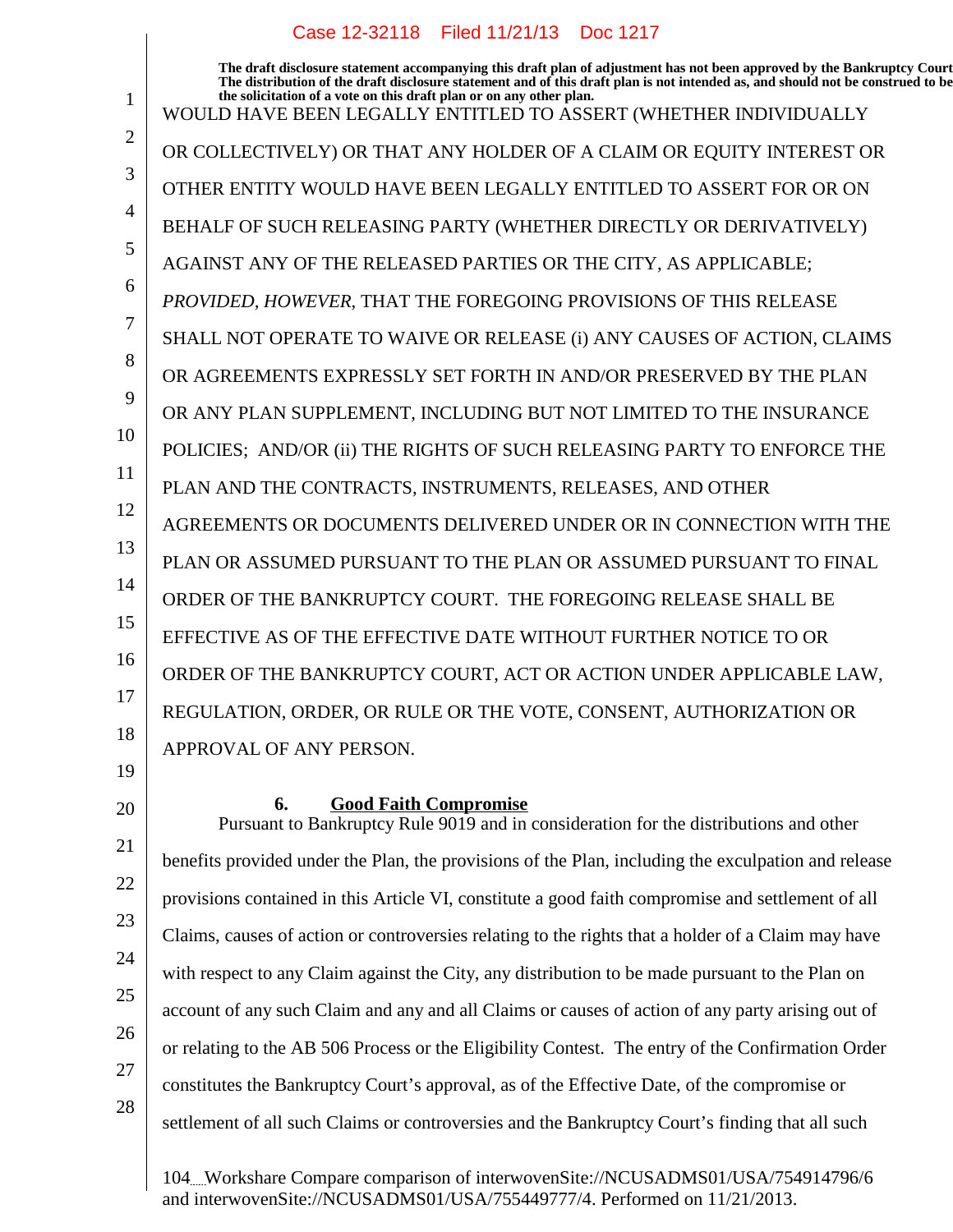The draft disclosure statement accompanying this draft plan of adjustment has not been approved by the Bankruptcy Court. The distribution of the draft disclosure statement and of this draft plan is not intended as, and should not be construed to be the solicitation of a vote on this draft plan or on any other plan.

WOULD HAVE BEEN LEGALLY ENTITLED TO ASSERT (WHETHER INDIVIDUALLY OR COLLECTIVELY) OR THAT ANY HOLDER OF A CLAIM OR EQUITY INTEREST OR OTHER ENTITY WOULD HAVE BEEN LEGALLY ENTITLED TO ASSERT FOR OR ON BEHALF OF SUCH RELEASING PARTY (WHETHER DIRECTLY OR DERIVATIVELY) AGAINST ANY OF THE RELEASED PARTIES OR THE CITY, AS APPLICABLE; *PROVIDED, HOWEVER*, THAT THE FOREGOING PROVISIONS OF THIS RELEASE SHALL NOT OPERATE TO WAIVE OR RELEASE (i) ANY CAUSES OF ACTION, CLAIMS OR AGREEMENTS EXPRESSLY SET FORTH IN AND/OR PRESERVED BY THE PLAN OR ANY PLAN SUPPLEMENT, INCLUDING BUT NOT LIMITED TO THE INSURANCE POLICIES; AND/OR (ii) THE RIGHTS OF SUCH RELEASING PARTY TO ENFORCE THE PLAN AND THE CONTRACTS, INSTRUMENTS, RELEASES, AND OTHER AGREEMENTS OR DOCUMENTS DELIVERED UNDER OR IN CONNECTION WITH THE PLAN OR ASSUMED PURSUANT TO THE PLAN OR ASSUMED PURSUANT TO FINAL ORDER OF THE BANKRUPTCY COURT. THE FOREGOING RELEASE SHALL BE EFFECTIVE AS OF THE EFFECTIVE DATE WITHOUT FURTHER NOTICE TO OR ORDER OF THE BANKRUPTCY COURT, ACT OR ACTION UNDER APPLICABLE LAW, REGULATION, ORDER, OR RULE OR THE VOTE, CONSENT, AUTHORIZATION OR APPROVAL OF ANY PERSON.

**6. Good Faith Compromise**

Pursuant to Bankruptcy Rule 9019 and in consideration for the distributions and other benefits provided under the Plan, the provisions of the Plan, including the exculpation and release provisions contained in this Article VI, constitute a good faith compromise and settlement of all Claims, causes of action or controversies relating to the rights that a holder of a Claim may have with respect to any Claim against the City, any distribution to be made pursuant to the Plan on account of any such Claim and any and all Claims or causes of action of any party arising out of or relating to the AB 506 Process or the Eligibility Contest. The entry of the Confirmation Order constitutes the Bankruptcy Court's approval, as of the Effective Date, of the compromise or settlement of all such Claims or controversies and the Bankruptcy Court's finding that all such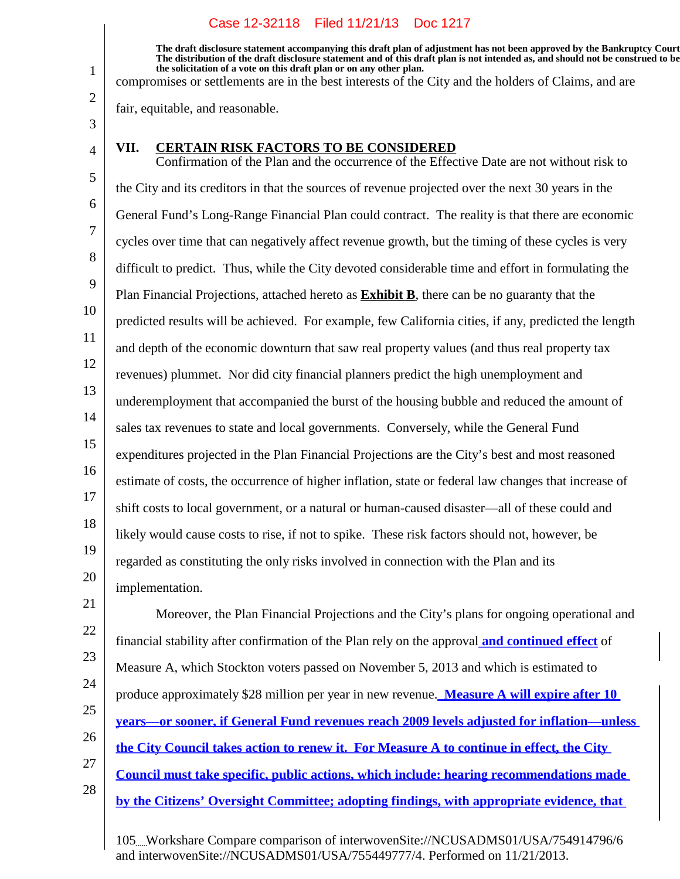The draft disclosure statement accompanying this draft plan of adjustment has not been approved by the Bankruptcy Court. The distribution of the draft disclosure statement and of this draft plan is not intended as, and should not be construed to be the solicitation of a vote on this draft plan or on any other plan.

compromises or settlements are in the best interests of the City and the holders of Claims, and are fair, equitable, and reasonable.

## VII. CERTAIN RISK FACTORS TO BE CONSIDERED

Confirmation of the Plan and the occurrence of the Effective Date are not without risk to the City and its creditors in that the sources of revenue projected over the next 30 years in the General Fund's Long-Range Financial Plan could contract. The reality is that there are economic cycles over time that can negatively affect revenue growth, but the timing of these cycles is very difficult to predict. Thus, while the City devoted considerable time and effort in formulating the Plan Financial Projections, attached hereto as **Exhibit B**, there can be no guaranty that the predicted results will be achieved. For example, few California cities, if any, predicted the length and depth of the economic downturn that saw real property values (and thus real property tax revenues) plummet. Nor did city financial planners predict the high unemployment and underemployment that accompanied the burst of the housing bubble and reduced the amount of sales tax revenues to state and local governments. Conversely, while the General Fund expenditures projected in the Plan Financial Projections are the City's best and most reasoned estimate of costs, the occurrence of higher inflation, state or federal law changes that increase of shift costs to local government, or a natural or human-caused disaster—all of these could and likely would cause costs to rise, if not to spike. These risk factors should not, however, be regarded as constituting the only risks involved in connection with the Plan and its implementation.

Moreover, the Plan Financial Projections and the City's plans for ongoing operational and financial stability after confirmation of the Plan rely on the approval **and continued effect** of Measure A, which Stockton voters passed on November 5, 2013 and which is estimated to produce approximately $28 million per year in new revenue. **Measure A will expire after 10 years—or sooner, if General Fund revenues reach 2009 levels adjusted for inflation—unless the City Council takes action to renew it. For Measure A to continue in effect, the City Council must take specific, public actions, which include: hearing recommendations made by the Citizens' Oversight Committee; adopting findings, with appropriate evidence, that**

Workshare Compare comparison of interwovenSite://NCUSADMS01/USA/754914796/6 and interwovenSite://NCUSADMS01/USA/755449777/4. Performed on 11/21/2013.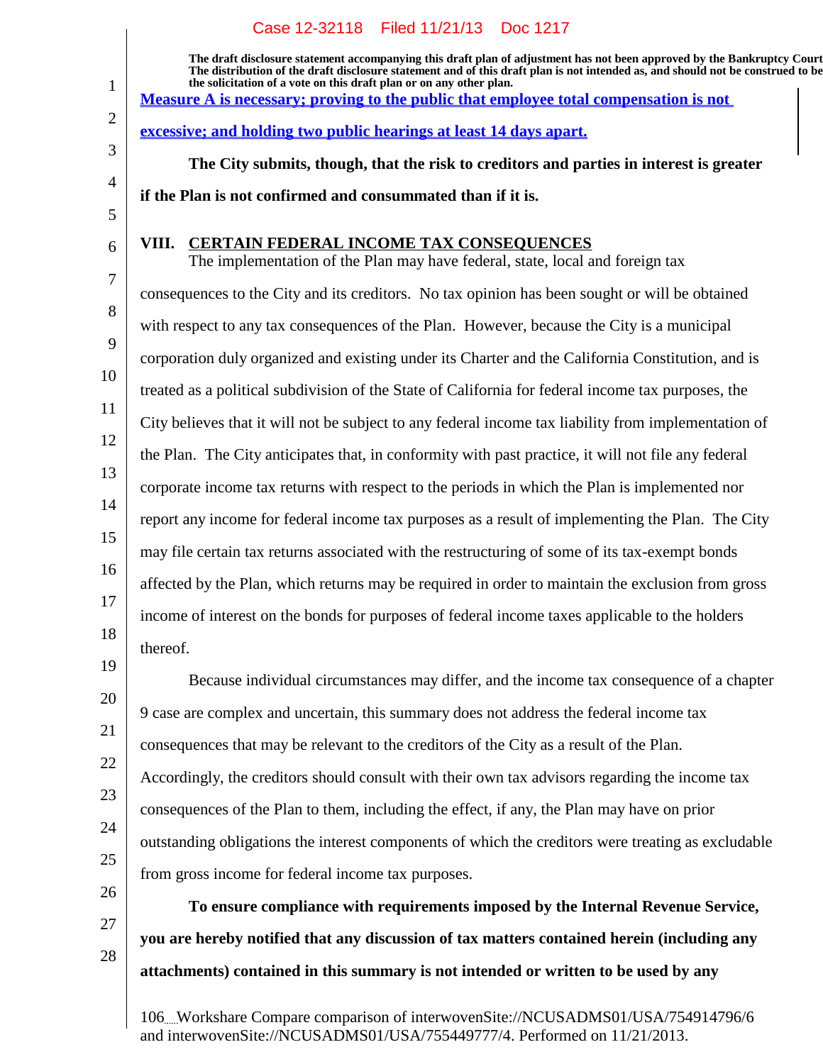The draft disclosure statement accompanying this draft plan of adjustment has not been approved by the Bankruptcy Court. The distribution of the draft disclosure statement and of this draft plan is not intended as, and should not be construed to be the solicitation of a vote on this draft plan or on any other plan.

Measure A is necessary; proving to the public that employee total compensation is not excessive; and holding two public hearings at least 14 days apart.

**The City submits, though, that the risk to creditors and parties in interest is greater if the Plan is not confirmed and consummated than if it is.**

## VIII. CERTAIN FEDERAL INCOME TAX CONSEQUENCES

The implementation of the Plan may have federal, state, local and foreign tax consequences to the City and its creditors. No tax opinion has been sought or will be obtained with respect to any tax consequences of the Plan. However, because the City is a municipal corporation duly organized and existing under its Charter and the California Constitution, and is treated as a political subdivision of the State of California for federal income tax purposes, the City believes that it will not be subject to any federal income tax liability from implementation of the Plan. The City anticipates that, in conformity with past practice, it will not file any federal corporate income tax returns with respect to the periods in which the Plan is implemented nor report any income for federal income tax purposes as a result of implementing the Plan. The City may file certain tax returns associated with the restructuring of some of its tax-exempt bonds affected by the Plan, which returns may be required in order to maintain the exclusion from gross income of interest on the bonds for purposes of federal income taxes applicable to the holders thereof.

Because individual circumstances may differ, and the income tax consequence of a chapter 9 case are complex and uncertain, this summary does not address the federal income tax consequences that may be relevant to the creditors of the City as a result of the Plan. Accordingly, the creditors should consult with their own tax advisors regarding the income tax consequences of the Plan to them, including the effect, if any, the Plan may have on prior outstanding obligations the interest components of which the creditors were treating as excludable from gross income for federal income tax purposes.

**To ensure compliance with requirements imposed by the Internal Revenue Service, you are hereby notified that any discussion of tax matters contained herein (including any attachments) contained in this summary is not intended or written to be used by any**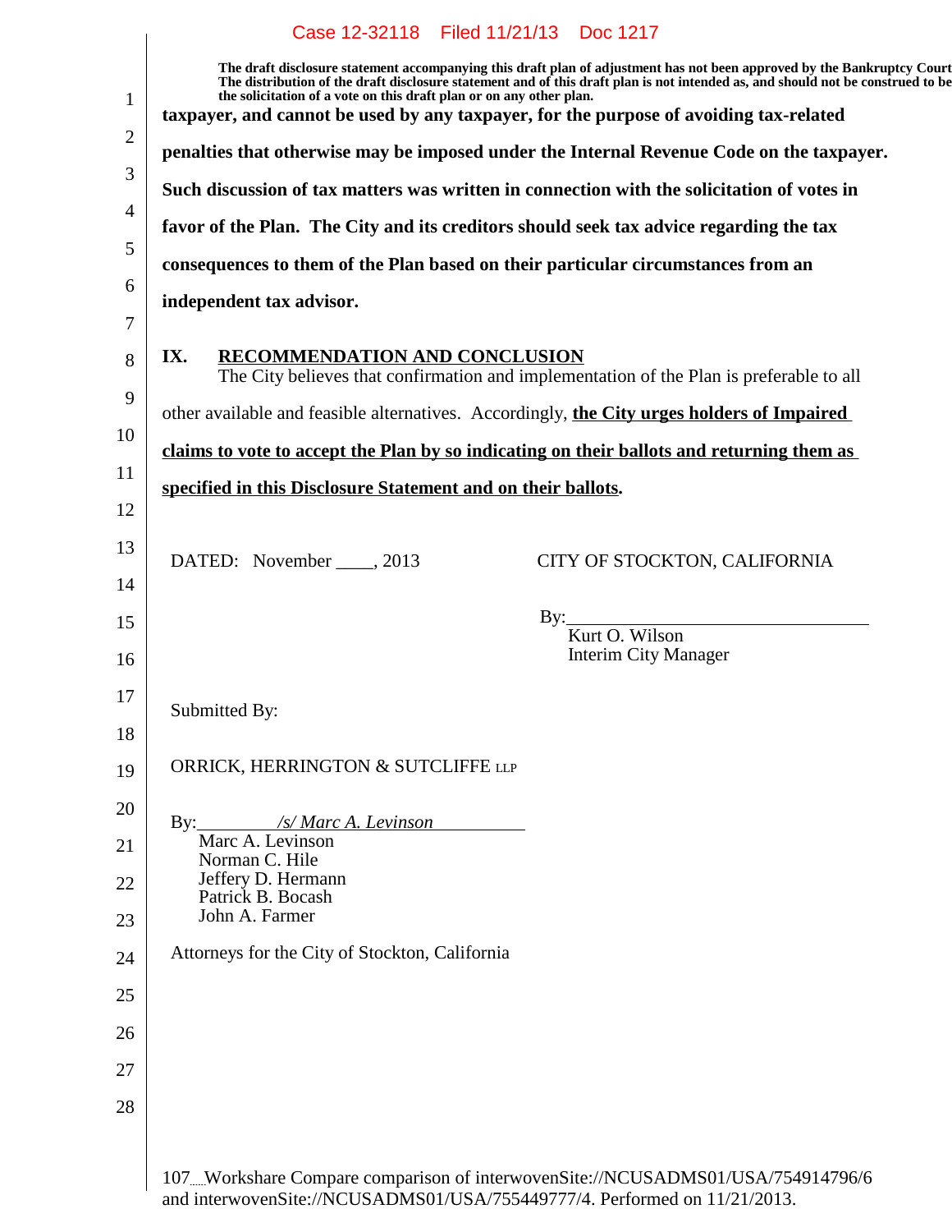**taxpayer, and cannot be used by any taxpayer, for the purpose of avoiding tax-related penalties that otherwise may be imposed under the Internal Revenue Code on the taxpayer. Such discussion of tax matters was written in connection with the solicitation of votes in favor of the Plan. The City and its creditors should seek tax advice regarding the tax consequences to them of the Plan based on their particular circumstances from an independent tax advisor.**

## IX. RECOMMENDATION AND CONCLUSION

The City believes that confirmation and implementation of the Plan is preferable to all other available and feasible alternatives. Accordingly, **the City urges holders of Impaired claims to vote to accept the Plan by so indicating on their ballots and returning them as specified in this Disclosure Statement and on their ballots.**

DATED: November ____, 2013

CITY OF STOCKTON, CALIFORNIA

By:\_\_\_\_\_\_\_\_\_\_\_\_\_\_\_\_\_\_\_\_\_\_\_\_\_\_\_\_\_\_
Kurt O. Wilson
Interim City Manager

Submitted By:

ORRICK, HERRINGTON & SUTCLIFFE LLP

By: */s/ Marc A. Levinson*
Marc A. Levinson
Norman C. Hile
Jeffery D. Hermann
Patrick B. Bocash
John A. Farmer

Attorneys for the City of Stockton, California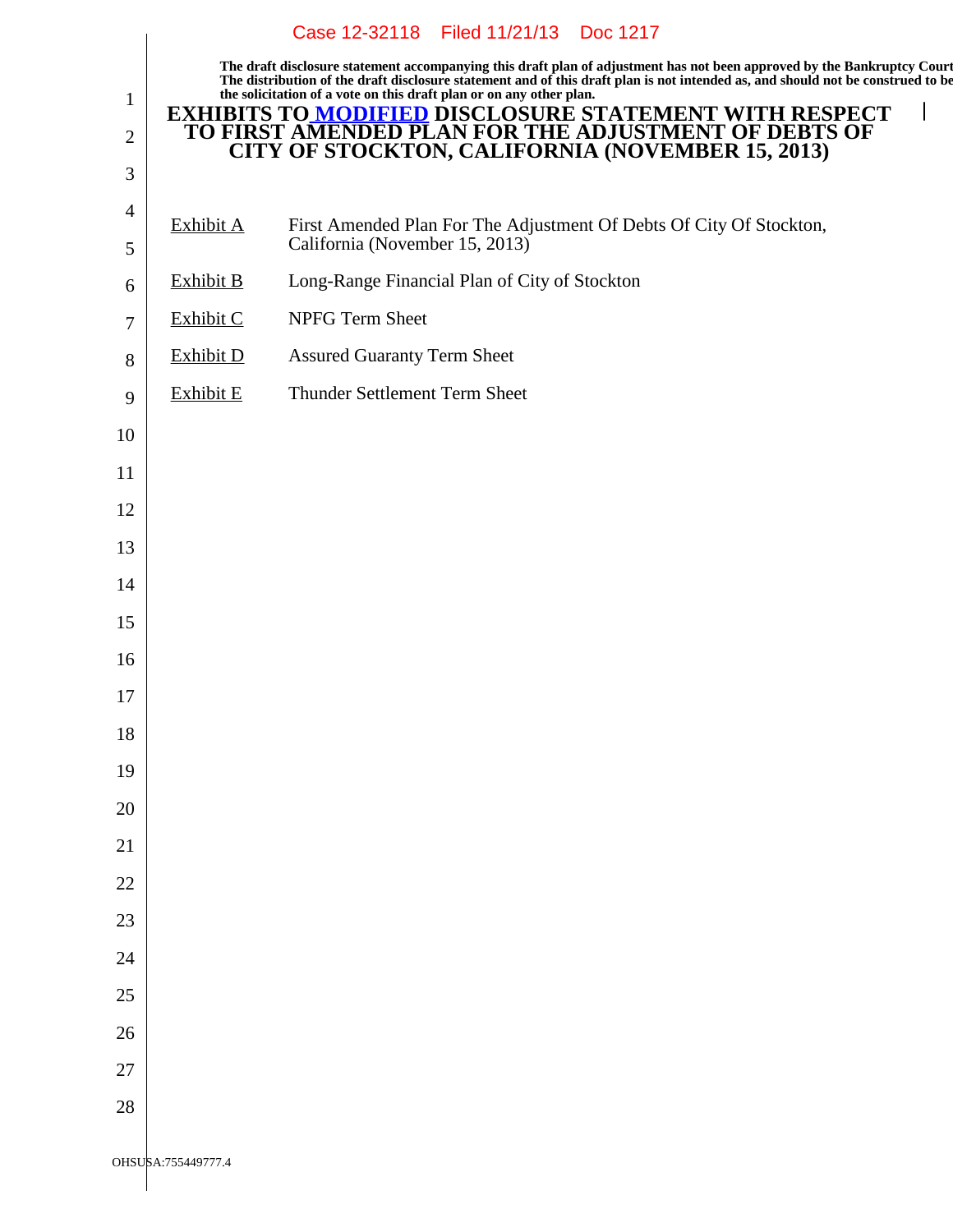**The draft disclosure statement accompanying this draft plan of adjustment has not been approved by the Bankruptcy Court. The distribution of the draft disclosure statement and of this draft plan is not intended as, and should not be construed to be the solicitation of a vote on this draft plan or on any other plan.**

# EXHIBITS TO MODIFIED DISCLOSURE STATEMENT WITH RESPECT TO FIRST AMENDED PLAN FOR THE ADJUSTMENT OF DEBTS OF CITY OF STOCKTON, CALIFORNIA (NOVEMBER 15, 2013)

| | |
|---|---|
| Exhibit A | First Amended Plan For The Adjustment Of Debts Of City Of Stockton, California (November 15, 2013) |
| Exhibit B | Long-Range Financial Plan of City of Stockton |
| Exhibit C | NPFG Term Sheet |
| Exhibit D | Assured Guaranty Term Sheet |
| Exhibit E | Thunder Settlement Term Sheet |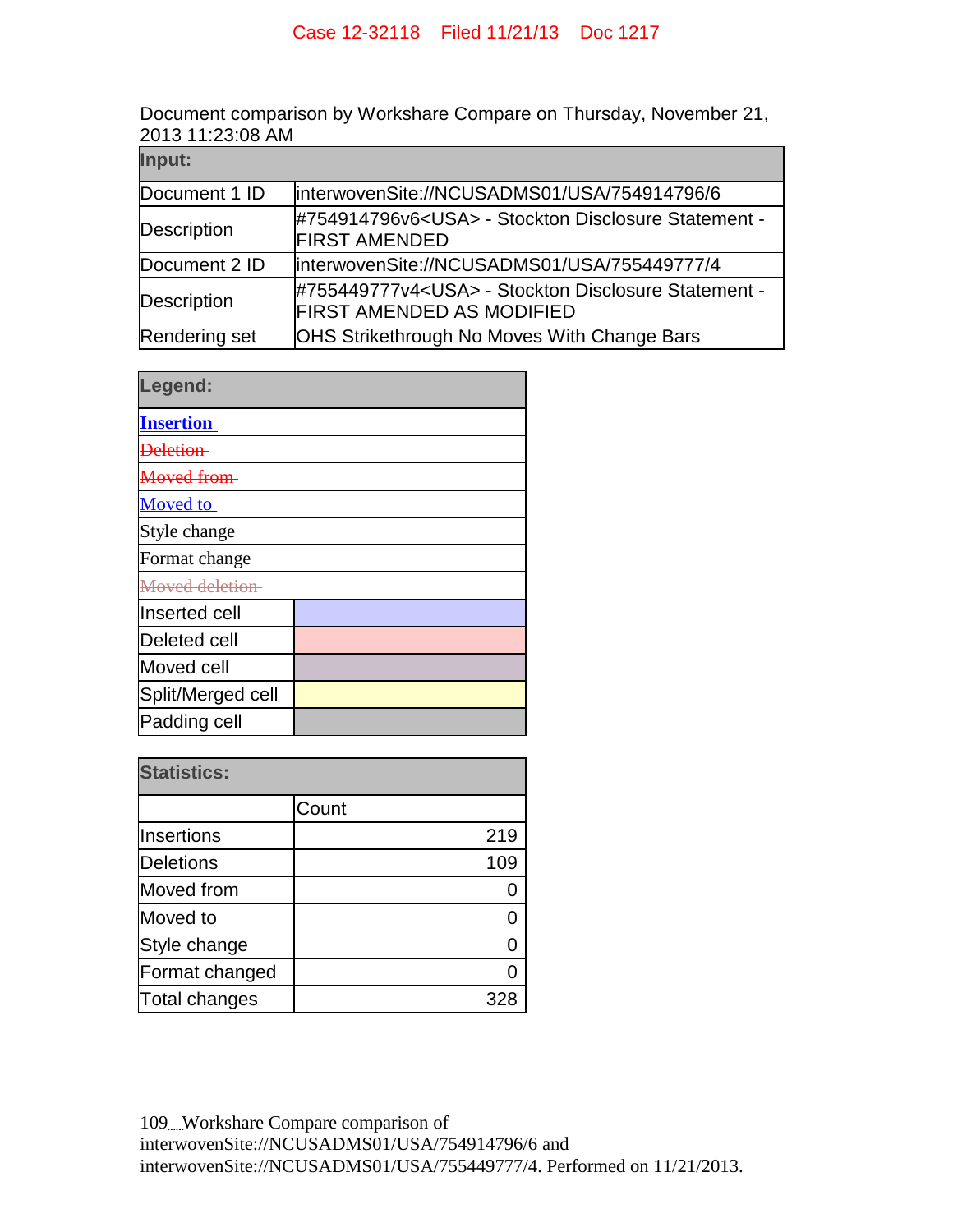Document comparison by Workshare Compare on Thursday, November 21, 2013 11:23:08 AM

| **Input:** | |
|---|---|
| Document 1 ID | interwovenSite://NCUSADMS01/USA/754914796/6 |
| Description | #754914796v6<USA> - Stockton Disclosure Statement - FIRST AMENDED |
| Document 2 ID | interwovenSite://NCUSADMS01/USA/755449777/4 |
| Description | #755449777v4<USA> - Stockton Disclosure Statement - FIRST AMENDED AS MODIFIED |
| Rendering set | OHS Strikethrough No Moves With Change Bars |

| **Legend:** | |
|---|---|
| **Insertion** | |
| ~~Deletion~~ | |
| ~~Moved from~~ | |
| Moved to | |
| Style change | |
| Format change | |
| ~~Moved deletion~~ | |
| Inserted cell | |
| Deleted cell | |
| Moved cell | |
| Split/Merged cell | |
| Padding cell | |

| **Statistics:** | |
|---|---|
| | Count |
| Insertions | 219 |
| Deletions | 109 |
| Moved from | 0 |
| Moved to | 0 |
| Style change | 0 |
| Format changed | 0 |
| Total changes | 328 |

109 Workshare Compare comparison of interwovenSite://NCUSADMS01/USA/754914796/6 and interwovenSite://NCUSADMS01/USA/755449777/4. Performed on 11/21/2013.